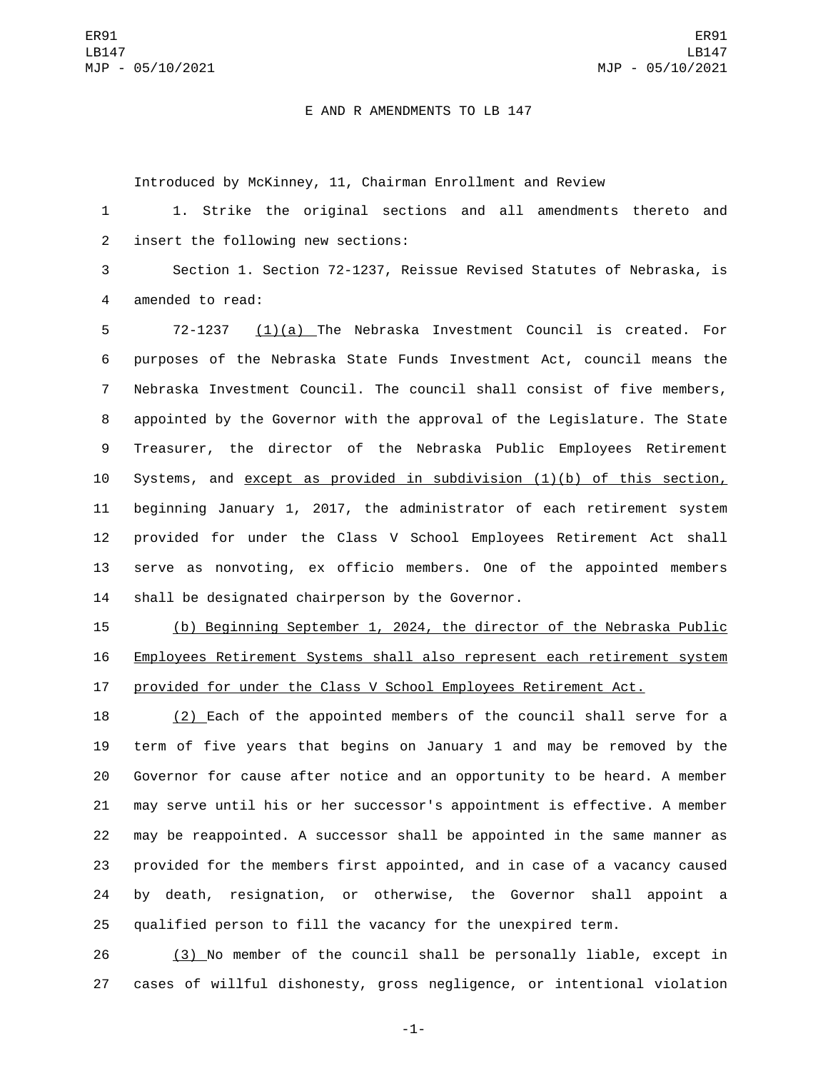E AND R AMENDMENTS TO LB 147

Introduced by McKinney, 11, Chairman Enrollment and Review

1. Strike the original sections and all amendments thereto and insert the following new sections:

Section 1. Section 72-1237, Reissue Revised Statutes of Nebraska, is amended to read:

72-1237 (1)(a) The Nebraska Investment Council is created. For purposes of the Nebraska State Funds Investment Act, council means the Nebraska Investment Council. The council shall consist of five members, appointed by the Governor with the approval of the Legislature. The State Treasurer, the director of the Nebraska Public Employees Retirement Systems, and except as provided in subdivision (1)(b) of this section, beginning January 1, 2017, the administrator of each retirement system provided for under the Class V School Employees Retirement Act shall serve as nonvoting, ex officio members. One of the appointed members shall be designated chairperson by the Governor.

(b) Beginning September 1, 2024, the director of the Nebraska Public Employees Retirement Systems shall also represent each retirement system provided for under the Class V School Employees Retirement Act.

(2) Each of the appointed members of the council shall serve for a term of five years that begins on January 1 and may be removed by the Governor for cause after notice and an opportunity to be heard. A member may serve until his or her successor's appointment is effective. A member may be reappointed. A successor shall be appointed in the same manner as provided for the members first appointed, and in case of a vacancy caused by death, resignation, or otherwise, the Governor shall appoint a qualified person to fill the vacancy for the unexpired term.

(3) No member of the council shall be personally liable, except in cases of willful dishonesty, gross negligence, or intentional violation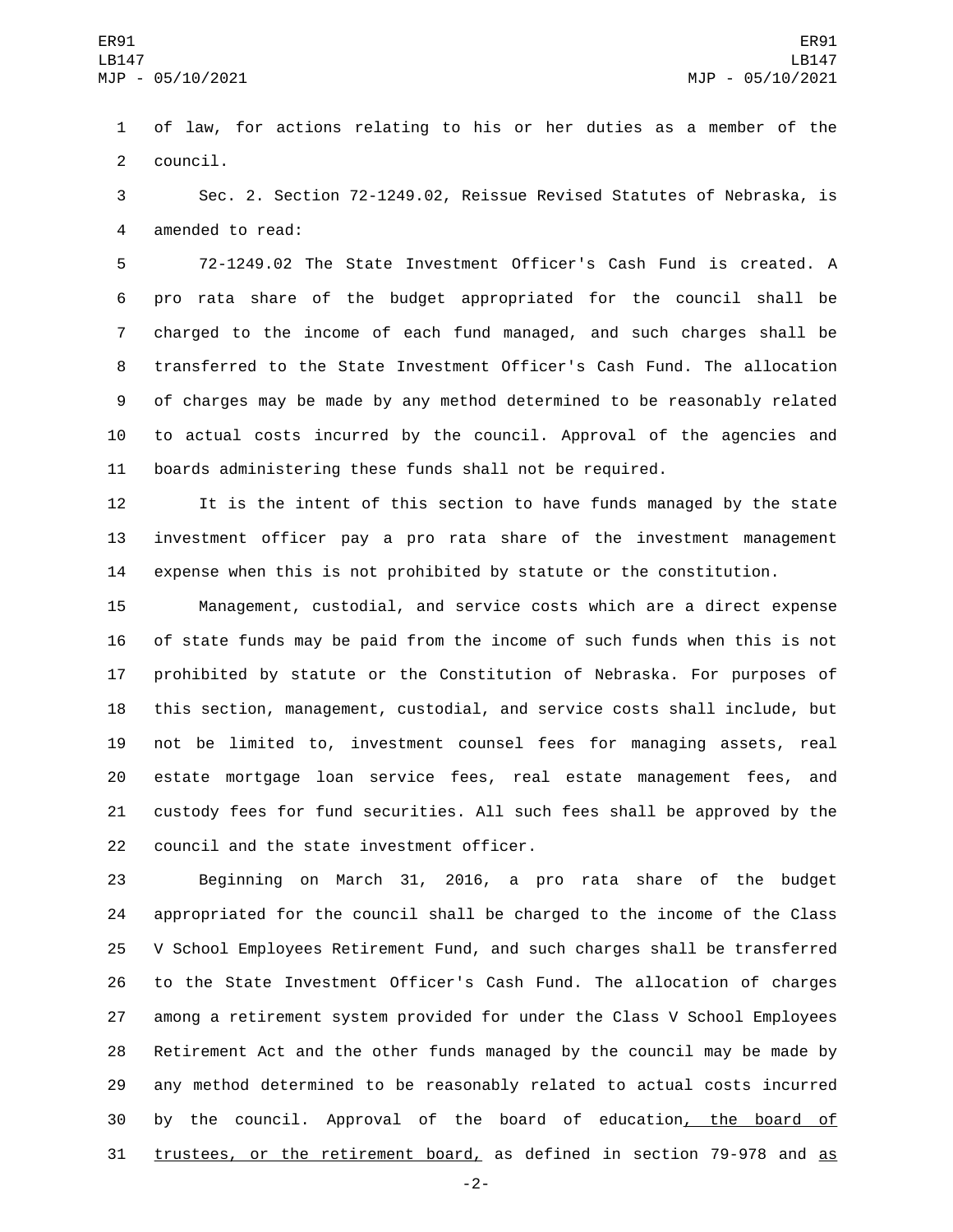of law, for actions relating to his or her duties as a member of the council.

Sec. 2. Section 72-1249.02, Reissue Revised Statutes of Nebraska, is amended to read:

72-1249.02 The State Investment Officer's Cash Fund is created. A pro rata share of the budget appropriated for the council shall be charged to the income of each fund managed, and such charges shall be transferred to the State Investment Officer's Cash Fund. The allocation of charges may be made by any method determined to be reasonably related to actual costs incurred by the council. Approval of the agencies and boards administering these funds shall not be required.

It is the intent of this section to have funds managed by the state investment officer pay a pro rata share of the investment management expense when this is not prohibited by statute or the constitution.

Management, custodial, and service costs which are a direct expense of state funds may be paid from the income of such funds when this is not prohibited by statute or the Constitution of Nebraska. For purposes of this section, management, custodial, and service costs shall include, but not be limited to, investment counsel fees for managing assets, real estate mortgage loan service fees, real estate management fees, and custody fees for fund securities. All such fees shall be approved by the council and the state investment officer.

Beginning on March 31, 2016, a pro rata share of the budget appropriated for the council shall be charged to the income of the Class V School Employees Retirement Fund, and such charges shall be transferred to the State Investment Officer's Cash Fund. The allocation of charges among a retirement system provided for under the Class V School Employees Retirement Act and the other funds managed by the council may be made by any method determined to be reasonably related to actual costs incurred by the council. Approval of the board of education, the board of trustees, or the retirement board, as defined in section 79-978 and as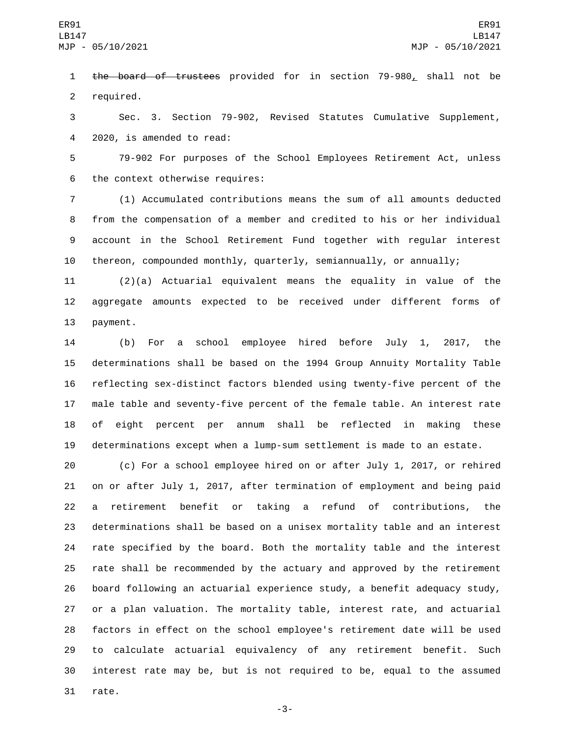~~the board of trustees~~ provided for in section 79-980~~,~~ shall not be required.

Sec. 3. Section 79-902, Revised Statutes Cumulative Supplement, 2020, is amended to read:

79-902 For purposes of the School Employees Retirement Act, unless the context otherwise requires:

(1) Accumulated contributions means the sum of all amounts deducted from the compensation of a member and credited to his or her individual account in the School Retirement Fund together with regular interest thereon, compounded monthly, quarterly, semiannually, or annually;

(2)(a) Actuarial equivalent means the equality in value of the aggregate amounts expected to be received under different forms of payment.

(b) For a school employee hired before July 1, 2017, the determinations shall be based on the 1994 Group Annuity Mortality Table reflecting sex-distinct factors blended using twenty-five percent of the male table and seventy-five percent of the female table. An interest rate of eight percent per annum shall be reflected in making these determinations except when a lump-sum settlement is made to an estate.

(c) For a school employee hired on or after July 1, 2017, or rehired on or after July 1, 2017, after termination of employment and being paid a retirement benefit or taking a refund of contributions, the determinations shall be based on a unisex mortality table and an interest rate specified by the board. Both the mortality table and the interest rate shall be recommended by the actuary and approved by the retirement board following an actuarial experience study, a benefit adequacy study, or a plan valuation. The mortality table, interest rate, and actuarial factors in effect on the school employee's retirement date will be used to calculate actuarial equivalency of any retirement benefit. Such interest rate may be, but is not required to be, equal to the assumed rate.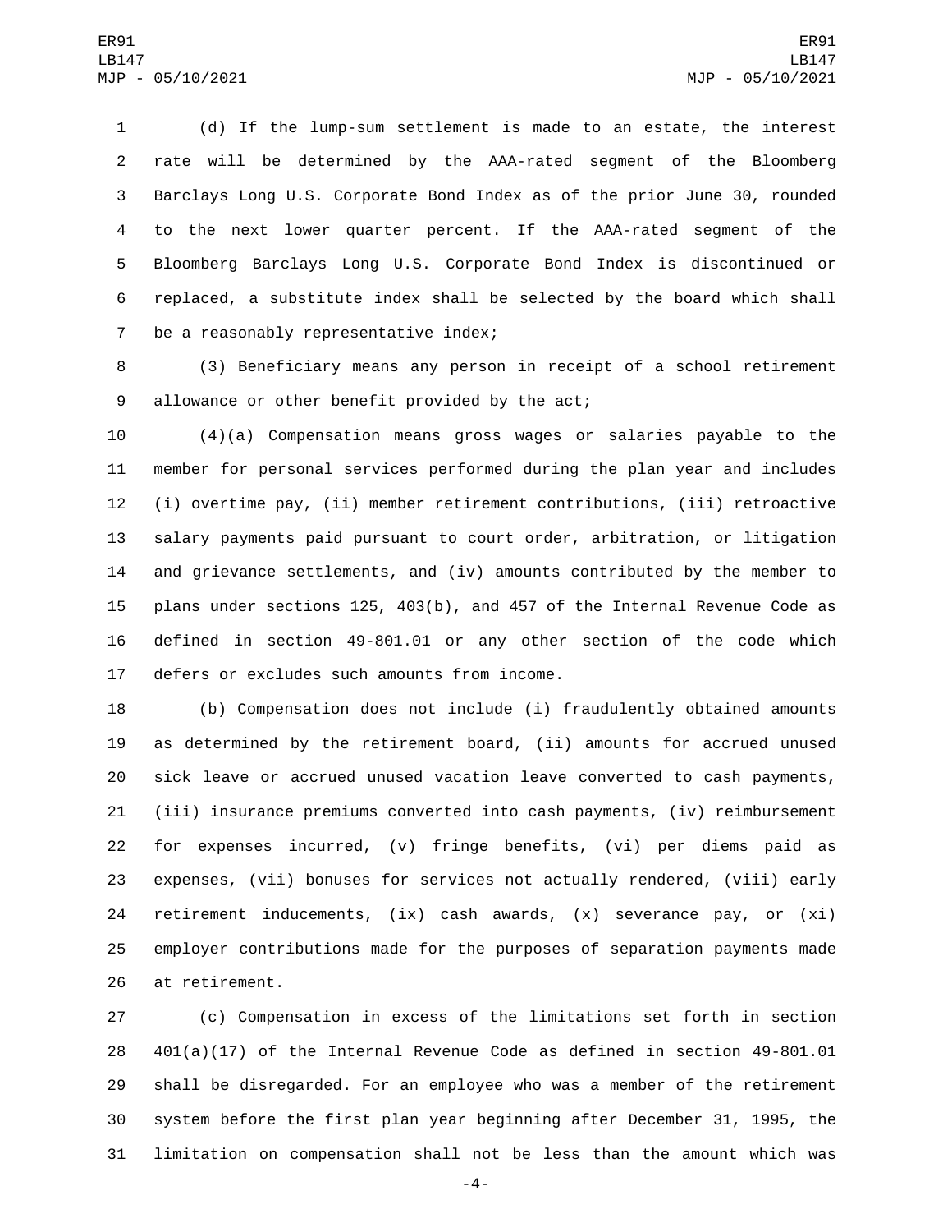(d) If the lump-sum settlement is made to an estate, the interest rate will be determined by the AAA-rated segment of the Bloomberg Barclays Long U.S. Corporate Bond Index as of the prior June 30, rounded to the next lower quarter percent. If the AAA-rated segment of the Bloomberg Barclays Long U.S. Corporate Bond Index is discontinued or replaced, a substitute index shall be selected by the board which shall be a reasonably representative index;

(3) Beneficiary means any person in receipt of a school retirement allowance or other benefit provided by the act;

(4)(a) Compensation means gross wages or salaries payable to the member for personal services performed during the plan year and includes (i) overtime pay, (ii) member retirement contributions, (iii) retroactive salary payments paid pursuant to court order, arbitration, or litigation and grievance settlements, and (iv) amounts contributed by the member to plans under sections 125, 403(b), and 457 of the Internal Revenue Code as defined in section 49-801.01 or any other section of the code which defers or excludes such amounts from income.

(b) Compensation does not include (i) fraudulently obtained amounts as determined by the retirement board, (ii) amounts for accrued unused sick leave or accrued unused vacation leave converted to cash payments, (iii) insurance premiums converted into cash payments, (iv) reimbursement for expenses incurred, (v) fringe benefits, (vi) per diems paid as expenses, (vii) bonuses for services not actually rendered, (viii) early retirement inducements, (ix) cash awards, (x) severance pay, or (xi) employer contributions made for the purposes of separation payments made at retirement.

(c) Compensation in excess of the limitations set forth in section 401(a)(17) of the Internal Revenue Code as defined in section 49-801.01 shall be disregarded. For an employee who was a member of the retirement system before the first plan year beginning after December 31, 1995, the limitation on compensation shall not be less than the amount which was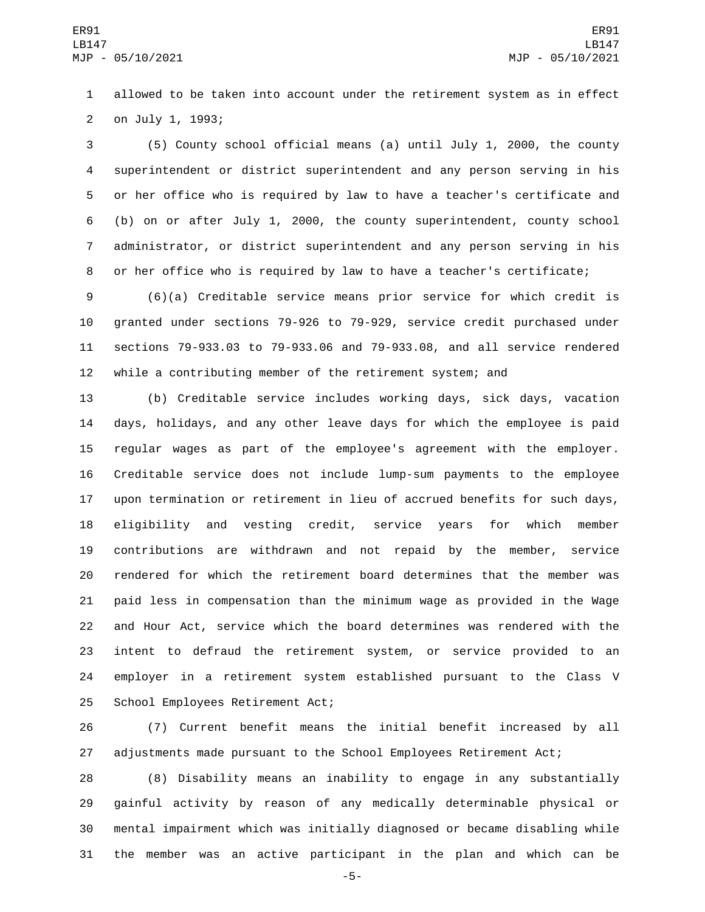allowed to be taken into account under the retirement system as in effect on July 1, 1993;

(5) County school official means (a) until July 1, 2000, the county superintendent or district superintendent and any person serving in his or her office who is required by law to have a teacher's certificate and (b) on or after July 1, 2000, the county superintendent, county school administrator, or district superintendent and any person serving in his or her office who is required by law to have a teacher's certificate;

(6)(a) Creditable service means prior service for which credit is granted under sections 79-926 to 79-929, service credit purchased under sections 79-933.03 to 79-933.06 and 79-933.08, and all service rendered while a contributing member of the retirement system; and

(b) Creditable service includes working days, sick days, vacation days, holidays, and any other leave days for which the employee is paid regular wages as part of the employee's agreement with the employer. Creditable service does not include lump-sum payments to the employee upon termination or retirement in lieu of accrued benefits for such days, eligibility and vesting credit, service years for which member contributions are withdrawn and not repaid by the member, service rendered for which the retirement board determines that the member was paid less in compensation than the minimum wage as provided in the Wage and Hour Act, service which the board determines was rendered with the intent to defraud the retirement system, or service provided to an employer in a retirement system established pursuant to the Class V School Employees Retirement Act;

(7) Current benefit means the initial benefit increased by all adjustments made pursuant to the School Employees Retirement Act;

(8) Disability means an inability to engage in any substantially gainful activity by reason of any medically determinable physical or mental impairment which was initially diagnosed or became disabling while the member was an active participant in the plan and which can be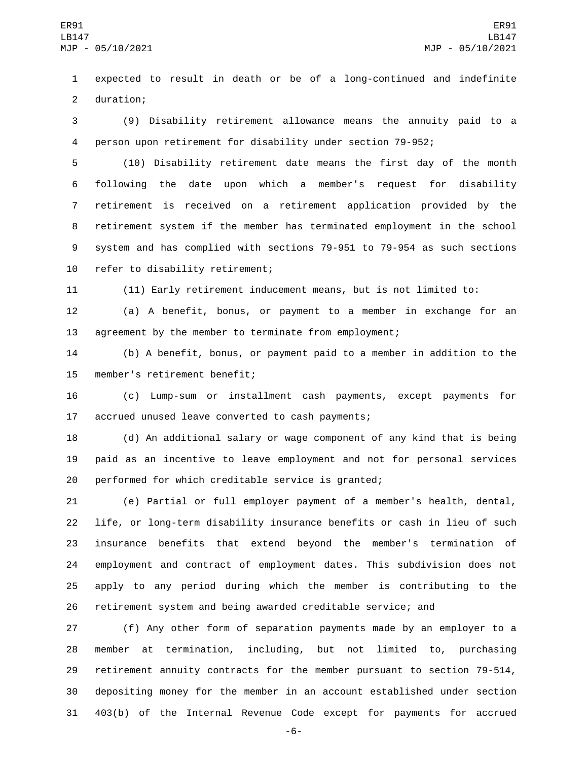expected to result in death or be of a long-continued and indefinite duration;

(9) Disability retirement allowance means the annuity paid to a person upon retirement for disability under section 79-952;

(10) Disability retirement date means the first day of the month following the date upon which a member's request for disability retirement is received on a retirement application provided by the retirement system if the member has terminated employment in the school system and has complied with sections 79-951 to 79-954 as such sections refer to disability retirement;

(11) Early retirement inducement means, but is not limited to:

(a) A benefit, bonus, or payment to a member in exchange for an agreement by the member to terminate from employment;

(b) A benefit, bonus, or payment paid to a member in addition to the member's retirement benefit;

(c) Lump-sum or installment cash payments, except payments for accrued unused leave converted to cash payments;

(d) An additional salary or wage component of any kind that is being paid as an incentive to leave employment and not for personal services performed for which creditable service is granted;

(e) Partial or full employer payment of a member's health, dental, life, or long-term disability insurance benefits or cash in lieu of such insurance benefits that extend beyond the member's termination of employment and contract of employment dates. This subdivision does not apply to any period during which the member is contributing to the retirement system and being awarded creditable service; and

(f) Any other form of separation payments made by an employer to a member at termination, including, but not limited to, purchasing retirement annuity contracts for the member pursuant to section 79-514, depositing money for the member in an account established under section 403(b) of the Internal Revenue Code except for payments for accrued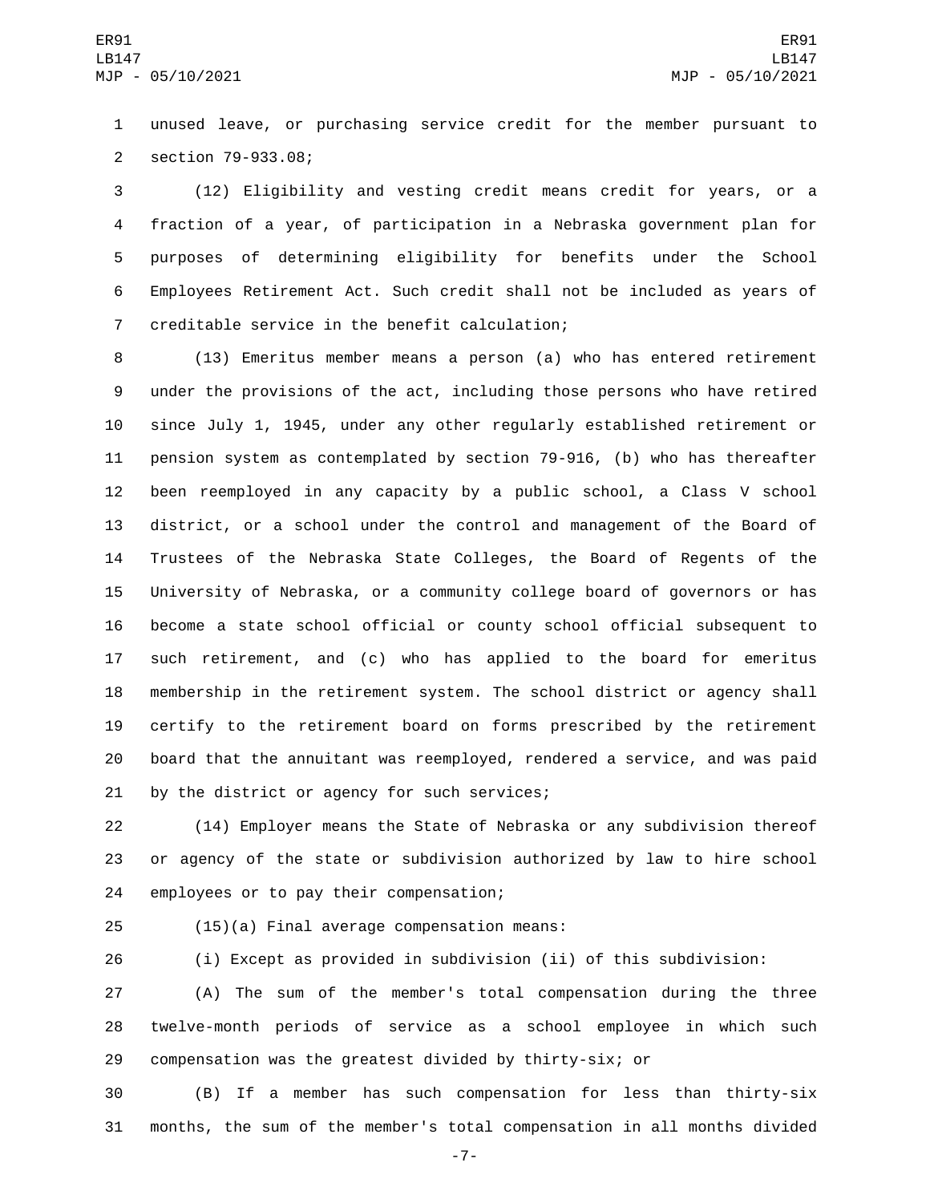unused leave, or purchasing service credit for the member pursuant to section 79-933.08;

(12) Eligibility and vesting credit means credit for years, or a fraction of a year, of participation in a Nebraska government plan for purposes of determining eligibility for benefits under the School Employees Retirement Act. Such credit shall not be included as years of creditable service in the benefit calculation;

(13) Emeritus member means a person (a) who has entered retirement under the provisions of the act, including those persons who have retired since July 1, 1945, under any other regularly established retirement or pension system as contemplated by section 79-916, (b) who has thereafter been reemployed in any capacity by a public school, a Class V school district, or a school under the control and management of the Board of Trustees of the Nebraska State Colleges, the Board of Regents of the University of Nebraska, or a community college board of governors or has become a state school official or county school official subsequent to such retirement, and (c) who has applied to the board for emeritus membership in the retirement system. The school district or agency shall certify to the retirement board on forms prescribed by the retirement board that the annuitant was reemployed, rendered a service, and was paid by the district or agency for such services;

(14) Employer means the State of Nebraska or any subdivision thereof or agency of the state or subdivision authorized by law to hire school employees or to pay their compensation;

(15)(a) Final average compensation means:

(i) Except as provided in subdivision (ii) of this subdivision:

(A) The sum of the member's total compensation during the three twelve-month periods of service as a school employee in which such compensation was the greatest divided by thirty-six; or

(B) If a member has such compensation for less than thirty-six months, the sum of the member's total compensation in all months divided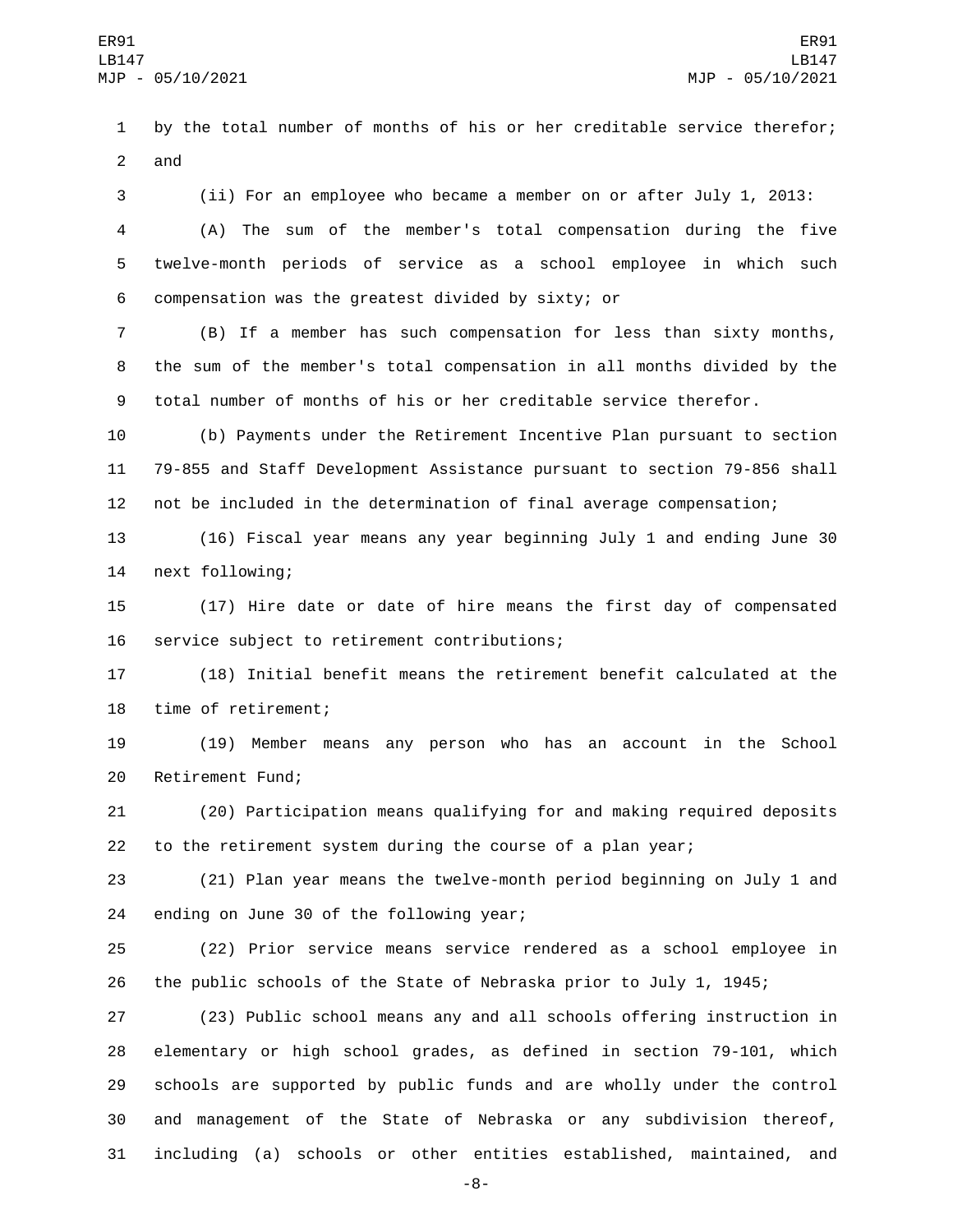by the total number of months of his or her creditable service therefor; and

(ii) For an employee who became a member on or after July 1, 2013:

(A) The sum of the member's total compensation during the five twelve-month periods of service as a school employee in which such compensation was the greatest divided by sixty; or

(B) If a member has such compensation for less than sixty months, the sum of the member's total compensation in all months divided by the total number of months of his or her creditable service therefor.

(b) Payments under the Retirement Incentive Plan pursuant to section 79-855 and Staff Development Assistance pursuant to section 79-856 shall not be included in the determination of final average compensation;

(16) Fiscal year means any year beginning July 1 and ending June 30 next following;

(17) Hire date or date of hire means the first day of compensated service subject to retirement contributions;

(18) Initial benefit means the retirement benefit calculated at the time of retirement;

(19) Member means any person who has an account in the School Retirement Fund;

(20) Participation means qualifying for and making required deposits to the retirement system during the course of a plan year;

(21) Plan year means the twelve-month period beginning on July 1 and ending on June 30 of the following year;

(22) Prior service means service rendered as a school employee in the public schools of the State of Nebraska prior to July 1, 1945;

(23) Public school means any and all schools offering instruction in elementary or high school grades, as defined in section 79-101, which schools are supported by public funds and are wholly under the control and management of the State of Nebraska or any subdivision thereof, including (a) schools or other entities established, maintained, and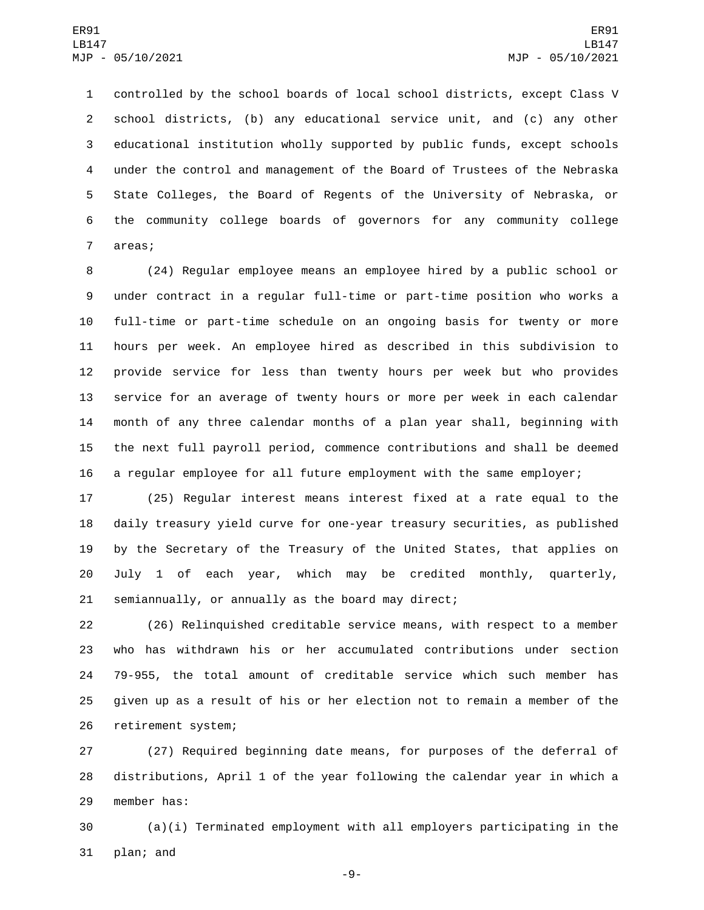controlled by the school boards of local school districts, except Class V school districts, (b) any educational service unit, and (c) any other educational institution wholly supported by public funds, except schools under the control and management of the Board of Trustees of the Nebraska State Colleges, the Board of Regents of the University of Nebraska, or the community college boards of governors for any community college areas;

(24) Regular employee means an employee hired by a public school or under contract in a regular full-time or part-time position who works a full-time or part-time schedule on an ongoing basis for twenty or more hours per week. An employee hired as described in this subdivision to provide service for less than twenty hours per week but who provides service for an average of twenty hours or more per week in each calendar month of any three calendar months of a plan year shall, beginning with the next full payroll period, commence contributions and shall be deemed a regular employee for all future employment with the same employer;

(25) Regular interest means interest fixed at a rate equal to the daily treasury yield curve for one-year treasury securities, as published by the Secretary of the Treasury of the United States, that applies on July 1 of each year, which may be credited monthly, quarterly, semiannually, or annually as the board may direct;

(26) Relinquished creditable service means, with respect to a member who has withdrawn his or her accumulated contributions under section 79-955, the total amount of creditable service which such member has given up as a result of his or her election not to remain a member of the retirement system;

(27) Required beginning date means, for purposes of the deferral of distributions, April 1 of the year following the calendar year in which a member has:

(a)(i) Terminated employment with all employers participating in the plan; and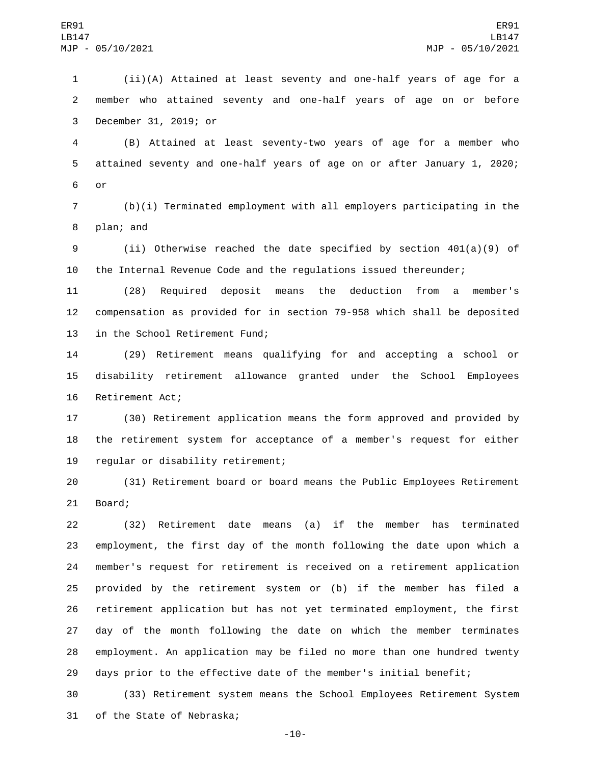(ii)(A) Attained at least seventy and one-half years of age for a member who attained seventy and one-half years of age on or before December 31, 2019; or

(B) Attained at least seventy-two years of age for a member who attained seventy and one-half years of age on or after January 1, 2020; or

(b)(i) Terminated employment with all employers participating in the plan; and

(ii) Otherwise reached the date specified by section 401(a)(9) of the Internal Revenue Code and the regulations issued thereunder;

(28) Required deposit means the deduction from a member's compensation as provided for in section 79-958 which shall be deposited in the School Retirement Fund;

(29) Retirement means qualifying for and accepting a school or disability retirement allowance granted under the School Employees Retirement Act;

(30) Retirement application means the form approved and provided by the retirement system for acceptance of a member's request for either regular or disability retirement;

(31) Retirement board or board means the Public Employees Retirement Board;

(32) Retirement date means (a) if the member has terminated employment, the first day of the month following the date upon which a member's request for retirement is received on a retirement application provided by the retirement system or (b) if the member has filed a retirement application but has not yet terminated employment, the first day of the month following the date on which the member terminates employment. An application may be filed no more than one hundred twenty days prior to the effective date of the member's initial benefit;

(33) Retirement system means the School Employees Retirement System of the State of Nebraska;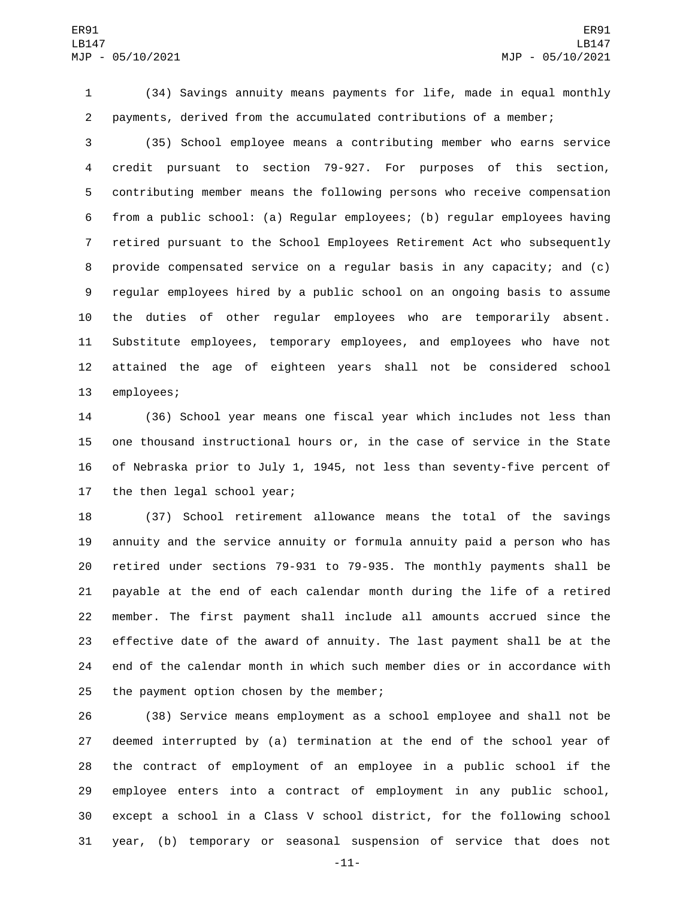(34) Savings annuity means payments for life, made in equal monthly payments, derived from the accumulated contributions of a member;

(35) School employee means a contributing member who earns service credit pursuant to section 79-927. For purposes of this section, contributing member means the following persons who receive compensation from a public school: (a) Regular employees; (b) regular employees having retired pursuant to the School Employees Retirement Act who subsequently provide compensated service on a regular basis in any capacity; and (c) regular employees hired by a public school on an ongoing basis to assume the duties of other regular employees who are temporarily absent. Substitute employees, temporary employees, and employees who have not attained the age of eighteen years shall not be considered school employees;

(36) School year means one fiscal year which includes not less than one thousand instructional hours or, in the case of service in the State of Nebraska prior to July 1, 1945, not less than seventy-five percent of the then legal school year;

(37) School retirement allowance means the total of the savings annuity and the service annuity or formula annuity paid a person who has retired under sections 79-931 to 79-935. The monthly payments shall be payable at the end of each calendar month during the life of a retired member. The first payment shall include all amounts accrued since the effective date of the award of annuity. The last payment shall be at the end of the calendar month in which such member dies or in accordance with the payment option chosen by the member;

(38) Service means employment as a school employee and shall not be deemed interrupted by (a) termination at the end of the school year of the contract of employment of an employee in a public school if the employee enters into a contract of employment in any public school, except a school in a Class V school district, for the following school year, (b) temporary or seasonal suspension of service that does not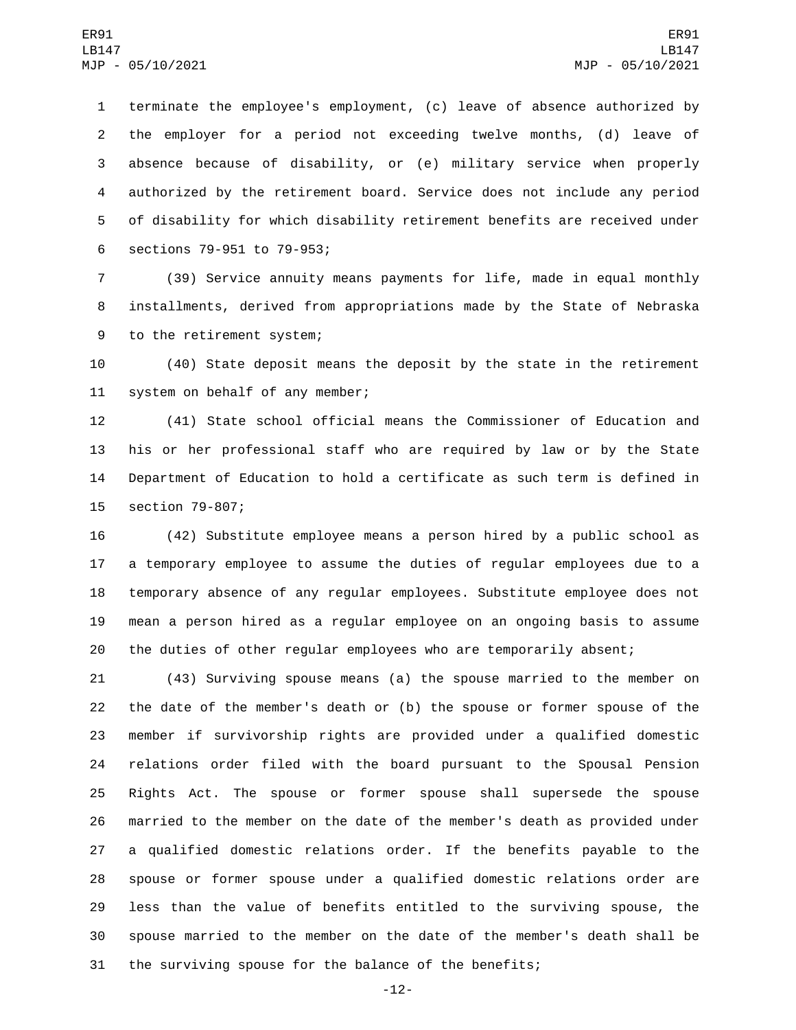terminate the employee's employment, (c) leave of absence authorized by the employer for a period not exceeding twelve months, (d) leave of absence because of disability, or (e) military service when properly authorized by the retirement board. Service does not include any period of disability for which disability retirement benefits are received under sections 79-951 to 79-953;

(39) Service annuity means payments for life, made in equal monthly installments, derived from appropriations made by the State of Nebraska to the retirement system;

(40) State deposit means the deposit by the state in the retirement system on behalf of any member;

(41) State school official means the Commissioner of Education and his or her professional staff who are required by law or by the State Department of Education to hold a certificate as such term is defined in section 79-807;

(42) Substitute employee means a person hired by a public school as a temporary employee to assume the duties of regular employees due to a temporary absence of any regular employees. Substitute employee does not mean a person hired as a regular employee on an ongoing basis to assume the duties of other regular employees who are temporarily absent;

(43) Surviving spouse means (a) the spouse married to the member on the date of the member's death or (b) the spouse or former spouse of the member if survivorship rights are provided under a qualified domestic relations order filed with the board pursuant to the Spousal Pension Rights Act. The spouse or former spouse shall supersede the spouse married to the member on the date of the member's death as provided under a qualified domestic relations order. If the benefits payable to the spouse or former spouse under a qualified domestic relations order are less than the value of benefits entitled to the surviving spouse, the spouse married to the member on the date of the member's death shall be the surviving spouse for the balance of the benefits;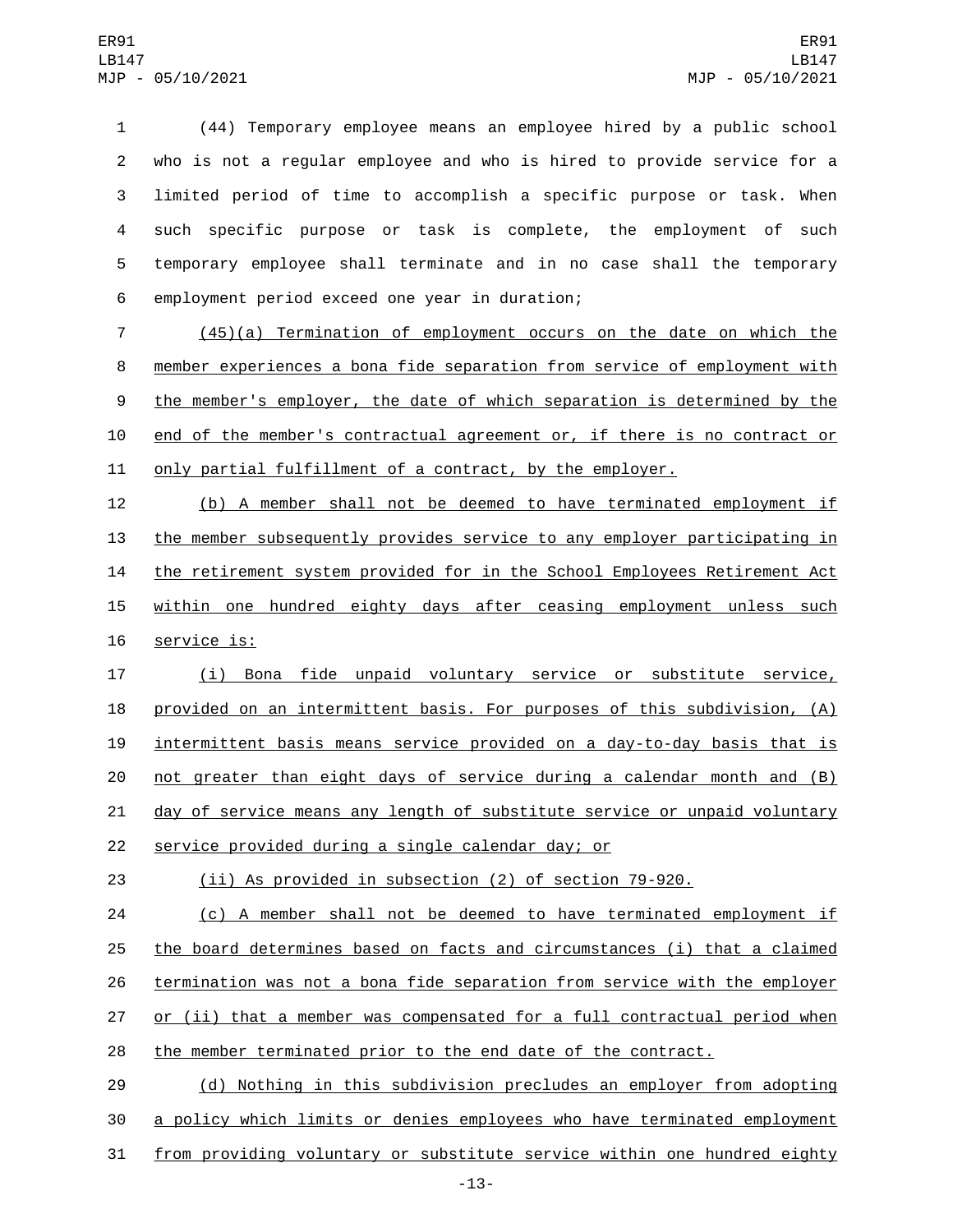(44) Temporary employee means an employee hired by a public school who is not a regular employee and who is hired to provide service for a limited period of time to accomplish a specific purpose or task. When such specific purpose or task is complete, the employment of such temporary employee shall terminate and in no case shall the temporary employment period exceed one year in duration;

(45)(a) Termination of employment occurs on the date on which the member experiences a bona fide separation from service of employment with the member's employer, the date of which separation is determined by the end of the member's contractual agreement or, if there is no contract or only partial fulfillment of a contract, by the employer.

(b) A member shall not be deemed to have terminated employment if the member subsequently provides service to any employer participating in the retirement system provided for in the School Employees Retirement Act within one hundred eighty days after ceasing employment unless such service is:

(i) Bona fide unpaid voluntary service or substitute service, provided on an intermittent basis. For purposes of this subdivision, (A) intermittent basis means service provided on a day-to-day basis that is not greater than eight days of service during a calendar month and (B) day of service means any length of substitute service or unpaid voluntary service provided during a single calendar day; or

(ii) As provided in subsection (2) of section 79-920.

(c) A member shall not be deemed to have terminated employment if the board determines based on facts and circumstances (i) that a claimed termination was not a bona fide separation from service with the employer or (ii) that a member was compensated for a full contractual period when the member terminated prior to the end date of the contract.

(d) Nothing in this subdivision precludes an employer from adopting a policy which limits or denies employees who have terminated employment from providing voluntary or substitute service within one hundred eighty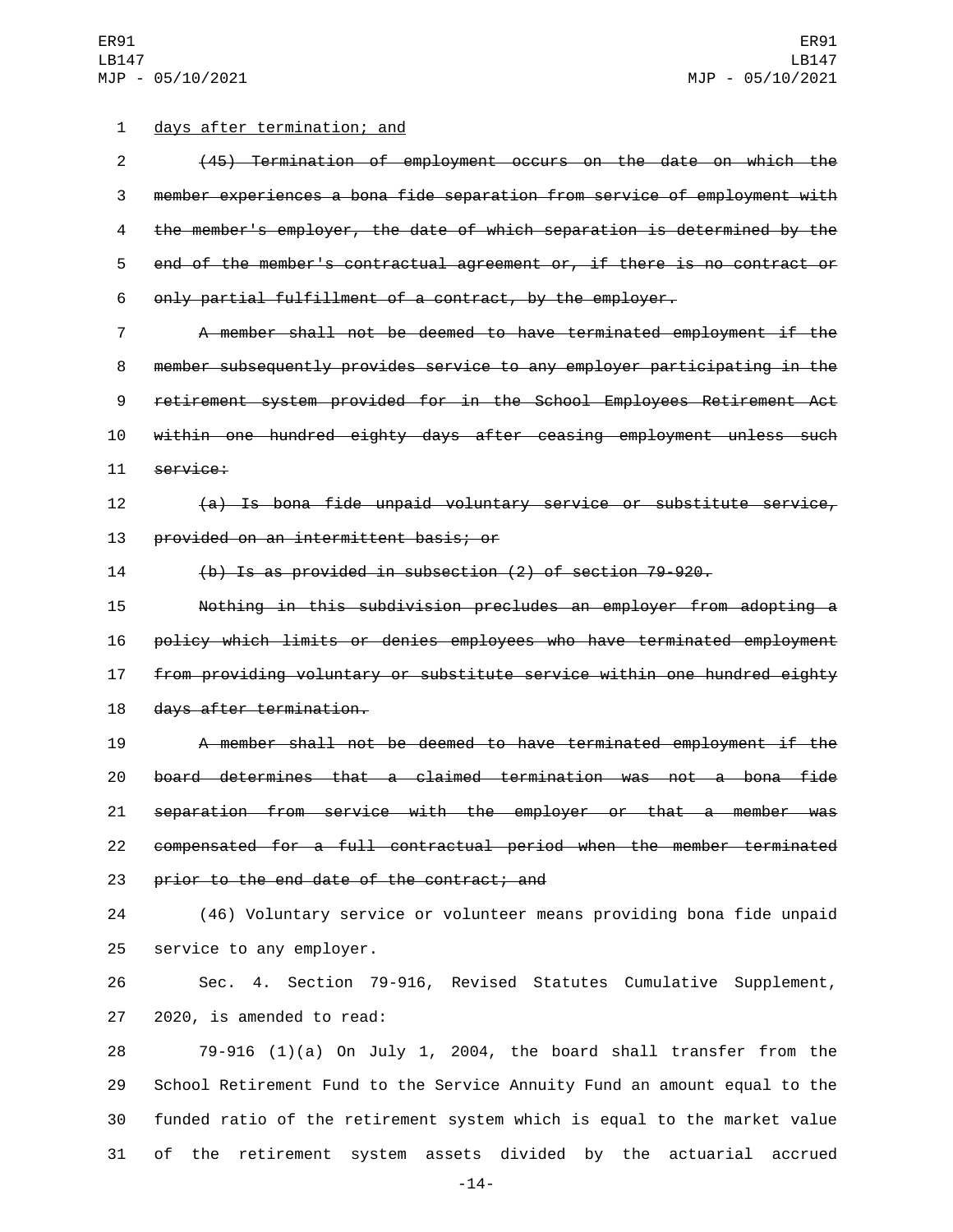days after termination; and

~~(45) Termination of employment occurs on the date on which the member experiences a bona fide separation from service of employment with the member's employer, the date of which separation is determined by the end of the member's contractual agreement or, if there is no contract or only partial fulfillment of a contract, by the employer.~~

~~A member shall not be deemed to have terminated employment if the member subsequently provides service to any employer participating in the retirement system provided for in the School Employees Retirement Act within one hundred eighty days after ceasing employment unless such service:~~

~~(a) Is bona fide unpaid voluntary service or substitute service, provided on an intermittent basis; or~~

~~(b) Is as provided in subsection (2) of section 79-920.~~

~~Nothing in this subdivision precludes an employer from adopting a policy which limits or denies employees who have terminated employment from providing voluntary or substitute service within one hundred eighty days after termination.~~

~~A member shall not be deemed to have terminated employment if the board determines that a claimed termination was not a bona fide separation from service with the employer or that a member was compensated for a full contractual period when the member terminated prior to the end date of the contract; and~~

(46) Voluntary service or volunteer means providing bona fide unpaid service to any employer.

Sec. 4. Section 79-916, Revised Statutes Cumulative Supplement, 2020, is amended to read:

79-916 (1)(a) On July 1, 2004, the board shall transfer from the School Retirement Fund to the Service Annuity Fund an amount equal to the funded ratio of the retirement system which is equal to the market value of the retirement system assets divided by the actuarial accrued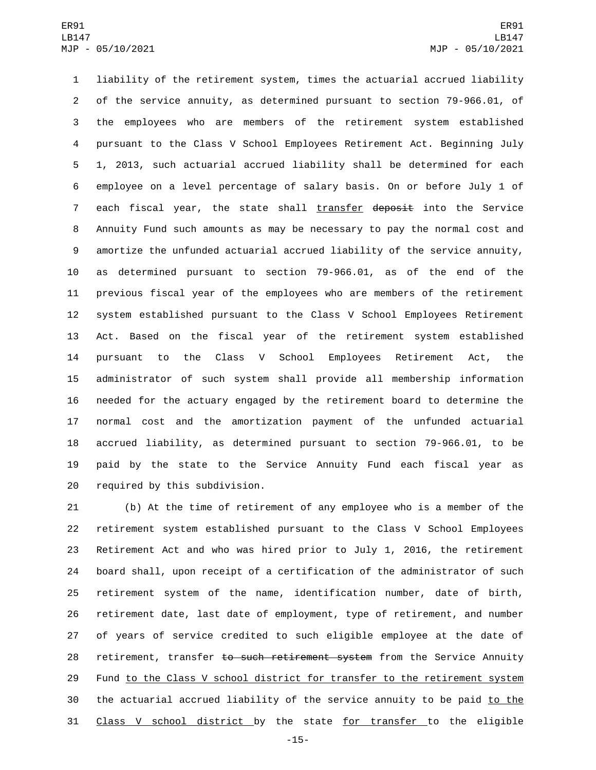liability of the retirement system, times the actuarial accrued liability of the service annuity, as determined pursuant to section 79-966.01, of the employees who are members of the retirement system established pursuant to the Class V School Employees Retirement Act. Beginning July 1, 2013, such actuarial accrued liability shall be determined for each employee on a level percentage of salary basis. On or before July 1 of each fiscal year, the state shall <u>transfer</u> ~~deposit~~ into the Service Annuity Fund such amounts as may be necessary to pay the normal cost and amortize the unfunded actuarial accrued liability of the service annuity, as determined pursuant to section 79-966.01, as of the end of the previous fiscal year of the employees who are members of the retirement system established pursuant to the Class V School Employees Retirement Act. Based on the fiscal year of the retirement system established pursuant to the Class V School Employees Retirement Act, the administrator of such system shall provide all membership information needed for the actuary engaged by the retirement board to determine the normal cost and the amortization payment of the unfunded actuarial accrued liability, as determined pursuant to section 79-966.01, to be paid by the state to the Service Annuity Fund each fiscal year as required by this subdivision.

(b) At the time of retirement of any employee who is a member of the retirement system established pursuant to the Class V School Employees Retirement Act and who was hired prior to July 1, 2016, the retirement board shall, upon receipt of a certification of the administrator of such retirement system of the name, identification number, date of birth, retirement date, last date of employment, type of retirement, and number of years of service credited to such eligible employee at the date of retirement, transfer ~~to such retirement system~~ from the Service Annuity Fund <u>to the Class V school district for transfer to the retirement system</u> the actuarial accrued liability of the service annuity to be paid <u>to the Class V school district</u> by the state <u>for transfer</u> to the eligible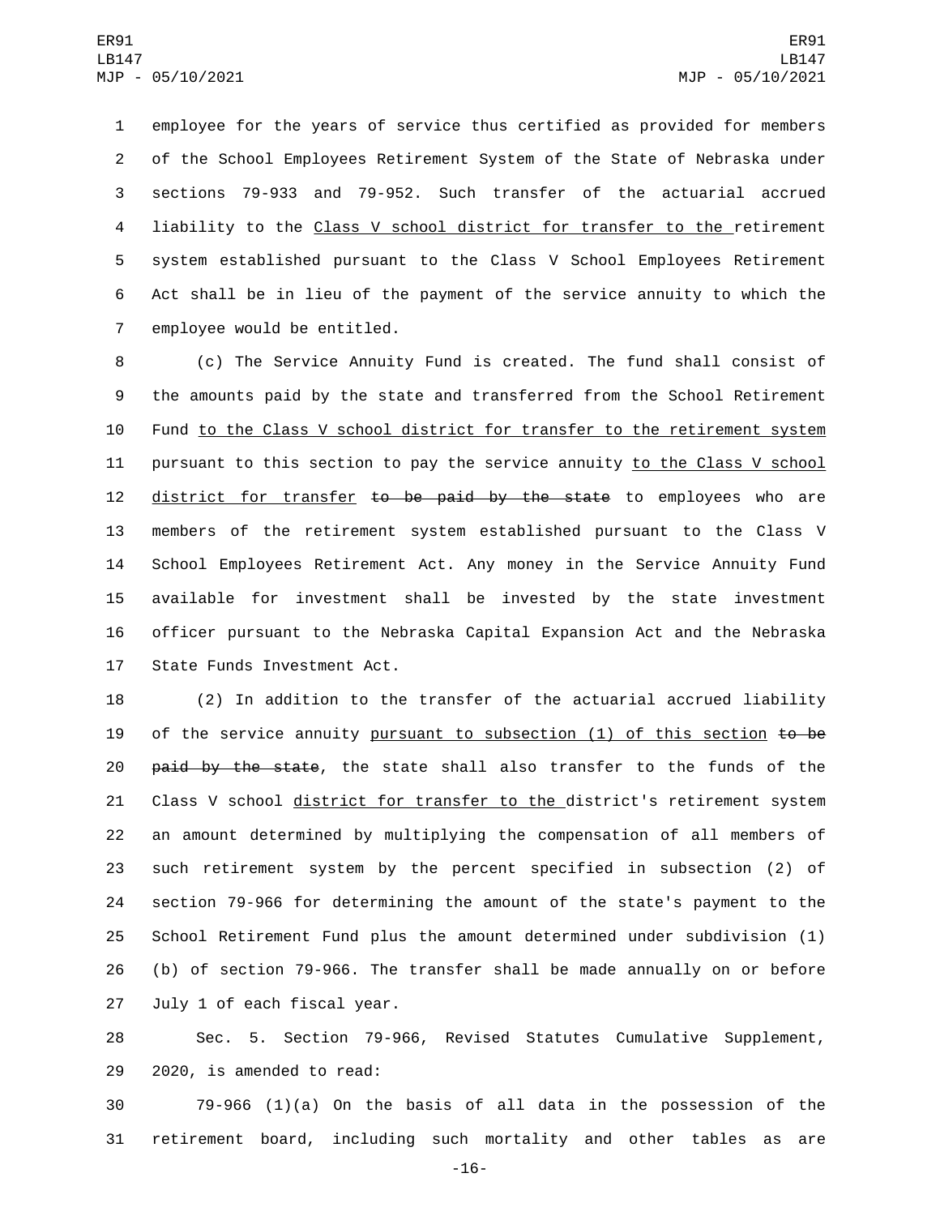employee for the years of service thus certified as provided for members of the School Employees Retirement System of the State of Nebraska under sections 79-933 and 79-952. Such transfer of the actuarial accrued liability to the Class V school district for transfer to the retirement system established pursuant to the Class V School Employees Retirement Act shall be in lieu of the payment of the service annuity to which the employee would be entitled.

(c) The Service Annuity Fund is created. The fund shall consist of the amounts paid by the state and transferred from the School Retirement Fund to the Class V school district for transfer to the retirement system pursuant to this section to pay the service annuity to the Class V school district for transfer ~~to be paid by the state~~ to employees who are members of the retirement system established pursuant to the Class V School Employees Retirement Act. Any money in the Service Annuity Fund available for investment shall be invested by the state investment officer pursuant to the Nebraska Capital Expansion Act and the Nebraska State Funds Investment Act.

(2) In addition to the transfer of the actuarial accrued liability of the service annuity pursuant to subsection (1) of this section ~~to be paid by the state~~, the state shall also transfer to the funds of the Class V school district for transfer to the district's retirement system an amount determined by multiplying the compensation of all members of such retirement system by the percent specified in subsection (2) of section 79-966 for determining the amount of the state's payment to the School Retirement Fund plus the amount determined under subdivision (1)(b) of section 79-966. The transfer shall be made annually on or before July 1 of each fiscal year.

Sec. 5. Section 79-966, Revised Statutes Cumulative Supplement, 2020, is amended to read:

79-966 (1)(a) On the basis of all data in the possession of the retirement board, including such mortality and other tables as are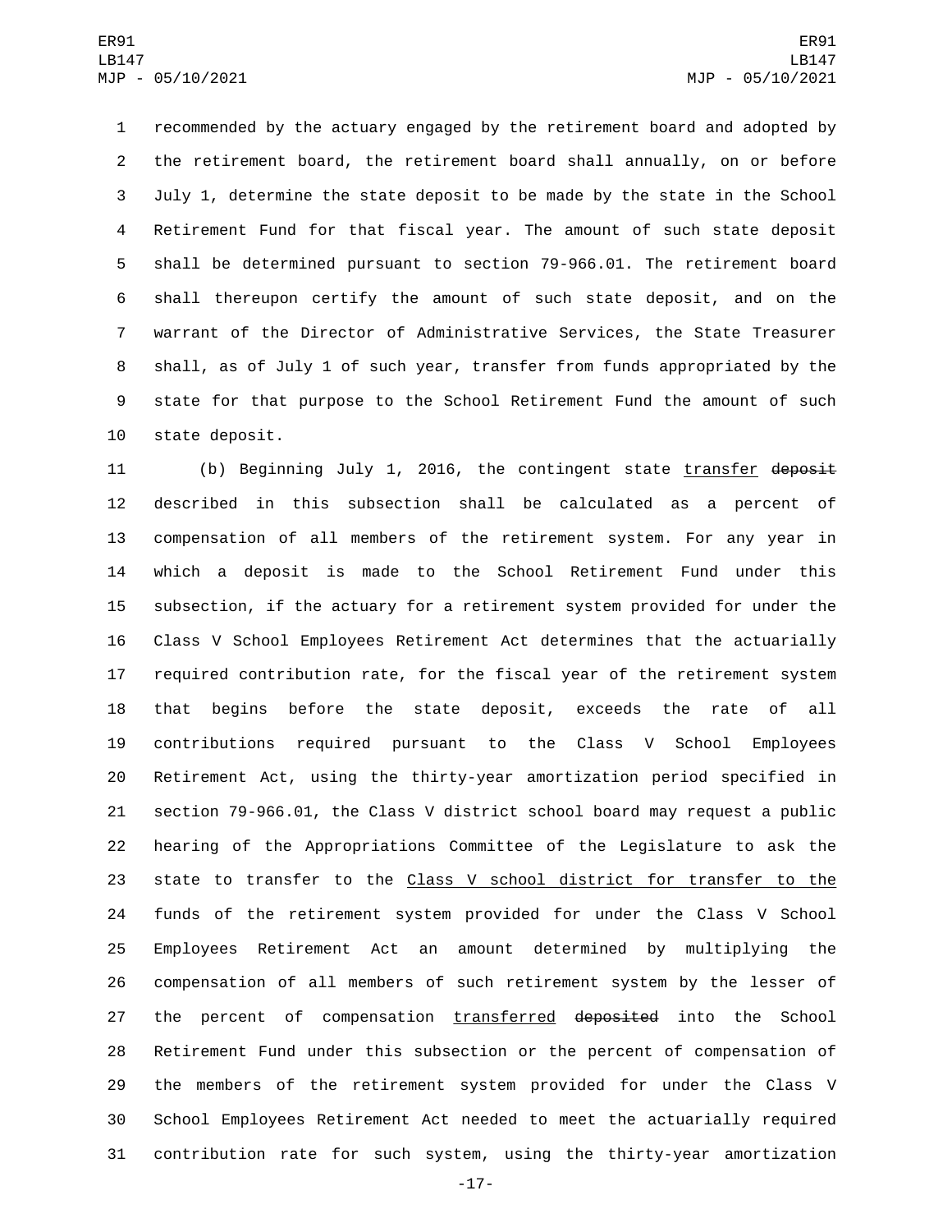recommended by the actuary engaged by the retirement board and adopted by the retirement board, the retirement board shall annually, on or before July 1, determine the state deposit to be made by the state in the School Retirement Fund for that fiscal year. The amount of such state deposit shall be determined pursuant to section 79-966.01. The retirement board shall thereupon certify the amount of such state deposit, and on the warrant of the Director of Administrative Services, the State Treasurer shall, as of July 1 of such year, transfer from funds appropriated by the state for that purpose to the School Retirement Fund the amount of such state deposit.

(b) Beginning July 1, 2016, the contingent state transfer ~~deposit~~ described in this subsection shall be calculated as a percent of compensation of all members of the retirement system. For any year in which a deposit is made to the School Retirement Fund under this subsection, if the actuary for a retirement system provided for under the Class V School Employees Retirement Act determines that the actuarially required contribution rate, for the fiscal year of the retirement system that begins before the state deposit, exceeds the rate of all contributions required pursuant to the Class V School Employees Retirement Act, using the thirty-year amortization period specified in section 79-966.01, the Class V district school board may request a public hearing of the Appropriations Committee of the Legislature to ask the state to transfer to the Class V school district for transfer to the funds of the retirement system provided for under the Class V School Employees Retirement Act an amount determined by multiplying the compensation of all members of such retirement system by the lesser of the percent of compensation transferred ~~deposited~~ into the School Retirement Fund under this subsection or the percent of compensation of the members of the retirement system provided for under the Class V School Employees Retirement Act needed to meet the actuarially required contribution rate for such system, using the thirty-year amortization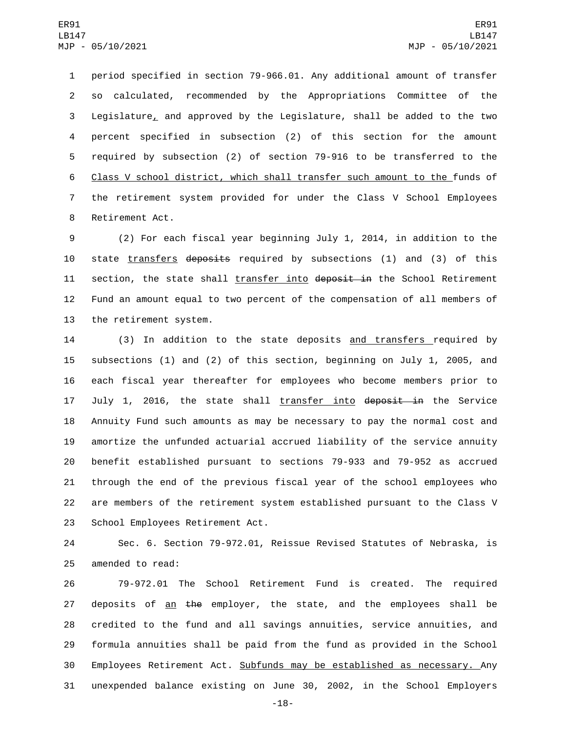period specified in section 79-966.01. Any additional amount of transfer so calculated, recommended by the Appropriations Committee of the Legislature, and approved by the Legislature, shall be added to the two percent specified in subsection (2) of this section for the amount required by subsection (2) of section 79-916 to be transferred to the Class V school district, which shall transfer such amount to the funds of the retirement system provided for under the Class V School Employees Retirement Act.

(2) For each fiscal year beginning July 1, 2014, in addition to the state transfers ~~deposits~~ required by subsections (1) and (3) of this section, the state shall transfer into ~~deposit in~~ the School Retirement Fund an amount equal to two percent of the compensation of all members of the retirement system.

(3) In addition to the state deposits and transfers required by subsections (1) and (2) of this section, beginning on July 1, 2005, and each fiscal year thereafter for employees who become members prior to July 1, 2016, the state shall transfer into ~~deposit in~~ the Service Annuity Fund such amounts as may be necessary to pay the normal cost and amortize the unfunded actuarial accrued liability of the service annuity benefit established pursuant to sections 79-933 and 79-952 as accrued through the end of the previous fiscal year of the school employees who are members of the retirement system established pursuant to the Class V School Employees Retirement Act.

Sec. 6. Section 79-972.01, Reissue Revised Statutes of Nebraska, is amended to read:

79-972.01 The School Retirement Fund is created. The required deposits of an ~~the~~ employer, the state, and the employees shall be credited to the fund and all savings annuities, service annuities, and formula annuities shall be paid from the fund as provided in the School Employees Retirement Act. Subfunds may be established as necessary. Any unexpended balance existing on June 30, 2002, in the School Employers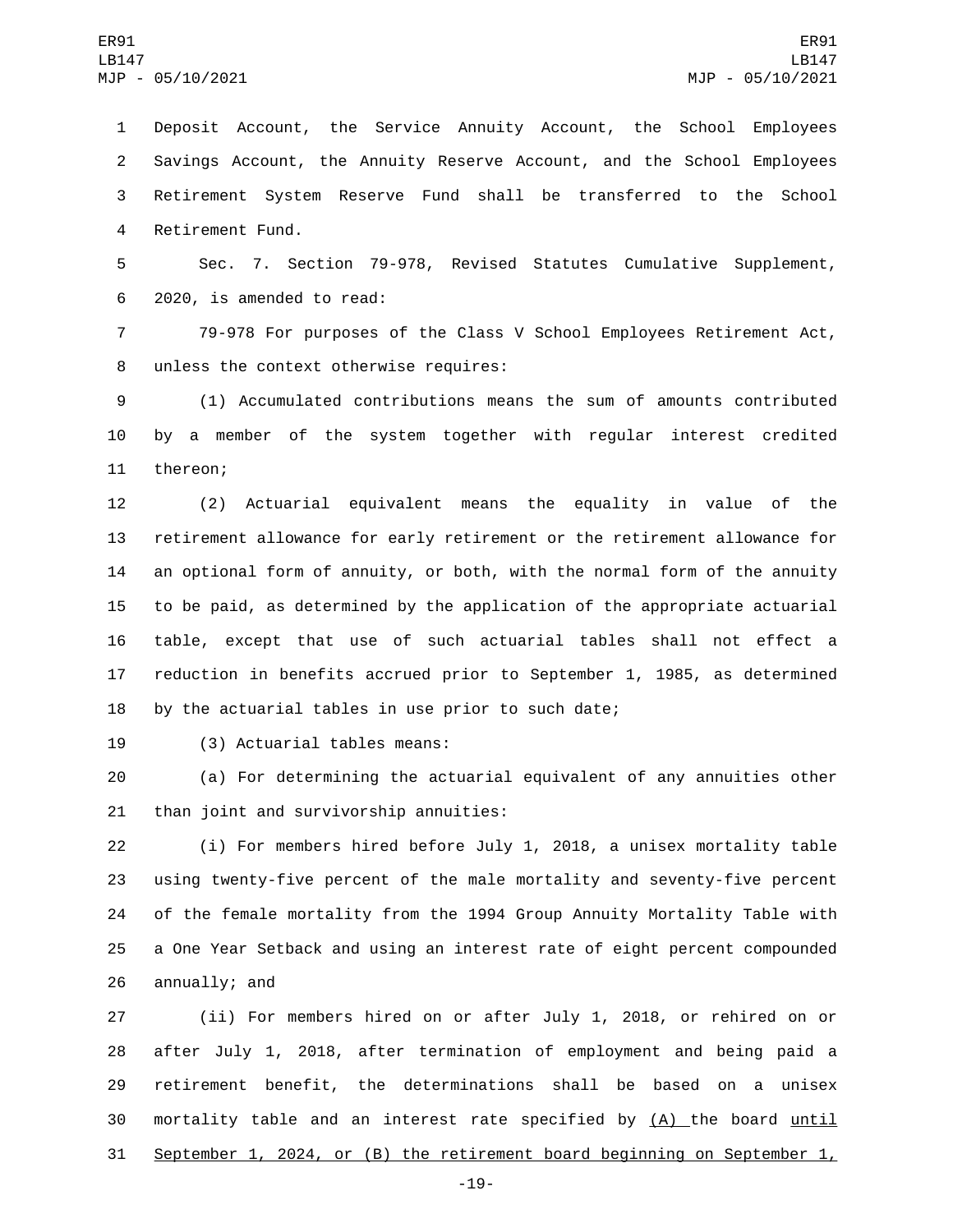Deposit Account, the Service Annuity Account, the School Employees Savings Account, the Annuity Reserve Account, and the School Employees Retirement System Reserve Fund shall be transferred to the School Retirement Fund.

Sec. 7. Section 79-978, Revised Statutes Cumulative Supplement, 2020, is amended to read:

79-978 For purposes of the Class V School Employees Retirement Act, unless the context otherwise requires:

(1) Accumulated contributions means the sum of amounts contributed by a member of the system together with regular interest credited thereon;

(2) Actuarial equivalent means the equality in value of the retirement allowance for early retirement or the retirement allowance for an optional form of annuity, or both, with the normal form of the annuity to be paid, as determined by the application of the appropriate actuarial table, except that use of such actuarial tables shall not effect a reduction in benefits accrued prior to September 1, 1985, as determined by the actuarial tables in use prior to such date;

(3) Actuarial tables means:

(a) For determining the actuarial equivalent of any annuities other than joint and survivorship annuities:

(i) For members hired before July 1, 2018, a unisex mortality table using twenty-five percent of the male mortality and seventy-five percent of the female mortality from the 1994 Group Annuity Mortality Table with a One Year Setback and using an interest rate of eight percent compounded annually; and

(ii) For members hired on or after July 1, 2018, or rehired on or after July 1, 2018, after termination of employment and being paid a retirement benefit, the determinations shall be based on a unisex mortality table and an interest rate specified by (A) the board until September 1, 2024, or (B) the retirement board beginning on September 1,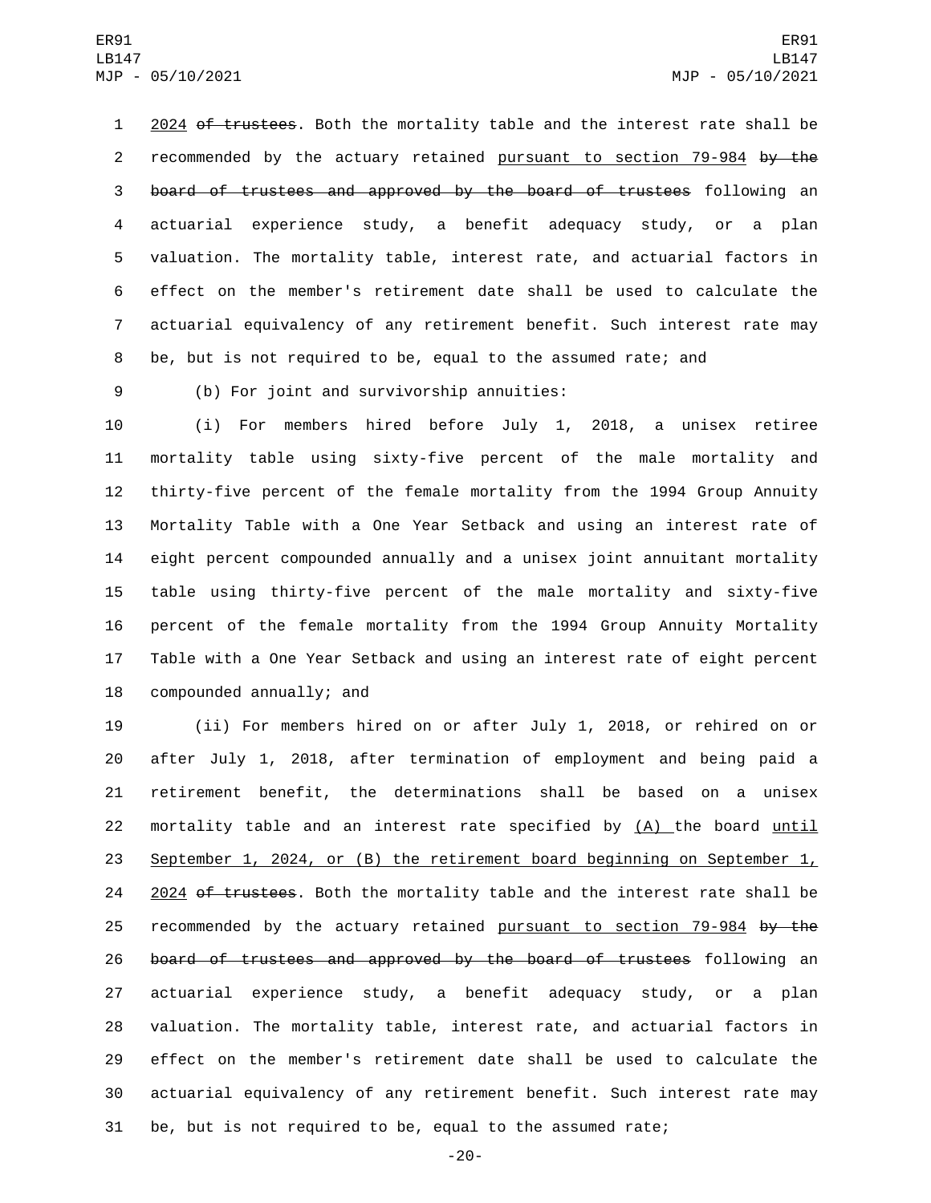2024 ~~of trustees~~. Both the mortality table and the interest rate shall be recommended by the actuary retained pursuant to section 79-984 ~~by the board of trustees and approved by the board of trustees~~ following an actuarial experience study, a benefit adequacy study, or a plan valuation. The mortality table, interest rate, and actuarial factors in effect on the member's retirement date shall be used to calculate the actuarial equivalency of any retirement benefit. Such interest rate may be, but is not required to be, equal to the assumed rate; and

(b) For joint and survivorship annuities:

(i) For members hired before July 1, 2018, a unisex retiree mortality table using sixty-five percent of the male mortality and thirty-five percent of the female mortality from the 1994 Group Annuity Mortality Table with a One Year Setback and using an interest rate of eight percent compounded annually and a unisex joint annuitant mortality table using thirty-five percent of the male mortality and sixty-five percent of the female mortality from the 1994 Group Annuity Mortality Table with a One Year Setback and using an interest rate of eight percent compounded annually; and

(ii) For members hired on or after July 1, 2018, or rehired on or after July 1, 2018, after termination of employment and being paid a retirement benefit, the determinations shall be based on a unisex mortality table and an interest rate specified by (A) the board until September 1, 2024, or (B) the retirement board beginning on September 1, 2024 ~~of trustees~~. Both the mortality table and the interest rate shall be recommended by the actuary retained pursuant to section 79-984 ~~by the board of trustees and approved by the board of trustees~~ following an actuarial experience study, a benefit adequacy study, or a plan valuation. The mortality table, interest rate, and actuarial factors in effect on the member's retirement date shall be used to calculate the actuarial equivalency of any retirement benefit. Such interest rate may be, but is not required to be, equal to the assumed rate;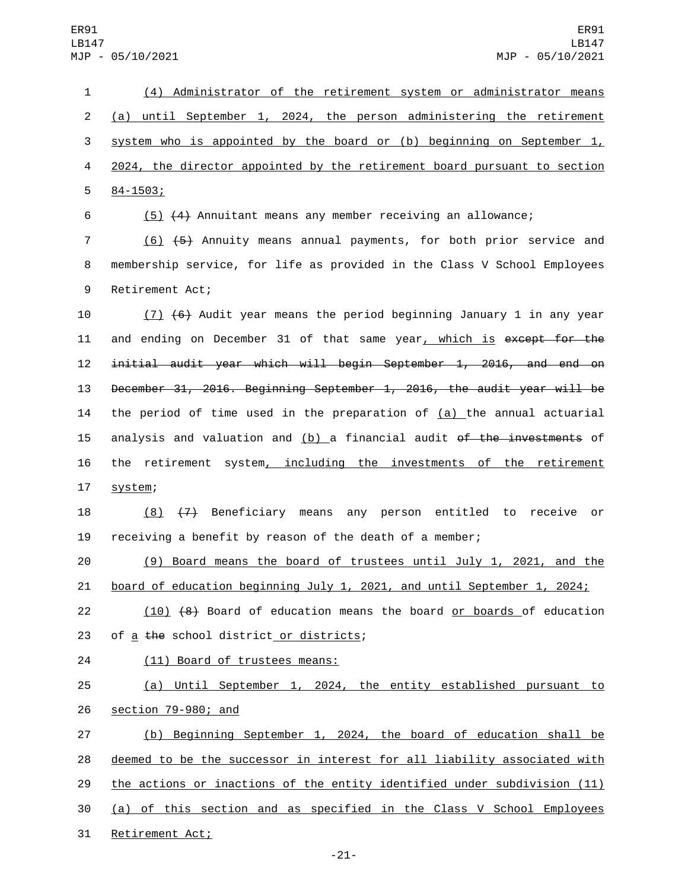(4) Administrator of the retirement system or administrator means (a) until September 1, 2024, the person administering the retirement system who is appointed by the board or (b) beginning on September 1, 2024, the director appointed by the retirement board pursuant to section 84-1503;

(5) ~~(4)~~ Annuitant means any member receiving an allowance;

(6) ~~(5)~~ Annuity means annual payments, for both prior service and membership service, for life as provided in the Class V School Employees Retirement Act;

(7) ~~(6)~~ Audit year means the period beginning January 1 in any year and ending on December 31 of that same year, which is ~~except for the initial audit year which will begin September 1, 2016, and end on December 31, 2016. Beginning September 1, 2016, the audit year will be~~ the period of time used in the preparation of (a) the annual actuarial analysis and valuation and (b) a financial audit ~~of the investments~~ of the retirement system, including the investments of the retirement system;

(8) ~~(7)~~ Beneficiary means any person entitled to receive or receiving a benefit by reason of the death of a member;

(9) Board means the board of trustees until July 1, 2021, and the board of education beginning July 1, 2021, and until September 1, 2024;

(10) ~~(8)~~ Board of education means the board or boards of education of a ~~the~~ school district or districts;

(11) Board of trustees means:

(a) Until September 1, 2024, the entity established pursuant to section 79-980; and

(b) Beginning September 1, 2024, the board of education shall be deemed to be the successor in interest for all liability associated with the actions or inactions of the entity identified under subdivision (11)(a) of this section and as specified in the Class V School Employees Retirement Act;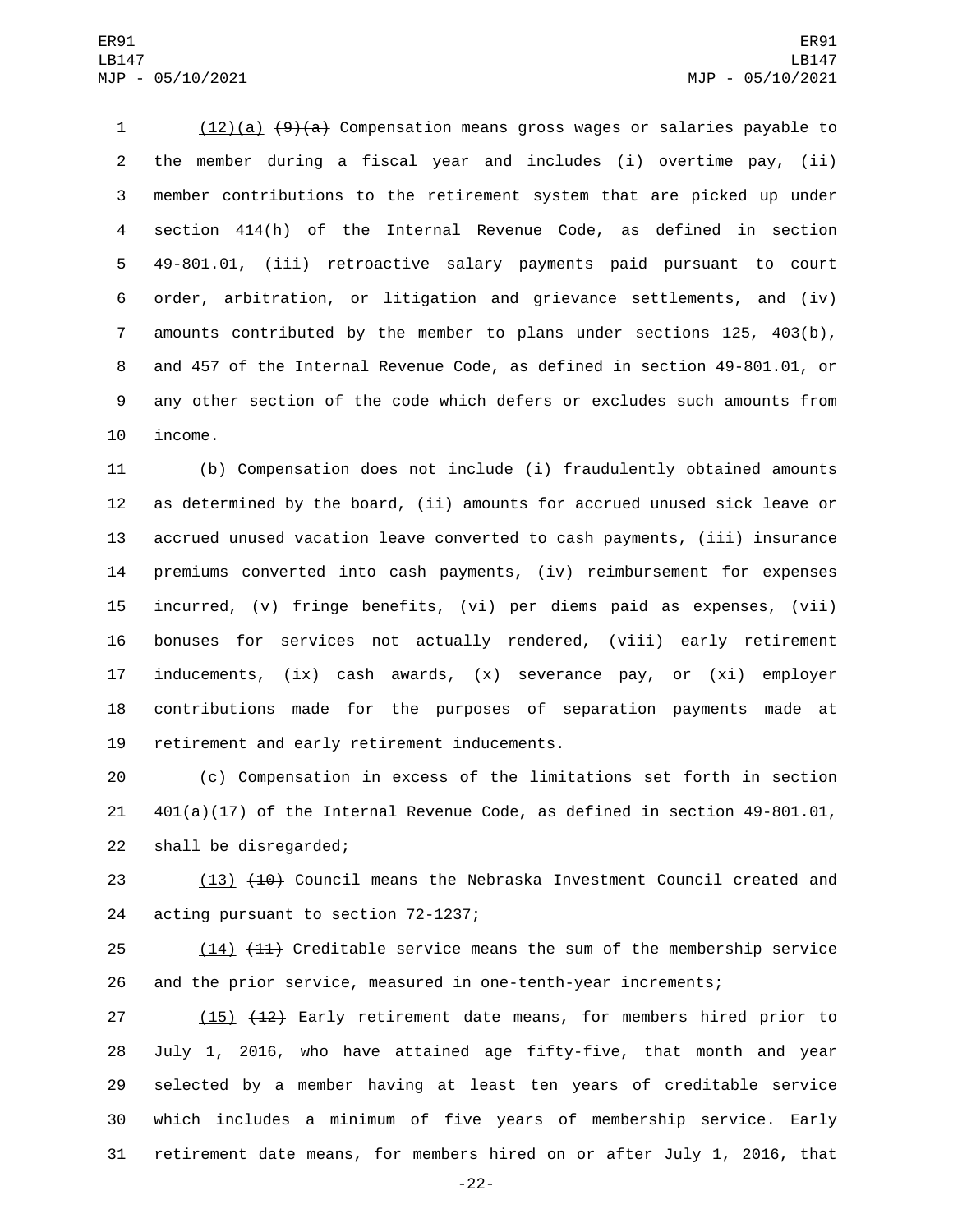(12)(a) ~~(9)(a)~~ Compensation means gross wages or salaries payable to the member during a fiscal year and includes (i) overtime pay, (ii) member contributions to the retirement system that are picked up under section 414(h) of the Internal Revenue Code, as defined in section 49-801.01, (iii) retroactive salary payments paid pursuant to court order, arbitration, or litigation and grievance settlements, and (iv) amounts contributed by the member to plans under sections 125, 403(b), and 457 of the Internal Revenue Code, as defined in section 49-801.01, or any other section of the code which defers or excludes such amounts from income.

(b) Compensation does not include (i) fraudulently obtained amounts as determined by the board, (ii) amounts for accrued unused sick leave or accrued unused vacation leave converted to cash payments, (iii) insurance premiums converted into cash payments, (iv) reimbursement for expenses incurred, (v) fringe benefits, (vi) per diems paid as expenses, (vii) bonuses for services not actually rendered, (viii) early retirement inducements, (ix) cash awards, (x) severance pay, or (xi) employer contributions made for the purposes of separation payments made at retirement and early retirement inducements.

(c) Compensation in excess of the limitations set forth in section 401(a)(17) of the Internal Revenue Code, as defined in section 49-801.01, shall be disregarded;

(13) ~~(10)~~ Council means the Nebraska Investment Council created and acting pursuant to section 72-1237;

(14) ~~(11)~~ Creditable service means the sum of the membership service and the prior service, measured in one-tenth-year increments;

(15) ~~(12)~~ Early retirement date means, for members hired prior to July 1, 2016, who have attained age fifty-five, that month and year selected by a member having at least ten years of creditable service which includes a minimum of five years of membership service. Early retirement date means, for members hired on or after July 1, 2016, that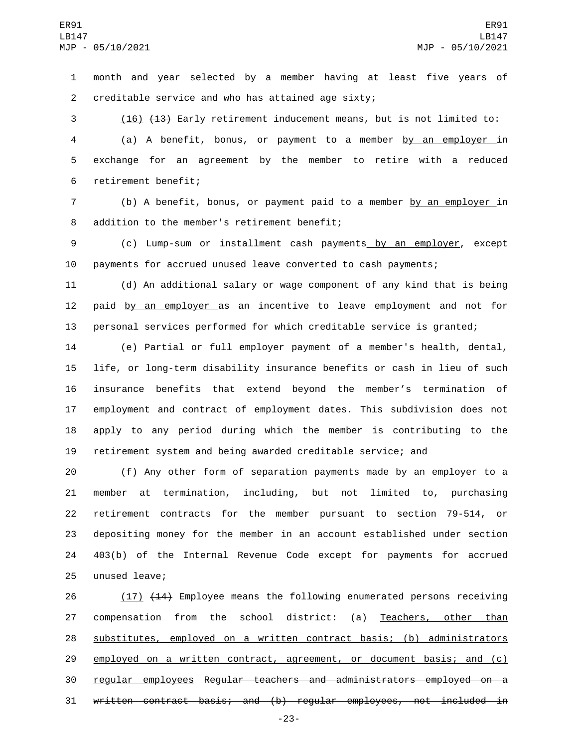month and year selected by a member having at least five years of creditable service and who has attained age sixty;

(16) ~~(13)~~ Early retirement inducement means, but is not limited to:

(a) A benefit, bonus, or payment to a member by an employer in exchange for an agreement by the member to retire with a reduced retirement benefit;

(b) A benefit, bonus, or payment paid to a member by an employer in addition to the member's retirement benefit;

(c) Lump-sum or installment cash payments by an employer, except payments for accrued unused leave converted to cash payments;

(d) An additional salary or wage component of any kind that is being paid by an employer as an incentive to leave employment and not for personal services performed for which creditable service is granted;

(e) Partial or full employer payment of a member's health, dental, life, or long-term disability insurance benefits or cash in lieu of such insurance benefits that extend beyond the member's termination of employment and contract of employment dates. This subdivision does not apply to any period during which the member is contributing to the retirement system and being awarded creditable service; and

(f) Any other form of separation payments made by an employer to a member at termination, including, but not limited to, purchasing retirement contracts for the member pursuant to section 79-514, or depositing money for the member in an account established under section 403(b) of the Internal Revenue Code except for payments for accrued unused leave;

(17) ~~(14)~~ Employee means the following enumerated persons receiving compensation from the school district: (a) Teachers, other than substitutes, employed on a written contract basis; (b) administrators employed on a written contract, agreement, or document basis; and (c) regular employees ~~Regular teachers and administrators employed on a written contract basis; and (b) regular employees, not included in~~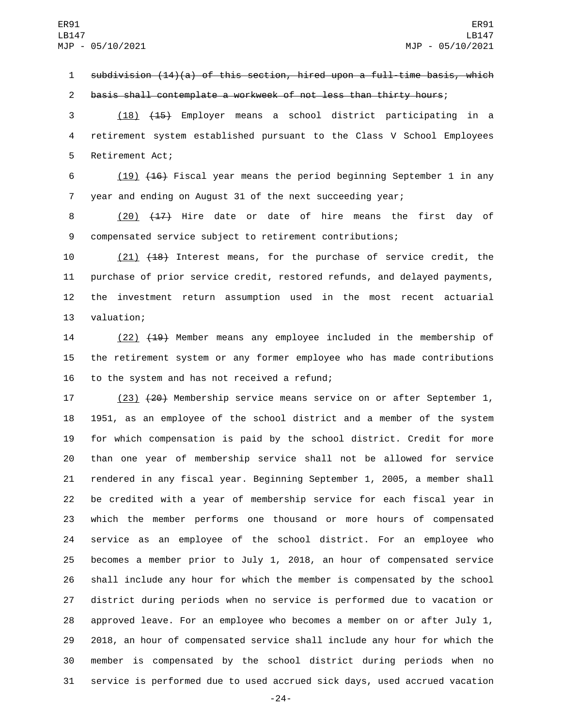~~subdivision (14)(a) of this section, hired upon a full-time basis, which basis shall contemplate a workweek of not less than thirty hours~~;

(18) ~~(15)~~ Employer means a school district participating in a retirement system established pursuant to the Class V School Employees Retirement Act;

(19) ~~(16)~~ Fiscal year means the period beginning September 1 in any year and ending on August 31 of the next succeeding year;

(20) ~~(17)~~ Hire date or date of hire means the first day of compensated service subject to retirement contributions;

(21) ~~(18)~~ Interest means, for the purchase of service credit, the purchase of prior service credit, restored refunds, and delayed payments, the investment return assumption used in the most recent actuarial valuation;

(22) ~~(19)~~ Member means any employee included in the membership of the retirement system or any former employee who has made contributions to the system and has not received a refund;

(23) ~~(20)~~ Membership service means service on or after September 1, 1951, as an employee of the school district and a member of the system for which compensation is paid by the school district. Credit for more than one year of membership service shall not be allowed for service rendered in any fiscal year. Beginning September 1, 2005, a member shall be credited with a year of membership service for each fiscal year in which the member performs one thousand or more hours of compensated service as an employee of the school district. For an employee who becomes a member prior to July 1, 2018, an hour of compensated service shall include any hour for which the member is compensated by the school district during periods when no service is performed due to vacation or approved leave. For an employee who becomes a member on or after July 1, 2018, an hour of compensated service shall include any hour for which the member is compensated by the school district during periods when no service is performed due to used accrued sick days, used accrued vacation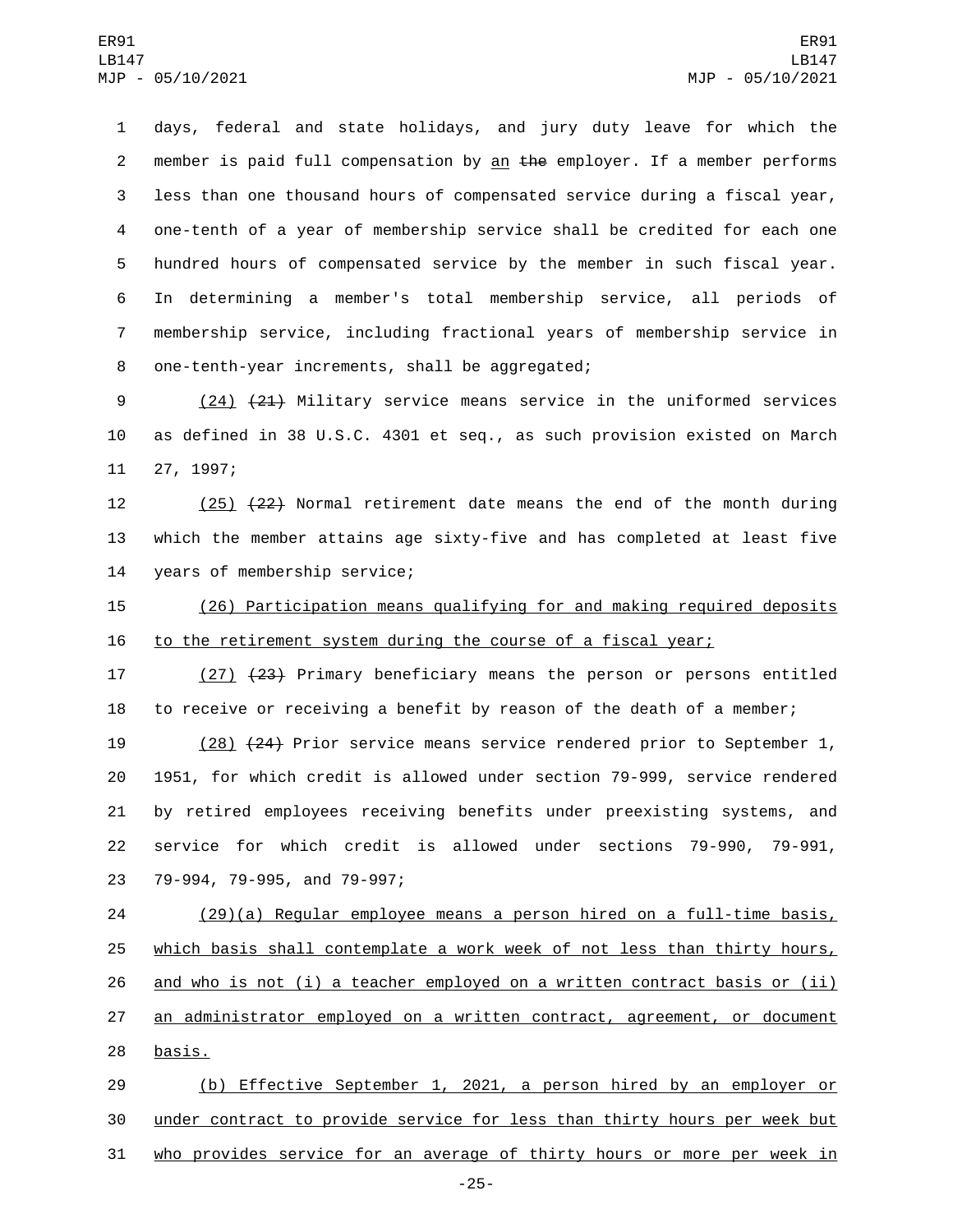days, federal and state holidays, and jury duty leave for which the member is paid full compensation by an ~~the~~ employer. If a member performs less than one thousand hours of compensated service during a fiscal year, one-tenth of a year of membership service shall be credited for each one hundred hours of compensated service by the member in such fiscal year. In determining a member's total membership service, all periods of membership service, including fractional years of membership service in one-tenth-year increments, shall be aggregated;

(24) ~~(21)~~ Military service means service in the uniformed services as defined in 38 U.S.C. 4301 et seq., as such provision existed on March 27, 1997;

(25) ~~(22)~~ Normal retirement date means the end of the month during which the member attains age sixty-five and has completed at least five years of membership service;

(26) Participation means qualifying for and making required deposits to the retirement system during the course of a fiscal year;

(27) ~~(23)~~ Primary beneficiary means the person or persons entitled to receive or receiving a benefit by reason of the death of a member;

(28) ~~(24)~~ Prior service means service rendered prior to September 1, 1951, for which credit is allowed under section 79-999, service rendered by retired employees receiving benefits under preexisting systems, and service for which credit is allowed under sections 79-990, 79-991, 79-994, 79-995, and 79-997;

(29)(a) Regular employee means a person hired on a full-time basis, which basis shall contemplate a work week of not less than thirty hours, and who is not (i) a teacher employed on a written contract basis or (ii) an administrator employed on a written contract, agreement, or document basis.

(b) Effective September 1, 2021, a person hired by an employer or under contract to provide service for less than thirty hours per week but who provides service for an average of thirty hours or more per week in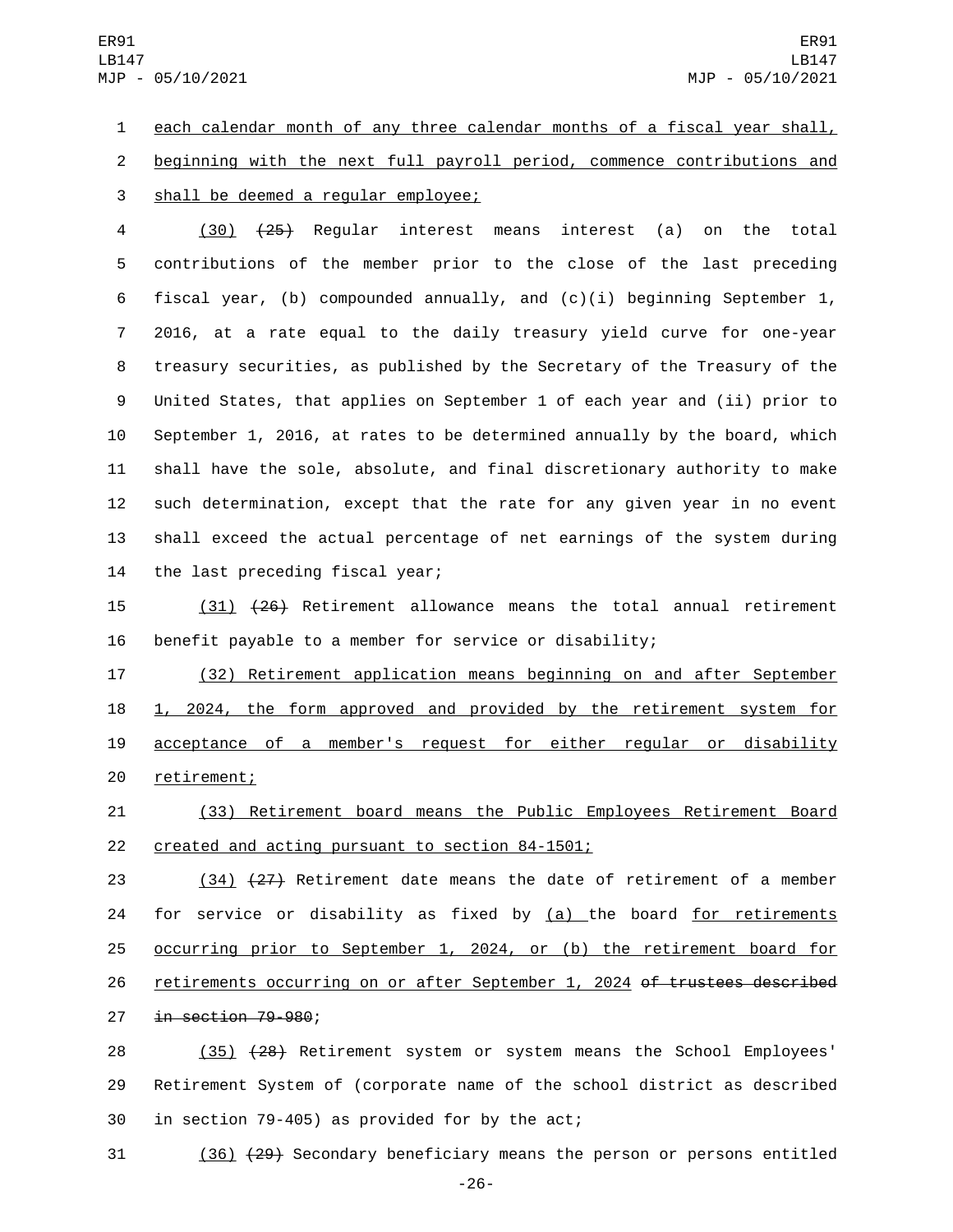each calendar month of any three calendar months of a fiscal year shall, beginning with the next full payroll period, commence contributions and shall be deemed a regular employee;

(30) ~~(25)~~ Regular interest means interest (a) on the total contributions of the member prior to the close of the last preceding fiscal year, (b) compounded annually, and (c)(i) beginning September 1, 2016, at a rate equal to the daily treasury yield curve for one-year treasury securities, as published by the Secretary of the Treasury of the United States, that applies on September 1 of each year and (ii) prior to September 1, 2016, at rates to be determined annually by the board, which shall have the sole, absolute, and final discretionary authority to make such determination, except that the rate for any given year in no event shall exceed the actual percentage of net earnings of the system during the last preceding fiscal year;

(31) ~~(26)~~ Retirement allowance means the total annual retirement benefit payable to a member for service or disability;

(32) Retirement application means beginning on and after September 1, 2024, the form approved and provided by the retirement system for acceptance of a member's request for either regular or disability retirement;

(33) Retirement board means the Public Employees Retirement Board created and acting pursuant to section 84-1501;

(34) ~~(27)~~ Retirement date means the date of retirement of a member for service or disability as fixed by (a) the board for retirements occurring prior to September 1, 2024, or (b) the retirement board for retirements occurring on or after September 1, 2024 ~~of trustees described in section 79-980~~;

(35) ~~(28)~~ Retirement system or system means the School Employees' Retirement System of (corporate name of the school district as described in section 79-405) as provided for by the act;

(36) ~~(29)~~ Secondary beneficiary means the person or persons entitled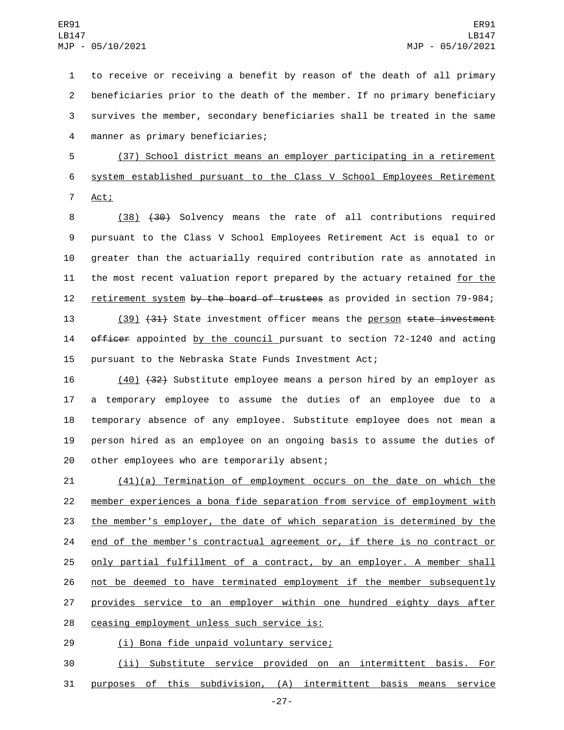to receive or receiving a benefit by reason of the death of all primary beneficiaries prior to the death of the member. If no primary beneficiary survives the member, secondary beneficiaries shall be treated in the same manner as primary beneficiaries;

(37) School district means an employer participating in a retirement system established pursuant to the Class V School Employees Retirement Act;

(38) ~~(30)~~ Solvency means the rate of all contributions required pursuant to the Class V School Employees Retirement Act is equal to or greater than the actuarially required contribution rate as annotated in the most recent valuation report prepared by the actuary retained for the retirement system ~~by the board of trustees~~ as provided in section 79-984;

(39) ~~(31)~~ State investment officer means the person ~~state investment officer~~ appointed by the council pursuant to section 72-1240 and acting pursuant to the Nebraska State Funds Investment Act;

(40) ~~(32)~~ Substitute employee means a person hired by an employer as a temporary employee to assume the duties of an employee due to a temporary absence of any employee. Substitute employee does not mean a person hired as an employee on an ongoing basis to assume the duties of other employees who are temporarily absent;

(41)(a) Termination of employment occurs on the date on which the member experiences a bona fide separation from service of employment with the member's employer, the date of which separation is determined by the end of the member's contractual agreement or, if there is no contract or only partial fulfillment of a contract, by an employer. A member shall not be deemed to have terminated employment if the member subsequently provides service to an employer within one hundred eighty days after ceasing employment unless such service is:

(i) Bona fide unpaid voluntary service;

(ii) Substitute service provided on an intermittent basis. For purposes of this subdivision, (A) intermittent basis means service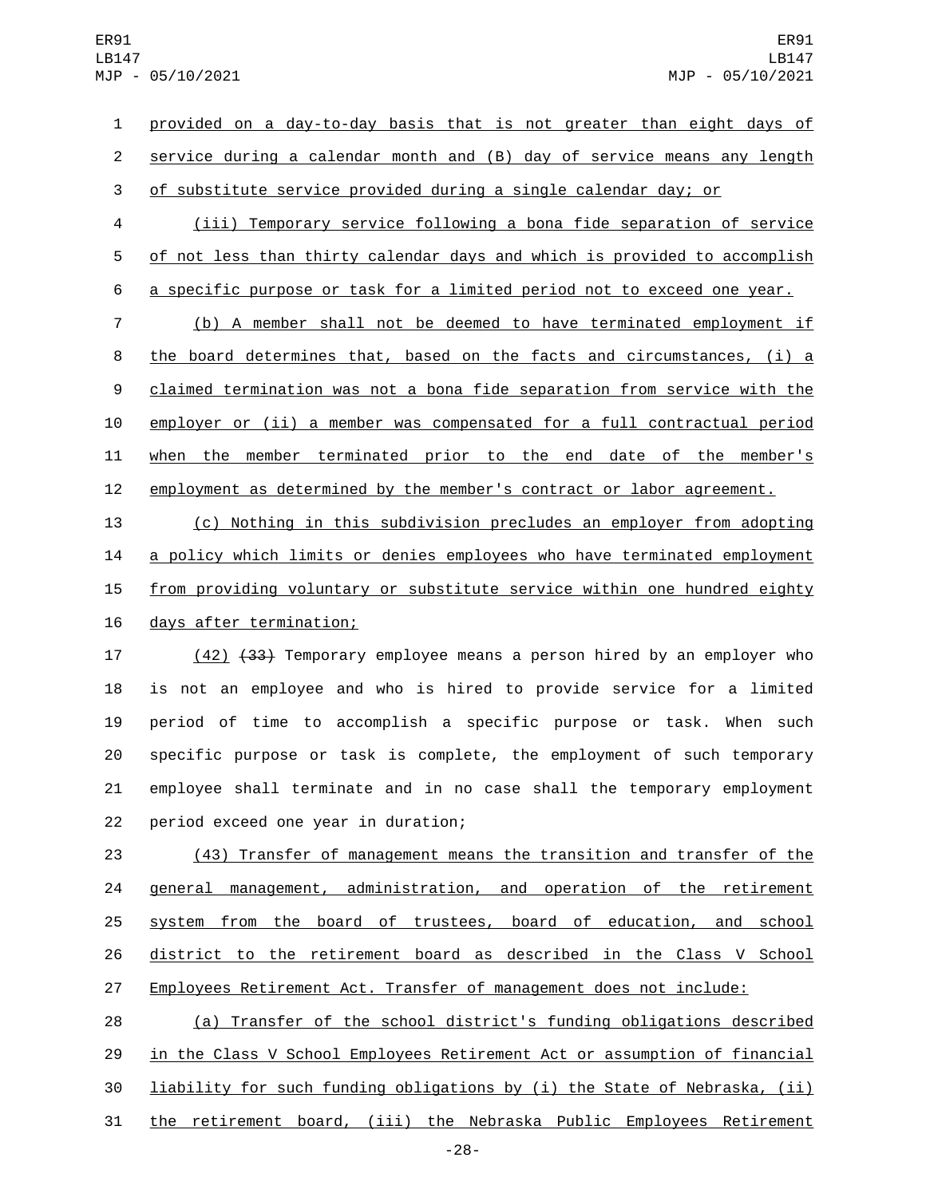provided on a day-to-day basis that is not greater than eight days of service during a calendar month and (B) day of service means any length of substitute service provided during a single calendar day; or

(iii) Temporary service following a bona fide separation of service of not less than thirty calendar days and which is provided to accomplish a specific purpose or task for a limited period not to exceed one year.

(b) A member shall not be deemed to have terminated employment if the board determines that, based on the facts and circumstances, (i) a claimed termination was not a bona fide separation from service with the employer or (ii) a member was compensated for a full contractual period when the member terminated prior to the end date of the member's employment as determined by the member's contract or labor agreement.

(c) Nothing in this subdivision precludes an employer from adopting a policy which limits or denies employees who have terminated employment from providing voluntary or substitute service within one hundred eighty days after termination;

(42) ~~(33)~~ Temporary employee means a person hired by an employer who is not an employee and who is hired to provide service for a limited period of time to accomplish a specific purpose or task. When such specific purpose or task is complete, the employment of such temporary employee shall terminate and in no case shall the temporary employment period exceed one year in duration;

(43) Transfer of management means the transition and transfer of the general management, administration, and operation of the retirement system from the board of trustees, board of education, and school district to the retirement board as described in the Class V School Employees Retirement Act. Transfer of management does not include:

(a) Transfer of the school district's funding obligations described in the Class V School Employees Retirement Act or assumption of financial liability for such funding obligations by (i) the State of Nebraska, (ii) the retirement board, (iii) the Nebraska Public Employees Retirement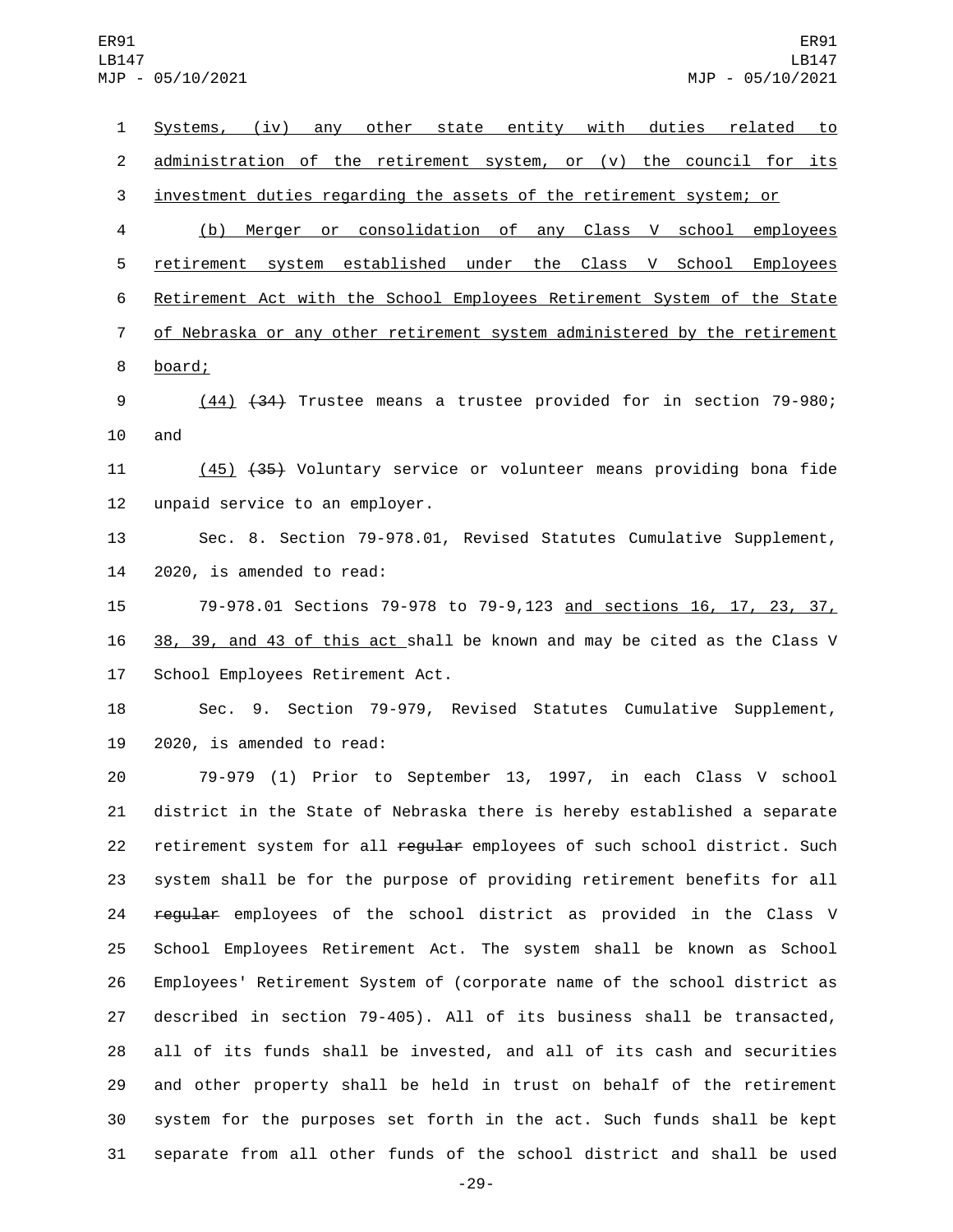Systems, (iv) any other state entity with duties related to administration of the retirement system, or (v) the council for its investment duties regarding the assets of the retirement system; or

(b) Merger or consolidation of any Class V school employees retirement system established under the Class V School Employees Retirement Act with the School Employees Retirement System of the State of Nebraska or any other retirement system administered by the retirement board;

(44) ~~(34)~~ Trustee means a trustee provided for in section 79-980; and

(45) ~~(35)~~ Voluntary service or volunteer means providing bona fide unpaid service to an employer.

Sec. 8. Section 79-978.01, Revised Statutes Cumulative Supplement, 2020, is amended to read:

79-978.01 Sections 79-978 to 79-9,123 and sections 16, 17, 23, 37, 38, 39, and 43 of this act shall be known and may be cited as the Class V School Employees Retirement Act.

Sec. 9. Section 79-979, Revised Statutes Cumulative Supplement, 2020, is amended to read:

79-979 (1) Prior to September 13, 1997, in each Class V school district in the State of Nebraska there is hereby established a separate retirement system for all ~~regular~~ employees of such school district. Such system shall be for the purpose of providing retirement benefits for all ~~regular~~ employees of the school district as provided in the Class V School Employees Retirement Act. The system shall be known as School Employees' Retirement System of (corporate name of the school district as described in section 79-405). All of its business shall be transacted, all of its funds shall be invested, and all of its cash and securities and other property shall be held in trust on behalf of the retirement system for the purposes set forth in the act. Such funds shall be kept separate from all other funds of the school district and shall be used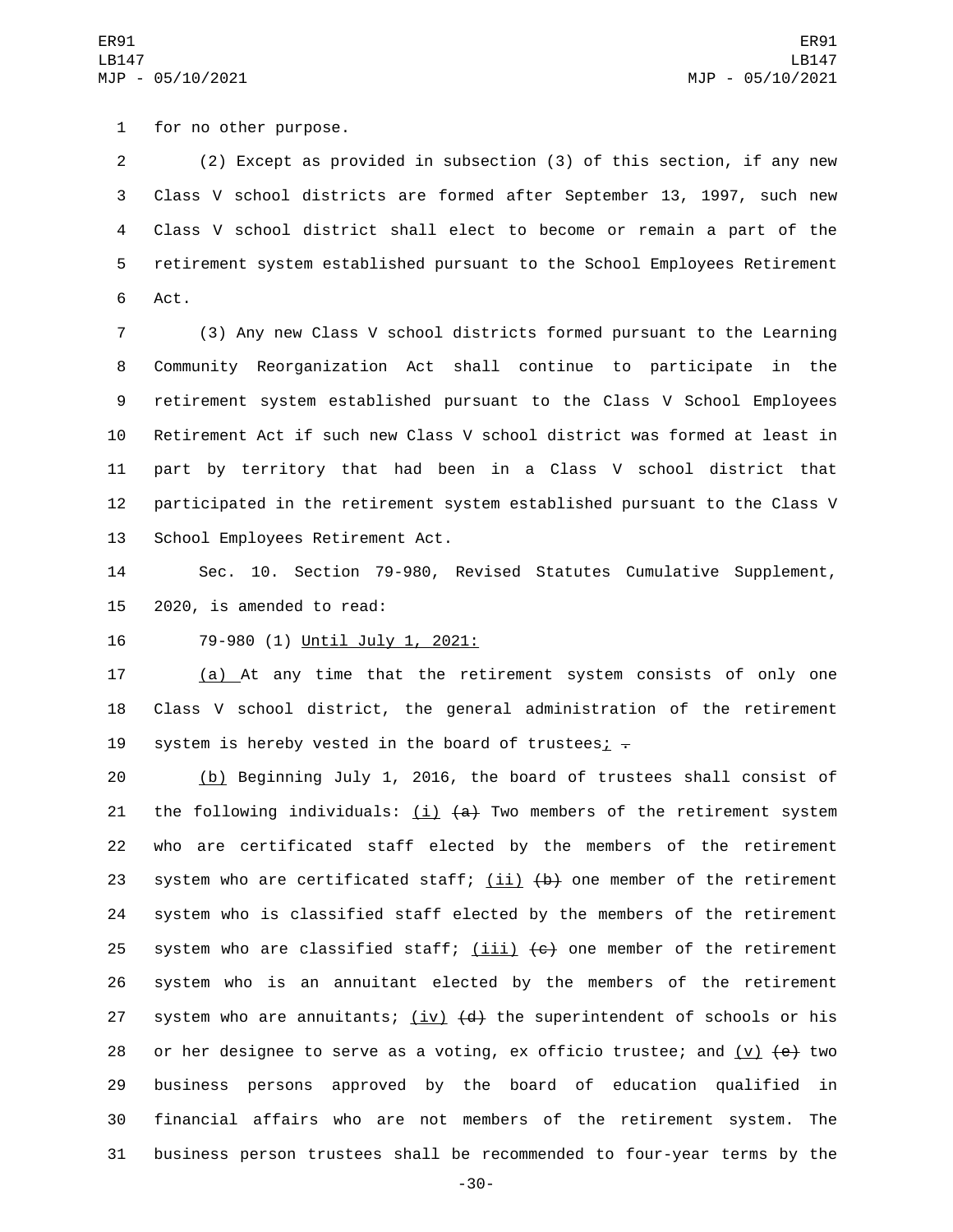for no other purpose.

(2) Except as provided in subsection (3) of this section, if any new Class V school districts are formed after September 13, 1997, such new Class V school district shall elect to become or remain a part of the retirement system established pursuant to the School Employees Retirement Act.

(3) Any new Class V school districts formed pursuant to the Learning Community Reorganization Act shall continue to participate in the retirement system established pursuant to the Class V School Employees Retirement Act if such new Class V school district was formed at least in part by territory that had been in a Class V school district that participated in the retirement system established pursuant to the Class V School Employees Retirement Act.

Sec. 10. Section 79-980, Revised Statutes Cumulative Supplement, 2020, is amended to read:

79-980 (1) Until July 1, 2021:

(a) At any time that the retirement system consists of only one Class V school district, the general administration of the retirement system is hereby vested in the board of trustees; ~~.~~

(b) Beginning July 1, 2016, the board of trustees shall consist of the following individuals: (i) ~~(a)~~ Two members of the retirement system who are certificated staff elected by the members of the retirement system who are certificated staff; (ii) ~~(b)~~ one member of the retirement system who is classified staff elected by the members of the retirement system who are classified staff; (iii) ~~(c)~~ one member of the retirement system who is an annuitant elected by the members of the retirement system who are annuitants; (iv) ~~(d)~~ the superintendent of schools or his or her designee to serve as a voting, ex officio trustee; and (v) ~~(e)~~ two business persons approved by the board of education qualified in financial affairs who are not members of the retirement system. The business person trustees shall be recommended to four-year terms by the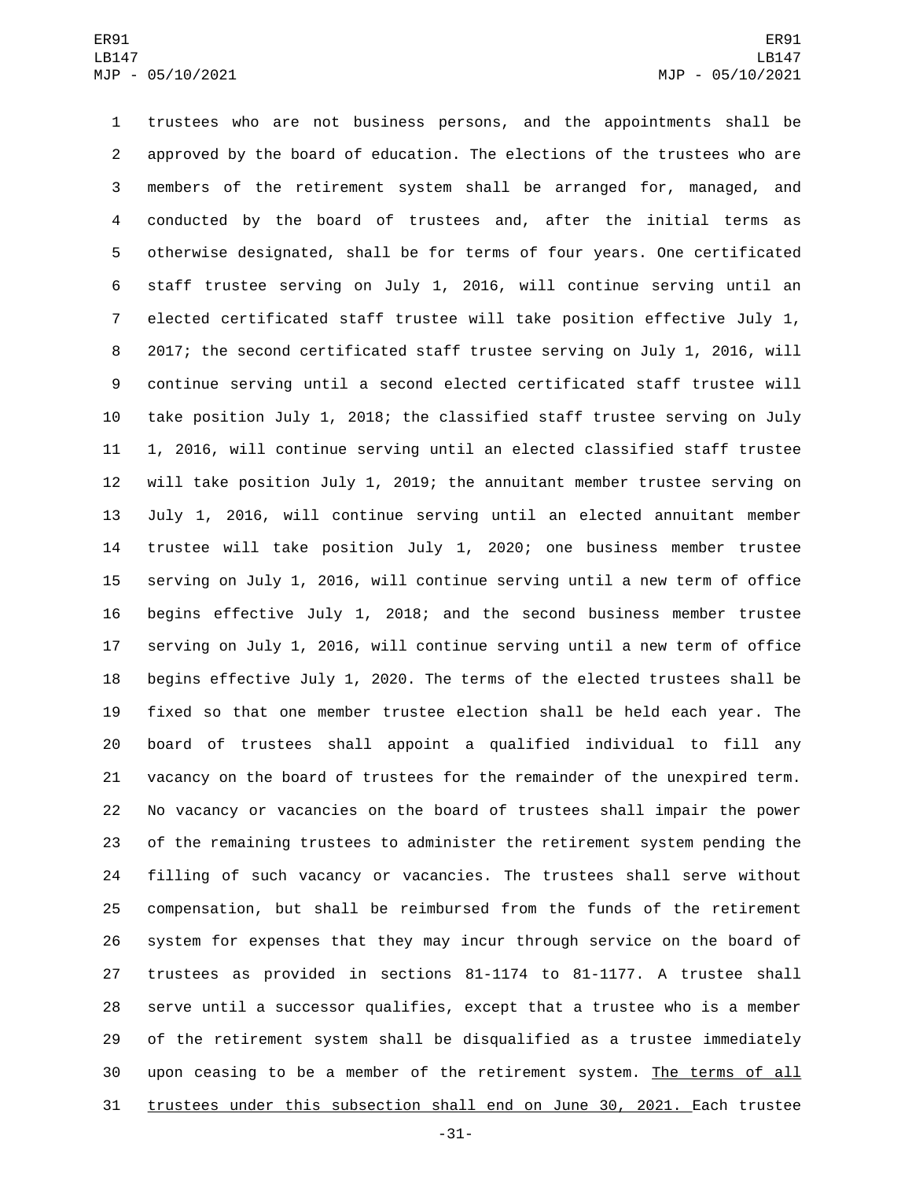trustees who are not business persons, and the appointments shall be approved by the board of education. The elections of the trustees who are members of the retirement system shall be arranged for, managed, and conducted by the board of trustees and, after the initial terms as otherwise designated, shall be for terms of four years. One certificated staff trustee serving on July 1, 2016, will continue serving until an elected certificated staff trustee will take position effective July 1, 2017; the second certificated staff trustee serving on July 1, 2016, will continue serving until a second elected certificated staff trustee will take position July 1, 2018; the classified staff trustee serving on July 1, 2016, will continue serving until an elected classified staff trustee will take position July 1, 2019; the annuitant member trustee serving on July 1, 2016, will continue serving until an elected annuitant member trustee will take position July 1, 2020; one business member trustee serving on July 1, 2016, will continue serving until a new term of office begins effective July 1, 2018; and the second business member trustee serving on July 1, 2016, will continue serving until a new term of office begins effective July 1, 2020. The terms of the elected trustees shall be fixed so that one member trustee election shall be held each year. The board of trustees shall appoint a qualified individual to fill any vacancy on the board of trustees for the remainder of the unexpired term. No vacancy or vacancies on the board of trustees shall impair the power of the remaining trustees to administer the retirement system pending the filling of such vacancy or vacancies. The trustees shall serve without compensation, but shall be reimbursed from the funds of the retirement system for expenses that they may incur through service on the board of trustees as provided in sections 81-1174 to 81-1177. A trustee shall serve until a successor qualifies, except that a trustee who is a member of the retirement system shall be disqualified as a trustee immediately upon ceasing to be a member of the retirement system. The terms of all trustees under this subsection shall end on June 30, 2021. Each trustee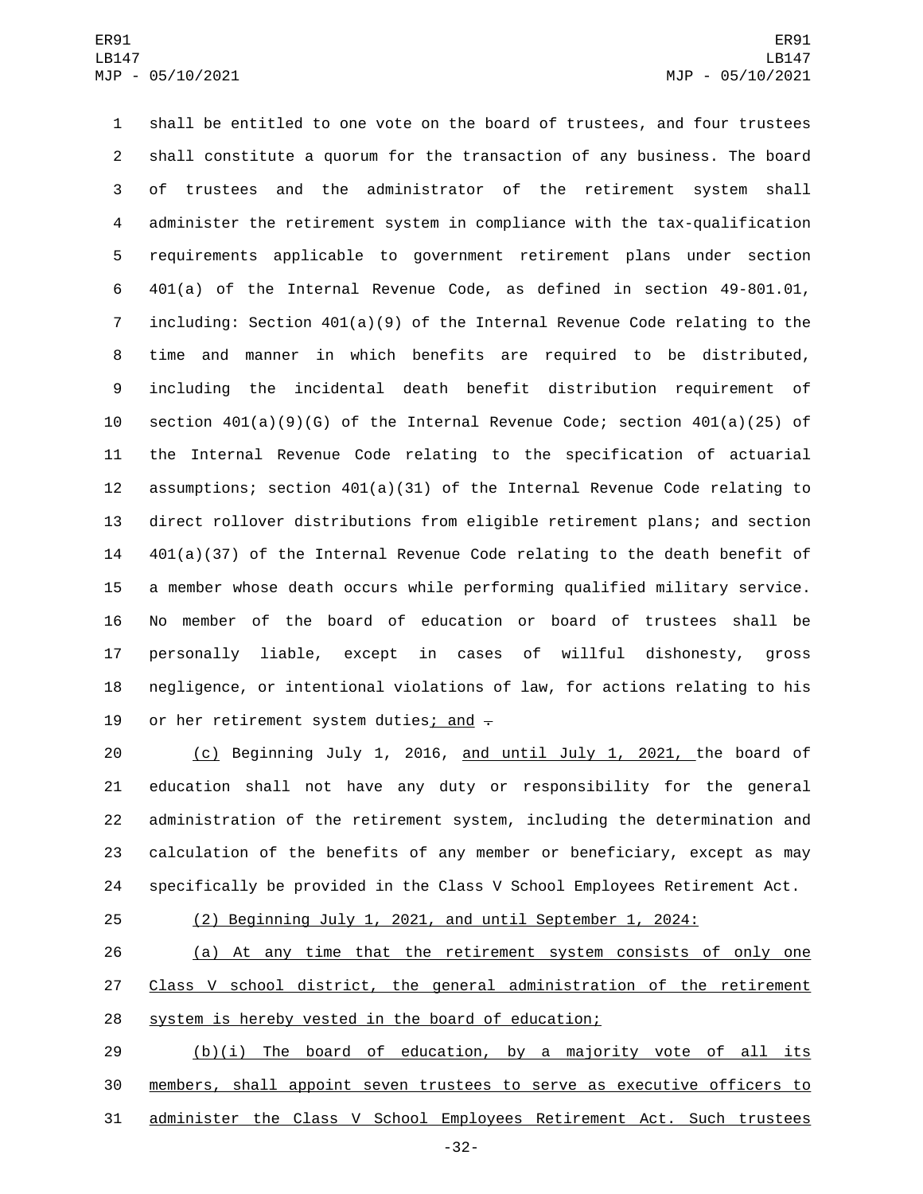shall be entitled to one vote on the board of trustees, and four trustees shall constitute a quorum for the transaction of any business. The board of trustees and the administrator of the retirement system shall administer the retirement system in compliance with the tax-qualification requirements applicable to government retirement plans under section 401(a) of the Internal Revenue Code, as defined in section 49-801.01, including: Section 401(a)(9) of the Internal Revenue Code relating to the time and manner in which benefits are required to be distributed, including the incidental death benefit distribution requirement of section 401(a)(9)(G) of the Internal Revenue Code; section 401(a)(25) of the Internal Revenue Code relating to the specification of actuarial assumptions; section 401(a)(31) of the Internal Revenue Code relating to direct rollover distributions from eligible retirement plans; and section 401(a)(37) of the Internal Revenue Code relating to the death benefit of a member whose death occurs while performing qualified military service. No member of the board of education or board of trustees shall be personally liable, except in cases of willful dishonesty, gross negligence, or intentional violations of law, for actions relating to his or her retirement system duties; and ~~.~~

(c) Beginning July 1, 2016, and until July 1, 2021, the board of education shall not have any duty or responsibility for the general administration of the retirement system, including the determination and calculation of the benefits of any member or beneficiary, except as may specifically be provided in the Class V School Employees Retirement Act.

(2) Beginning July 1, 2021, and until September 1, 2024:

(a) At any time that the retirement system consists of only one Class V school district, the general administration of the retirement system is hereby vested in the board of education;

(b)(i) The board of education, by a majority vote of all its members, shall appoint seven trustees to serve as executive officers to administer the Class V School Employees Retirement Act. Such trustees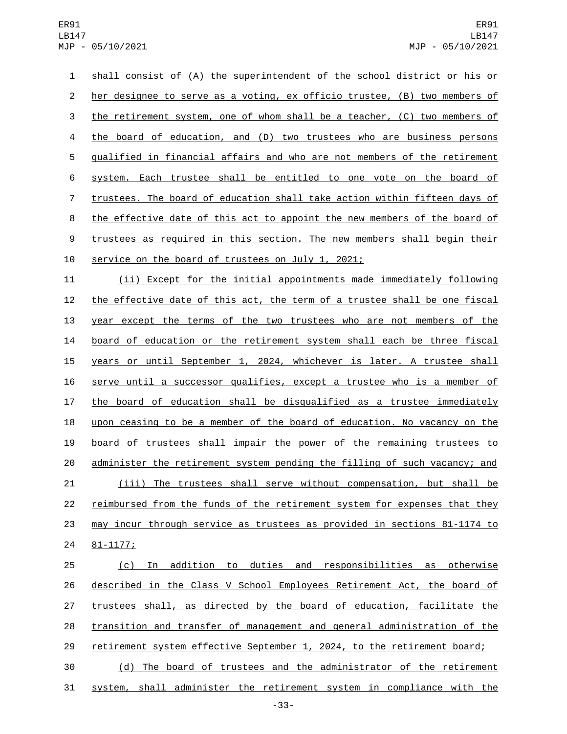shall consist of (A) the superintendent of the school district or his or her designee to serve as a voting, ex officio trustee, (B) two members of the retirement system, one of whom shall be a teacher, (C) two members of the board of education, and (D) two trustees who are business persons qualified in financial affairs and who are not members of the retirement system. Each trustee shall be entitled to one vote on the board of trustees. The board of education shall take action within fifteen days of the effective date of this act to appoint the new members of the board of trustees as required in this section. The new members shall begin their service on the board of trustees on July 1, 2021;

(ii) Except for the initial appointments made immediately following the effective date of this act, the term of a trustee shall be one fiscal year except the terms of the two trustees who are not members of the board of education or the retirement system shall each be three fiscal years or until September 1, 2024, whichever is later. A trustee shall serve until a successor qualifies, except a trustee who is a member of the board of education shall be disqualified as a trustee immediately upon ceasing to be a member of the board of education. No vacancy on the board of trustees shall impair the power of the remaining trustees to administer the retirement system pending the filling of such vacancy; and

(iii) The trustees shall serve without compensation, but shall be reimbursed from the funds of the retirement system for expenses that they may incur through service as trustees as provided in sections 81-1174 to 81-1177;

(c) In addition to duties and responsibilities as otherwise described in the Class V School Employees Retirement Act, the board of trustees shall, as directed by the board of education, facilitate the transition and transfer of management and general administration of the retirement system effective September 1, 2024, to the retirement board;

(d) The board of trustees and the administrator of the retirement system, shall administer the retirement system in compliance with the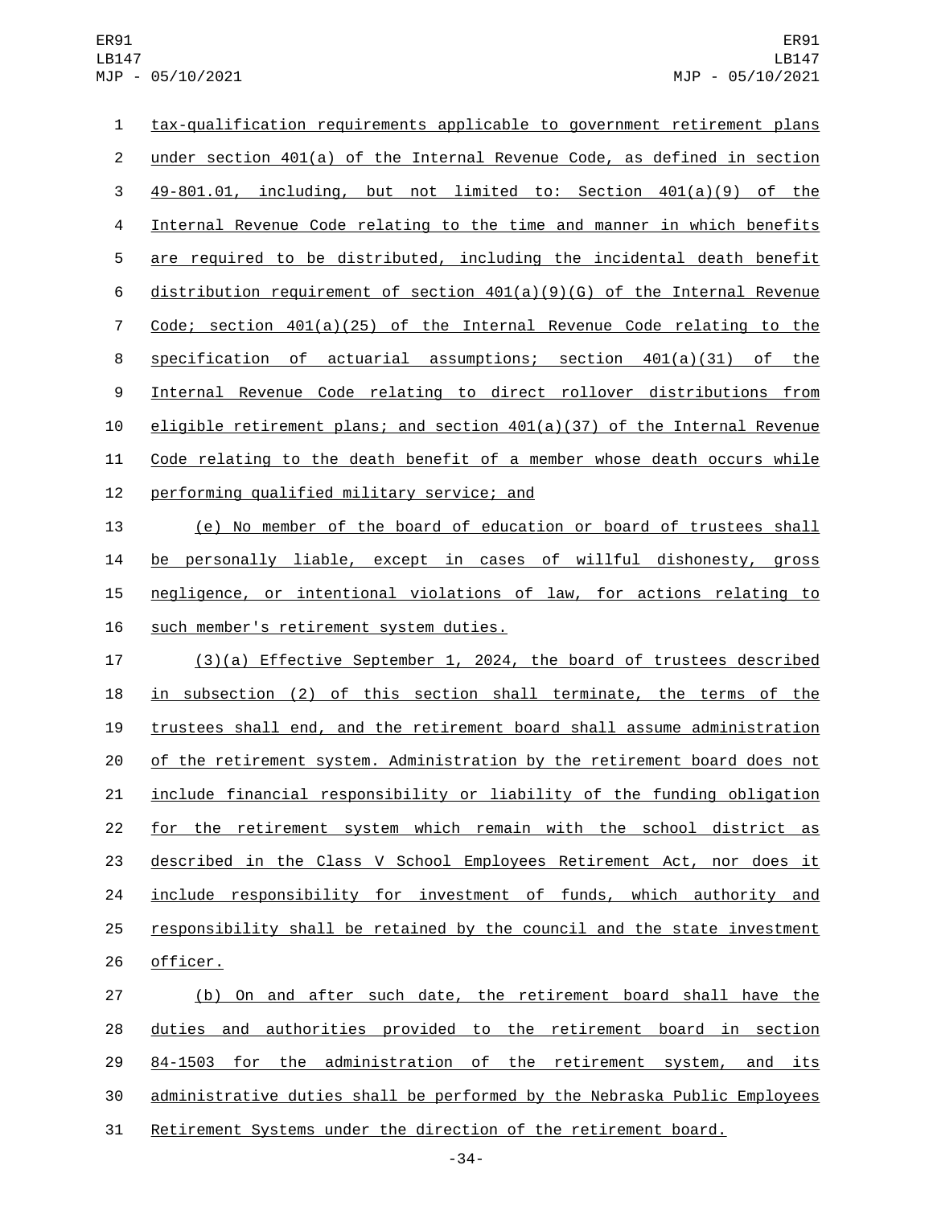tax-qualification requirements applicable to government retirement plans under section 401(a) of the Internal Revenue Code, as defined in section 49-801.01, including, but not limited to: Section 401(a)(9) of the Internal Revenue Code relating to the time and manner in which benefits are required to be distributed, including the incidental death benefit distribution requirement of section 401(a)(9)(G) of the Internal Revenue Code; section 401(a)(25) of the Internal Revenue Code relating to the specification of actuarial assumptions; section 401(a)(31) of the Internal Revenue Code relating to direct rollover distributions from eligible retirement plans; and section 401(a)(37) of the Internal Revenue Code relating to the death benefit of a member whose death occurs while performing qualified military service; and

(e) No member of the board of education or board of trustees shall be personally liable, except in cases of willful dishonesty, gross negligence, or intentional violations of law, for actions relating to such member's retirement system duties.

(3)(a) Effective September 1, 2024, the board of trustees described in subsection (2) of this section shall terminate, the terms of the trustees shall end, and the retirement board shall assume administration of the retirement system. Administration by the retirement board does not include financial responsibility or liability of the funding obligation for the retirement system which remain with the school district as described in the Class V School Employees Retirement Act, nor does it include responsibility for investment of funds, which authority and responsibility shall be retained by the council and the state investment officer.

(b) On and after such date, the retirement board shall have the duties and authorities provided to the retirement board in section 84-1503 for the administration of the retirement system, and its administrative duties shall be performed by the Nebraska Public Employees Retirement Systems under the direction of the retirement board.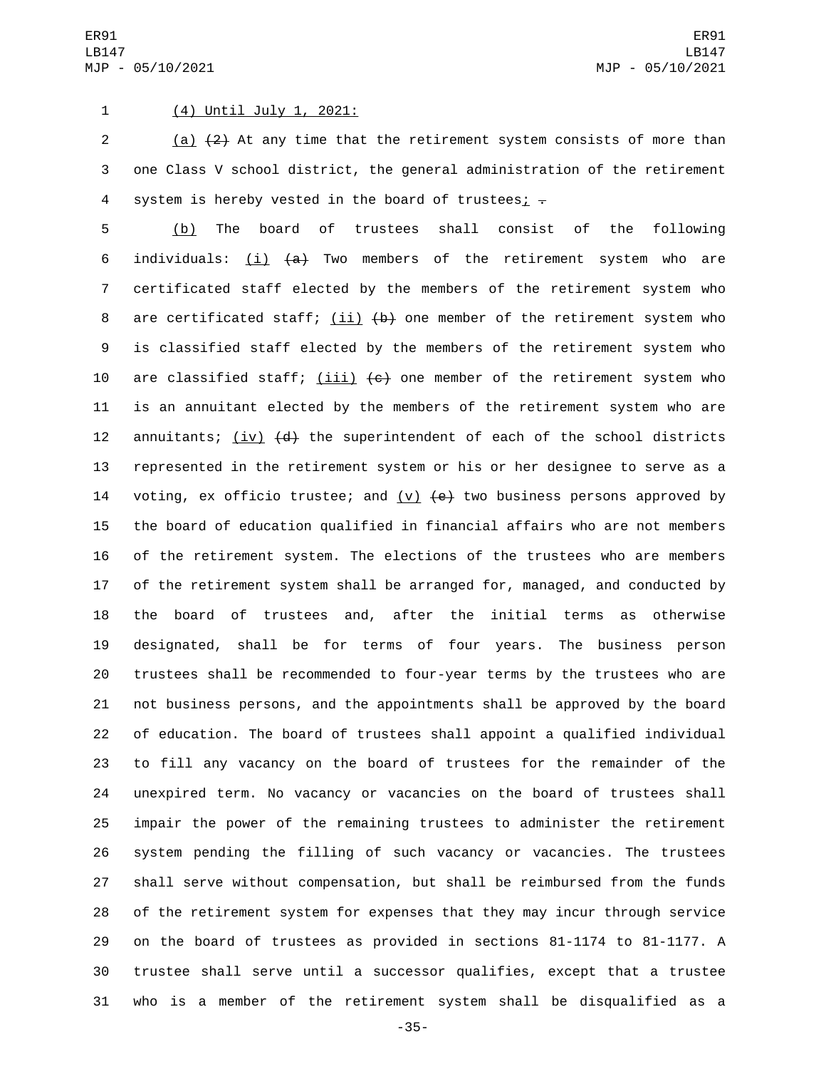(4) Until July 1, 2021:

(a) (2) At any time that the retirement system consists of more than one Class V school district, the general administration of the retirement system is hereby vested in the board of trustees; .

(b) The board of trustees shall consist of the following individuals: (i) (a) Two members of the retirement system who are certificated staff elected by the members of the retirement system who are certificated staff; (ii) (b) one member of the retirement system who is classified staff elected by the members of the retirement system who are classified staff; (iii) (c) one member of the retirement system who is an annuitant elected by the members of the retirement system who are annuitants; (iv) (d) the superintendent of each of the school districts represented in the retirement system or his or her designee to serve as a voting, ex officio trustee; and (v) (e) two business persons approved by the board of education qualified in financial affairs who are not members of the retirement system. The elections of the trustees who are members of the retirement system shall be arranged for, managed, and conducted by the board of trustees and, after the initial terms as otherwise designated, shall be for terms of four years. The business person trustees shall be recommended to four-year terms by the trustees who are not business persons, and the appointments shall be approved by the board of education. The board of trustees shall appoint a qualified individual to fill any vacancy on the board of trustees for the remainder of the unexpired term. No vacancy or vacancies on the board of trustees shall impair the power of the remaining trustees to administer the retirement system pending the filling of such vacancy or vacancies. The trustees shall serve without compensation, but shall be reimbursed from the funds of the retirement system for expenses that they may incur through service on the board of trustees as provided in sections 81-1174 to 81-1177. A trustee shall serve until a successor qualifies, except that a trustee who is a member of the retirement system shall be disqualified as a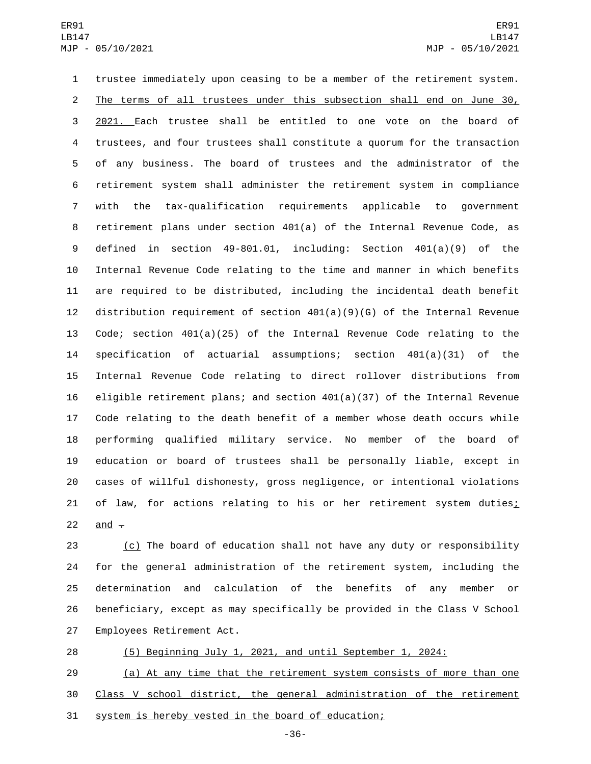trustee immediately upon ceasing to be a member of the retirement system. The terms of all trustees under this subsection shall end on June 30, 2021. Each trustee shall be entitled to one vote on the board of trustees, and four trustees shall constitute a quorum for the transaction of any business. The board of trustees and the administrator of the retirement system shall administer the retirement system in compliance with the tax-qualification requirements applicable to government retirement plans under section 401(a) of the Internal Revenue Code, as defined in section 49-801.01, including: Section 401(a)(9) of the Internal Revenue Code relating to the time and manner in which benefits are required to be distributed, including the incidental death benefit distribution requirement of section 401(a)(9)(G) of the Internal Revenue Code; section 401(a)(25) of the Internal Revenue Code relating to the specification of actuarial assumptions; section 401(a)(31) of the Internal Revenue Code relating to direct rollover distributions from eligible retirement plans; and section 401(a)(37) of the Internal Revenue Code relating to the death benefit of a member whose death occurs while performing qualified military service. No member of the board of education or board of trustees shall be personally liable, except in cases of willful dishonesty, gross negligence, or intentional violations of law, for actions relating to his or her retirement system duties; and .

(c) The board of education shall not have any duty or responsibility for the general administration of the retirement system, including the determination and calculation of the benefits of any member or beneficiary, except as may specifically be provided in the Class V School Employees Retirement Act.

(5) Beginning July 1, 2021, and until September 1, 2024:

(a) At any time that the retirement system consists of more than one Class V school district, the general administration of the retirement system is hereby vested in the board of education;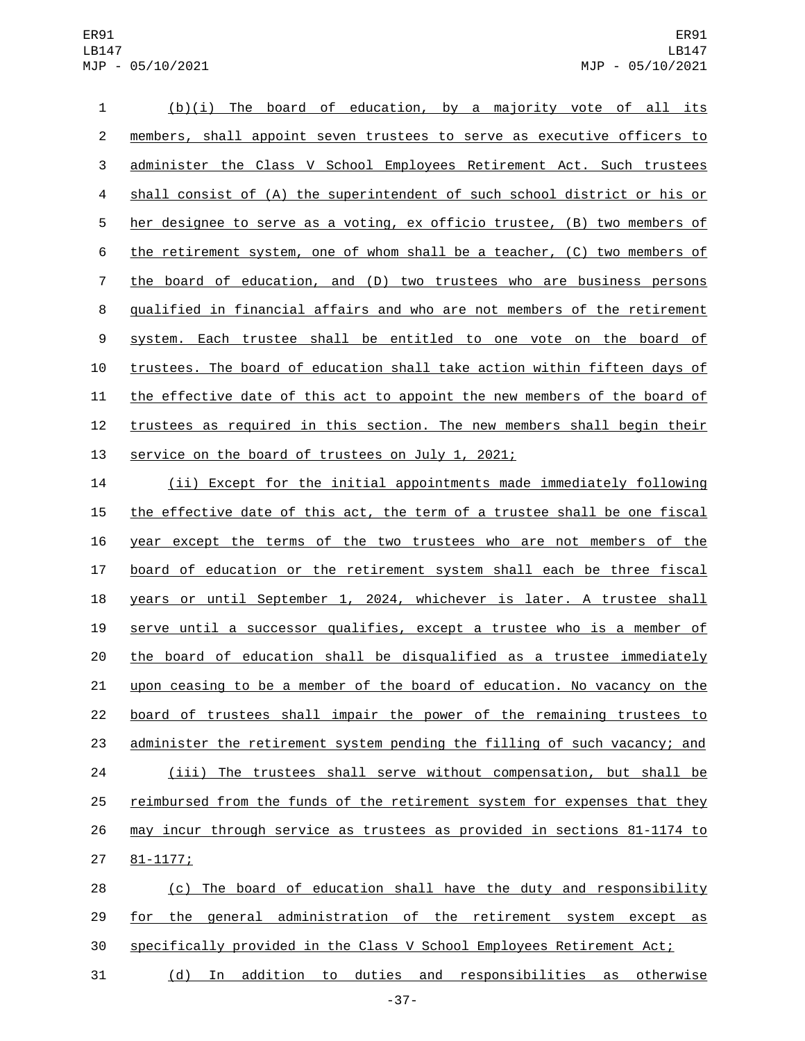(b)(i) The board of education, by a majority vote of all its members, shall appoint seven trustees to serve as executive officers to administer the Class V School Employees Retirement Act. Such trustees shall consist of (A) the superintendent of such school district or his or her designee to serve as a voting, ex officio trustee, (B) two members of the retirement system, one of whom shall be a teacher, (C) two members of the board of education, and (D) two trustees who are business persons qualified in financial affairs and who are not members of the retirement system. Each trustee shall be entitled to one vote on the board of trustees. The board of education shall take action within fifteen days of the effective date of this act to appoint the new members of the board of trustees as required in this section. The new members shall begin their service on the board of trustees on July 1, 2021;

(ii) Except for the initial appointments made immediately following the effective date of this act, the term of a trustee shall be one fiscal year except the terms of the two trustees who are not members of the board of education or the retirement system shall each be three fiscal years or until September 1, 2024, whichever is later. A trustee shall serve until a successor qualifies, except a trustee who is a member of the board of education shall be disqualified as a trustee immediately upon ceasing to be a member of the board of education. No vacancy on the board of trustees shall impair the power of the remaining trustees to administer the retirement system pending the filling of such vacancy; and

(iii) The trustees shall serve without compensation, but shall be reimbursed from the funds of the retirement system for expenses that they may incur through service as trustees as provided in sections 81-1174 to 81-1177;

(c) The board of education shall have the duty and responsibility for the general administration of the retirement system except as specifically provided in the Class V School Employees Retirement Act;

(d) In addition to duties and responsibilities as otherwise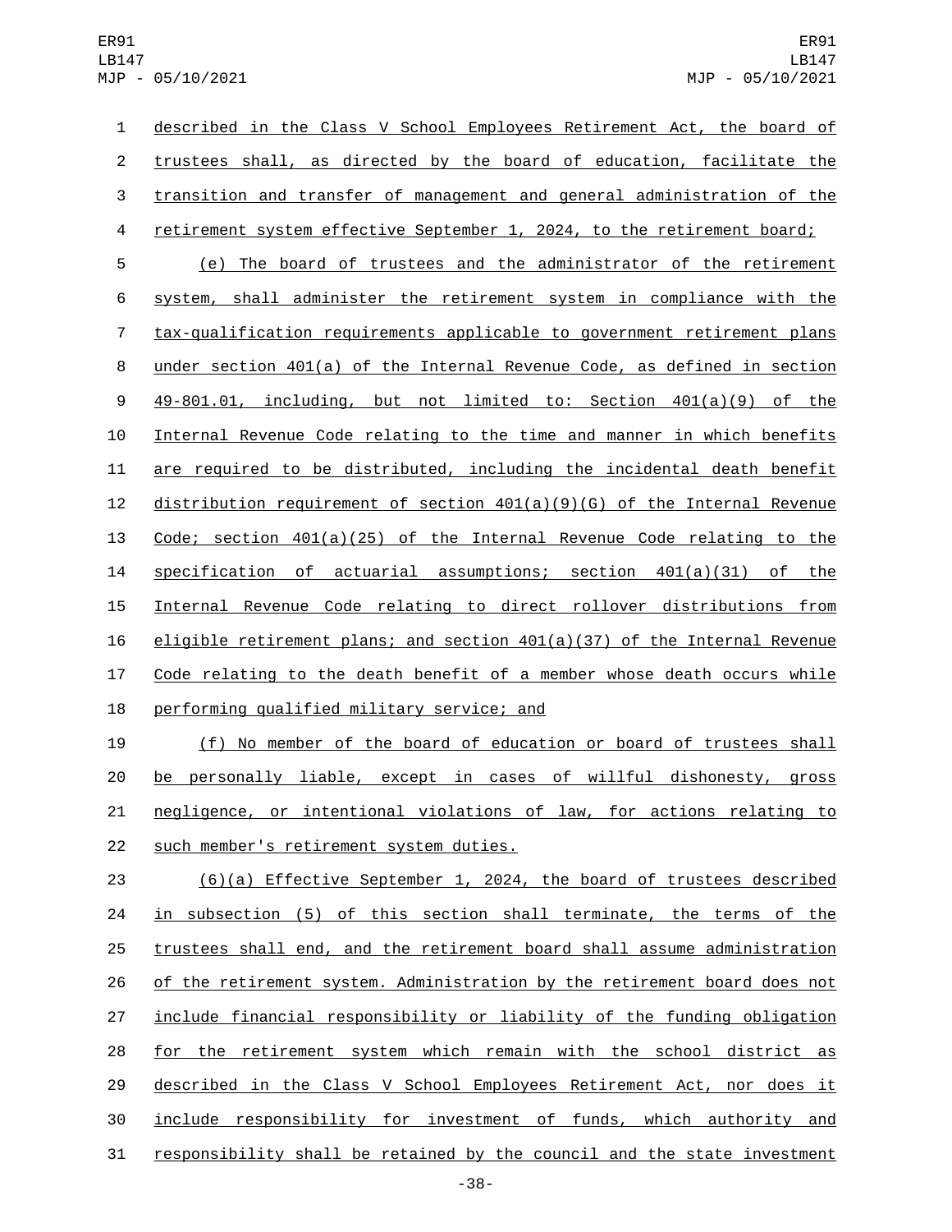described in the Class V School Employees Retirement Act, the board of trustees shall, as directed by the board of education, facilitate the transition and transfer of management and general administration of the retirement system effective September 1, 2024, to the retirement board;

(e) The board of trustees and the administrator of the retirement system, shall administer the retirement system in compliance with the tax-qualification requirements applicable to government retirement plans under section 401(a) of the Internal Revenue Code, as defined in section 49-801.01, including, but not limited to: Section 401(a)(9) of the Internal Revenue Code relating to the time and manner in which benefits are required to be distributed, including the incidental death benefit distribution requirement of section 401(a)(9)(G) of the Internal Revenue Code; section 401(a)(25) of the Internal Revenue Code relating to the specification of actuarial assumptions; section 401(a)(31) of the Internal Revenue Code relating to direct rollover distributions from eligible retirement plans; and section 401(a)(37) of the Internal Revenue Code relating to the death benefit of a member whose death occurs while performing qualified military service; and

(f) No member of the board of education or board of trustees shall be personally liable, except in cases of willful dishonesty, gross negligence, or intentional violations of law, for actions relating to such member's retirement system duties.

(6)(a) Effective September 1, 2024, the board of trustees described in subsection (5) of this section shall terminate, the terms of the trustees shall end, and the retirement board shall assume administration of the retirement system. Administration by the retirement board does not include financial responsibility or liability of the funding obligation for the retirement system which remain with the school district as described in the Class V School Employees Retirement Act, nor does it include responsibility for investment of funds, which authority and responsibility shall be retained by the council and the state investment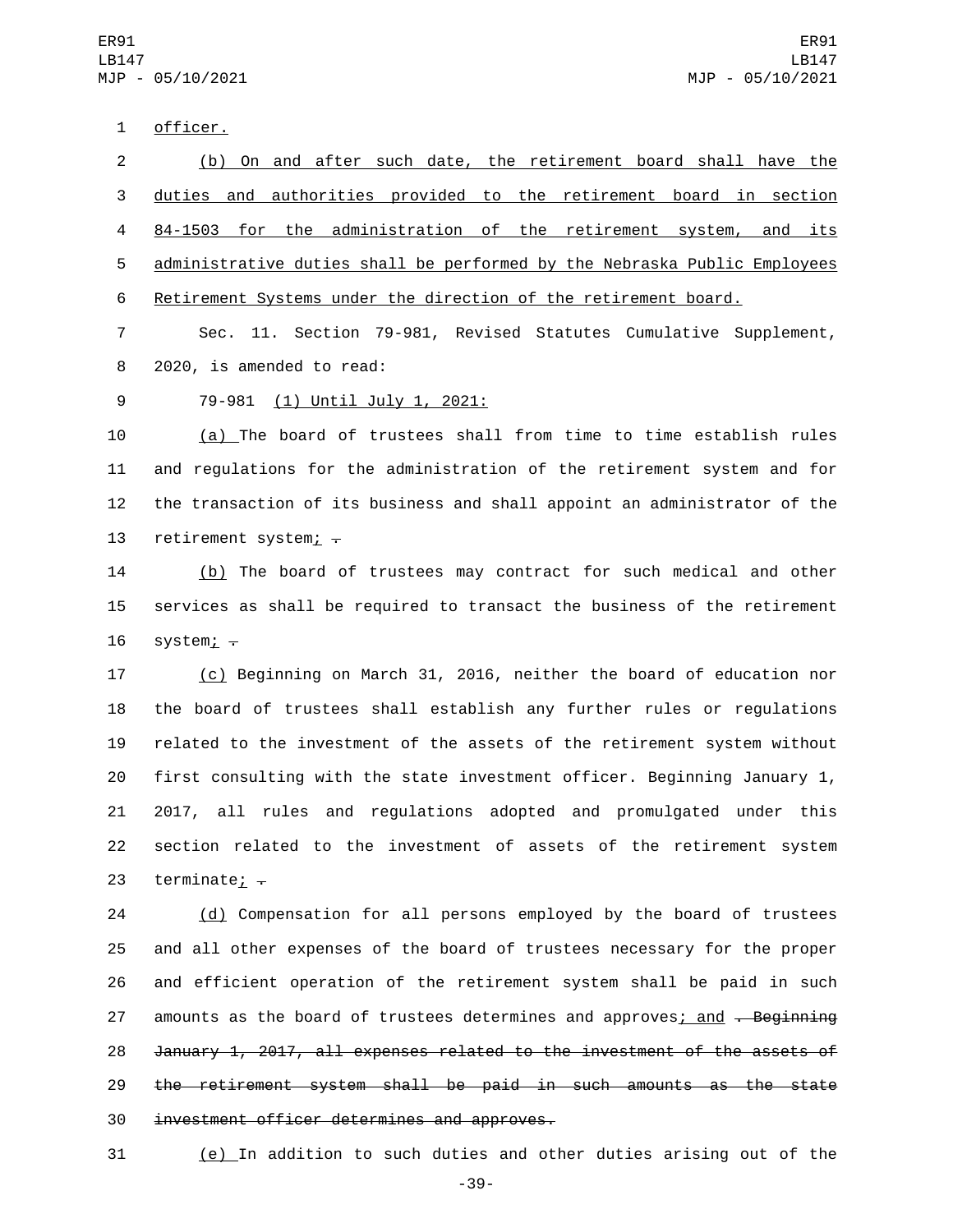officer.

(b) On and after such date, the retirement board shall have the duties and authorities provided to the retirement board in section 84-1503 for the administration of the retirement system, and its administrative duties shall be performed by the Nebraska Public Employees Retirement Systems under the direction of the retirement board.

Sec. 11. Section 79-981, Revised Statutes Cumulative Supplement, 2020, is amended to read:

79-981 (1) Until July 1, 2021:

(a) The board of trustees shall from time to time establish rules and regulations for the administration of the retirement system and for the transaction of its business and shall appoint an administrator of the retirement system; .

(b) The board of trustees may contract for such medical and other services as shall be required to transact the business of the retirement system; .

(c) Beginning on March 31, 2016, neither the board of education nor the board of trustees shall establish any further rules or regulations related to the investment of the assets of the retirement system without first consulting with the state investment officer. Beginning January 1, 2017, all rules and regulations adopted and promulgated under this section related to the investment of assets of the retirement system terminate; .

(d) Compensation for all persons employed by the board of trustees and all other expenses of the board of trustees necessary for the proper and efficient operation of the retirement system shall be paid in such amounts as the board of trustees determines and approves; and ~~. Beginning January 1, 2017, all expenses related to the investment of the assets of the retirement system shall be paid in such amounts as the state investment officer determines and approves.~~

(e) In addition to such duties and other duties arising out of the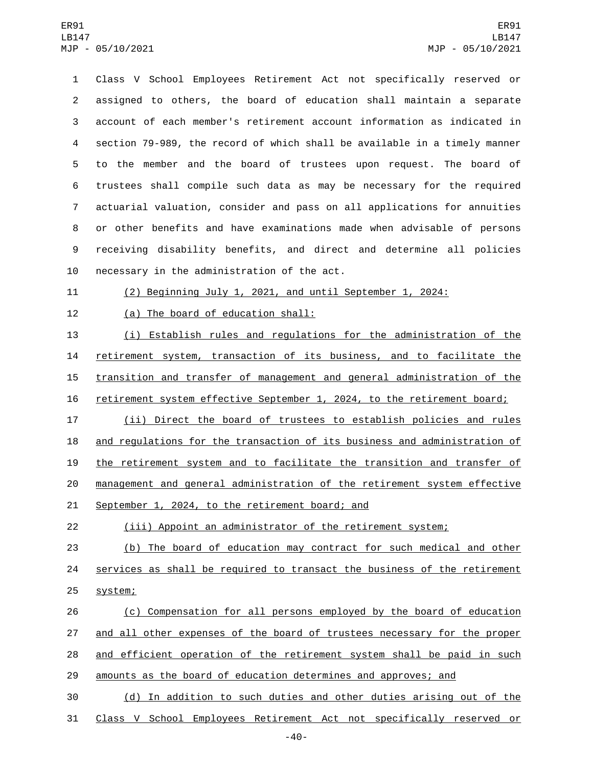Class V School Employees Retirement Act not specifically reserved or assigned to others, the board of education shall maintain a separate account of each member's retirement account information as indicated in section 79-989, the record of which shall be available in a timely manner to the member and the board of trustees upon request. The board of trustees shall compile such data as may be necessary for the required actuarial valuation, consider and pass on all applications for annuities or other benefits and have examinations made when advisable of persons receiving disability benefits, and direct and determine all policies necessary in the administration of the act.

(2) Beginning July 1, 2021, and until September 1, 2024:

(a) The board of education shall:

(i) Establish rules and regulations for the administration of the retirement system, transaction of its business, and to facilitate the transition and transfer of management and general administration of the retirement system effective September 1, 2024, to the retirement board;

(ii) Direct the board of trustees to establish policies and rules and regulations for the transaction of its business and administration of the retirement system and to facilitate the transition and transfer of management and general administration of the retirement system effective September 1, 2024, to the retirement board; and

(iii) Appoint an administrator of the retirement system;

(b) The board of education may contract for such medical and other services as shall be required to transact the business of the retirement system;

(c) Compensation for all persons employed by the board of education and all other expenses of the board of trustees necessary for the proper and efficient operation of the retirement system shall be paid in such amounts as the board of education determines and approves; and

(d) In addition to such duties and other duties arising out of the Class V School Employees Retirement Act not specifically reserved or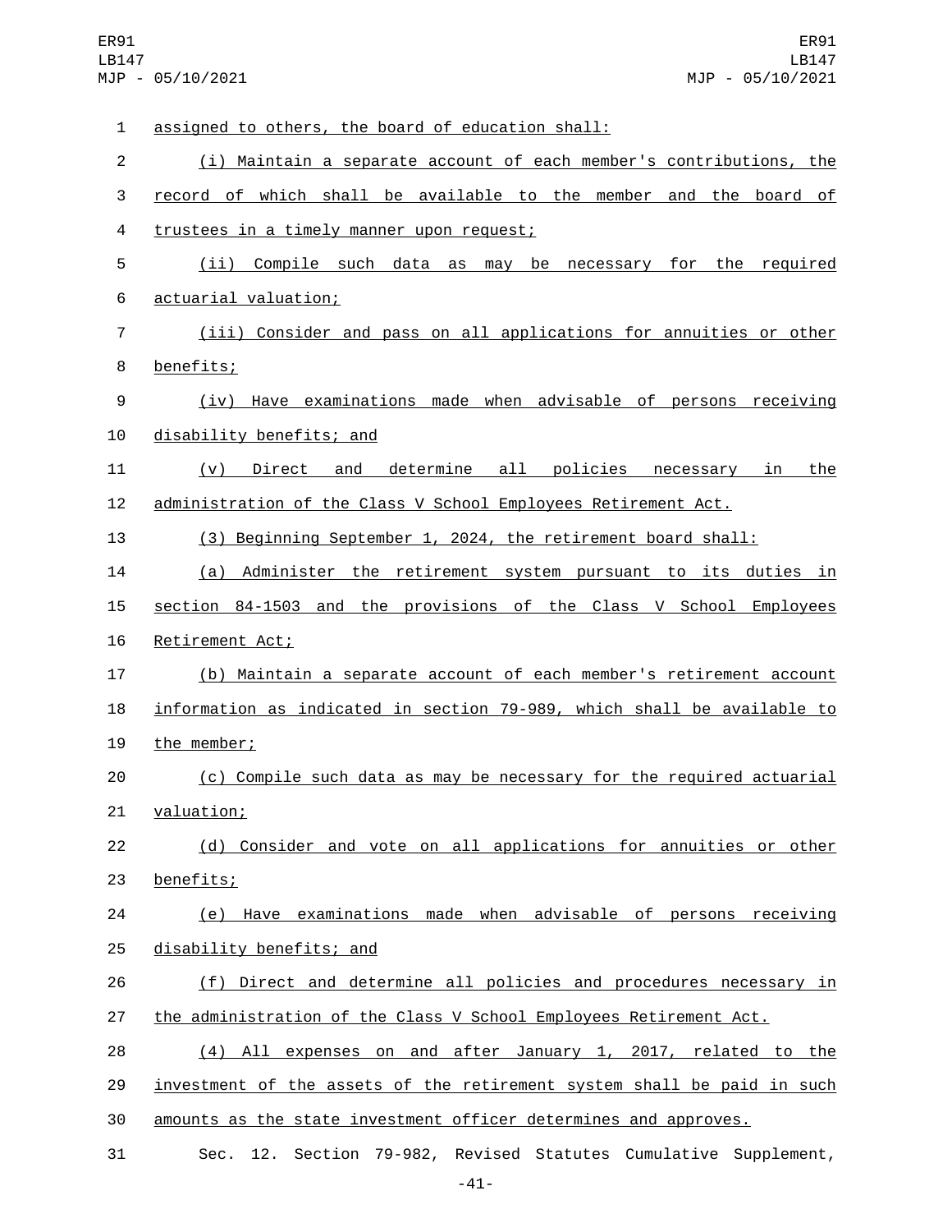assigned to others, the board of education shall:

(i) Maintain a separate account of each member's contributions, the record of which shall be available to the member and the board of trustees in a timely manner upon request;

(ii) Compile such data as may be necessary for the required actuarial valuation;

(iii) Consider and pass on all applications for annuities or other benefits;

(iv) Have examinations made when advisable of persons receiving disability benefits; and

(v) Direct and determine all policies necessary in the administration of the Class V School Employees Retirement Act.

(3) Beginning September 1, 2024, the retirement board shall:

(a) Administer the retirement system pursuant to its duties in section 84-1503 and the provisions of the Class V School Employees Retirement Act;

(b) Maintain a separate account of each member's retirement account information as indicated in section 79-989, which shall be available to the member;

(c) Compile such data as may be necessary for the required actuarial valuation;

(d) Consider and vote on all applications for annuities or other benefits;

(e) Have examinations made when advisable of persons receiving disability benefits; and

(f) Direct and determine all policies and procedures necessary in the administration of the Class V School Employees Retirement Act.

(4) All expenses on and after January 1, 2017, related to the investment of the assets of the retirement system shall be paid in such amounts as the state investment officer determines and approves.

Sec. 12. Section 79-982, Revised Statutes Cumulative Supplement,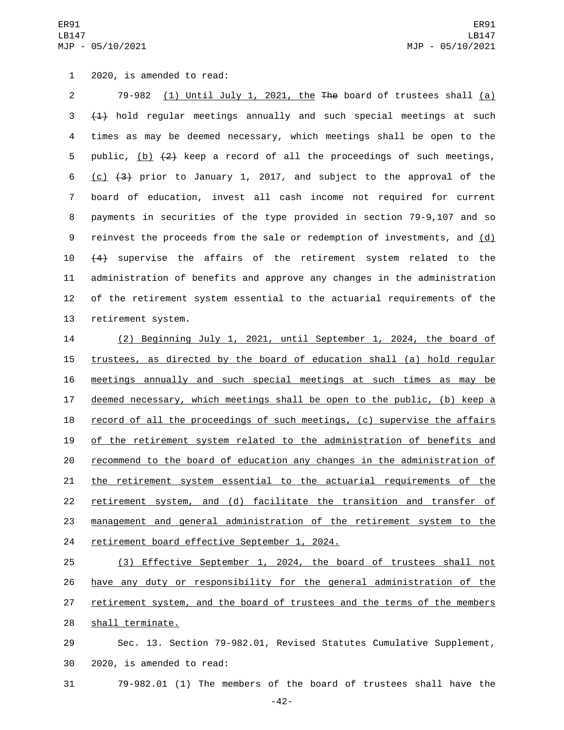2020, is amended to read:

79-982 (1) Until July 1, 2021, the ~~The~~ board of trustees shall (a) ~~(1)~~ hold regular meetings annually and such special meetings at such times as may be deemed necessary, which meetings shall be open to the public, (b) ~~(2)~~ keep a record of all the proceedings of such meetings, (c) ~~(3)~~ prior to January 1, 2017, and subject to the approval of the board of education, invest all cash income not required for current payments in securities of the type provided in section 79-9,107 and so reinvest the proceeds from the sale or redemption of investments, and (d) ~~(4)~~ supervise the affairs of the retirement system related to the administration of benefits and approve any changes in the administration of the retirement system essential to the actuarial requirements of the retirement system.

(2) Beginning July 1, 2021, until September 1, 2024, the board of trustees, as directed by the board of education shall (a) hold regular meetings annually and such special meetings at such times as may be deemed necessary, which meetings shall be open to the public, (b) keep a record of all the proceedings of such meetings, (c) supervise the affairs of the retirement system related to the administration of benefits and recommend to the board of education any changes in the administration of the retirement system essential to the actuarial requirements of the retirement system, and (d) facilitate the transition and transfer of management and general administration of the retirement system to the retirement board effective September 1, 2024.

(3) Effective September 1, 2024, the board of trustees shall not have any duty or responsibility for the general administration of the retirement system, and the board of trustees and the terms of the members shall terminate.

Sec. 13. Section 79-982.01, Revised Statutes Cumulative Supplement, 2020, is amended to read:

79-982.01 (1) The members of the board of trustees shall have the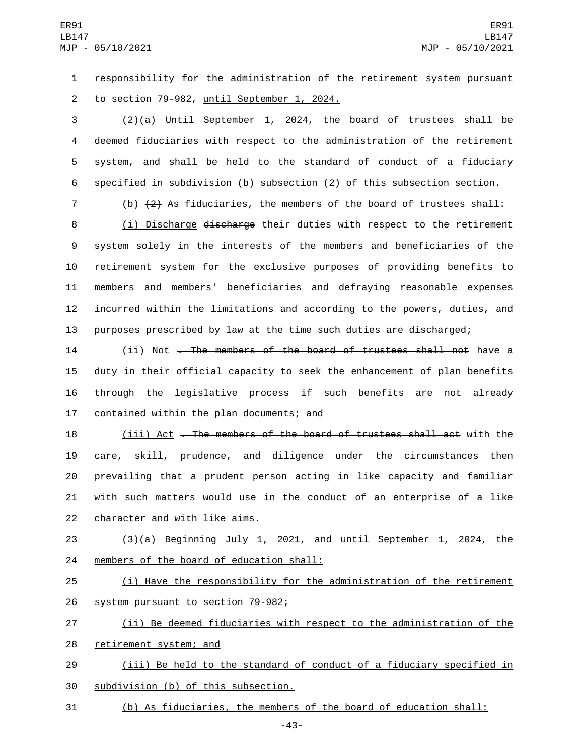responsibility for the administration of the retirement system pursuant to section 79-982~~,~~ until September 1, 2024.

(2)(a) Until September 1, 2024, the board of trustees shall be deemed fiduciaries with respect to the administration of the retirement system, and shall be held to the standard of conduct of a fiduciary specified in subdivision (b) ~~subsection (2)~~ of this subsection ~~section~~.

(b) ~~(2)~~ As fiduciaries, the members of the board of trustees shall:

(i) Discharge ~~discharge~~ their duties with respect to the retirement system solely in the interests of the members and beneficiaries of the retirement system for the exclusive purposes of providing benefits to members and members' beneficiaries and defraying reasonable expenses incurred within the limitations and according to the powers, duties, and purposes prescribed by law at the time such duties are discharged;

(ii) Not ~~. The members of the board of trustees shall not~~ have a duty in their official capacity to seek the enhancement of plan benefits through the legislative process if such benefits are not already contained within the plan documents; and

(iii) Act ~~. The members of the board of trustees shall act~~ with the care, skill, prudence, and diligence under the circumstances then prevailing that a prudent person acting in like capacity and familiar with such matters would use in the conduct of an enterprise of a like character and with like aims.

(3)(a) Beginning July 1, 2021, and until September 1, 2024, the members of the board of education shall:

(i) Have the responsibility for the administration of the retirement system pursuant to section 79-982;

(ii) Be deemed fiduciaries with respect to the administration of the retirement system; and

(iii) Be held to the standard of conduct of a fiduciary specified in subdivision (b) of this subsection.

(b) As fiduciaries, the members of the board of education shall: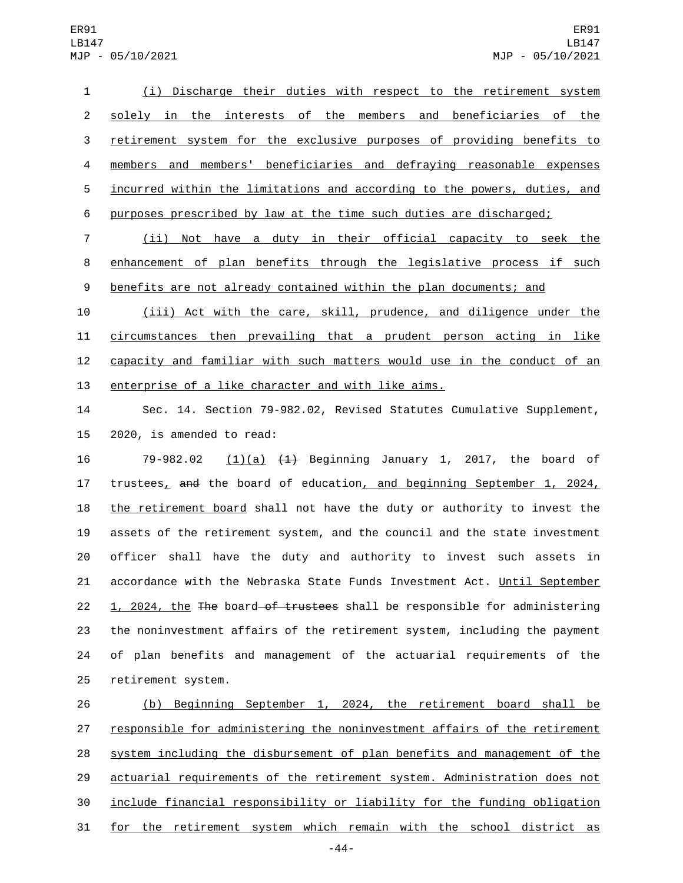(i) Discharge their duties with respect to the retirement system solely in the interests of the members and beneficiaries of the retirement system for the exclusive purposes of providing benefits to members and members' beneficiaries and defraying reasonable expenses incurred within the limitations and according to the powers, duties, and purposes prescribed by law at the time such duties are discharged;

(ii) Not have a duty in their official capacity to seek the enhancement of plan benefits through the legislative process if such benefits are not already contained within the plan documents; and

(iii) Act with the care, skill, prudence, and diligence under the circumstances then prevailing that a prudent person acting in like capacity and familiar with such matters would use in the conduct of an enterprise of a like character and with like aims.

Sec. 14. Section 79-982.02, Revised Statutes Cumulative Supplement, 2020, is amended to read:

79-982.02 (1)(a) ~~(1)~~ Beginning January 1, 2017, the board of trustees, ~~and~~ the board of education, and beginning September 1, 2024, the retirement board shall not have the duty or authority to invest the assets of the retirement system, and the council and the state investment officer shall have the duty and authority to invest such assets in accordance with the Nebraska State Funds Investment Act. Until September 1, 2024, the ~~The~~ board ~~of trustees~~ shall be responsible for administering the noninvestment affairs of the retirement system, including the payment of plan benefits and management of the actuarial requirements of the retirement system.

(b) Beginning September 1, 2024, the retirement board shall be responsible for administering the noninvestment affairs of the retirement system including the disbursement of plan benefits and management of the actuarial requirements of the retirement system. Administration does not include financial responsibility or liability for the funding obligation for the retirement system which remain with the school district as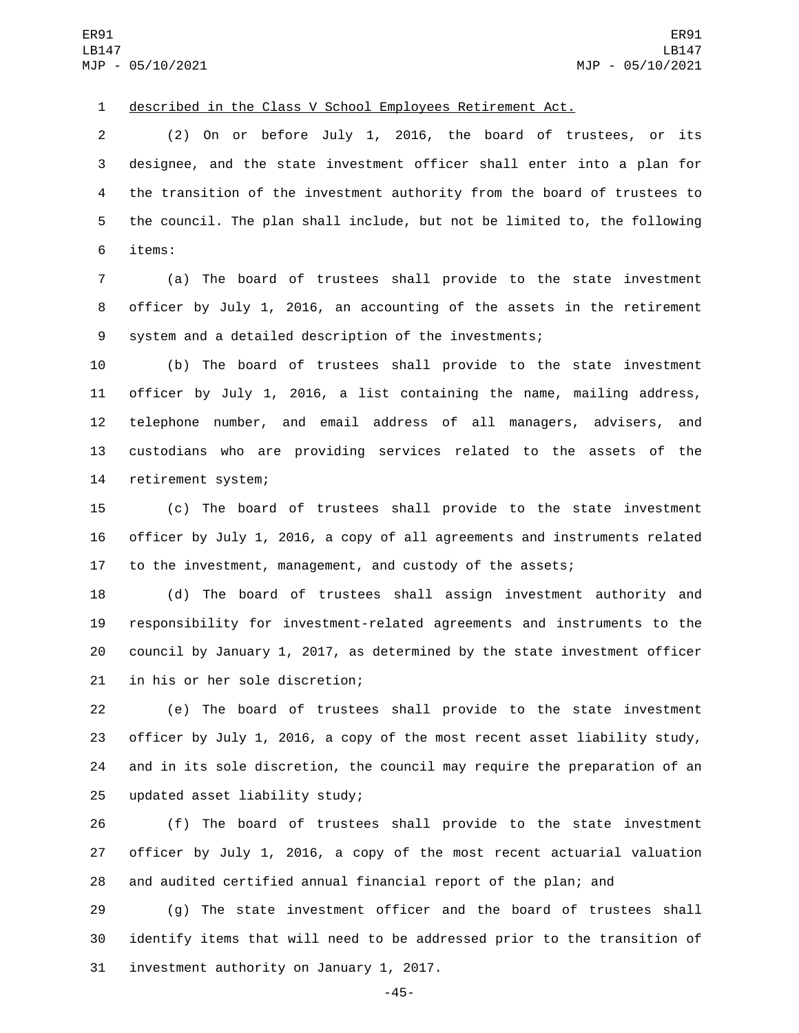described in the Class V School Employees Retirement Act.

(2) On or before July 1, 2016, the board of trustees, or its designee, and the state investment officer shall enter into a plan for the transition of the investment authority from the board of trustees to the council. The plan shall include, but not be limited to, the following items:

(a) The board of trustees shall provide to the state investment officer by July 1, 2016, an accounting of the assets in the retirement system and a detailed description of the investments;

(b) The board of trustees shall provide to the state investment officer by July 1, 2016, a list containing the name, mailing address, telephone number, and email address of all managers, advisers, and custodians who are providing services related to the assets of the retirement system;

(c) The board of trustees shall provide to the state investment officer by July 1, 2016, a copy of all agreements and instruments related to the investment, management, and custody of the assets;

(d) The board of trustees shall assign investment authority and responsibility for investment-related agreements and instruments to the council by January 1, 2017, as determined by the state investment officer in his or her sole discretion;

(e) The board of trustees shall provide to the state investment officer by July 1, 2016, a copy of the most recent asset liability study, and in its sole discretion, the council may require the preparation of an updated asset liability study;

(f) The board of trustees shall provide to the state investment officer by July 1, 2016, a copy of the most recent actuarial valuation and audited certified annual financial report of the plan; and

(g) The state investment officer and the board of trustees shall identify items that will need to be addressed prior to the transition of investment authority on January 1, 2017.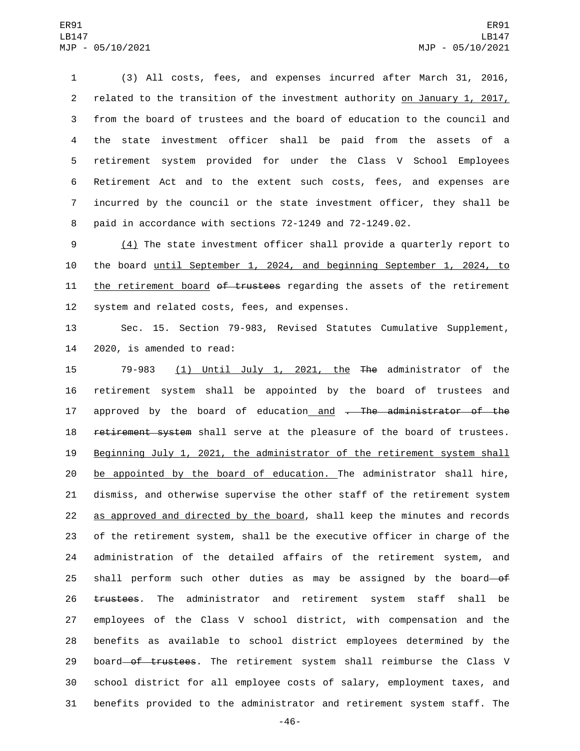(3) All costs, fees, and expenses incurred after March 31, 2016, related to the transition of the investment authority on January 1, 2017, from the board of trustees and the board of education to the council and the state investment officer shall be paid from the assets of a retirement system provided for under the Class V School Employees Retirement Act and to the extent such costs, fees, and expenses are incurred by the council or the state investment officer, they shall be paid in accordance with sections 72-1249 and 72-1249.02.

(4) The state investment officer shall provide a quarterly report to the board until September 1, 2024, and beginning September 1, 2024, to the retirement board ~~of trustees~~ regarding the assets of the retirement system and related costs, fees, and expenses.

Sec. 15. Section 79-983, Revised Statutes Cumulative Supplement, 2020, is amended to read:

79-983 (1) Until July 1, 2021, the ~~The~~ administrator of the retirement system shall be appointed by the board of trustees and approved by the board of education and ~~. The administrator of the retirement system~~ shall serve at the pleasure of the board of trustees. Beginning July 1, 2021, the administrator of the retirement system shall be appointed by the board of education. The administrator shall hire, dismiss, and otherwise supervise the other staff of the retirement system as approved and directed by the board, shall keep the minutes and records of the retirement system, shall be the executive officer in charge of the administration of the detailed affairs of the retirement system, and shall perform such other duties as may be assigned by the board ~~of trustees~~. The administrator and retirement system staff shall be employees of the Class V school district, with compensation and the benefits as available to school district employees determined by the board ~~of trustees~~. The retirement system shall reimburse the Class V school district for all employee costs of salary, employment taxes, and benefits provided to the administrator and retirement system staff. The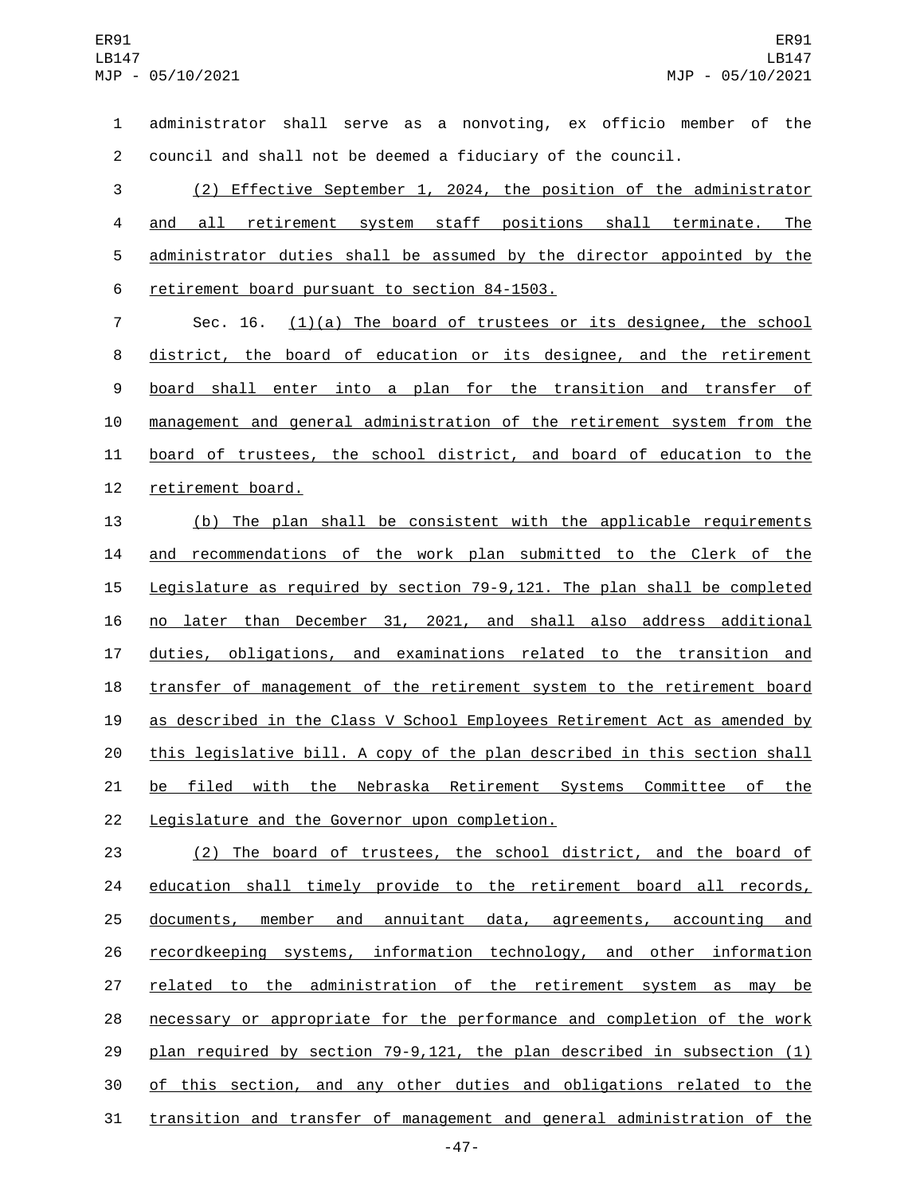administrator shall serve as a nonvoting, ex officio member of the council and shall not be deemed a fiduciary of the council.

(2) Effective September 1, 2024, the position of the administrator and all retirement system staff positions shall terminate. The administrator duties shall be assumed by the director appointed by the retirement board pursuant to section 84-1503.

Sec. 16. (1)(a) The board of trustees or its designee, the school district, the board of education or its designee, and the retirement board shall enter into a plan for the transition and transfer of management and general administration of the retirement system from the board of trustees, the school district, and board of education to the retirement board.

(b) The plan shall be consistent with the applicable requirements and recommendations of the work plan submitted to the Clerk of the Legislature as required by section 79-9,121. The plan shall be completed no later than December 31, 2021, and shall also address additional duties, obligations, and examinations related to the transition and transfer of management of the retirement system to the retirement board as described in the Class V School Employees Retirement Act as amended by this legislative bill. A copy of the plan described in this section shall be filed with the Nebraska Retirement Systems Committee of the Legislature and the Governor upon completion.

(2) The board of trustees, the school district, and the board of education shall timely provide to the retirement board all records, documents, member and annuitant data, agreements, accounting and recordkeeping systems, information technology, and other information related to the administration of the retirement system as may be necessary or appropriate for the performance and completion of the work plan required by section 79-9,121, the plan described in subsection (1) of this section, and any other duties and obligations related to the transition and transfer of management and general administration of the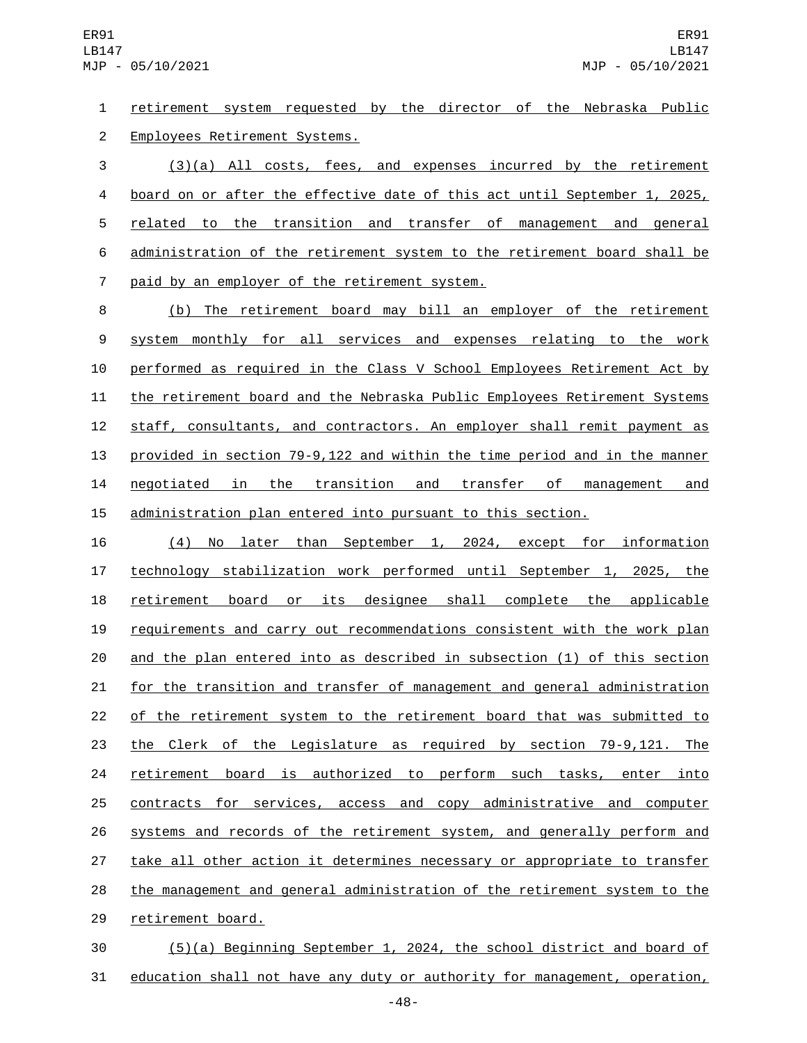retirement system requested by the director of the Nebraska Public Employees Retirement Systems.

(3)(a) All costs, fees, and expenses incurred by the retirement board on or after the effective date of this act until September 1, 2025, related to the transition and transfer of management and general administration of the retirement system to the retirement board shall be paid by an employer of the retirement system.

(b) The retirement board may bill an employer of the retirement system monthly for all services and expenses relating to the work performed as required in the Class V School Employees Retirement Act by the retirement board and the Nebraska Public Employees Retirement Systems staff, consultants, and contractors. An employer shall remit payment as provided in section 79-9,122 and within the time period and in the manner negotiated in the transition and transfer of management and administration plan entered into pursuant to this section.

(4) No later than September 1, 2024, except for information technology stabilization work performed until September 1, 2025, the retirement board or its designee shall complete the applicable requirements and carry out recommendations consistent with the work plan and the plan entered into as described in subsection (1) of this section for the transition and transfer of management and general administration of the retirement system to the retirement board that was submitted to the Clerk of the Legislature as required by section 79-9,121. The retirement board is authorized to perform such tasks, enter into contracts for services, access and copy administrative and computer systems and records of the retirement system, and generally perform and take all other action it determines necessary or appropriate to transfer the management and general administration of the retirement system to the retirement board.

(5)(a) Beginning September 1, 2024, the school district and board of education shall not have any duty or authority for management, operation,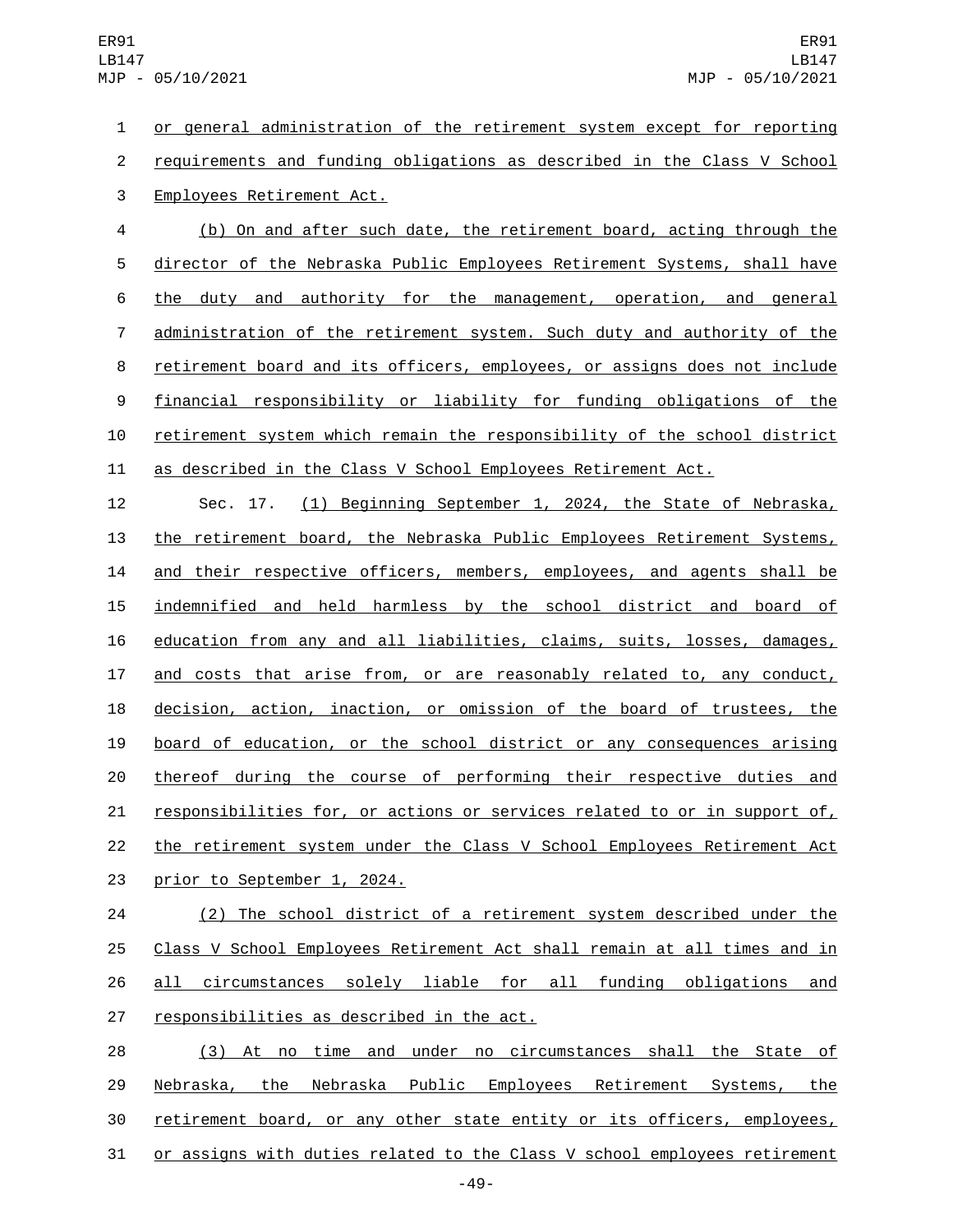or general administration of the retirement system except for reporting requirements and funding obligations as described in the Class V School Employees Retirement Act.

(b) On and after such date, the retirement board, acting through the director of the Nebraska Public Employees Retirement Systems, shall have the duty and authority for the management, operation, and general administration of the retirement system. Such duty and authority of the retirement board and its officers, employees, or assigns does not include financial responsibility or liability for funding obligations of the retirement system which remain the responsibility of the school district as described in the Class V School Employees Retirement Act.

Sec. 17. (1) Beginning September 1, 2024, the State of Nebraska, the retirement board, the Nebraska Public Employees Retirement Systems, and their respective officers, members, employees, and agents shall be indemnified and held harmless by the school district and board of education from any and all liabilities, claims, suits, losses, damages, and costs that arise from, or are reasonably related to, any conduct, decision, action, inaction, or omission of the board of trustees, the board of education, or the school district or any consequences arising thereof during the course of performing their respective duties and responsibilities for, or actions or services related to or in support of, the retirement system under the Class V School Employees Retirement Act prior to September 1, 2024.

(2) The school district of a retirement system described under the Class V School Employees Retirement Act shall remain at all times and in all circumstances solely liable for all funding obligations and responsibilities as described in the act.

(3) At no time and under no circumstances shall the State of Nebraska, the Nebraska Public Employees Retirement Systems, the retirement board, or any other state entity or its officers, employees, or assigns with duties related to the Class V school employees retirement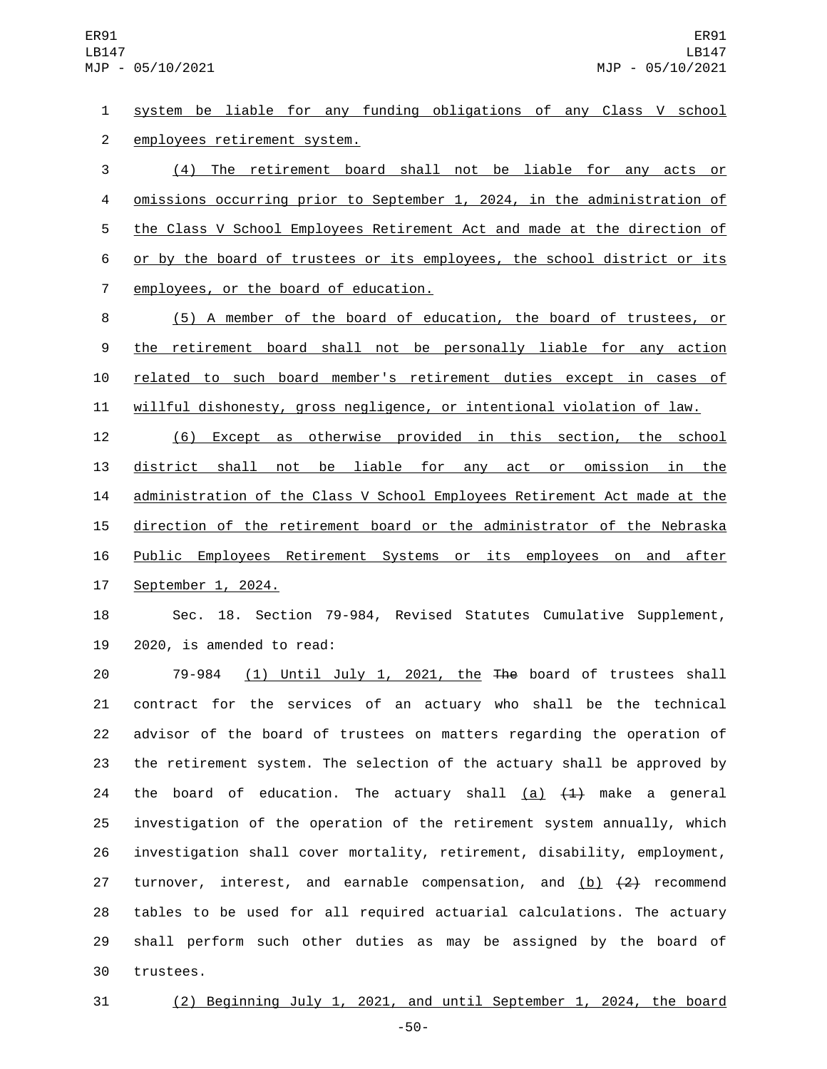system be liable for any funding obligations of any Class V school employees retirement system.

(4) The retirement board shall not be liable for any acts or omissions occurring prior to September 1, 2024, in the administration of the Class V School Employees Retirement Act and made at the direction of or by the board of trustees or its employees, the school district or its employees, or the board of education.

(5) A member of the board of education, the board of trustees, or the retirement board shall not be personally liable for any action related to such board member's retirement duties except in cases of willful dishonesty, gross negligence, or intentional violation of law.

(6) Except as otherwise provided in this section, the school district shall not be liable for any act or omission in the administration of the Class V School Employees Retirement Act made at the direction of the retirement board or the administrator of the Nebraska Public Employees Retirement Systems or its employees on and after September 1, 2024.

Sec. 18. Section 79-984, Revised Statutes Cumulative Supplement, 2020, is amended to read:

79-984 (1) Until July 1, 2021, the ~~The~~ board of trustees shall contract for the services of an actuary who shall be the technical advisor of the board of trustees on matters regarding the operation of the retirement system. The selection of the actuary shall be approved by the board of education. The actuary shall (a) ~~(1)~~ make a general investigation of the operation of the retirement system annually, which investigation shall cover mortality, retirement, disability, employment, turnover, interest, and earnable compensation, and (b) ~~(2)~~ recommend tables to be used for all required actuarial calculations. The actuary shall perform such other duties as may be assigned by the board of trustees.

(2) Beginning July 1, 2021, and until September 1, 2024, the board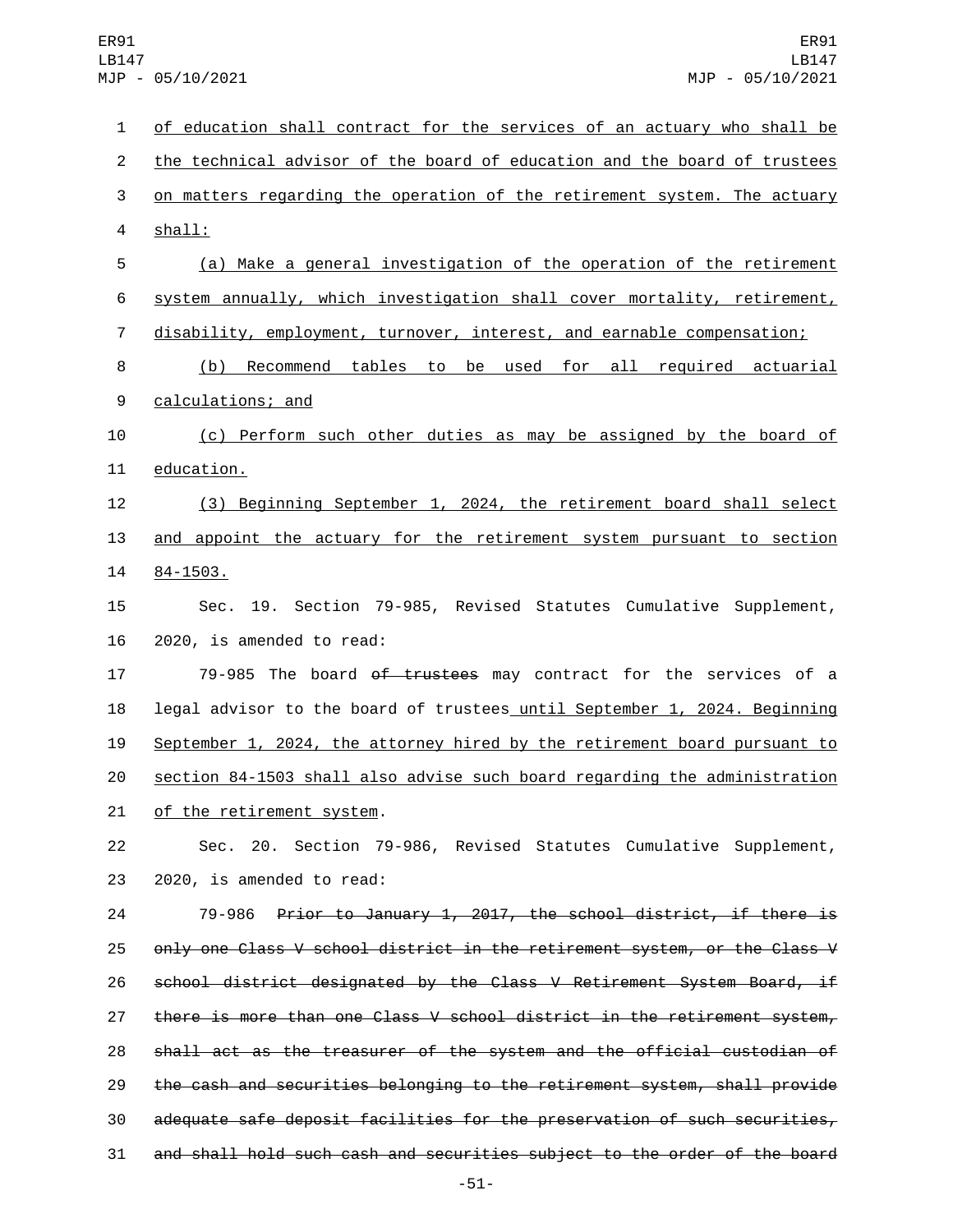of education shall contract for the services of an actuary who shall be the technical advisor of the board of education and the board of trustees on matters regarding the operation of the retirement system. The actuary shall:

(a) Make a general investigation of the operation of the retirement system annually, which investigation shall cover mortality, retirement, disability, employment, turnover, interest, and earnable compensation;

(b) Recommend tables to be used for all required actuarial calculations; and

(c) Perform such other duties as may be assigned by the board of education.

(3) Beginning September 1, 2024, the retirement board shall select and appoint the actuary for the retirement system pursuant to section 84-1503.

Sec. 19. Section 79-985, Revised Statutes Cumulative Supplement, 2020, is amended to read:

79-985 The board ~~of trustees~~ may contract for the services of a legal advisor to the board of trustees until September 1, 2024. Beginning September 1, 2024, the attorney hired by the retirement board pursuant to section 84-1503 shall also advise such board regarding the administration of the retirement system.

Sec. 20. Section 79-986, Revised Statutes Cumulative Supplement, 2020, is amended to read:

79-986 ~~Prior to January 1, 2017, the school district, if there is only one Class V school district in the retirement system, or the Class V school district designated by the Class V Retirement System Board, if there is more than one Class V school district in the retirement system, shall act as the treasurer of the system and the official custodian of the cash and securities belonging to the retirement system, shall provide adequate safe deposit facilities for the preservation of such securities, and shall hold such cash and securities subject to the order of the board~~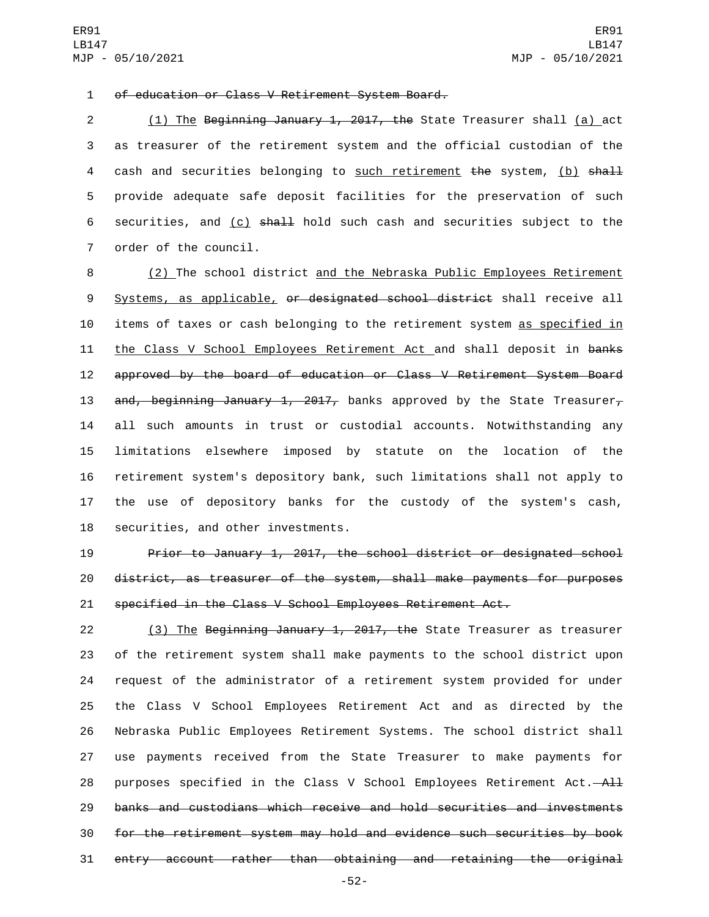of education or Class V Retirement System Board.

(1) The Beginning January 1, 2017, the State Treasurer shall (a) act as treasurer of the retirement system and the official custodian of the cash and securities belonging to such retirement the system, (b) shall provide adequate safe deposit facilities for the preservation of such securities, and (c) shall hold such cash and securities subject to the order of the council.

(2) The school district and the Nebraska Public Employees Retirement Systems, as applicable, or designated school district shall receive all items of taxes or cash belonging to the retirement system as specified in the Class V School Employees Retirement Act and shall deposit in banks approved by the board of education or Class V Retirement System Board and, beginning January 1, 2017, banks approved by the State Treasurer, all such amounts in trust or custodial accounts. Notwithstanding any limitations elsewhere imposed by statute on the location of the retirement system's depository bank, such limitations shall not apply to the use of depository banks for the custody of the system's cash, securities, and other investments.

Prior to January 1, 2017, the school district or designated school district, as treasurer of the system, shall make payments for purposes specified in the Class V School Employees Retirement Act.

(3) The Beginning January 1, 2017, the State Treasurer as treasurer of the retirement system shall make payments to the school district upon request of the administrator of a retirement system provided for under the Class V School Employees Retirement Act and as directed by the Nebraska Public Employees Retirement Systems. The school district shall use payments received from the State Treasurer to make payments for purposes specified in the Class V School Employees Retirement Act. All banks and custodians which receive and hold securities and investments for the retirement system may hold and evidence such securities by book entry account rather than obtaining and retaining the original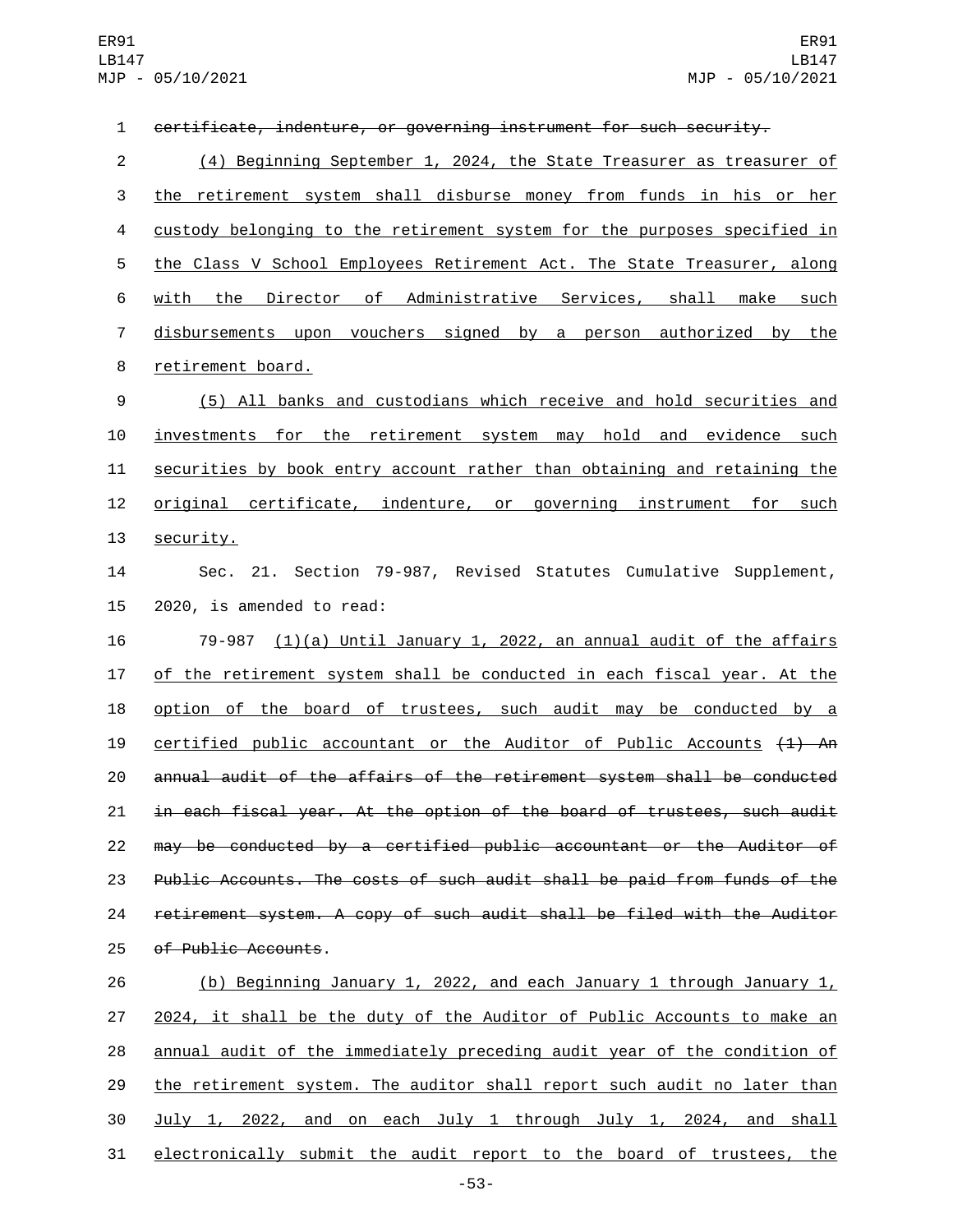~~certificate, indenture, or governing instrument for such security.~~

<u>(4) Beginning September 1, 2024, the State Treasurer as treasurer of the retirement system shall disburse money from funds in his or her custody belonging to the retirement system for the purposes specified in the Class V School Employees Retirement Act. The State Treasurer, along with the Director of Administrative Services, shall make such disbursements upon vouchers signed by a person authorized by the retirement board.</u>

<u>(5) All banks and custodians which receive and hold securities and investments for the retirement system may hold and evidence such securities by book entry account rather than obtaining and retaining the original certificate, indenture, or governing instrument for such security.</u>

Sec. 21. Section 79-987, Revised Statutes Cumulative Supplement, 2020, is amended to read:

79-987 <u>(1)(a) Until January 1, 2022, an annual audit of the affairs of the retirement system shall be conducted in each fiscal year. At the option of the board of trustees, such audit may be conducted by a certified public accountant or the Auditor of Public Accounts</u> ~~(1) An annual audit of the affairs of the retirement system shall be conducted in each fiscal year. At the option of the board of trustees, such audit may be conducted by a certified public accountant or the Auditor of Public Accounts. The costs of such audit shall be paid from funds of the retirement system. A copy of such audit shall be filed with the Auditor of Public Accounts~~.

<u>(b) Beginning January 1, 2022, and each January 1 through January 1, 2024, it shall be the duty of the Auditor of Public Accounts to make an annual audit of the immediately preceding audit year of the condition of the retirement system. The auditor shall report such audit no later than July 1, 2022, and on each July 1 through July 1, 2024, and shall electronically submit the audit report to the board of trustees, the</u>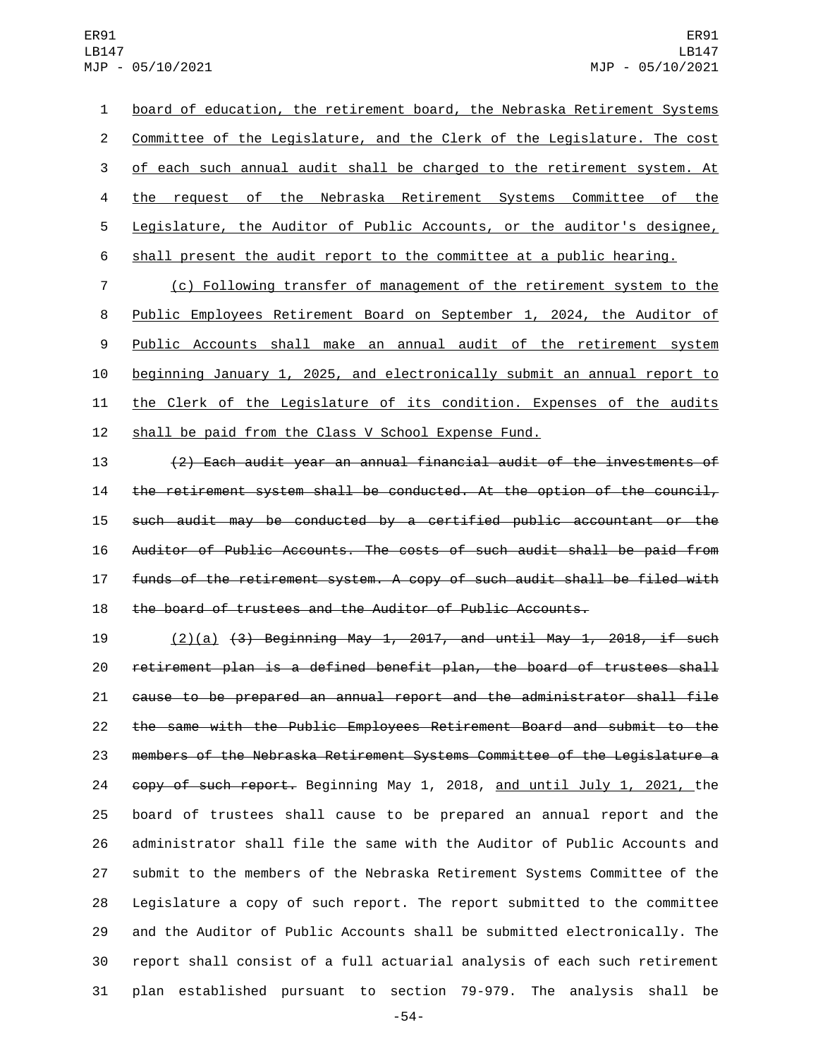board of education, the retirement board, the Nebraska Retirement Systems Committee of the Legislature, and the Clerk of the Legislature. The cost of each such annual audit shall be charged to the retirement system. At the request of the Nebraska Retirement Systems Committee of the Legislature, the Auditor of Public Accounts, or the auditor's designee, shall present the audit report to the committee at a public hearing.

(c) Following transfer of management of the retirement system to the Public Employees Retirement Board on September 1, 2024, the Auditor of Public Accounts shall make an annual audit of the retirement system beginning January 1, 2025, and electronically submit an annual report to the Clerk of the Legislature of its condition. Expenses of the audits shall be paid from the Class V School Expense Fund.

~~(2) Each audit year an annual financial audit of the investments of the retirement system shall be conducted. At the option of the council, such audit may be conducted by a certified public accountant or the Auditor of Public Accounts. The costs of such audit shall be paid from funds of the retirement system. A copy of such audit shall be filed with the board of trustees and the Auditor of Public Accounts.~~

(2)(a) ~~(3) Beginning May 1, 2017, and until May 1, 2018, if such retirement plan is a defined benefit plan, the board of trustees shall cause to be prepared an annual report and the administrator shall file the same with the Public Employees Retirement Board and submit to the members of the Nebraska Retirement Systems Committee of the Legislature a copy of such report.~~ Beginning May 1, 2018, and until July 1, 2021, the board of trustees shall cause to be prepared an annual report and the administrator shall file the same with the Auditor of Public Accounts and submit to the members of the Nebraska Retirement Systems Committee of the Legislature a copy of such report. The report submitted to the committee and the Auditor of Public Accounts shall be submitted electronically. The report shall consist of a full actuarial analysis of each such retirement plan established pursuant to section 79-979. The analysis shall be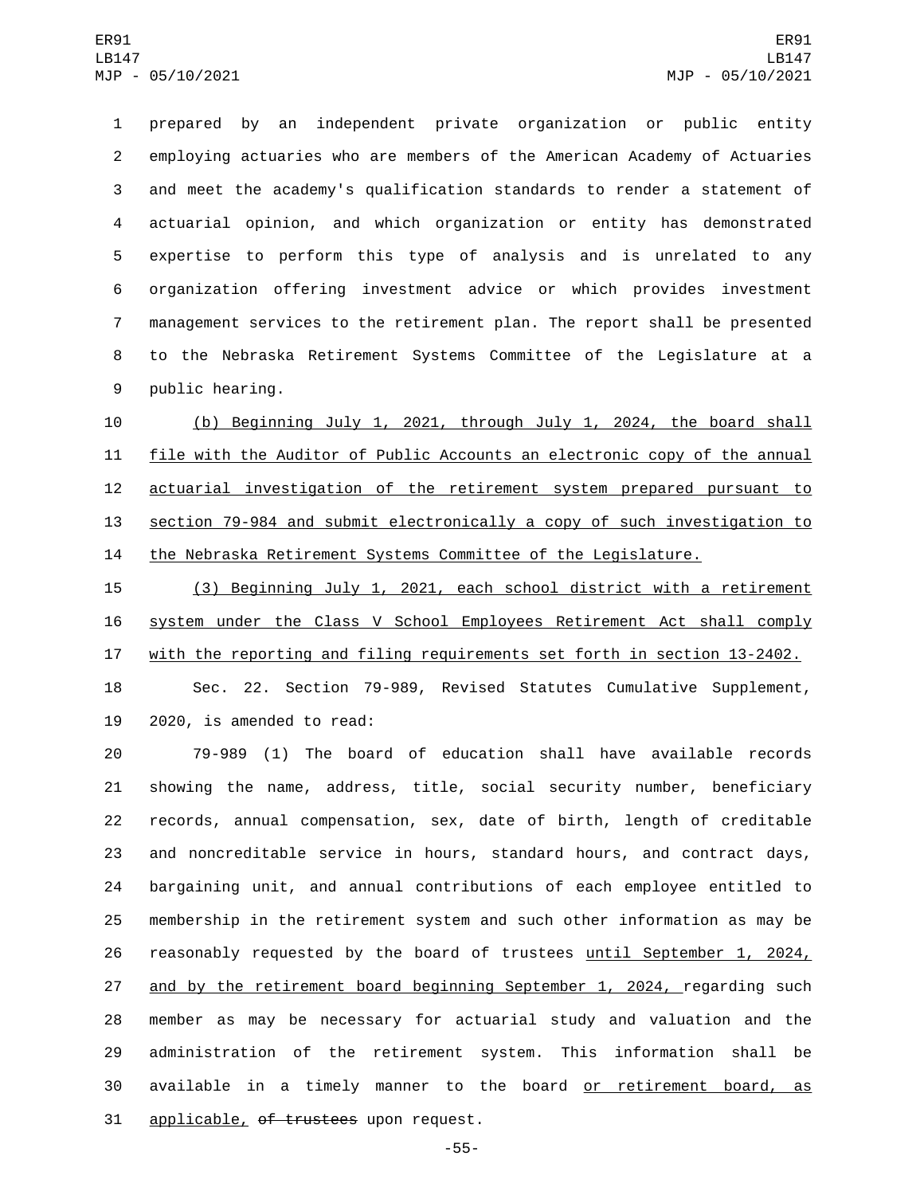prepared by an independent private organization or public entity employing actuaries who are members of the American Academy of Actuaries and meet the academy's qualification standards to render a statement of actuarial opinion, and which organization or entity has demonstrated expertise to perform this type of analysis and is unrelated to any organization offering investment advice or which provides investment management services to the retirement plan. The report shall be presented to the Nebraska Retirement Systems Committee of the Legislature at a public hearing.

(b) Beginning July 1, 2021, through July 1, 2024, the board shall file with the Auditor of Public Accounts an electronic copy of the annual actuarial investigation of the retirement system prepared pursuant to section 79-984 and submit electronically a copy of such investigation to the Nebraska Retirement Systems Committee of the Legislature.

(3) Beginning July 1, 2021, each school district with a retirement system under the Class V School Employees Retirement Act shall comply with the reporting and filing requirements set forth in section 13-2402.

Sec. 22. Section 79-989, Revised Statutes Cumulative Supplement, 2020, is amended to read:

79-989 (1) The board of education shall have available records showing the name, address, title, social security number, beneficiary records, annual compensation, sex, date of birth, length of creditable and noncreditable service in hours, standard hours, and contract days, bargaining unit, and annual contributions of each employee entitled to membership in the retirement system and such other information as may be reasonably requested by the board of trustees until September 1, 2024, and by the retirement board beginning September 1, 2024, regarding such member as may be necessary for actuarial study and valuation and the administration of the retirement system. This information shall be available in a timely manner to the board or retirement board, as applicable, ~~of trustees~~ upon request.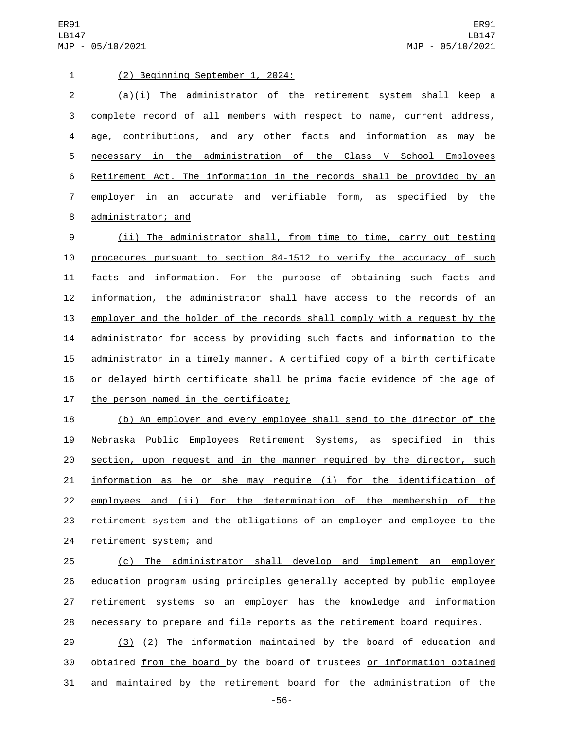(2) Beginning September 1, 2024:

(a)(i) The administrator of the retirement system shall keep a complete record of all members with respect to name, current address, age, contributions, and any other facts and information as may be necessary in the administration of the Class V School Employees Retirement Act. The information in the records shall be provided by an employer in an accurate and verifiable form, as specified by the administrator; and

(ii) The administrator shall, from time to time, carry out testing procedures pursuant to section 84-1512 to verify the accuracy of such facts and information. For the purpose of obtaining such facts and information, the administrator shall have access to the records of an employer and the holder of the records shall comply with a request by the administrator for access by providing such facts and information to the administrator in a timely manner. A certified copy of a birth certificate or delayed birth certificate shall be prima facie evidence of the age of the person named in the certificate;

(b) An employer and every employee shall send to the director of the Nebraska Public Employees Retirement Systems, as specified in this section, upon request and in the manner required by the director, such information as he or she may require (i) for the identification of employees and (ii) for the determination of the membership of the retirement system and the obligations of an employer and employee to the retirement system; and

(c) The administrator shall develop and implement an employer education program using principles generally accepted by public employee retirement systems so an employer has the knowledge and information necessary to prepare and file reports as the retirement board requires.

(3) (2) The information maintained by the board of education and obtained from the board by the board of trustees or information obtained and maintained by the retirement board for the administration of the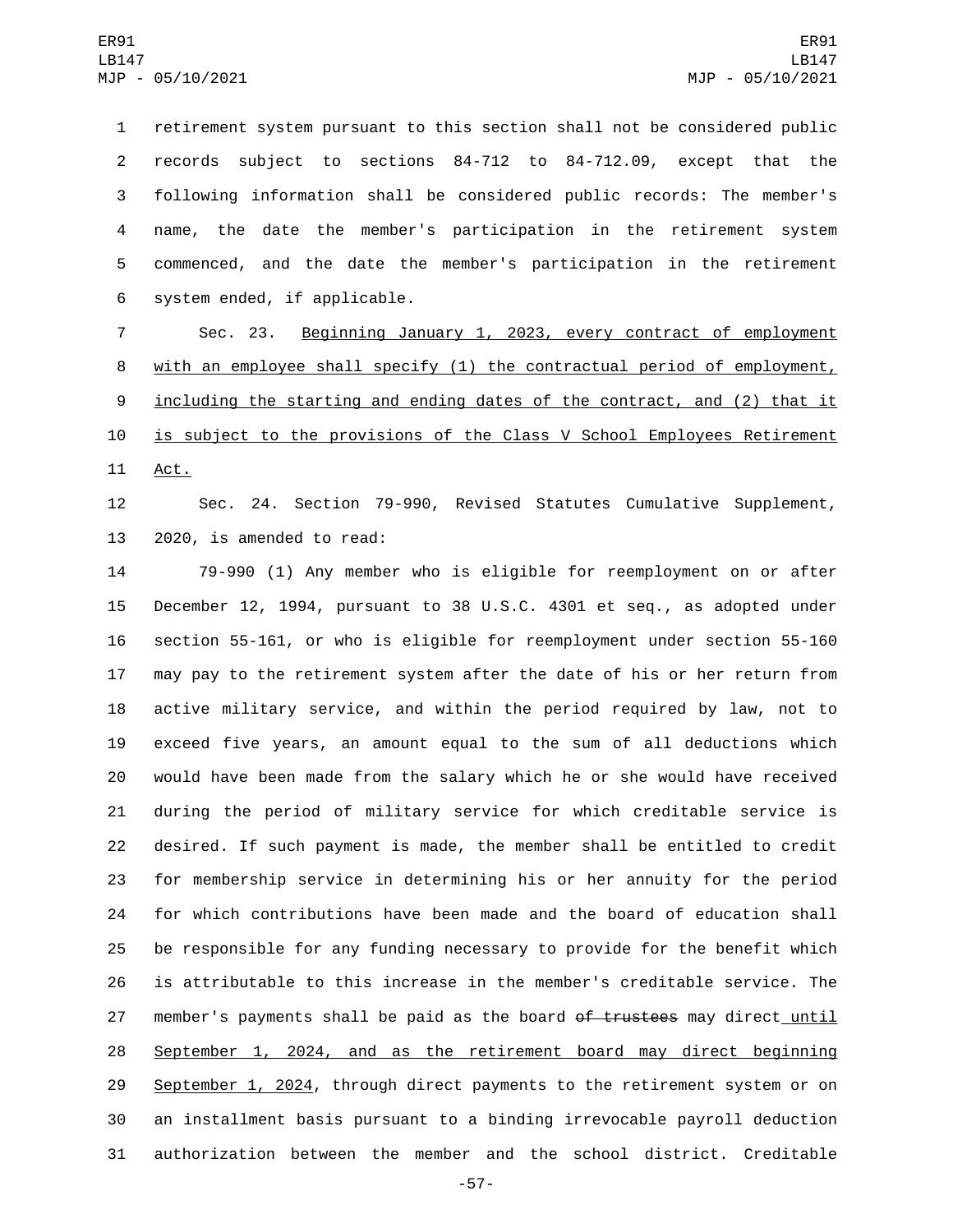retirement system pursuant to this section shall not be considered public records subject to sections 84-712 to 84-712.09, except that the following information shall be considered public records: The member's name, the date the member's participation in the retirement system commenced, and the date the member's participation in the retirement system ended, if applicable.

Sec. 23. Beginning January 1, 2023, every contract of employment with an employee shall specify (1) the contractual period of employment, including the starting and ending dates of the contract, and (2) that it is subject to the provisions of the Class V School Employees Retirement Act.

Sec. 24. Section 79-990, Revised Statutes Cumulative Supplement, 2020, is amended to read:

79-990 (1) Any member who is eligible for reemployment on or after December 12, 1994, pursuant to 38 U.S.C. 4301 et seq., as adopted under section 55-161, or who is eligible for reemployment under section 55-160 may pay to the retirement system after the date of his or her return from active military service, and within the period required by law, not to exceed five years, an amount equal to the sum of all deductions which would have been made from the salary which he or she would have received during the period of military service for which creditable service is desired. If such payment is made, the member shall be entitled to credit for membership service in determining his or her annuity for the period for which contributions have been made and the board of education shall be responsible for any funding necessary to provide for the benefit which is attributable to this increase in the member's creditable service. The member's payments shall be paid as the board ~~of trustees~~ may direct until September 1, 2024, and as the retirement board may direct beginning September 1, 2024, through direct payments to the retirement system or on an installment basis pursuant to a binding irrevocable payroll deduction authorization between the member and the school district. Creditable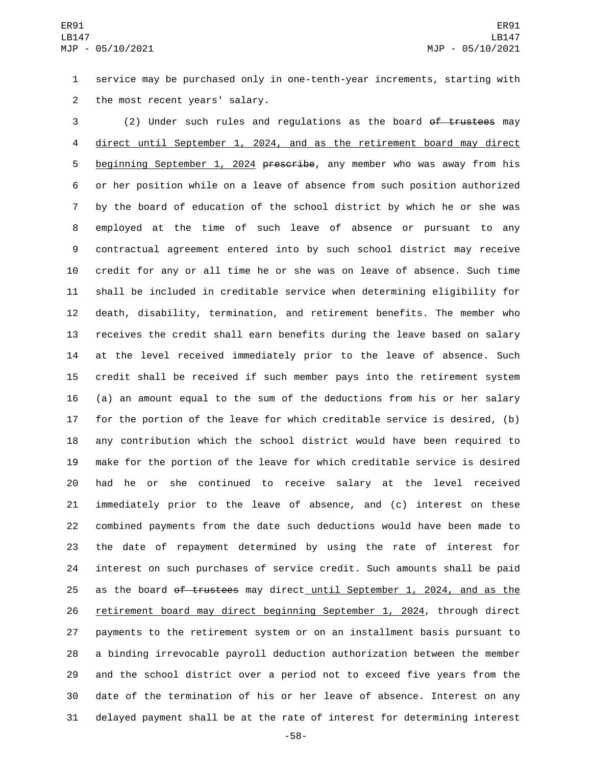service may be purchased only in one-tenth-year increments, starting with the most recent years' salary.

(2) Under such rules and regulations as the board ~~of trustees~~ may direct until September 1, 2024, and as the retirement board may direct beginning September 1, 2024 ~~prescribe~~, any member who was away from his or her position while on a leave of absence from such position authorized by the board of education of the school district by which he or she was employed at the time of such leave of absence or pursuant to any contractual agreement entered into by such school district may receive credit for any or all time he or she was on leave of absence. Such time shall be included in creditable service when determining eligibility for death, disability, termination, and retirement benefits. The member who receives the credit shall earn benefits during the leave based on salary at the level received immediately prior to the leave of absence. Such credit shall be received if such member pays into the retirement system (a) an amount equal to the sum of the deductions from his or her salary for the portion of the leave for which creditable service is desired, (b) any contribution which the school district would have been required to make for the portion of the leave for which creditable service is desired had he or she continued to receive salary at the level received immediately prior to the leave of absence, and (c) interest on these combined payments from the date such deductions would have been made to the date of repayment determined by using the rate of interest for interest on such purchases of service credit. Such amounts shall be paid as the board ~~of trustees~~ may direct until September 1, 2024, and as the retirement board may direct beginning September 1, 2024, through direct payments to the retirement system or on an installment basis pursuant to a binding irrevocable payroll deduction authorization between the member and the school district over a period not to exceed five years from the date of the termination of his or her leave of absence. Interest on any delayed payment shall be at the rate of interest for determining interest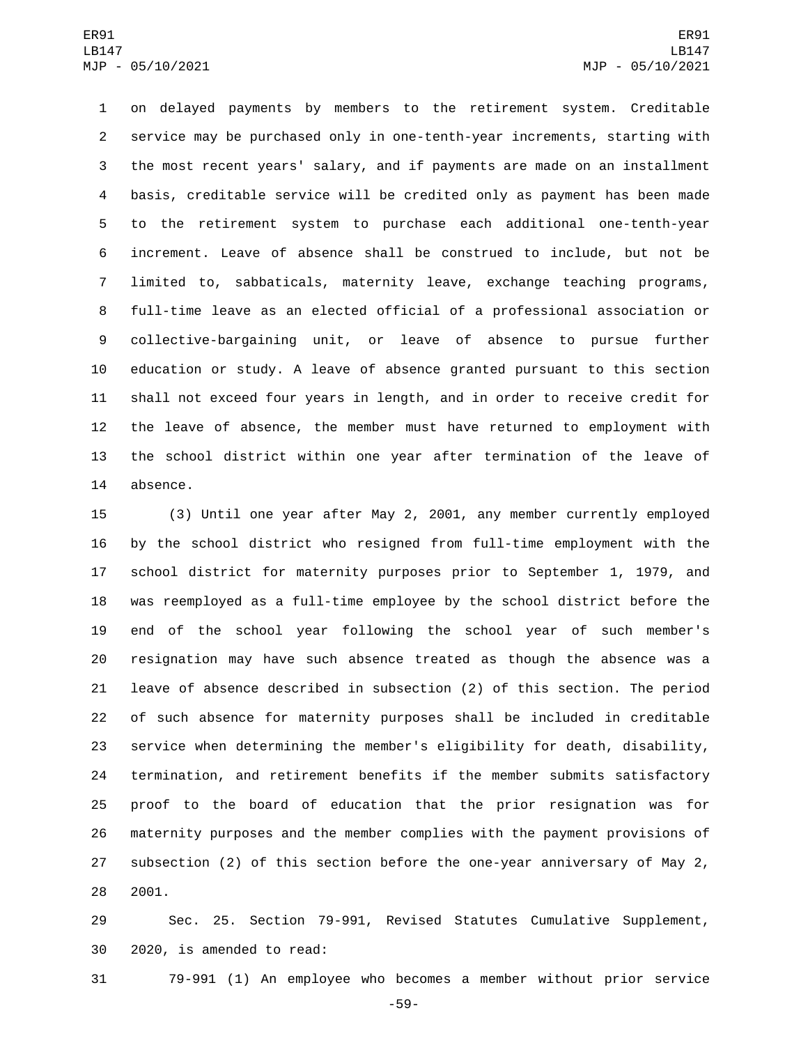on delayed payments by members to the retirement system. Creditable service may be purchased only in one-tenth-year increments, starting with the most recent years' salary, and if payments are made on an installment basis, creditable service will be credited only as payment has been made to the retirement system to purchase each additional one-tenth-year increment. Leave of absence shall be construed to include, but not be limited to, sabbaticals, maternity leave, exchange teaching programs, full-time leave as an elected official of a professional association or collective-bargaining unit, or leave of absence to pursue further education or study. A leave of absence granted pursuant to this section shall not exceed four years in length, and in order to receive credit for the leave of absence, the member must have returned to employment with the school district within one year after termination of the leave of absence.

(3) Until one year after May 2, 2001, any member currently employed by the school district who resigned from full-time employment with the school district for maternity purposes prior to September 1, 1979, and was reemployed as a full-time employee by the school district before the end of the school year following the school year of such member's resignation may have such absence treated as though the absence was a leave of absence described in subsection (2) of this section. The period of such absence for maternity purposes shall be included in creditable service when determining the member's eligibility for death, disability, termination, and retirement benefits if the member submits satisfactory proof to the board of education that the prior resignation was for maternity purposes and the member complies with the payment provisions of subsection (2) of this section before the one-year anniversary of May 2, 2001.

Sec. 25. Section 79-991, Revised Statutes Cumulative Supplement, 2020, is amended to read:

79-991 (1) An employee who becomes a member without prior service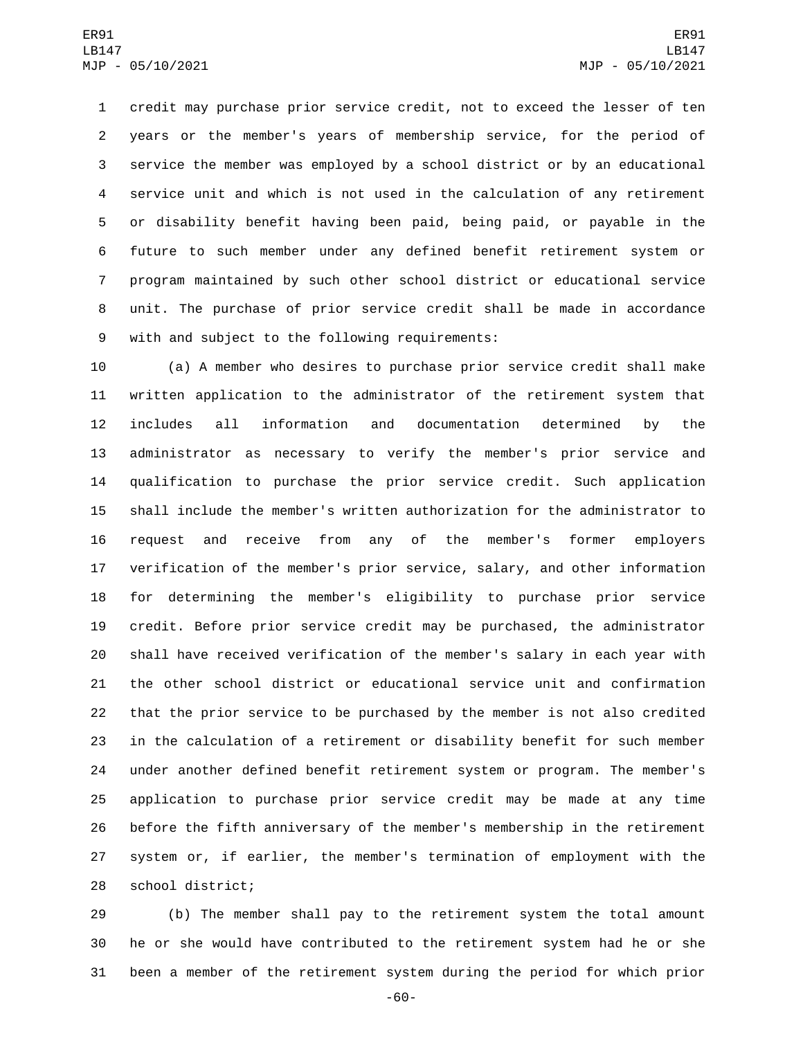credit may purchase prior service credit, not to exceed the lesser of ten years or the member's years of membership service, for the period of service the member was employed by a school district or by an educational service unit and which is not used in the calculation of any retirement or disability benefit having been paid, being paid, or payable in the future to such member under any defined benefit retirement system or program maintained by such other school district or educational service unit. The purchase of prior service credit shall be made in accordance with and subject to the following requirements:

(a) A member who desires to purchase prior service credit shall make written application to the administrator of the retirement system that includes all information and documentation determined by the administrator as necessary to verify the member's prior service and qualification to purchase the prior service credit. Such application shall include the member's written authorization for the administrator to request and receive from any of the member's former employers verification of the member's prior service, salary, and other information for determining the member's eligibility to purchase prior service credit. Before prior service credit may be purchased, the administrator shall have received verification of the member's salary in each year with the other school district or educational service unit and confirmation that the prior service to be purchased by the member is not also credited in the calculation of a retirement or disability benefit for such member under another defined benefit retirement system or program. The member's application to purchase prior service credit may be made at any time before the fifth anniversary of the member's membership in the retirement system or, if earlier, the member's termination of employment with the school district;

(b) The member shall pay to the retirement system the total amount he or she would have contributed to the retirement system had he or she been a member of the retirement system during the period for which prior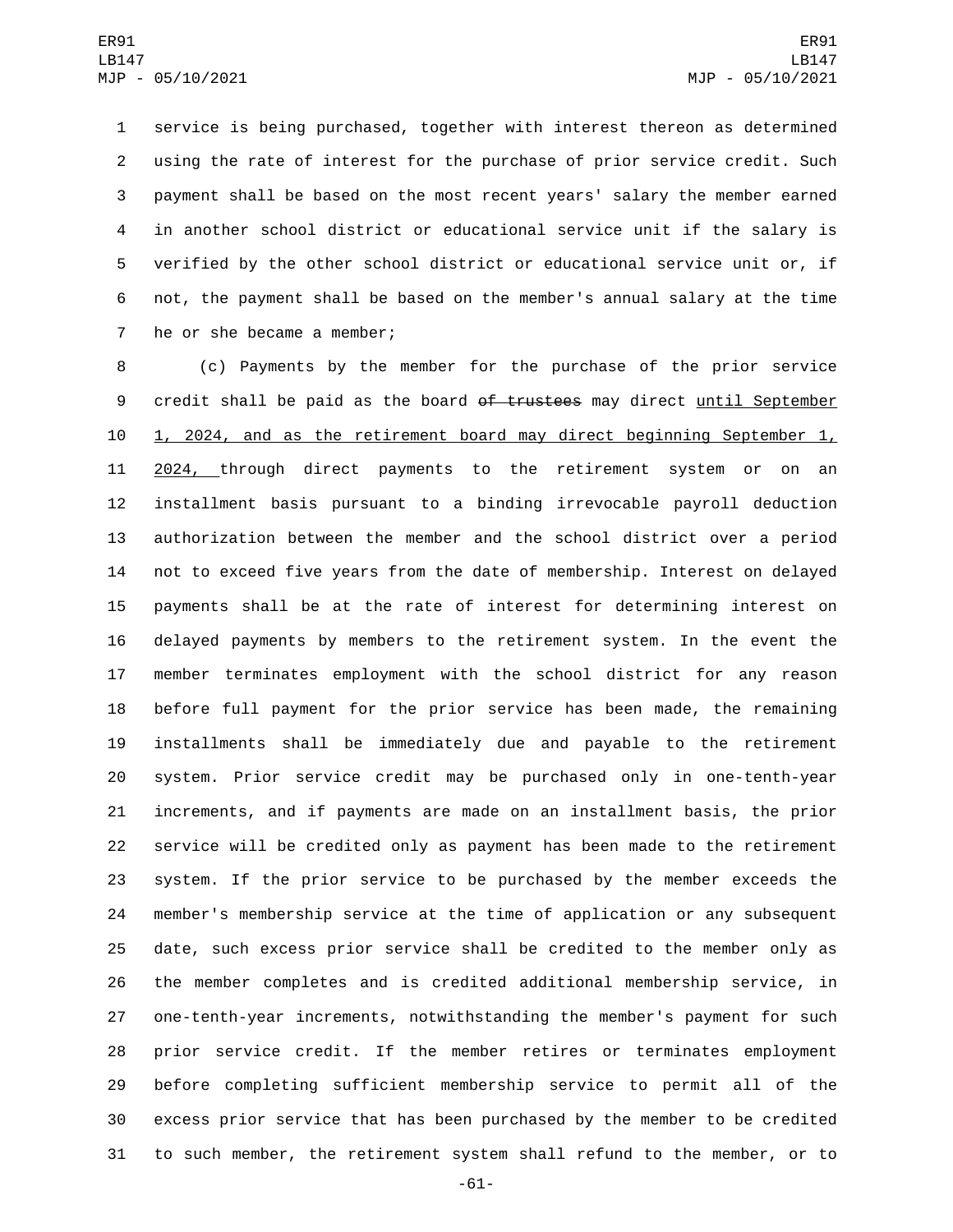service is being purchased, together with interest thereon as determined using the rate of interest for the purchase of prior service credit. Such payment shall be based on the most recent years' salary the member earned in another school district or educational service unit if the salary is verified by the other school district or educational service unit or, if not, the payment shall be based on the member's annual salary at the time he or she became a member;

(c) Payments by the member for the purchase of the prior service credit shall be paid as the board ~~of trustees~~ may direct until September 1, 2024, and as the retirement board may direct beginning September 1, 2024, through direct payments to the retirement system or on an installment basis pursuant to a binding irrevocable payroll deduction authorization between the member and the school district over a period not to exceed five years from the date of membership. Interest on delayed payments shall be at the rate of interest for determining interest on delayed payments by members to the retirement system. In the event the member terminates employment with the school district for any reason before full payment for the prior service has been made, the remaining installments shall be immediately due and payable to the retirement system. Prior service credit may be purchased only in one-tenth-year increments, and if payments are made on an installment basis, the prior service will be credited only as payment has been made to the retirement system. If the prior service to be purchased by the member exceeds the member's membership service at the time of application or any subsequent date, such excess prior service shall be credited to the member only as the member completes and is credited additional membership service, in one-tenth-year increments, notwithstanding the member's payment for such prior service credit. If the member retires or terminates employment before completing sufficient membership service to permit all of the excess prior service that has been purchased by the member to be credited to such member, the retirement system shall refund to the member, or to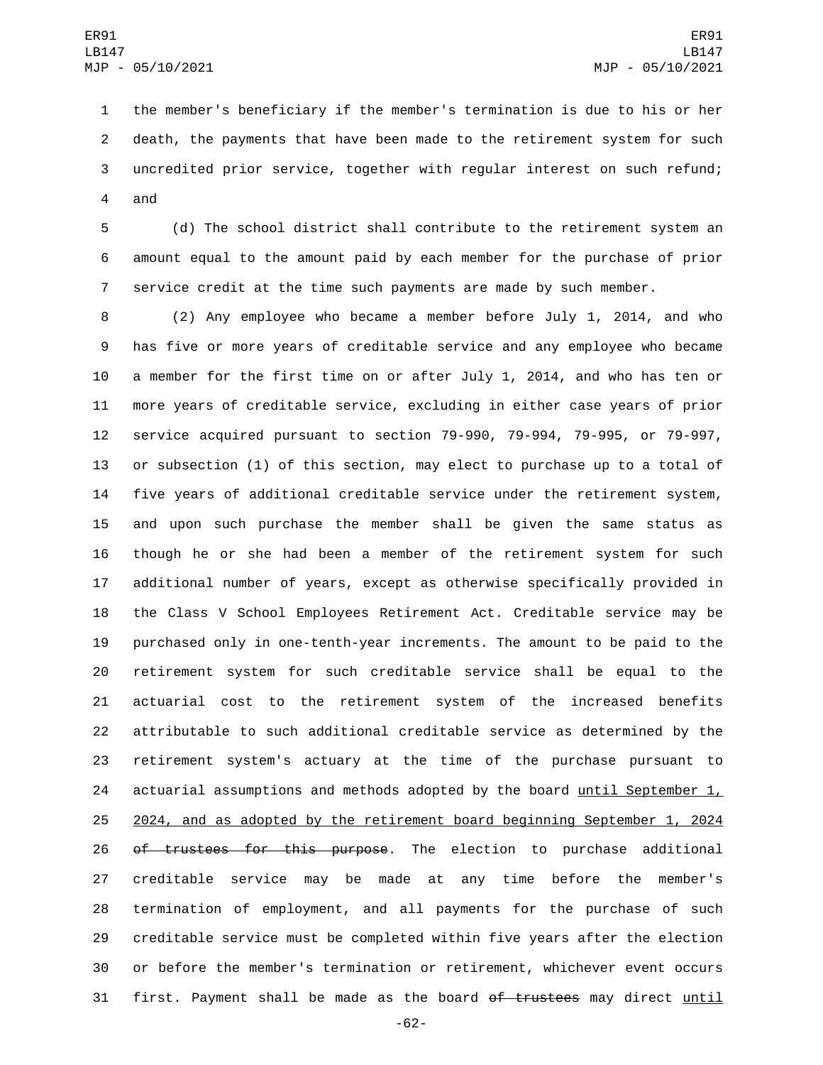the member's beneficiary if the member's termination is due to his or her death, the payments that have been made to the retirement system for such uncredited prior service, together with regular interest on such refund; and

(d) The school district shall contribute to the retirement system an amount equal to the amount paid by each member for the purchase of prior service credit at the time such payments are made by such member.

(2) Any employee who became a member before July 1, 2014, and who has five or more years of creditable service and any employee who became a member for the first time on or after July 1, 2014, and who has ten or more years of creditable service, excluding in either case years of prior service acquired pursuant to section 79-990, 79-994, 79-995, or 79-997, or subsection (1) of this section, may elect to purchase up to a total of five years of additional creditable service under the retirement system, and upon such purchase the member shall be given the same status as though he or she had been a member of the retirement system for such additional number of years, except as otherwise specifically provided in the Class V School Employees Retirement Act. Creditable service may be purchased only in one-tenth-year increments. The amount to be paid to the retirement system for such creditable service shall be equal to the actuarial cost to the retirement system of the increased benefits attributable to such additional creditable service as determined by the retirement system's actuary at the time of the purchase pursuant to actuarial assumptions and methods adopted by the board until September 1, 2024, and as adopted by the retirement board beginning September 1, 2024 ~~of trustees for this purpose~~. The election to purchase additional creditable service may be made at any time before the member's termination of employment, and all payments for the purchase of such creditable service must be completed within five years after the election or before the member's termination or retirement, whichever event occurs first. Payment shall be made as the board ~~of trustees~~ may direct until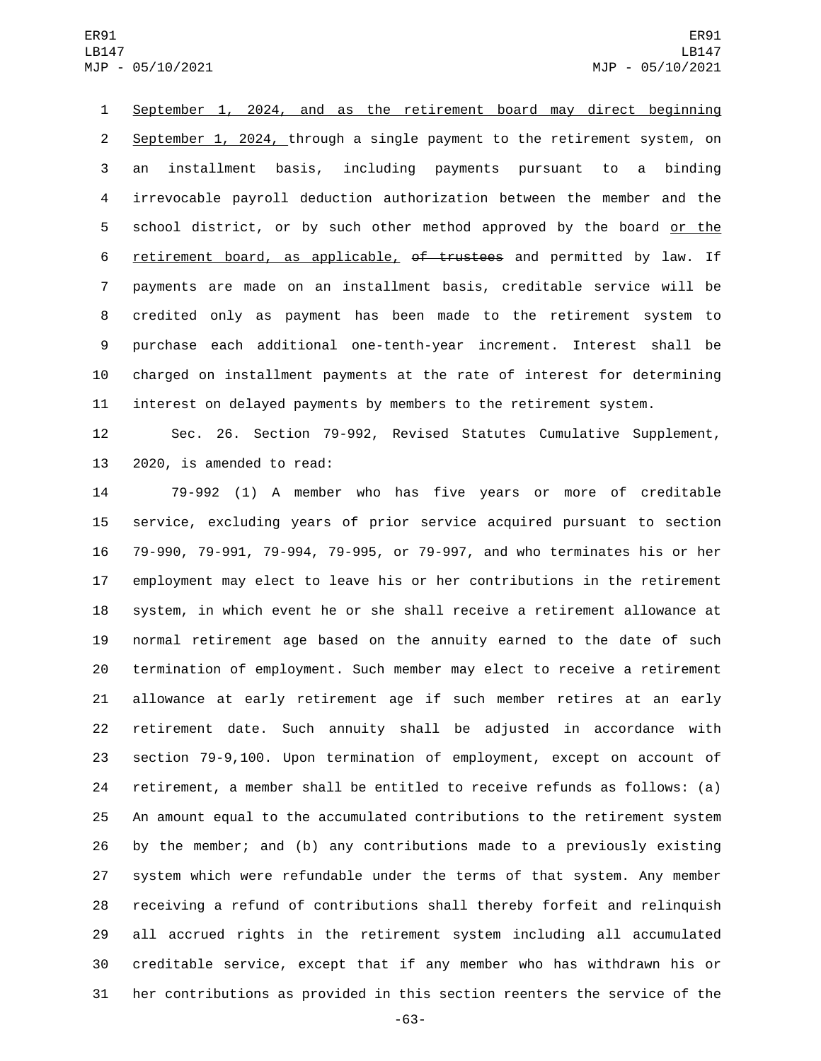September 1, 2024, and as the retirement board may direct beginning September 1, 2024, through a single payment to the retirement system, on an installment basis, including payments pursuant to a binding irrevocable payroll deduction authorization between the member and the school district, or by such other method approved by the board or the retirement board, as applicable, ~~of trustees~~ and permitted by law. If payments are made on an installment basis, creditable service will be credited only as payment has been made to the retirement system to purchase each additional one-tenth-year increment. Interest shall be charged on installment payments at the rate of interest for determining interest on delayed payments by members to the retirement system.

Sec. 26. Section 79-992, Revised Statutes Cumulative Supplement, 2020, is amended to read:

79-992 (1) A member who has five years or more of creditable service, excluding years of prior service acquired pursuant to section 79-990, 79-991, 79-994, 79-995, or 79-997, and who terminates his or her employment may elect to leave his or her contributions in the retirement system, in which event he or she shall receive a retirement allowance at normal retirement age based on the annuity earned to the date of such termination of employment. Such member may elect to receive a retirement allowance at early retirement age if such member retires at an early retirement date. Such annuity shall be adjusted in accordance with section 79-9,100. Upon termination of employment, except on account of retirement, a member shall be entitled to receive refunds as follows: (a) An amount equal to the accumulated contributions to the retirement system by the member; and (b) any contributions made to a previously existing system which were refundable under the terms of that system. Any member receiving a refund of contributions shall thereby forfeit and relinquish all accrued rights in the retirement system including all accumulated creditable service, except that if any member who has withdrawn his or her contributions as provided in this section reenters the service of the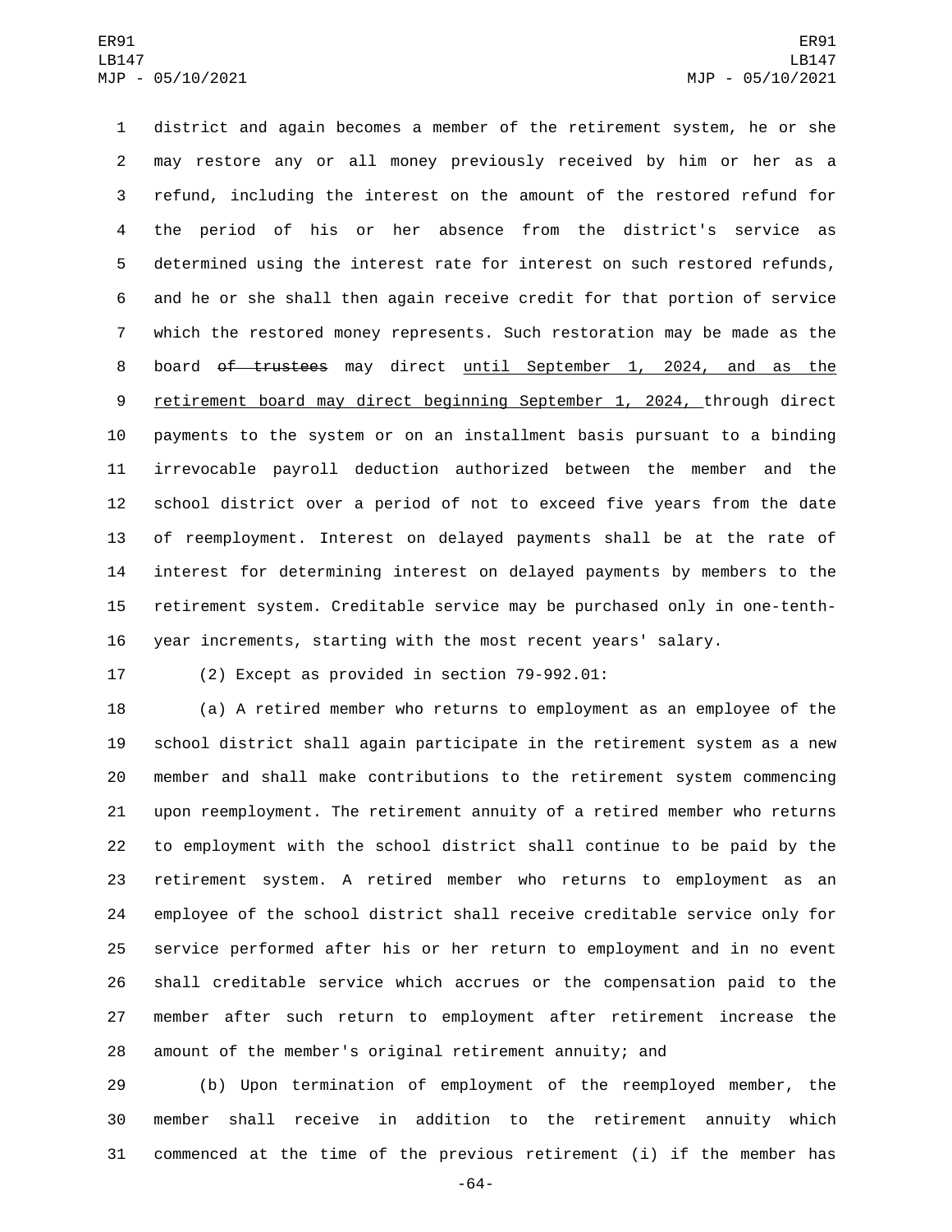district and again becomes a member of the retirement system, he or she may restore any or all money previously received by him or her as a refund, including the interest on the amount of the restored refund for the period of his or her absence from the district's service as determined using the interest rate for interest on such restored refunds, and he or she shall then again receive credit for that portion of service which the restored money represents. Such restoration may be made as the board ~~of trustees~~ may direct <u>until September 1, 2024, and as the retirement board may direct beginning September 1, 2024,</u> through direct payments to the system or on an installment basis pursuant to a binding irrevocable payroll deduction authorized between the member and the school district over a period of not to exceed five years from the date of reemployment. Interest on delayed payments shall be at the rate of interest for determining interest on delayed payments by members to the retirement system. Creditable service may be purchased only in one-tenth-year increments, starting with the most recent years' salary.

(2) Except as provided in section 79-992.01:

(a) A retired member who returns to employment as an employee of the school district shall again participate in the retirement system as a new member and shall make contributions to the retirement system commencing upon reemployment. The retirement annuity of a retired member who returns to employment with the school district shall continue to be paid by the retirement system. A retired member who returns to employment as an employee of the school district shall receive creditable service only for service performed after his or her return to employment and in no event shall creditable service which accrues or the compensation paid to the member after such return to employment after retirement increase the amount of the member's original retirement annuity; and

(b) Upon termination of employment of the reemployed member, the member shall receive in addition to the retirement annuity which commenced at the time of the previous retirement (i) if the member has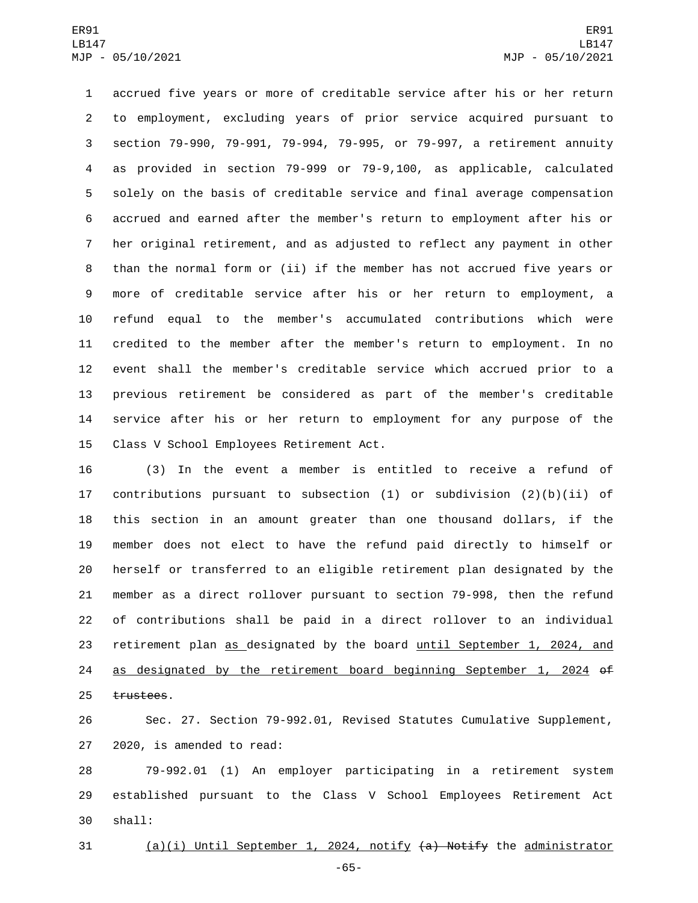accrued five years or more of creditable service after his or her return to employment, excluding years of prior service acquired pursuant to section 79-990, 79-991, 79-994, 79-995, or 79-997, a retirement annuity as provided in section 79-999 or 79-9,100, as applicable, calculated solely on the basis of creditable service and final average compensation accrued and earned after the member's return to employment after his or her original retirement, and as adjusted to reflect any payment in other than the normal form or (ii) if the member has not accrued five years or more of creditable service after his or her return to employment, a refund equal to the member's accumulated contributions which were credited to the member after the member's return to employment. In no event shall the member's creditable service which accrued prior to a previous retirement be considered as part of the member's creditable service after his or her return to employment for any purpose of the Class V School Employees Retirement Act.

(3) In the event a member is entitled to receive a refund of contributions pursuant to subsection (1) or subdivision (2)(b)(ii) of this section in an amount greater than one thousand dollars, if the member does not elect to have the refund paid directly to himself or herself or transferred to an eligible retirement plan designated by the member as a direct rollover pursuant to section 79-998, then the refund of contributions shall be paid in a direct rollover to an individual retirement plan as designated by the board until September 1, 2024, and as designated by the retirement board beginning September 1, 2024 ~~of trustees~~.

Sec. 27. Section 79-992.01, Revised Statutes Cumulative Supplement, 2020, is amended to read:

79-992.01 (1) An employer participating in a retirement system established pursuant to the Class V School Employees Retirement Act shall:

(a)(i) Until September 1, 2024, notify ~~(a) Notify~~ the administrator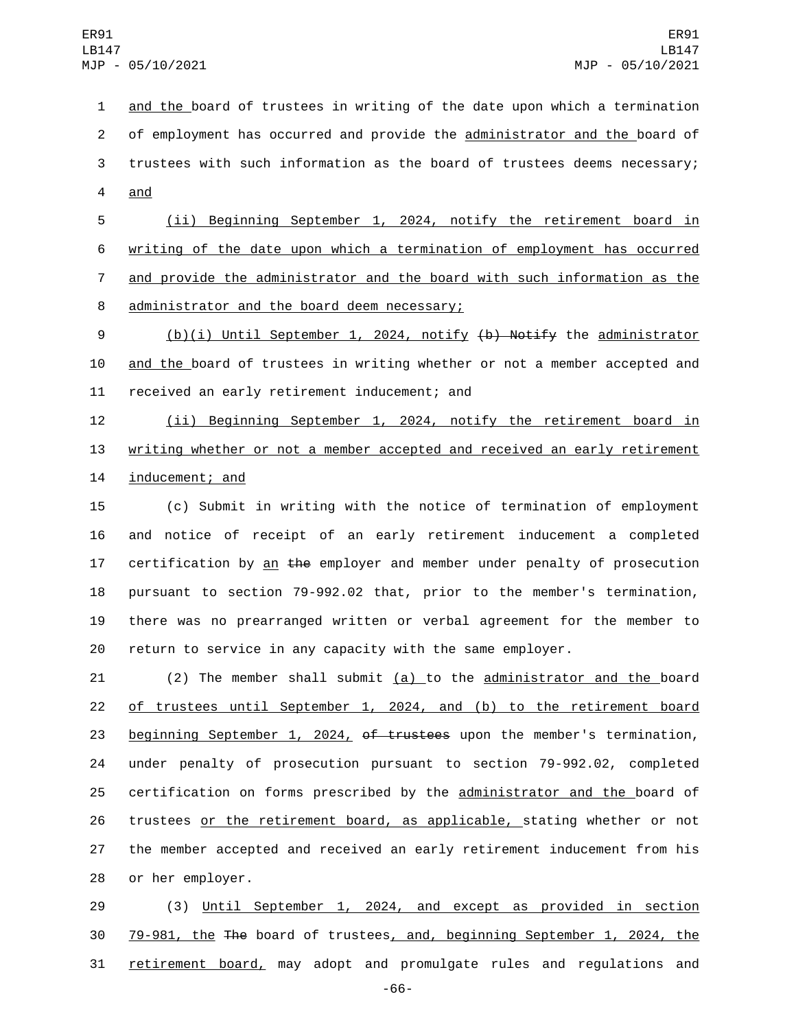and the board of trustees in writing of the date upon which a termination of employment has occurred and provide the administrator and the board of trustees with such information as the board of trustees deems necessary; and

(ii) Beginning September 1, 2024, notify the retirement board in writing of the date upon which a termination of employment has occurred and provide the administrator and the board with such information as the administrator and the board deem necessary;

(b)(i) Until September 1, 2024, notify ~~(b) Notify~~ the administrator and the board of trustees in writing whether or not a member accepted and received an early retirement inducement; and

(ii) Beginning September 1, 2024, notify the retirement board in writing whether or not a member accepted and received an early retirement inducement; and

(c) Submit in writing with the notice of termination of employment and notice of receipt of an early retirement inducement a completed certification by an ~~the~~ employer and member under penalty of prosecution pursuant to section 79-992.02 that, prior to the member's termination, there was no prearranged written or verbal agreement for the member to return to service in any capacity with the same employer.

(2) The member shall submit (a) to the administrator and the board of trustees until September 1, 2024, and (b) to the retirement board beginning September 1, 2024, ~~of trustees~~ upon the member's termination, under penalty of prosecution pursuant to section 79-992.02, completed certification on forms prescribed by the administrator and the board of trustees or the retirement board, as applicable, stating whether or not the member accepted and received an early retirement inducement from his or her employer.

(3) Until September 1, 2024, and except as provided in section 79-981, the ~~The~~ board of trustees, and, beginning September 1, 2024, the retirement board, may adopt and promulgate rules and regulations and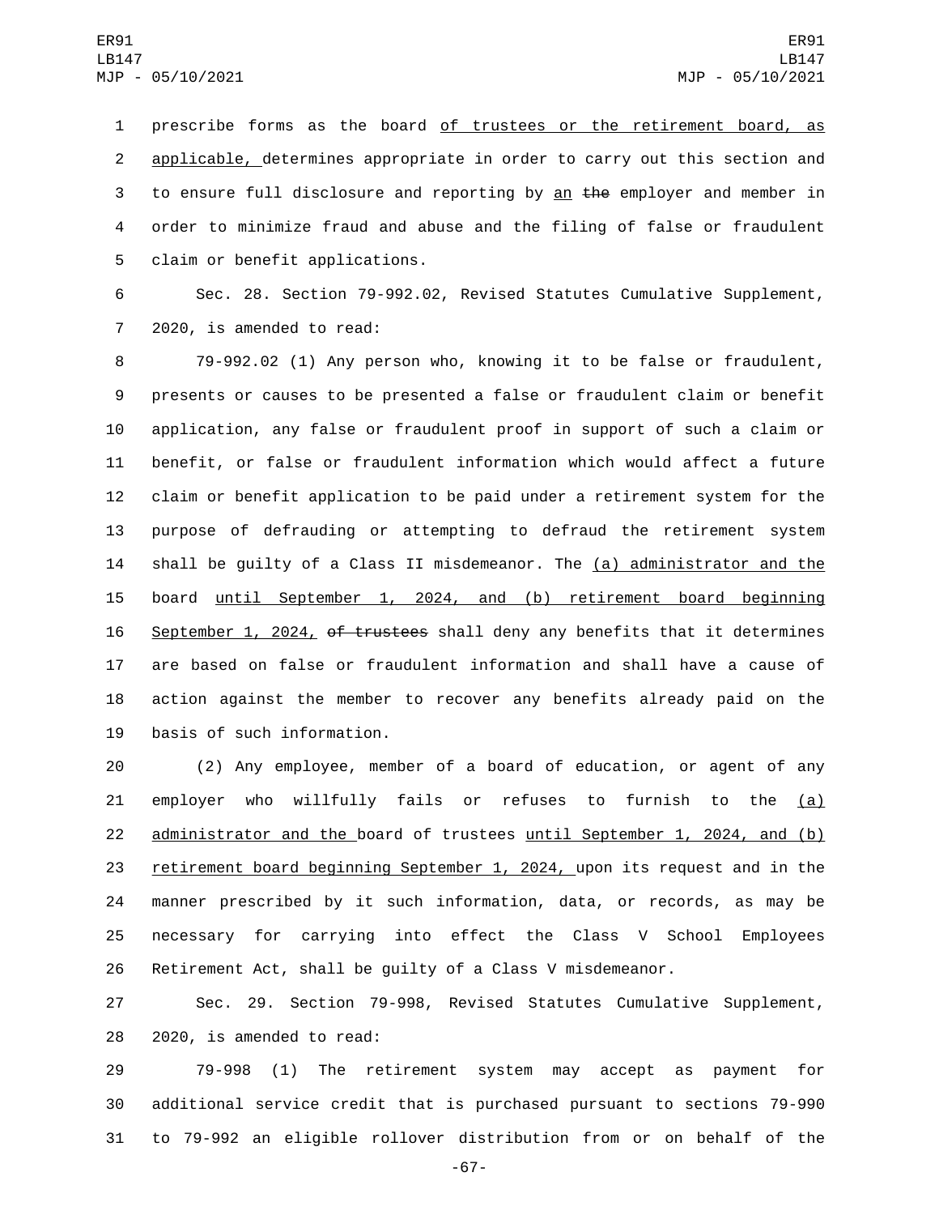prescribe forms as the board of trustees or the retirement board, as applicable, determines appropriate in order to carry out this section and to ensure full disclosure and reporting by an the employer and member in order to minimize fraud and abuse and the filing of false or fraudulent claim or benefit applications.

Sec. 28. Section 79-992.02, Revised Statutes Cumulative Supplement, 2020, is amended to read:

79-992.02 (1) Any person who, knowing it to be false or fraudulent, presents or causes to be presented a false or fraudulent claim or benefit application, any false or fraudulent proof in support of such a claim or benefit, or false or fraudulent information which would affect a future claim or benefit application to be paid under a retirement system for the purpose of defrauding or attempting to defraud the retirement system shall be guilty of a Class II misdemeanor. The (a) administrator and the board until September 1, 2024, and (b) retirement board beginning September 1, 2024, of trustees shall deny any benefits that it determines are based on false or fraudulent information and shall have a cause of action against the member to recover any benefits already paid on the basis of such information.

(2) Any employee, member of a board of education, or agent of any employer who willfully fails or refuses to furnish to the (a) administrator and the board of trustees until September 1, 2024, and (b) retirement board beginning September 1, 2024, upon its request and in the manner prescribed by it such information, data, or records, as may be necessary for carrying into effect the Class V School Employees Retirement Act, shall be guilty of a Class V misdemeanor.

Sec. 29. Section 79-998, Revised Statutes Cumulative Supplement, 2020, is amended to read:

79-998 (1) The retirement system may accept as payment for additional service credit that is purchased pursuant to sections 79-990 to 79-992 an eligible rollover distribution from or on behalf of the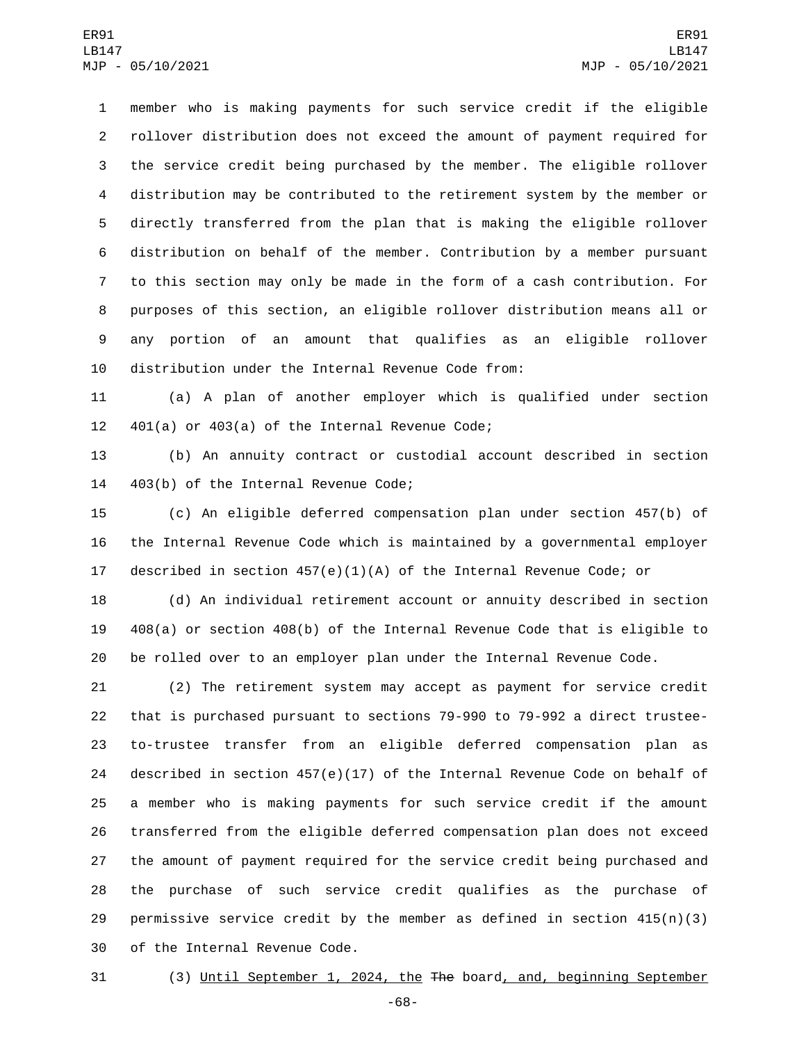member who is making payments for such service credit if the eligible rollover distribution does not exceed the amount of payment required for the service credit being purchased by the member. The eligible rollover distribution may be contributed to the retirement system by the member or directly transferred from the plan that is making the eligible rollover distribution on behalf of the member. Contribution by a member pursuant to this section may only be made in the form of a cash contribution. For purposes of this section, an eligible rollover distribution means all or any portion of an amount that qualifies as an eligible rollover distribution under the Internal Revenue Code from:

(a) A plan of another employer which is qualified under section 401(a) or 403(a) of the Internal Revenue Code;

(b) An annuity contract or custodial account described in section 403(b) of the Internal Revenue Code;

(c) An eligible deferred compensation plan under section 457(b) of the Internal Revenue Code which is maintained by a governmental employer described in section 457(e)(1)(A) of the Internal Revenue Code; or

(d) An individual retirement account or annuity described in section 408(a) or section 408(b) of the Internal Revenue Code that is eligible to be rolled over to an employer plan under the Internal Revenue Code.

(2) The retirement system may accept as payment for service credit that is purchased pursuant to sections 79-990 to 79-992 a direct trustee-to-trustee transfer from an eligible deferred compensation plan as described in section 457(e)(17) of the Internal Revenue Code on behalf of a member who is making payments for such service credit if the amount transferred from the eligible deferred compensation plan does not exceed the amount of payment required for the service credit being purchased and the purchase of such service credit qualifies as the purchase of permissive service credit by the member as defined in section 415(n)(3) of the Internal Revenue Code.

(3) Until September 1, 2024, the ~~The~~ board, and, beginning September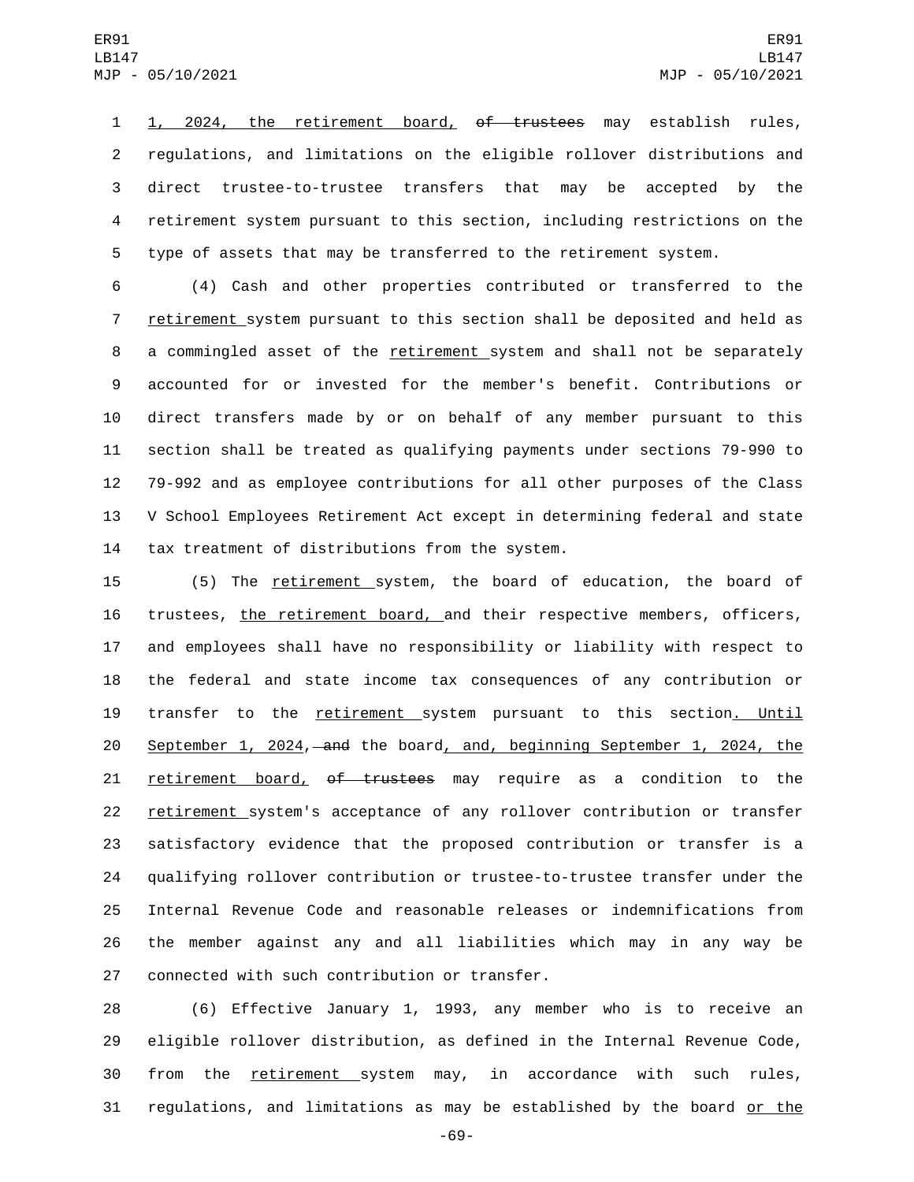1, 2024, the retirement board, ~~of trustees~~ may establish rules, regulations, and limitations on the eligible rollover distributions and direct trustee-to-trustee transfers that may be accepted by the retirement system pursuant to this section, including restrictions on the type of assets that may be transferred to the retirement system.

(4) Cash and other properties contributed or transferred to the retirement system pursuant to this section shall be deposited and held as a commingled asset of the retirement system and shall not be separately accounted for or invested for the member's benefit. Contributions or direct transfers made by or on behalf of any member pursuant to this section shall be treated as qualifying payments under sections 79-990 to 79-992 and as employee contributions for all other purposes of the Class V School Employees Retirement Act except in determining federal and state tax treatment of distributions from the system.

(5) The retirement system, the board of education, the board of trustees, the retirement board, and their respective members, officers, and employees shall have no responsibility or liability with respect to the federal and state income tax consequences of any contribution or transfer to the retirement system pursuant to this section. Until September 1, 2024, ~~and~~ the board, and, beginning September 1, 2024, the retirement board, ~~of trustees~~ may require as a condition to the retirement system's acceptance of any rollover contribution or transfer satisfactory evidence that the proposed contribution or transfer is a qualifying rollover contribution or trustee-to-trustee transfer under the Internal Revenue Code and reasonable releases or indemnifications from the member against any and all liabilities which may in any way be connected with such contribution or transfer.

(6) Effective January 1, 1993, any member who is to receive an eligible rollover distribution, as defined in the Internal Revenue Code, from the retirement system may, in accordance with such rules, regulations, and limitations as may be established by the board or the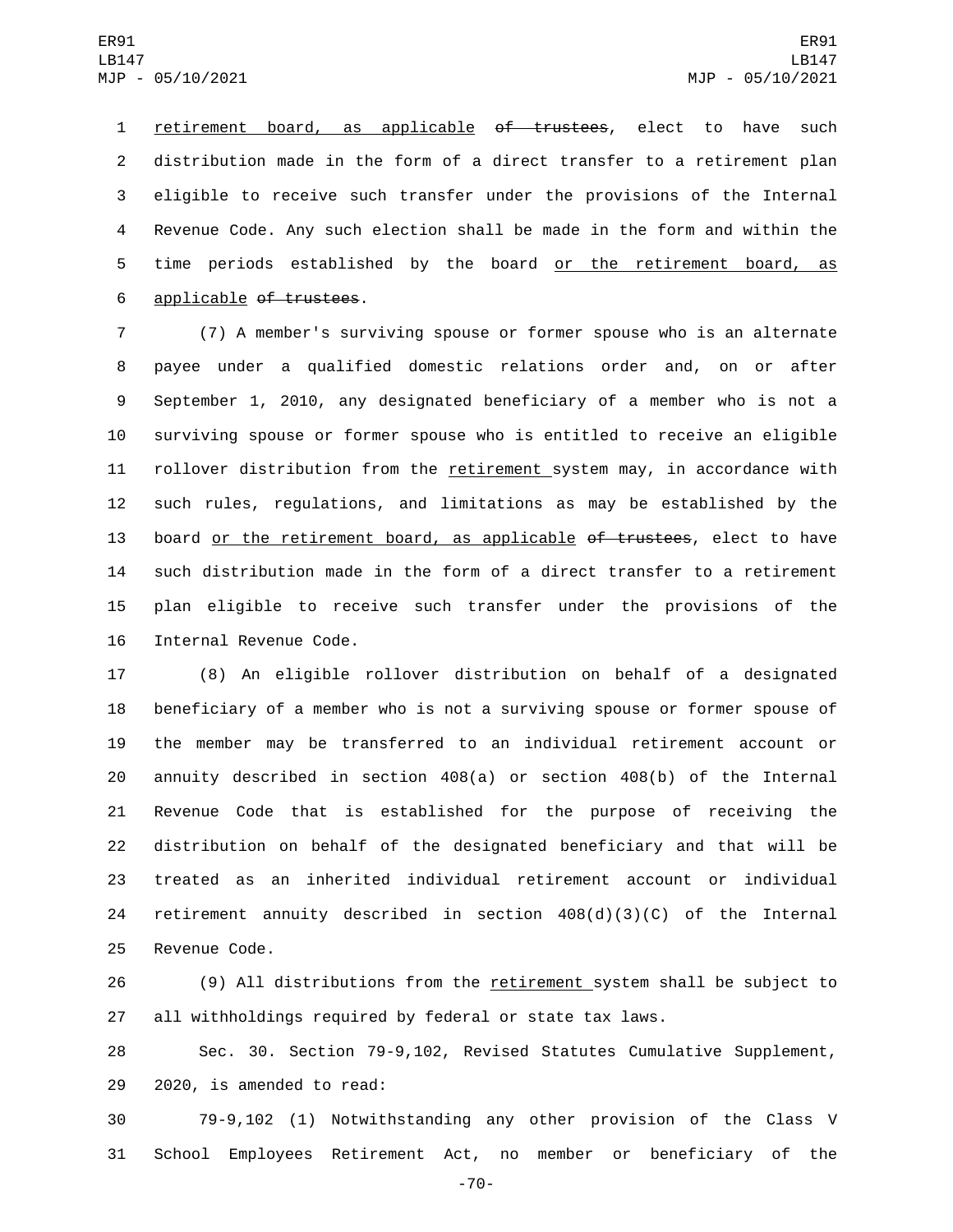retirement board, as applicable ~~of trustees~~, elect to have such distribution made in the form of a direct transfer to a retirement plan eligible to receive such transfer under the provisions of the Internal Revenue Code. Any such election shall be made in the form and within the time periods established by the board or the retirement board, as applicable ~~of trustees~~.

(7) A member's surviving spouse or former spouse who is an alternate payee under a qualified domestic relations order and, on or after September 1, 2010, any designated beneficiary of a member who is not a surviving spouse or former spouse who is entitled to receive an eligible rollover distribution from the retirement system may, in accordance with such rules, regulations, and limitations as may be established by the board or the retirement board, as applicable ~~of trustees~~, elect to have such distribution made in the form of a direct transfer to a retirement plan eligible to receive such transfer under the provisions of the Internal Revenue Code.

(8) An eligible rollover distribution on behalf of a designated beneficiary of a member who is not a surviving spouse or former spouse of the member may be transferred to an individual retirement account or annuity described in section 408(a) or section 408(b) of the Internal Revenue Code that is established for the purpose of receiving the distribution on behalf of the designated beneficiary and that will be treated as an inherited individual retirement account or individual retirement annuity described in section 408(d)(3)(C) of the Internal Revenue Code.

(9) All distributions from the retirement system shall be subject to all withholdings required by federal or state tax laws.

Sec. 30. Section 79-9,102, Revised Statutes Cumulative Supplement, 2020, is amended to read:

79-9,102 (1) Notwithstanding any other provision of the Class V School Employees Retirement Act, no member or beneficiary of the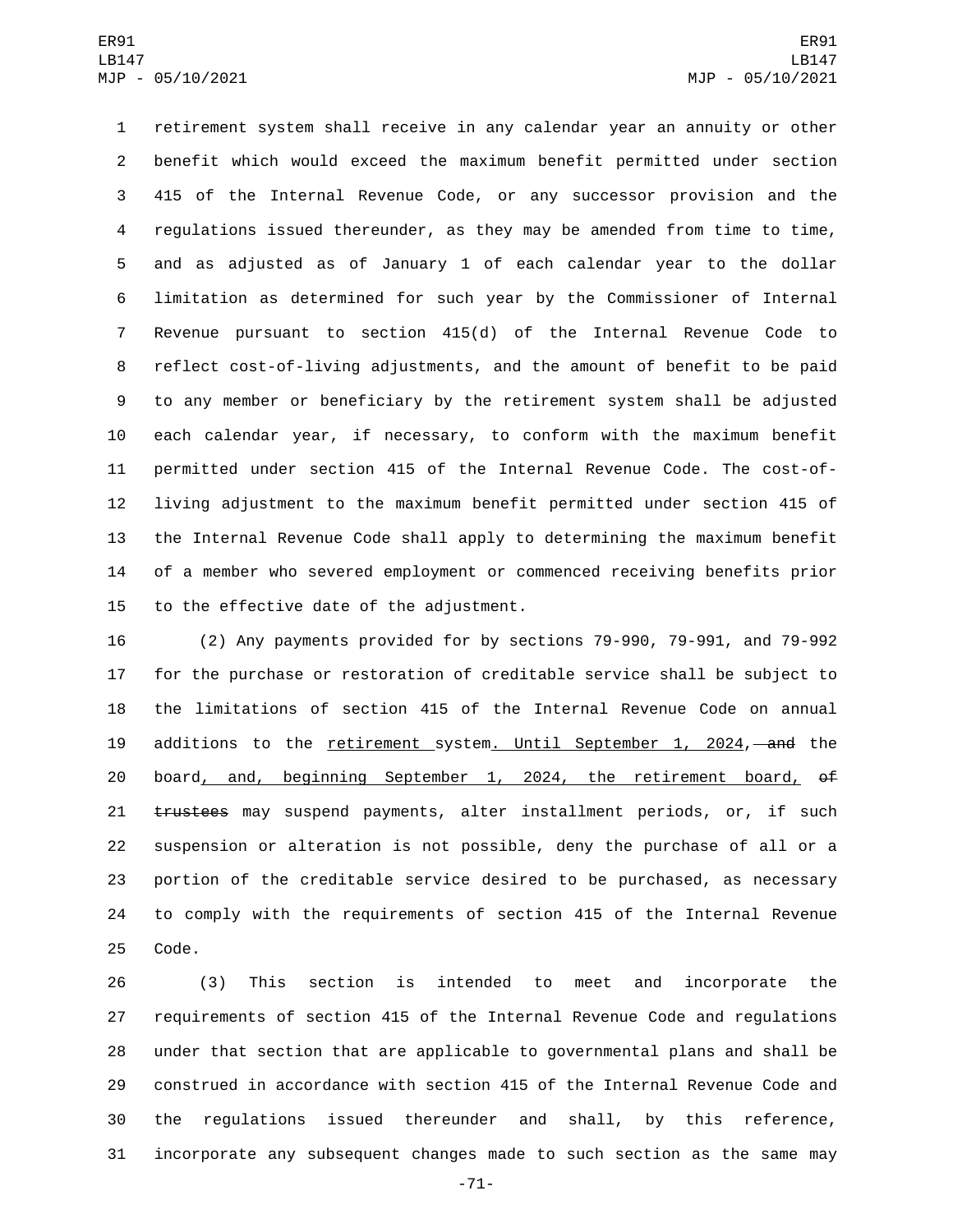retirement system shall receive in any calendar year an annuity or other benefit which would exceed the maximum benefit permitted under section 415 of the Internal Revenue Code, or any successor provision and the regulations issued thereunder, as they may be amended from time to time, and as adjusted as of January 1 of each calendar year to the dollar limitation as determined for such year by the Commissioner of Internal Revenue pursuant to section 415(d) of the Internal Revenue Code to reflect cost-of-living adjustments, and the amount of benefit to be paid to any member or beneficiary by the retirement system shall be adjusted each calendar year, if necessary, to conform with the maximum benefit permitted under section 415 of the Internal Revenue Code. The cost-of-living adjustment to the maximum benefit permitted under section 415 of the Internal Revenue Code shall apply to determining the maximum benefit of a member who severed employment or commenced receiving benefits prior to the effective date of the adjustment.

(2) Any payments provided for by sections 79-990, 79-991, and 79-992 for the purchase or restoration of creditable service shall be subject to the limitations of section 415 of the Internal Revenue Code on annual additions to the retirement system. Until September 1, 2024, ~~and~~ the board, and, beginning September 1, 2024, the retirement board, ~~of trustees~~ may suspend payments, alter installment periods, or, if such suspension or alteration is not possible, deny the purchase of all or a portion of the creditable service desired to be purchased, as necessary to comply with the requirements of section 415 of the Internal Revenue Code.

(3) This section is intended to meet and incorporate the requirements of section 415 of the Internal Revenue Code and regulations under that section that are applicable to governmental plans and shall be construed in accordance with section 415 of the Internal Revenue Code and the regulations issued thereunder and shall, by this reference, incorporate any subsequent changes made to such section as the same may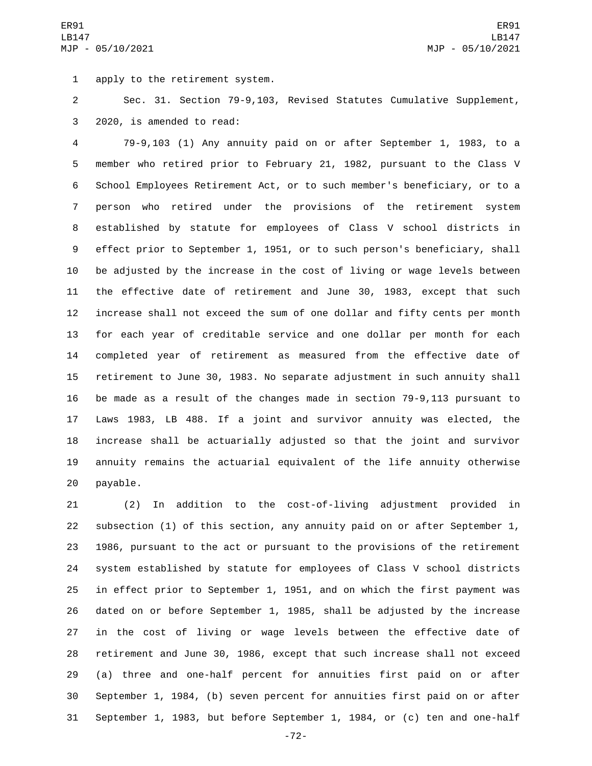apply to the retirement system.

Sec. 31. Section 79-9,103, Revised Statutes Cumulative Supplement, 2020, is amended to read:

79-9,103 (1) Any annuity paid on or after September 1, 1983, to a member who retired prior to February 21, 1982, pursuant to the Class V School Employees Retirement Act, or to such member's beneficiary, or to a person who retired under the provisions of the retirement system established by statute for employees of Class V school districts in effect prior to September 1, 1951, or to such person's beneficiary, shall be adjusted by the increase in the cost of living or wage levels between the effective date of retirement and June 30, 1983, except that such increase shall not exceed the sum of one dollar and fifty cents per month for each year of creditable service and one dollar per month for each completed year of retirement as measured from the effective date of retirement to June 30, 1983. No separate adjustment in such annuity shall be made as a result of the changes made in section 79-9,113 pursuant to Laws 1983, LB 488. If a joint and survivor annuity was elected, the increase shall be actuarially adjusted so that the joint and survivor annuity remains the actuarial equivalent of the life annuity otherwise payable.

(2) In addition to the cost-of-living adjustment provided in subsection (1) of this section, any annuity paid on or after September 1, 1986, pursuant to the act or pursuant to the provisions of the retirement system established by statute for employees of Class V school districts in effect prior to September 1, 1951, and on which the first payment was dated on or before September 1, 1985, shall be adjusted by the increase in the cost of living or wage levels between the effective date of retirement and June 30, 1986, except that such increase shall not exceed (a) three and one-half percent for annuities first paid on or after September 1, 1984, (b) seven percent for annuities first paid on or after September 1, 1983, but before September 1, 1984, or (c) ten and one-half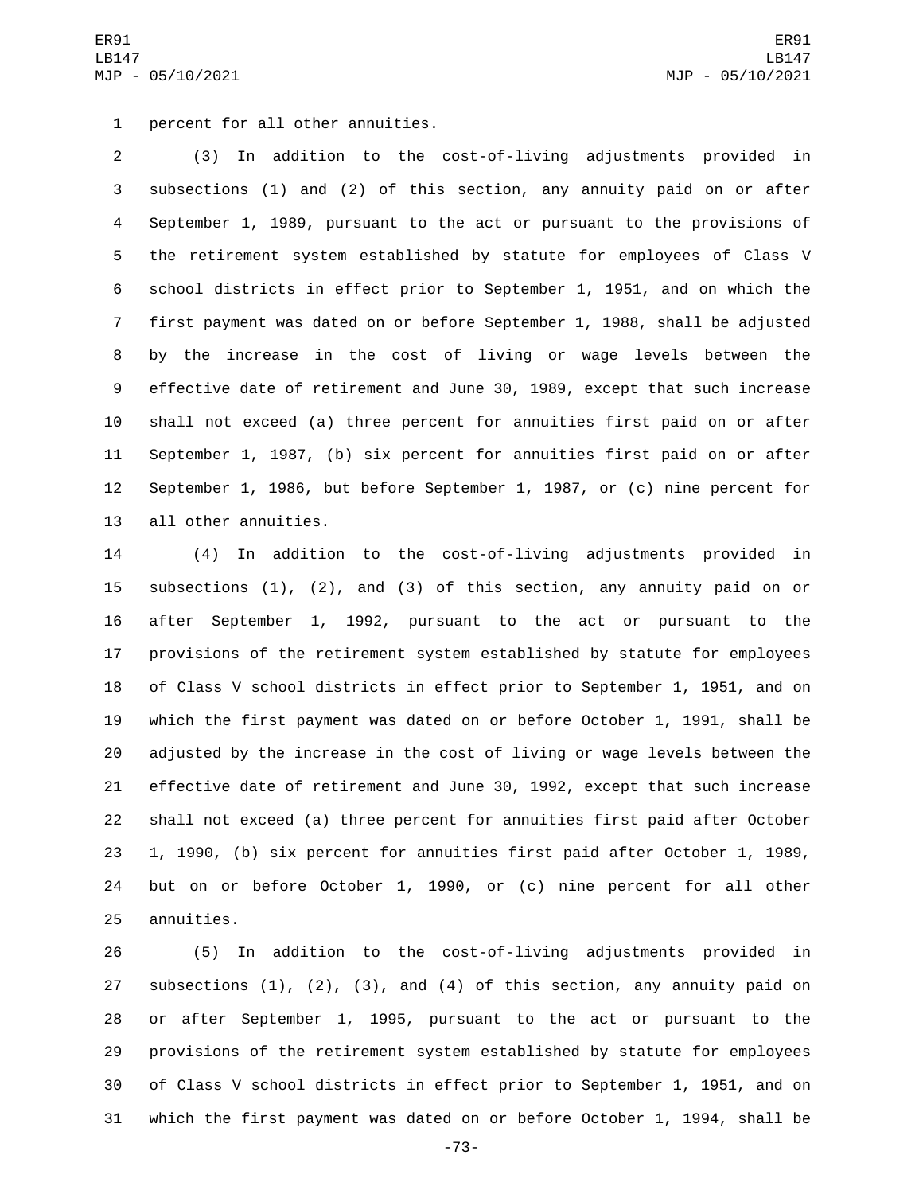percent for all other annuities.

(3) In addition to the cost-of-living adjustments provided in subsections (1) and (2) of this section, any annuity paid on or after September 1, 1989, pursuant to the act or pursuant to the provisions of the retirement system established by statute for employees of Class V school districts in effect prior to September 1, 1951, and on which the first payment was dated on or before September 1, 1988, shall be adjusted by the increase in the cost of living or wage levels between the effective date of retirement and June 30, 1989, except that such increase shall not exceed (a) three percent for annuities first paid on or after September 1, 1987, (b) six percent for annuities first paid on or after September 1, 1986, but before September 1, 1987, or (c) nine percent for all other annuities.

(4) In addition to the cost-of-living adjustments provided in subsections (1), (2), and (3) of this section, any annuity paid on or after September 1, 1992, pursuant to the act or pursuant to the provisions of the retirement system established by statute for employees of Class V school districts in effect prior to September 1, 1951, and on which the first payment was dated on or before October 1, 1991, shall be adjusted by the increase in the cost of living or wage levels between the effective date of retirement and June 30, 1992, except that such increase shall not exceed (a) three percent for annuities first paid after October 1, 1990, (b) six percent for annuities first paid after October 1, 1989, but on or before October 1, 1990, or (c) nine percent for all other annuities.

(5) In addition to the cost-of-living adjustments provided in subsections (1), (2), (3), and (4) of this section, any annuity paid on or after September 1, 1995, pursuant to the act or pursuant to the provisions of the retirement system established by statute for employees of Class V school districts in effect prior to September 1, 1951, and on which the first payment was dated on or before October 1, 1994, shall be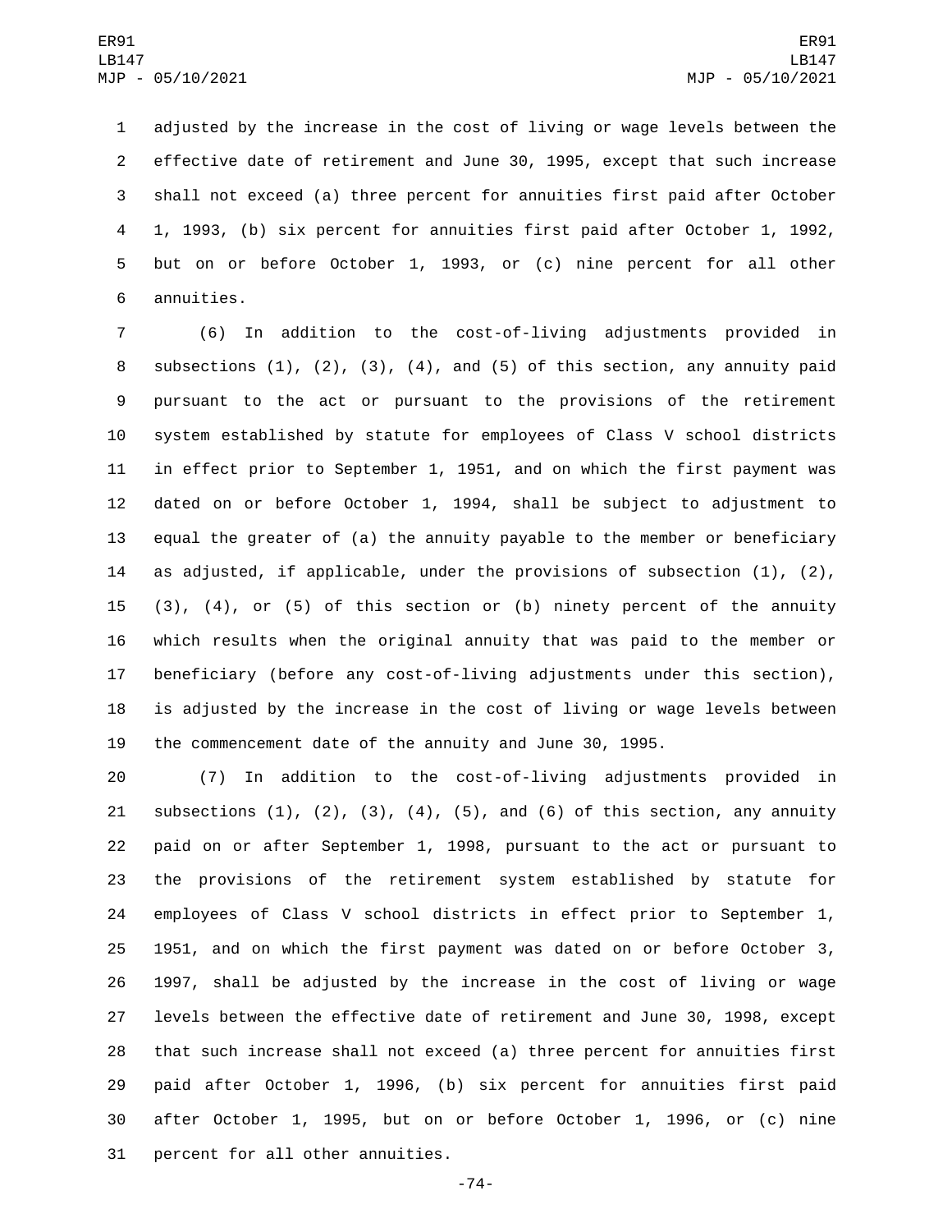adjusted by the increase in the cost of living or wage levels between the effective date of retirement and June 30, 1995, except that such increase shall not exceed (a) three percent for annuities first paid after October 1, 1993, (b) six percent for annuities first paid after October 1, 1992, but on or before October 1, 1993, or (c) nine percent for all other annuities.

(6) In addition to the cost-of-living adjustments provided in subsections (1), (2), (3), (4), and (5) of this section, any annuity paid pursuant to the act or pursuant to the provisions of the retirement system established by statute for employees of Class V school districts in effect prior to September 1, 1951, and on which the first payment was dated on or before October 1, 1994, shall be subject to adjustment to equal the greater of (a) the annuity payable to the member or beneficiary as adjusted, if applicable, under the provisions of subsection (1), (2), (3), (4), or (5) of this section or (b) ninety percent of the annuity which results when the original annuity that was paid to the member or beneficiary (before any cost-of-living adjustments under this section), is adjusted by the increase in the cost of living or wage levels between the commencement date of the annuity and June 30, 1995.

(7) In addition to the cost-of-living adjustments provided in subsections (1), (2), (3), (4), (5), and (6) of this section, any annuity paid on or after September 1, 1998, pursuant to the act or pursuant to the provisions of the retirement system established by statute for employees of Class V school districts in effect prior to September 1, 1951, and on which the first payment was dated on or before October 3, 1997, shall be adjusted by the increase in the cost of living or wage levels between the effective date of retirement and June 30, 1998, except that such increase shall not exceed (a) three percent for annuities first paid after October 1, 1996, (b) six percent for annuities first paid after October 1, 1995, but on or before October 1, 1996, or (c) nine percent for all other annuities.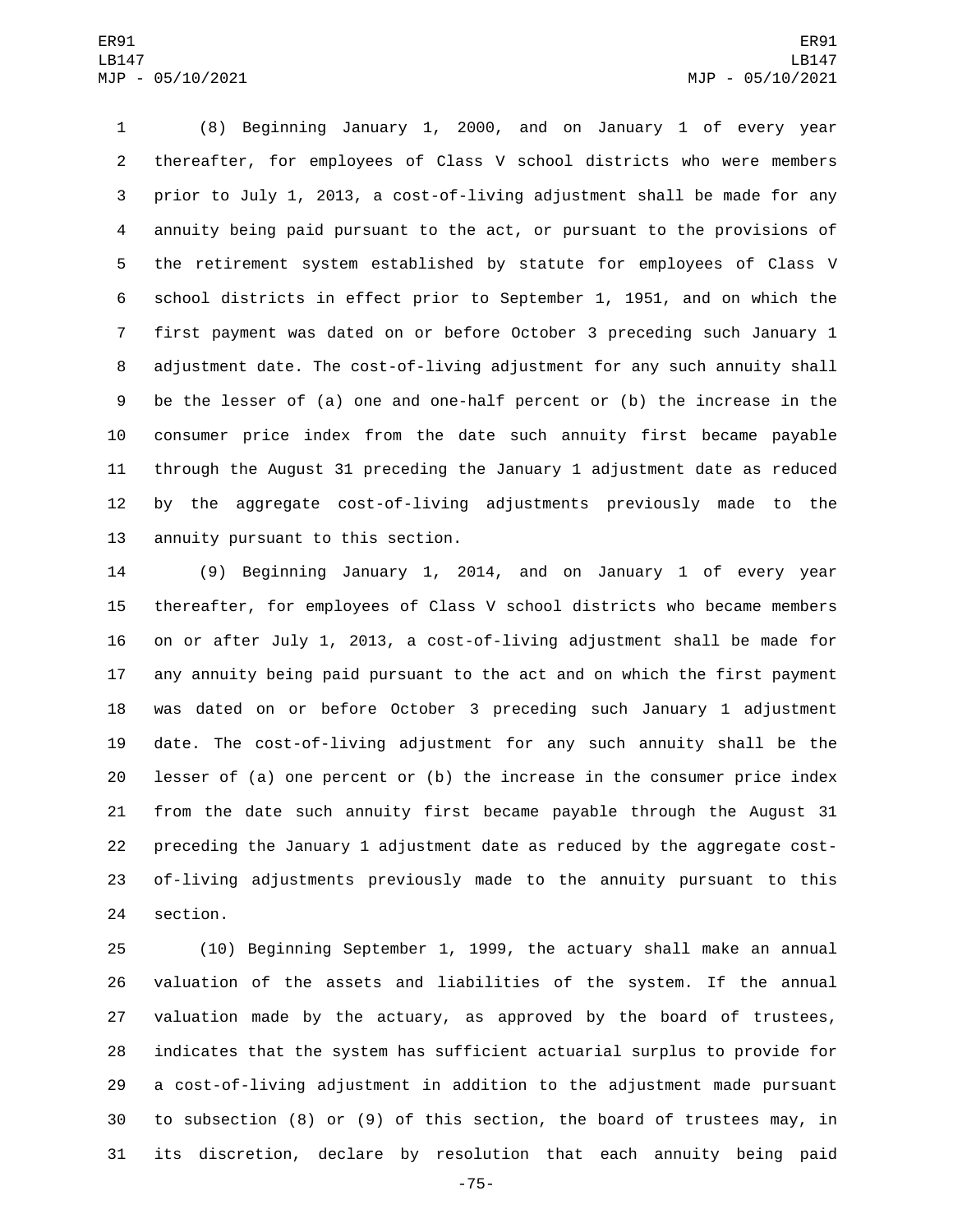(8) Beginning January 1, 2000, and on January 1 of every year thereafter, for employees of Class V school districts who were members prior to July 1, 2013, a cost-of-living adjustment shall be made for any annuity being paid pursuant to the act, or pursuant to the provisions of the retirement system established by statute for employees of Class V school districts in effect prior to September 1, 1951, and on which the first payment was dated on or before October 3 preceding such January 1 adjustment date. The cost-of-living adjustment for any such annuity shall be the lesser of (a) one and one-half percent or (b) the increase in the consumer price index from the date such annuity first became payable through the August 31 preceding the January 1 adjustment date as reduced by the aggregate cost-of-living adjustments previously made to the annuity pursuant to this section.

(9) Beginning January 1, 2014, and on January 1 of every year thereafter, for employees of Class V school districts who became members on or after July 1, 2013, a cost-of-living adjustment shall be made for any annuity being paid pursuant to the act and on which the first payment was dated on or before October 3 preceding such January 1 adjustment date. The cost-of-living adjustment for any such annuity shall be the lesser of (a) one percent or (b) the increase in the consumer price index from the date such annuity first became payable through the August 31 preceding the January 1 adjustment date as reduced by the aggregate cost-of-living adjustments previously made to the annuity pursuant to this section.

(10) Beginning September 1, 1999, the actuary shall make an annual valuation of the assets and liabilities of the system. If the annual valuation made by the actuary, as approved by the board of trustees, indicates that the system has sufficient actuarial surplus to provide for a cost-of-living adjustment in addition to the adjustment made pursuant to subsection (8) or (9) of this section, the board of trustees may, in its discretion, declare by resolution that each annuity being paid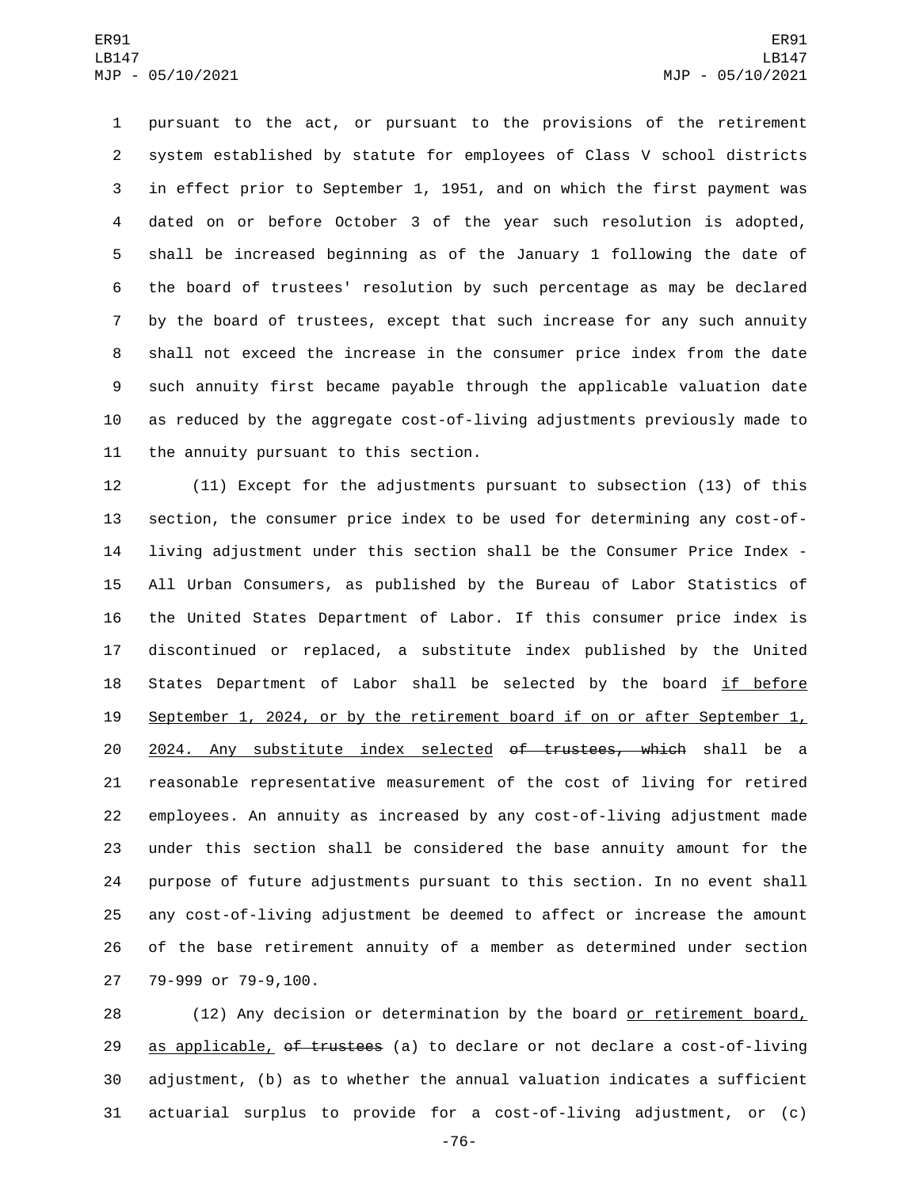pursuant to the act, or pursuant to the provisions of the retirement system established by statute for employees of Class V school districts in effect prior to September 1, 1951, and on which the first payment was dated on or before October 3 of the year such resolution is adopted, shall be increased beginning as of the January 1 following the date of the board of trustees' resolution by such percentage as may be declared by the board of trustees, except that such increase for any such annuity shall not exceed the increase in the consumer price index from the date such annuity first became payable through the applicable valuation date as reduced by the aggregate cost-of-living adjustments previously made to the annuity pursuant to this section.

(11) Except for the adjustments pursuant to subsection (13) of this section, the consumer price index to be used for determining any cost-of-living adjustment under this section shall be the Consumer Price Index - All Urban Consumers, as published by the Bureau of Labor Statistics of the United States Department of Labor. If this consumer price index is discontinued or replaced, a substitute index published by the United States Department of Labor shall be selected by the board if before September 1, 2024, or by the retirement board if on or after September 1, 2024. Any substitute index selected ~~of trustees, which~~ shall be a reasonable representative measurement of the cost of living for retired employees. An annuity as increased by any cost-of-living adjustment made under this section shall be considered the base annuity amount for the purpose of future adjustments pursuant to this section. In no event shall any cost-of-living adjustment be deemed to affect or increase the amount of the base retirement annuity of a member as determined under section 79-999 or 79-9,100.

(12) Any decision or determination by the board or retirement board, as applicable, ~~of trustees~~ (a) to declare or not declare a cost-of-living adjustment, (b) as to whether the annual valuation indicates a sufficient actuarial surplus to provide for a cost-of-living adjustment, or (c)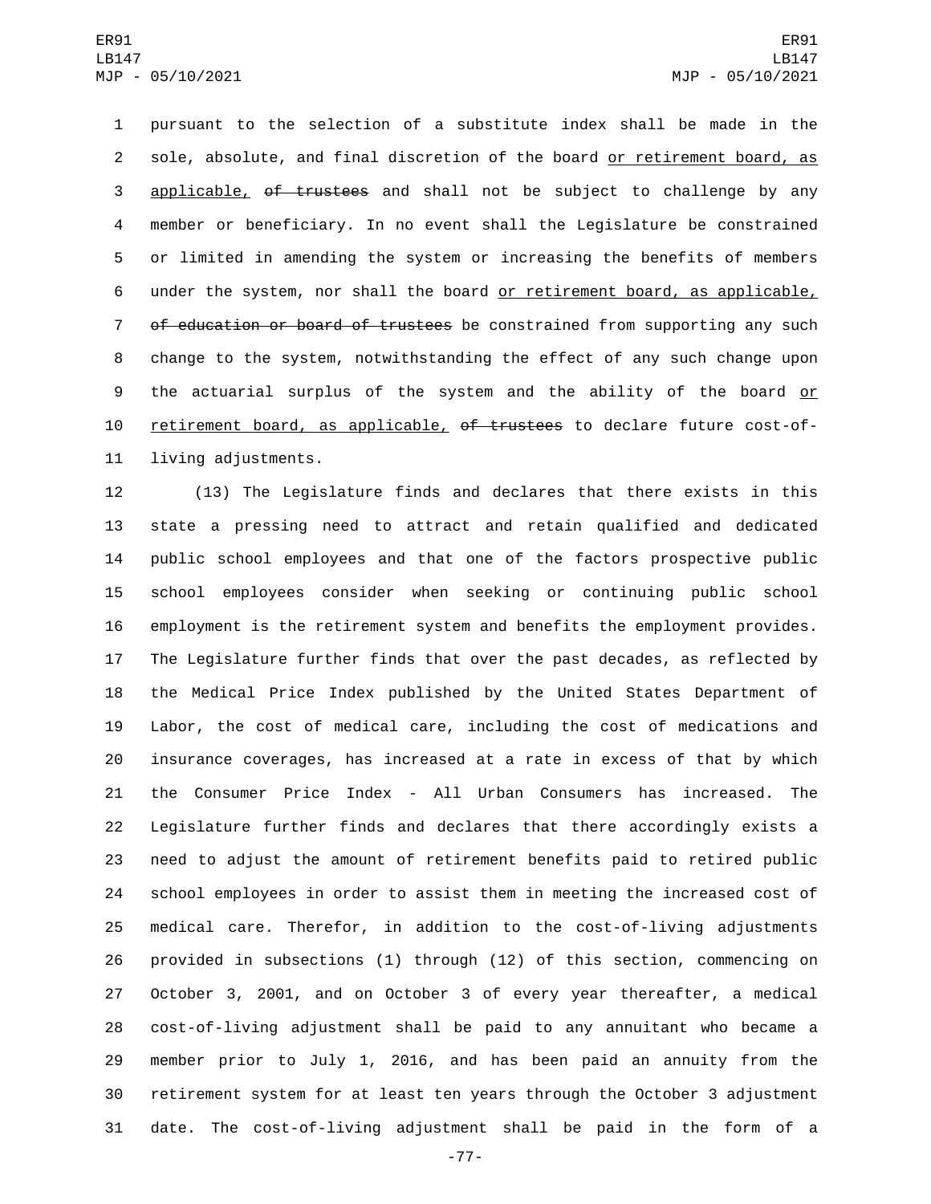pursuant to the selection of a substitute index shall be made in the sole, absolute, and final discretion of the board or retirement board, as applicable, ~~of trustees~~ and shall not be subject to challenge by any member or beneficiary. In no event shall the Legislature be constrained or limited in amending the system or increasing the benefits of members under the system, nor shall the board or retirement board, as applicable, ~~of education or board of trustees~~ be constrained from supporting any such change to the system, notwithstanding the effect of any such change upon the actuarial surplus of the system and the ability of the board or retirement board, as applicable, ~~of trustees~~ to declare future cost-of-living adjustments.

(13) The Legislature finds and declares that there exists in this state a pressing need to attract and retain qualified and dedicated public school employees and that one of the factors prospective public school employees consider when seeking or continuing public school employment is the retirement system and benefits the employment provides. The Legislature further finds that over the past decades, as reflected by the Medical Price Index published by the United States Department of Labor, the cost of medical care, including the cost of medications and insurance coverages, has increased at a rate in excess of that by which the Consumer Price Index - All Urban Consumers has increased. The Legislature further finds and declares that there accordingly exists a need to adjust the amount of retirement benefits paid to retired public school employees in order to assist them in meeting the increased cost of medical care. Therefor, in addition to the cost-of-living adjustments provided in subsections (1) through (12) of this section, commencing on October 3, 2001, and on October 3 of every year thereafter, a medical cost-of-living adjustment shall be paid to any annuitant who became a member prior to July 1, 2016, and has been paid an annuity from the retirement system for at least ten years through the October 3 adjustment date. The cost-of-living adjustment shall be paid in the form of a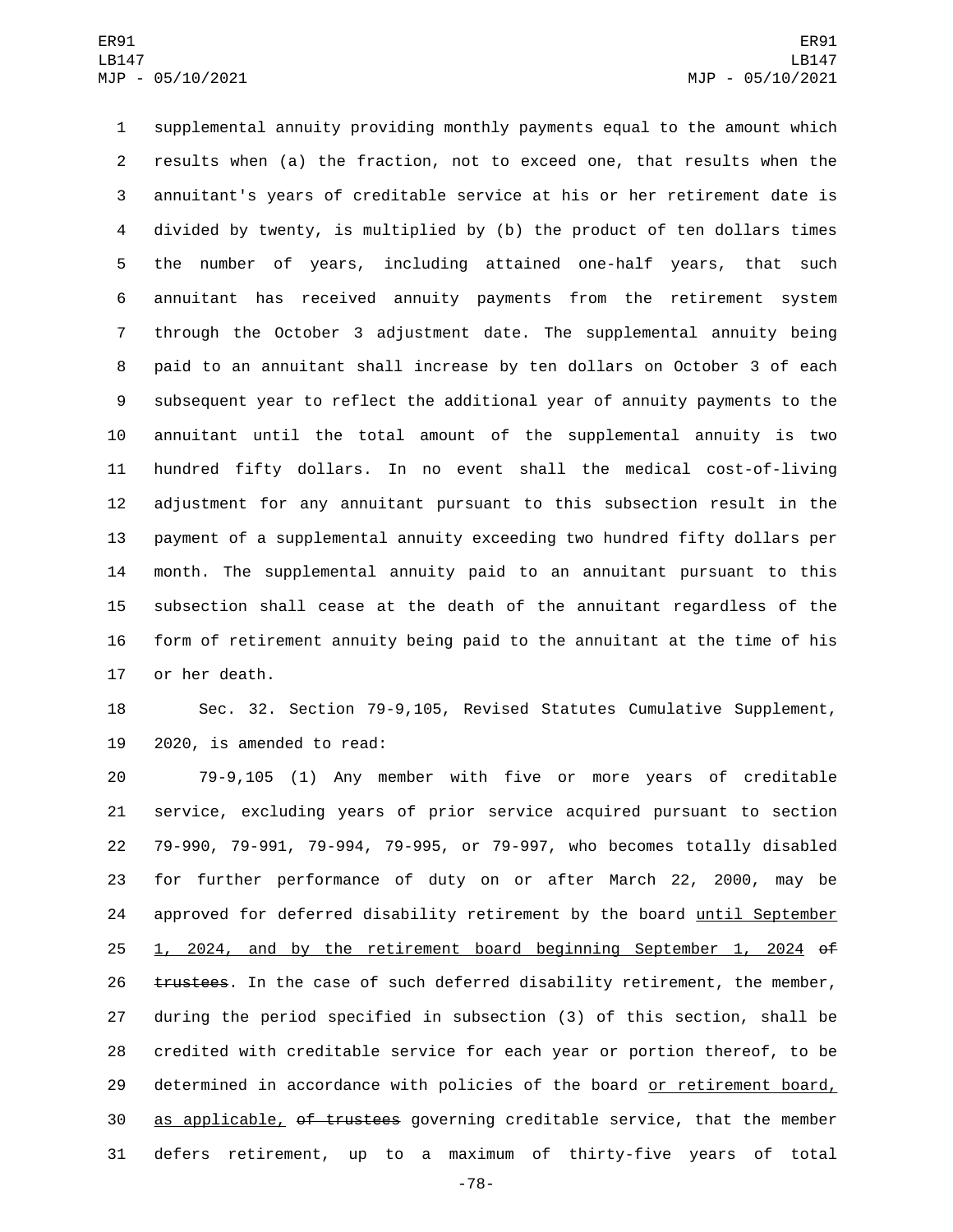supplemental annuity providing monthly payments equal to the amount which results when (a) the fraction, not to exceed one, that results when the annuitant's years of creditable service at his or her retirement date is divided by twenty, is multiplied by (b) the product of ten dollars times the number of years, including attained one-half years, that such annuitant has received annuity payments from the retirement system through the October 3 adjustment date. The supplemental annuity being paid to an annuitant shall increase by ten dollars on October 3 of each subsequent year to reflect the additional year of annuity payments to the annuitant until the total amount of the supplemental annuity is two hundred fifty dollars. In no event shall the medical cost-of-living adjustment for any annuitant pursuant to this subsection result in the payment of a supplemental annuity exceeding two hundred fifty dollars per month. The supplemental annuity paid to an annuitant pursuant to this subsection shall cease at the death of the annuitant regardless of the form of retirement annuity being paid to the annuitant at the time of his or her death.

Sec. 32. Section 79-9,105, Revised Statutes Cumulative Supplement, 2020, is amended to read:

79-9,105 (1) Any member with five or more years of creditable service, excluding years of prior service acquired pursuant to section 79-990, 79-991, 79-994, 79-995, or 79-997, who becomes totally disabled for further performance of duty on or after March 22, 2000, may be approved for deferred disability retirement by the board until September 1, 2024, and by the retirement board beginning September 1, 2024 ~~of trustees~~. In the case of such deferred disability retirement, the member, during the period specified in subsection (3) of this section, shall be credited with creditable service for each year or portion thereof, to be determined in accordance with policies of the board or retirement board, as applicable, ~~of trustees~~ governing creditable service, that the member defers retirement, up to a maximum of thirty-five years of total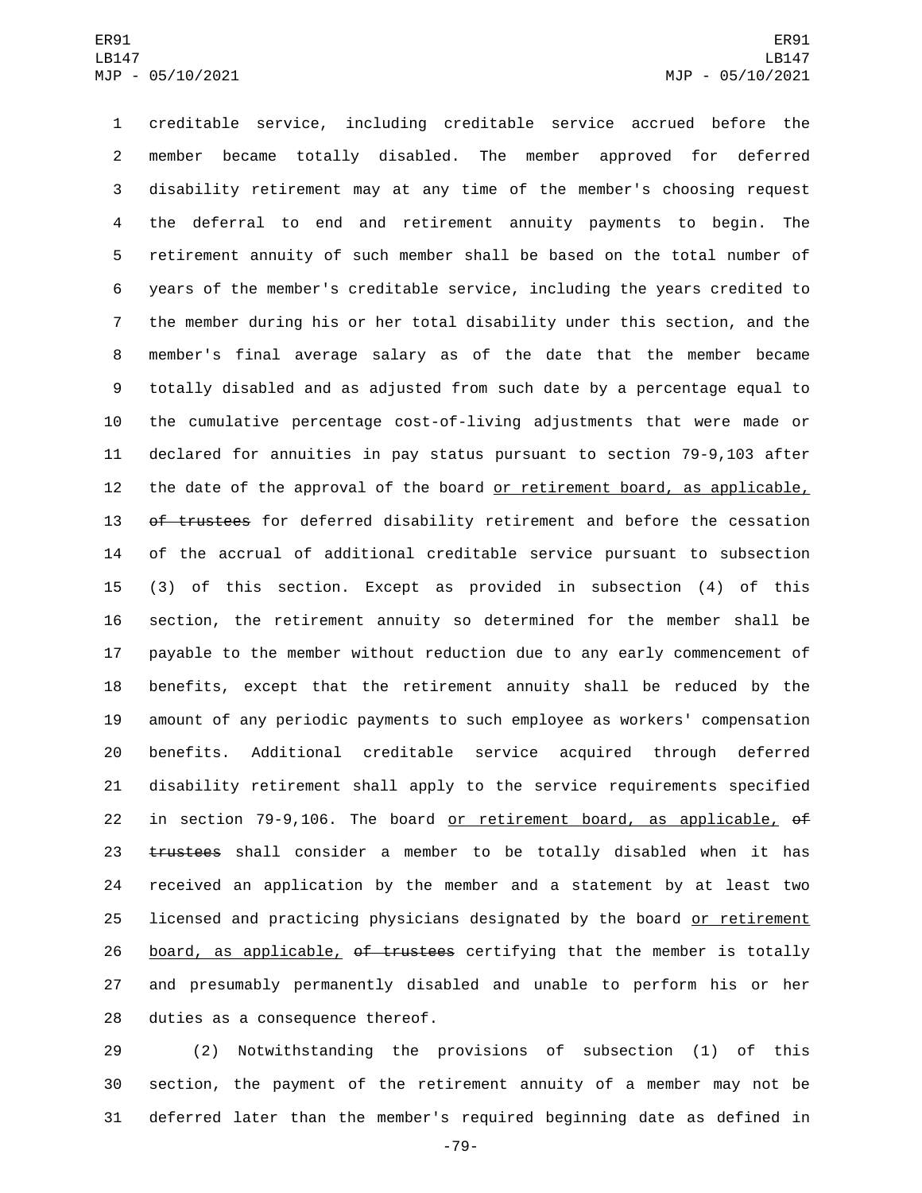creditable service, including creditable service accrued before the member became totally disabled. The member approved for deferred disability retirement may at any time of the member's choosing request the deferral to end and retirement annuity payments to begin. The retirement annuity of such member shall be based on the total number of years of the member's creditable service, including the years credited to the member during his or her total disability under this section, and the member's final average salary as of the date that the member became totally disabled and as adjusted from such date by a percentage equal to the cumulative percentage cost-of-living adjustments that were made or declared for annuities in pay status pursuant to section 79-9,103 after the date of the approval of the board or retirement board, as applicable, ~~of trustees~~ for deferred disability retirement and before the cessation of the accrual of additional creditable service pursuant to subsection (3) of this section. Except as provided in subsection (4) of this section, the retirement annuity so determined for the member shall be payable to the member without reduction due to any early commencement of benefits, except that the retirement annuity shall be reduced by the amount of any periodic payments to such employee as workers' compensation benefits. Additional creditable service acquired through deferred disability retirement shall apply to the service requirements specified in section 79-9,106. The board or retirement board, as applicable, ~~of trustees~~ shall consider a member to be totally disabled when it has received an application by the member and a statement by at least two licensed and practicing physicians designated by the board or retirement board, as applicable, ~~of trustees~~ certifying that the member is totally and presumably permanently disabled and unable to perform his or her duties as a consequence thereof.

(2) Notwithstanding the provisions of subsection (1) of this section, the payment of the retirement annuity of a member may not be deferred later than the member's required beginning date as defined in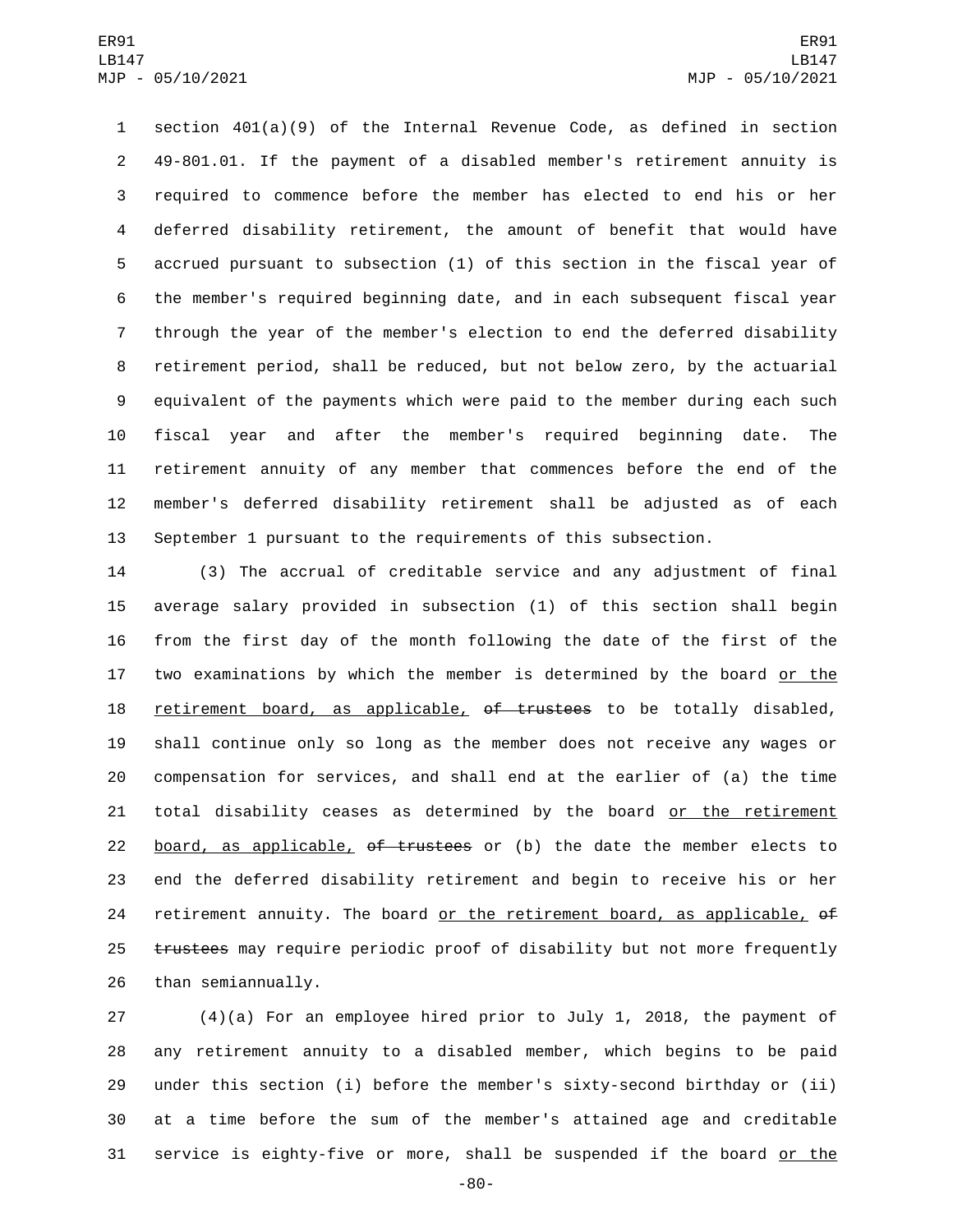section 401(a)(9) of the Internal Revenue Code, as defined in section 49-801.01. If the payment of a disabled member's retirement annuity is required to commence before the member has elected to end his or her deferred disability retirement, the amount of benefit that would have accrued pursuant to subsection (1) of this section in the fiscal year of the member's required beginning date, and in each subsequent fiscal year through the year of the member's election to end the deferred disability retirement period, shall be reduced, but not below zero, by the actuarial equivalent of the payments which were paid to the member during each such fiscal year and after the member's required beginning date. The retirement annuity of any member that commences before the end of the member's deferred disability retirement shall be adjusted as of each September 1 pursuant to the requirements of this subsection.

(3) The accrual of creditable service and any adjustment of final average salary provided in subsection (1) of this section shall begin from the first day of the month following the date of the first of the two examinations by which the member is determined by the board or the retirement board, as applicable, ~~of trustees~~ to be totally disabled, shall continue only so long as the member does not receive any wages or compensation for services, and shall end at the earlier of (a) the time total disability ceases as determined by the board or the retirement board, as applicable, ~~of trustees~~ or (b) the date the member elects to end the deferred disability retirement and begin to receive his or her retirement annuity. The board or the retirement board, as applicable, ~~of trustees~~ may require periodic proof of disability but not more frequently than semiannually.

(4)(a) For an employee hired prior to July 1, 2018, the payment of any retirement annuity to a disabled member, which begins to be paid under this section (i) before the member's sixty-second birthday or (ii) at a time before the sum of the member's attained age and creditable service is eighty-five or more, shall be suspended if the board or the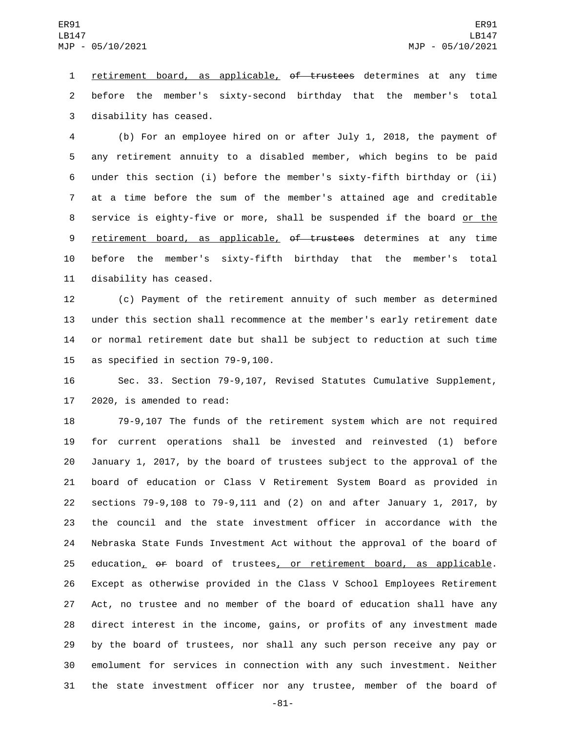retirement board, as applicable, ~~of trustees~~ determines at any time before the member's sixty-second birthday that the member's total disability has ceased.

(b) For an employee hired on or after July 1, 2018, the payment of any retirement annuity to a disabled member, which begins to be paid under this section (i) before the member's sixty-fifth birthday or (ii) at a time before the sum of the member's attained age and creditable service is eighty-five or more, shall be suspended if the board or the retirement board, as applicable, ~~of trustees~~ determines at any time before the member's sixty-fifth birthday that the member's total disability has ceased.

(c) Payment of the retirement annuity of such member as determined under this section shall recommence at the member's early retirement date or normal retirement date but shall be subject to reduction at such time as specified in section 79-9,100.

Sec. 33. Section 79-9,107, Revised Statutes Cumulative Supplement, 2020, is amended to read:

79-9,107 The funds of the retirement system which are not required for current operations shall be invested and reinvested (1) before January 1, 2017, by the board of trustees subject to the approval of the board of education or Class V Retirement System Board as provided in sections 79-9,108 to 79-9,111 and (2) on and after January 1, 2017, by the council and the state investment officer in accordance with the Nebraska State Funds Investment Act without the approval of the board of education, ~~or~~ board of trustees, or retirement board, as applicable. Except as otherwise provided in the Class V School Employees Retirement Act, no trustee and no member of the board of education shall have any direct interest in the income, gains, or profits of any investment made by the board of trustees, nor shall any such person receive any pay or emolument for services in connection with any such investment. Neither the state investment officer nor any trustee, member of the board of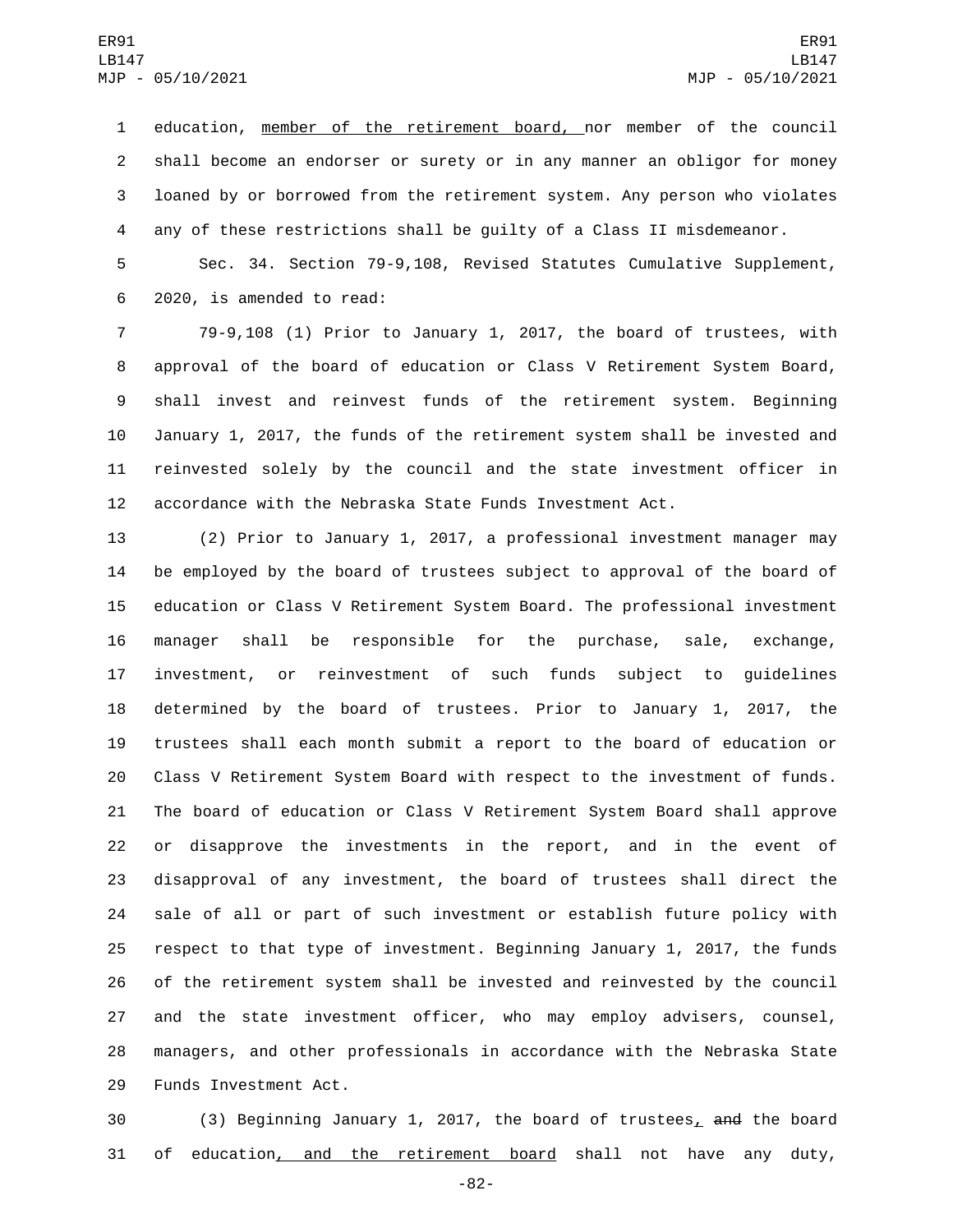education, member of the retirement board, nor member of the council shall become an endorser or surety or in any manner an obligor for money loaned by or borrowed from the retirement system. Any person who violates any of these restrictions shall be guilty of a Class II misdemeanor.

Sec. 34. Section 79-9,108, Revised Statutes Cumulative Supplement, 2020, is amended to read:

79-9,108 (1) Prior to January 1, 2017, the board of trustees, with approval of the board of education or Class V Retirement System Board, shall invest and reinvest funds of the retirement system. Beginning January 1, 2017, the funds of the retirement system shall be invested and reinvested solely by the council and the state investment officer in accordance with the Nebraska State Funds Investment Act.

(2) Prior to January 1, 2017, a professional investment manager may be employed by the board of trustees subject to approval of the board of education or Class V Retirement System Board. The professional investment manager shall be responsible for the purchase, sale, exchange, investment, or reinvestment of such funds subject to guidelines determined by the board of trustees. Prior to January 1, 2017, the trustees shall each month submit a report to the board of education or Class V Retirement System Board with respect to the investment of funds. The board of education or Class V Retirement System Board shall approve or disapprove the investments in the report, and in the event of disapproval of any investment, the board of trustees shall direct the sale of all or part of such investment or establish future policy with respect to that type of investment. Beginning January 1, 2017, the funds of the retirement system shall be invested and reinvested by the council and the state investment officer, who may employ advisers, counsel, managers, and other professionals in accordance with the Nebraska State Funds Investment Act.

(3) Beginning January 1, 2017, the board of trustees, ~~and~~ the board of education, and the retirement board shall not have any duty,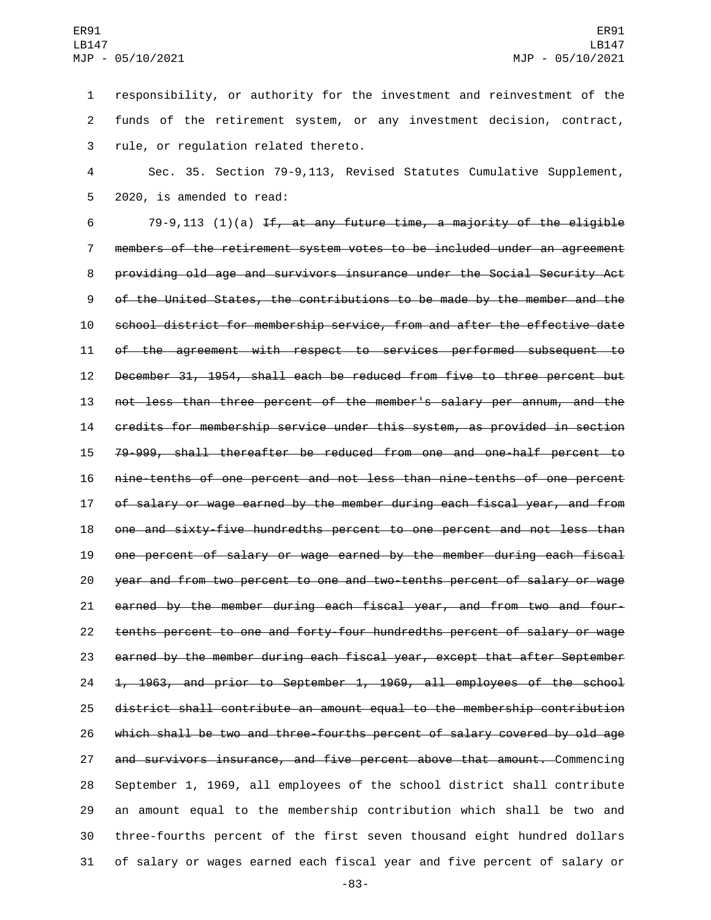responsibility, or authority for the investment and reinvestment of the funds of the retirement system, or any investment decision, contract, rule, or regulation related thereto.

Sec. 35. Section 79-9,113, Revised Statutes Cumulative Supplement, 2020, is amended to read:

79-9,113 (1)(a) ~~If, at any future time, a majority of the eligible members of the retirement system votes to be included under an agreement providing old age and survivors insurance under the Social Security Act of the United States, the contributions to be made by the member and the school district for membership service, from and after the effective date of the agreement with respect to services performed subsequent to December 31, 1954, shall each be reduced from five to three percent but not less than three percent of the member's salary per annum, and the credits for membership service under this system, as provided in section 79-999, shall thereafter be reduced from one and one-half percent to nine-tenths of one percent and not less than nine-tenths of one percent of salary or wage earned by the member during each fiscal year, and from one and sixty-five hundredths percent to one percent and not less than one percent of salary or wage earned by the member during each fiscal year and from two percent to one and two-tenths percent of salary or wage earned by the member during each fiscal year, and from two and four-tenths percent to one and forty-four hundredths percent of salary or wage earned by the member during each fiscal year, except that after September 1, 1963, and prior to September 1, 1969, all employees of the school district shall contribute an amount equal to the membership contribution which shall be two and three-fourths percent of salary covered by old age and survivors insurance, and five percent above that amount.~~ Commencing September 1, 1969, all employees of the school district shall contribute an amount equal to the membership contribution which shall be two and three-fourths percent of the first seven thousand eight hundred dollars of salary or wages earned each fiscal year and five percent of salary or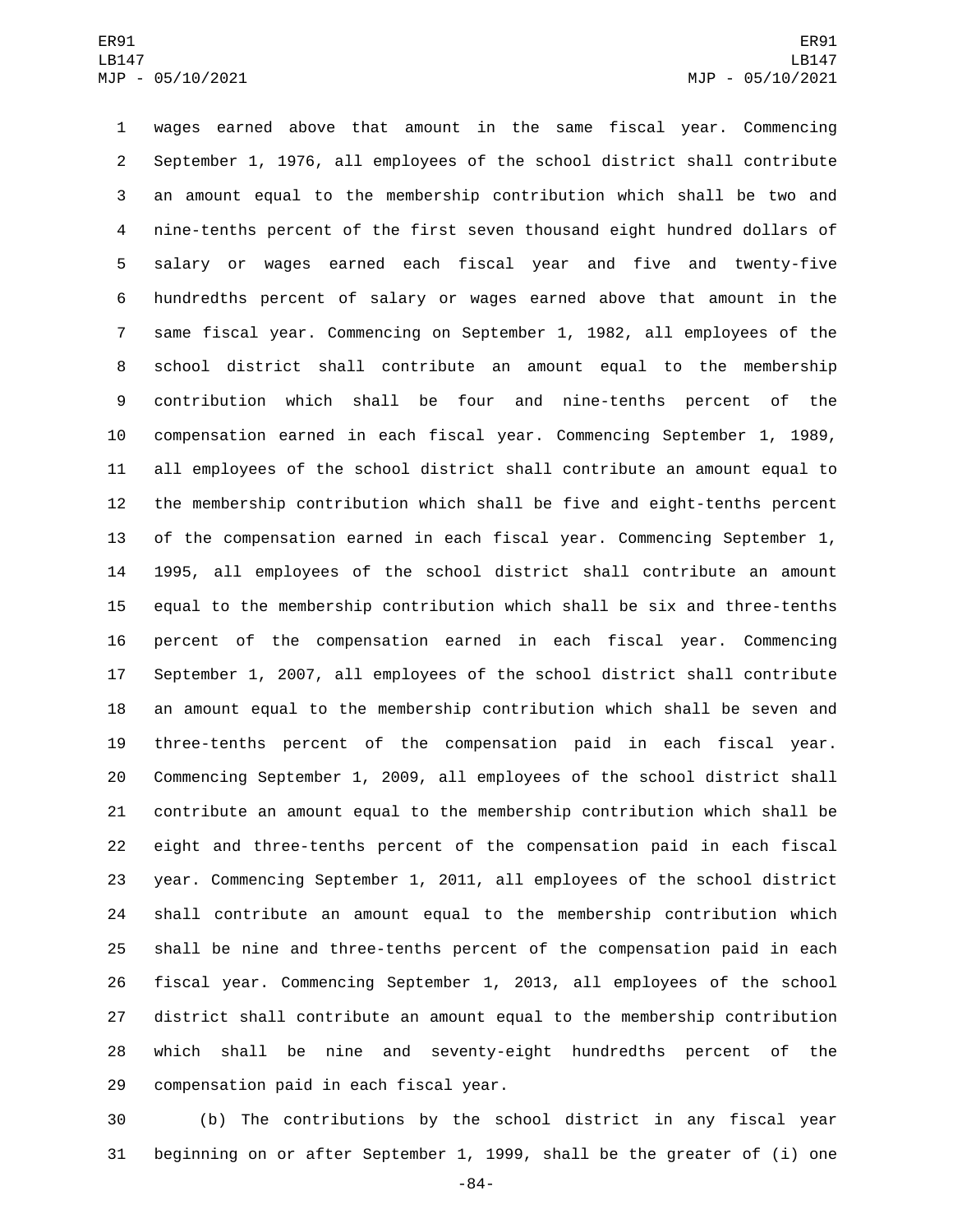wages earned above that amount in the same fiscal year. Commencing September 1, 1976, all employees of the school district shall contribute an amount equal to the membership contribution which shall be two and nine-tenths percent of the first seven thousand eight hundred dollars of salary or wages earned each fiscal year and five and twenty-five hundredths percent of salary or wages earned above that amount in the same fiscal year. Commencing on September 1, 1982, all employees of the school district shall contribute an amount equal to the membership contribution which shall be four and nine-tenths percent of the compensation earned in each fiscal year. Commencing September 1, 1989, all employees of the school district shall contribute an amount equal to the membership contribution which shall be five and eight-tenths percent of the compensation earned in each fiscal year. Commencing September 1, 1995, all employees of the school district shall contribute an amount equal to the membership contribution which shall be six and three-tenths percent of the compensation earned in each fiscal year. Commencing September 1, 2007, all employees of the school district shall contribute an amount equal to the membership contribution which shall be seven and three-tenths percent of the compensation paid in each fiscal year. Commencing September 1, 2009, all employees of the school district shall contribute an amount equal to the membership contribution which shall be eight and three-tenths percent of the compensation paid in each fiscal year. Commencing September 1, 2011, all employees of the school district shall contribute an amount equal to the membership contribution which shall be nine and three-tenths percent of the compensation paid in each fiscal year. Commencing September 1, 2013, all employees of the school district shall contribute an amount equal to the membership contribution which shall be nine and seventy-eight hundredths percent of the compensation paid in each fiscal year.

(b) The contributions by the school district in any fiscal year beginning on or after September 1, 1999, shall be the greater of (i) one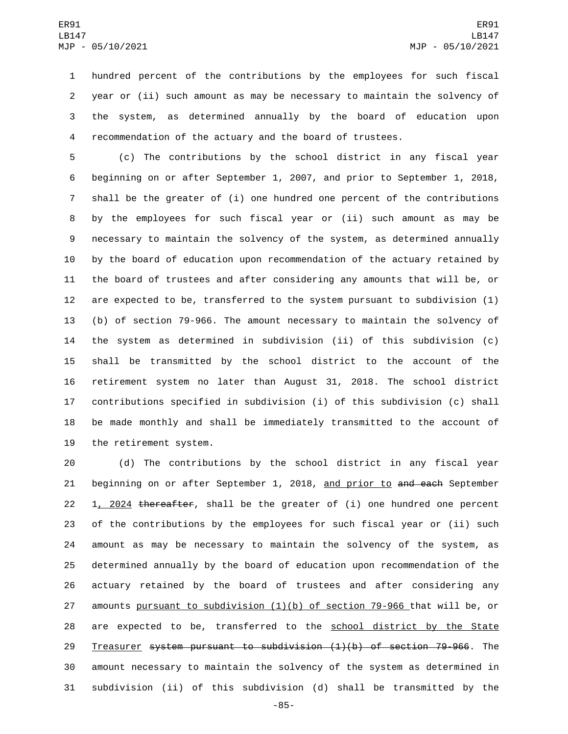hundred percent of the contributions by the employees for such fiscal year or (ii) such amount as may be necessary to maintain the solvency of the system, as determined annually by the board of education upon recommendation of the actuary and the board of trustees.

(c) The contributions by the school district in any fiscal year beginning on or after September 1, 2007, and prior to September 1, 2018, shall be the greater of (i) one hundred one percent of the contributions by the employees for such fiscal year or (ii) such amount as may be necessary to maintain the solvency of the system, as determined annually by the board of education upon recommendation of the actuary retained by the board of trustees and after considering any amounts that will be, or are expected to be, transferred to the system pursuant to subdivision (1)(b) of section 79-966. The amount necessary to maintain the solvency of the system as determined in subdivision (ii) of this subdivision (c) shall be transmitted by the school district to the account of the retirement system no later than August 31, 2018. The school district contributions specified in subdivision (i) of this subdivision (c) shall be made monthly and shall be immediately transmitted to the account of the retirement system.

(d) The contributions by the school district in any fiscal year beginning on or after September 1, 2018, and prior to ~~and each~~ September 1, 2024 ~~thereafter~~, shall be the greater of (i) one hundred one percent of the contributions by the employees for such fiscal year or (ii) such amount as may be necessary to maintain the solvency of the system, as determined annually by the board of education upon recommendation of the actuary retained by the board of trustees and after considering any amounts pursuant to subdivision (1)(b) of section 79-966 that will be, or are expected to be, transferred to the school district by the State Treasurer ~~system pursuant to subdivision (1)(b) of section 79-966~~. The amount necessary to maintain the solvency of the system as determined in subdivision (ii) of this subdivision (d) shall be transmitted by the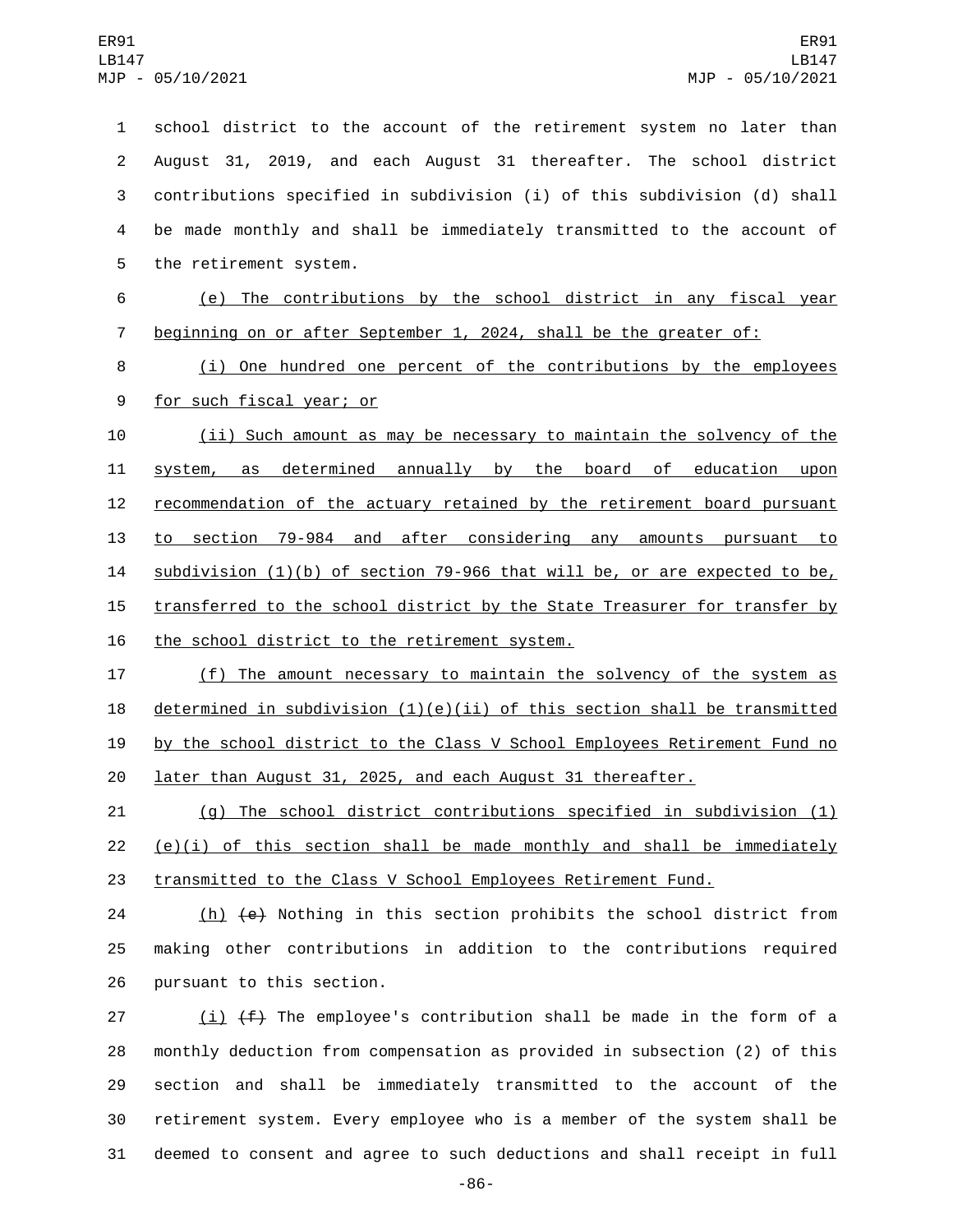school district to the account of the retirement system no later than August 31, 2019, and each August 31 thereafter. The school district contributions specified in subdivision (i) of this subdivision (d) shall be made monthly and shall be immediately transmitted to the account of the retirement system.

(e) The contributions by the school district in any fiscal year beginning on or after September 1, 2024, shall be the greater of:

(i) One hundred one percent of the contributions by the employees for such fiscal year; or

(ii) Such amount as may be necessary to maintain the solvency of the system, as determined annually by the board of education upon recommendation of the actuary retained by the retirement board pursuant to section 79-984 and after considering any amounts pursuant to subdivision (1)(b) of section 79-966 that will be, or are expected to be, transferred to the school district by the State Treasurer for transfer by the school district to the retirement system.

(f) The amount necessary to maintain the solvency of the system as determined in subdivision (1)(e)(ii) of this section shall be transmitted by the school district to the Class V School Employees Retirement Fund no later than August 31, 2025, and each August 31 thereafter.

(g) The school district contributions specified in subdivision (1)(e)(i) of this section shall be made monthly and shall be immediately transmitted to the Class V School Employees Retirement Fund.

(h) ~~(e)~~ Nothing in this section prohibits the school district from making other contributions in addition to the contributions required pursuant to this section.

(i) ~~(f)~~ The employee's contribution shall be made in the form of a monthly deduction from compensation as provided in subsection (2) of this section and shall be immediately transmitted to the account of the retirement system. Every employee who is a member of the system shall be deemed to consent and agree to such deductions and shall receipt in full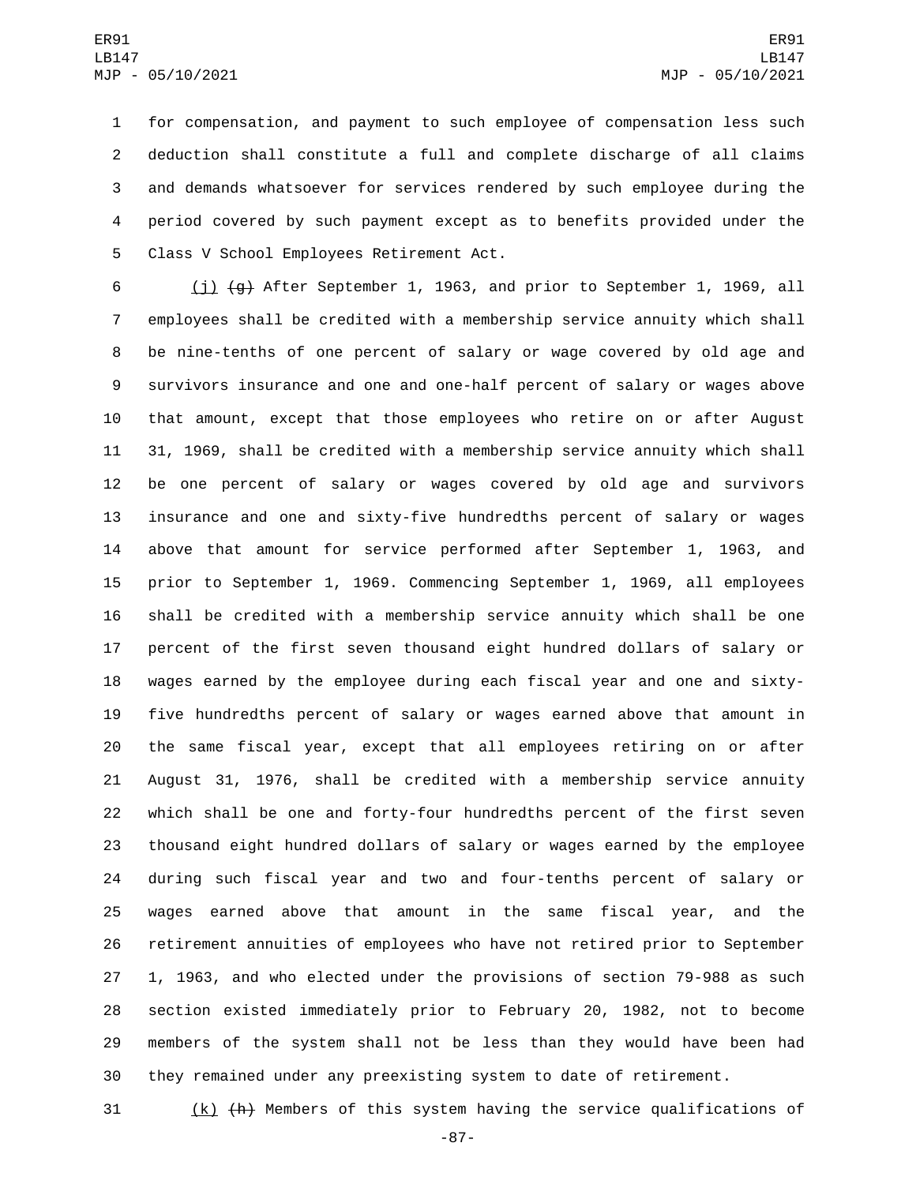for compensation, and payment to such employee of compensation less such deduction shall constitute a full and complete discharge of all claims and demands whatsoever for services rendered by such employee during the period covered by such payment except as to benefits provided under the Class V School Employees Retirement Act.

(j) ~~(g)~~ After September 1, 1963, and prior to September 1, 1969, all employees shall be credited with a membership service annuity which shall be nine-tenths of one percent of salary or wage covered by old age and survivors insurance and one and one-half percent of salary or wages above that amount, except that those employees who retire on or after August 31, 1969, shall be credited with a membership service annuity which shall be one percent of salary or wages covered by old age and survivors insurance and one and sixty-five hundredths percent of salary or wages above that amount for service performed after September 1, 1963, and prior to September 1, 1969. Commencing September 1, 1969, all employees shall be credited with a membership service annuity which shall be one percent of the first seven thousand eight hundred dollars of salary or wages earned by the employee during each fiscal year and one and sixty-five hundredths percent of salary or wages earned above that amount in the same fiscal year, except that all employees retiring on or after August 31, 1976, shall be credited with a membership service annuity which shall be one and forty-four hundredths percent of the first seven thousand eight hundred dollars of salary or wages earned by the employee during such fiscal year and two and four-tenths percent of salary or wages earned above that amount in the same fiscal year, and the retirement annuities of employees who have not retired prior to September 1, 1963, and who elected under the provisions of section 79-988 as such section existed immediately prior to February 20, 1982, not to become members of the system shall not be less than they would have been had they remained under any preexisting system to date of retirement.

(k) ~~(h)~~ Members of this system having the service qualifications of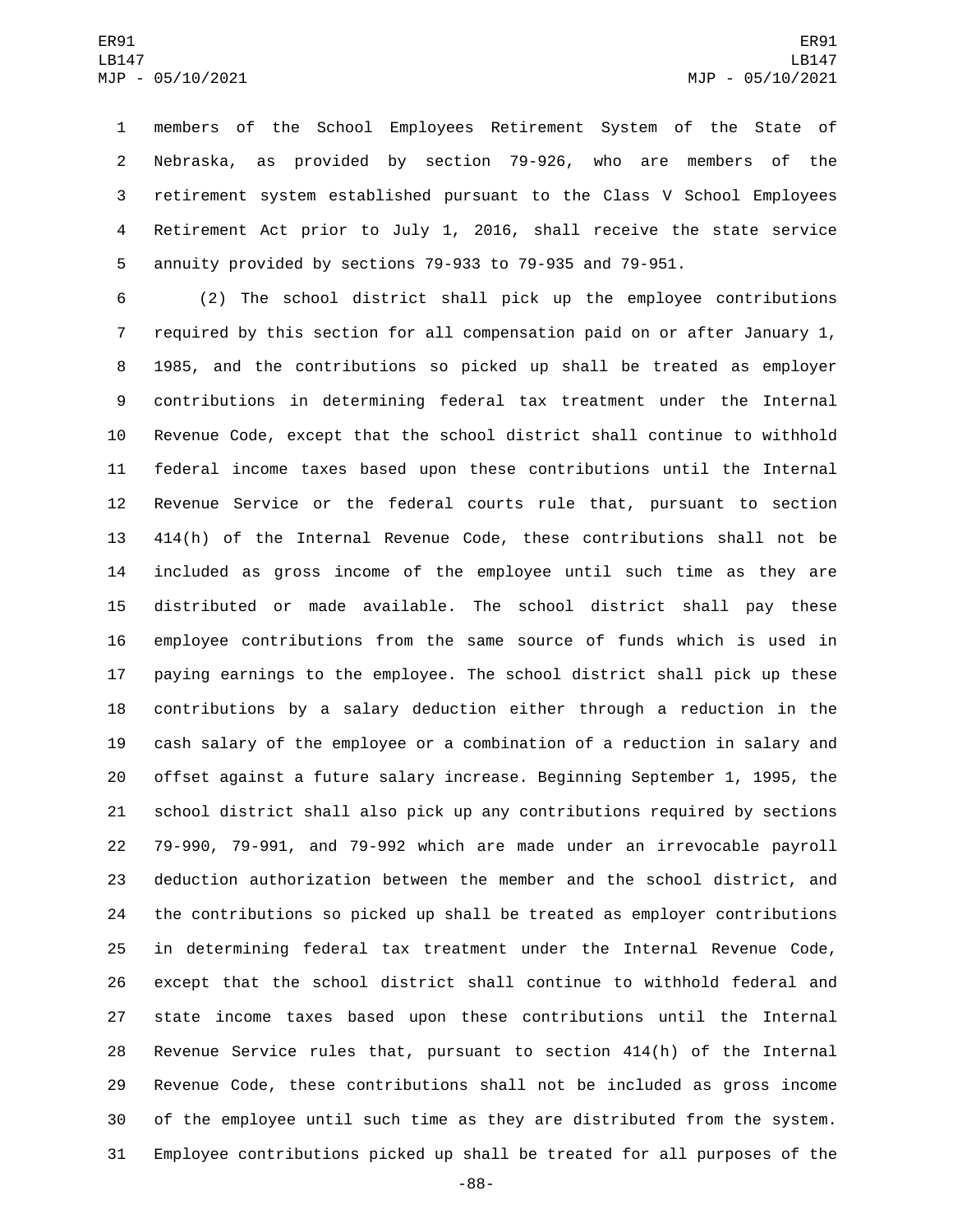members of the School Employees Retirement System of the State of Nebraska, as provided by section 79-926, who are members of the retirement system established pursuant to the Class V School Employees Retirement Act prior to July 1, 2016, shall receive the state service annuity provided by sections 79-933 to 79-935 and 79-951.

(2) The school district shall pick up the employee contributions required by this section for all compensation paid on or after January 1, 1985, and the contributions so picked up shall be treated as employer contributions in determining federal tax treatment under the Internal Revenue Code, except that the school district shall continue to withhold federal income taxes based upon these contributions until the Internal Revenue Service or the federal courts rule that, pursuant to section 414(h) of the Internal Revenue Code, these contributions shall not be included as gross income of the employee until such time as they are distributed or made available. The school district shall pay these employee contributions from the same source of funds which is used in paying earnings to the employee. The school district shall pick up these contributions by a salary deduction either through a reduction in the cash salary of the employee or a combination of a reduction in salary and offset against a future salary increase. Beginning September 1, 1995, the school district shall also pick up any contributions required by sections 79-990, 79-991, and 79-992 which are made under an irrevocable payroll deduction authorization between the member and the school district, and the contributions so picked up shall be treated as employer contributions in determining federal tax treatment under the Internal Revenue Code, except that the school district shall continue to withhold federal and state income taxes based upon these contributions until the Internal Revenue Service rules that, pursuant to section 414(h) of the Internal Revenue Code, these contributions shall not be included as gross income of the employee until such time as they are distributed from the system. Employee contributions picked up shall be treated for all purposes of the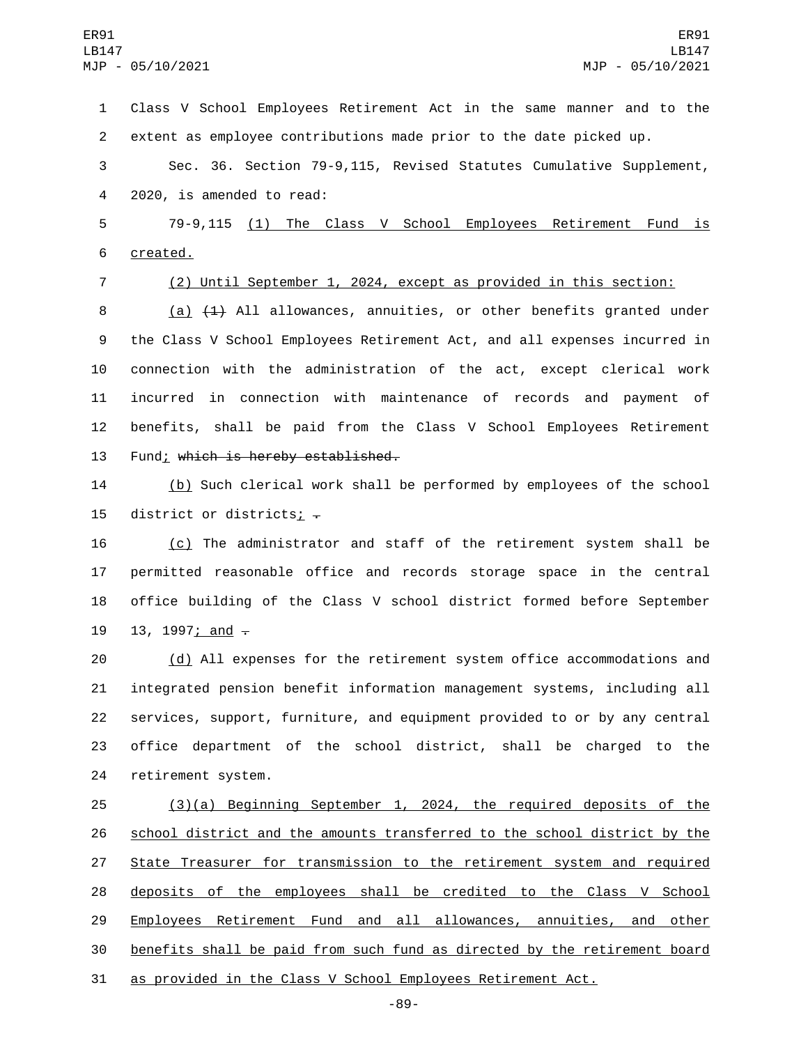Class V School Employees Retirement Act in the same manner and to the extent as employee contributions made prior to the date picked up.

Sec. 36. Section 79-9,115, Revised Statutes Cumulative Supplement, 2020, is amended to read:

79-9,115 (1) The Class V School Employees Retirement Fund is created.

(2) Until September 1, 2024, except as provided in this section:

(a) ~~(1)~~ All allowances, annuities, or other benefits granted under the Class V School Employees Retirement Act, and all expenses incurred in connection with the administration of the act, except clerical work incurred in connection with maintenance of records and payment of benefits, shall be paid from the Class V School Employees Retirement Fund; ~~which is hereby established.~~

(b) Such clerical work shall be performed by employees of the school district or districts; ~~.~~

(c) The administrator and staff of the retirement system shall be permitted reasonable office and records storage space in the central office building of the Class V school district formed before September 13, 1997; and ~~.~~

(d) All expenses for the retirement system office accommodations and integrated pension benefit information management systems, including all services, support, furniture, and equipment provided to or by any central office department of the school district, shall be charged to the retirement system.

(3)(a) Beginning September 1, 2024, the required deposits of the school district and the amounts transferred to the school district by the State Treasurer for transmission to the retirement system and required deposits of the employees shall be credited to the Class V School Employees Retirement Fund and all allowances, annuities, and other benefits shall be paid from such fund as directed by the retirement board as provided in the Class V School Employees Retirement Act.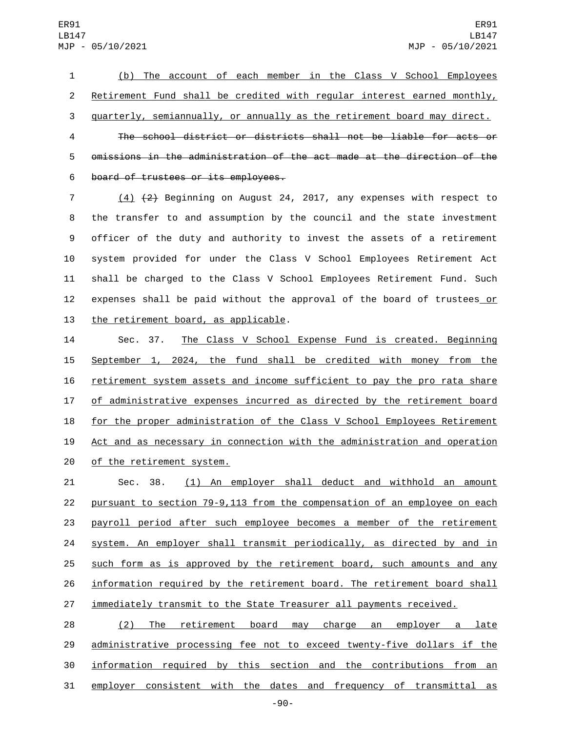(b) The account of each member in the Class V School Employees Retirement Fund shall be credited with regular interest earned monthly, quarterly, semiannually, or annually as the retirement board may direct.

~~The school district or districts shall not be liable for acts or omissions in the administration of the act made at the direction of the board of trustees or its employees.~~

(4) ~~(2)~~ Beginning on August 24, 2017, any expenses with respect to the transfer to and assumption by the council and the state investment officer of the duty and authority to invest the assets of a retirement system provided for under the Class V School Employees Retirement Act shall be charged to the Class V School Employees Retirement Fund. Such expenses shall be paid without the approval of the board of trustees or the retirement board, as applicable.

Sec. 37. The Class V School Expense Fund is created. Beginning September 1, 2024, the fund shall be credited with money from the retirement system assets and income sufficient to pay the pro rata share of administrative expenses incurred as directed by the retirement board for the proper administration of the Class V School Employees Retirement Act and as necessary in connection with the administration and operation of the retirement system.

Sec. 38. (1) An employer shall deduct and withhold an amount pursuant to section 79-9,113 from the compensation of an employee on each payroll period after such employee becomes a member of the retirement system. An employer shall transmit periodically, as directed by and in such form as is approved by the retirement board, such amounts and any information required by the retirement board. The retirement board shall immediately transmit to the State Treasurer all payments received.

(2) The retirement board may charge an employer a late administrative processing fee not to exceed twenty-five dollars if the information required by this section and the contributions from an employer consistent with the dates and frequency of transmittal as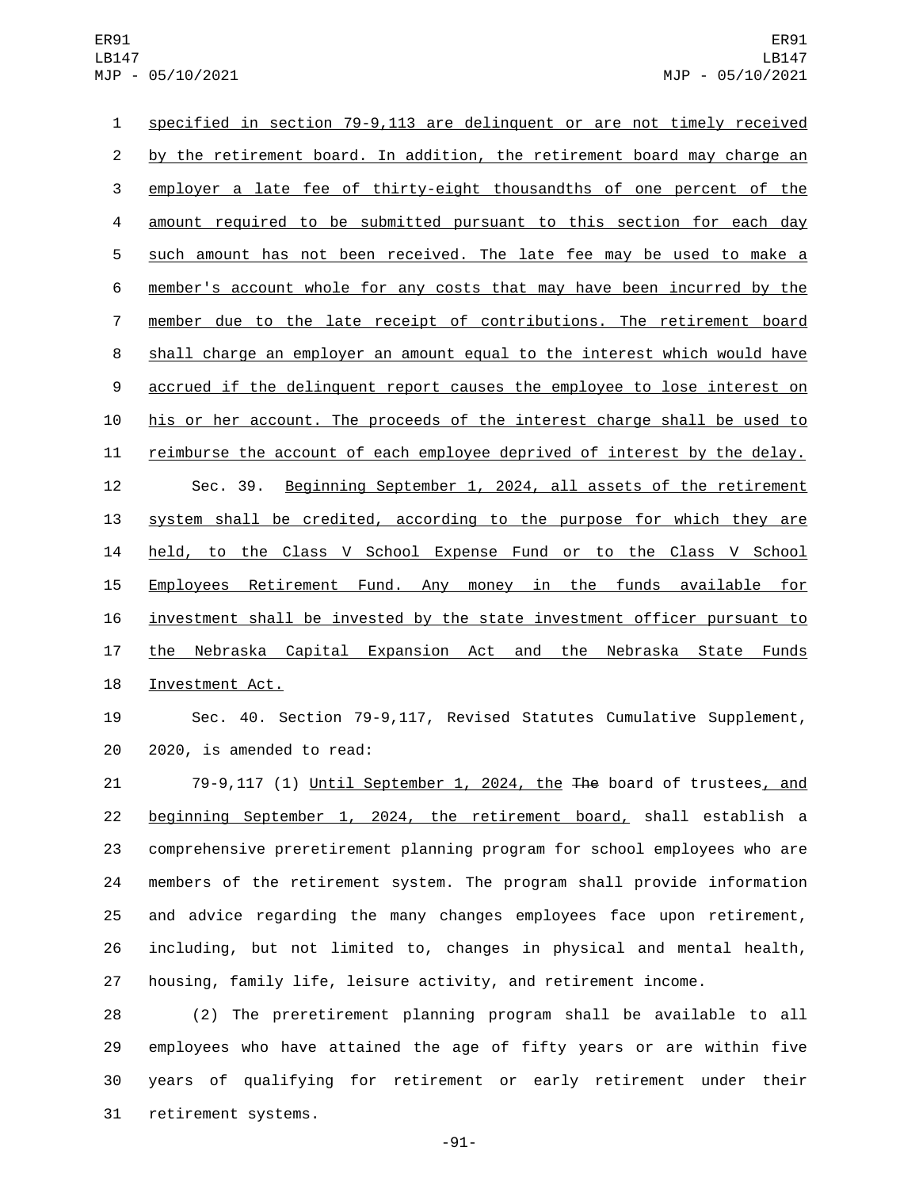specified in section 79-9,113 are delinquent or are not timely received by the retirement board. In addition, the retirement board may charge an employer a late fee of thirty-eight thousandths of one percent of the amount required to be submitted pursuant to this section for each day such amount has not been received. The late fee may be used to make a member's account whole for any costs that may have been incurred by the member due to the late receipt of contributions. The retirement board shall charge an employer an amount equal to the interest which would have accrued if the delinquent report causes the employee to lose interest on his or her account. The proceeds of the interest charge shall be used to reimburse the account of each employee deprived of interest by the delay.

Sec. 39. Beginning September 1, 2024, all assets of the retirement system shall be credited, according to the purpose for which they are held, to the Class V School Expense Fund or to the Class V School Employees Retirement Fund. Any money in the funds available for investment shall be invested by the state investment officer pursuant to the Nebraska Capital Expansion Act and the Nebraska State Funds Investment Act.

Sec. 40. Section 79-9,117, Revised Statutes Cumulative Supplement, 2020, is amended to read:

79-9,117 (1) Until September 1, 2024, the ~~The~~ board of trustees, and beginning September 1, 2024, the retirement board, shall establish a comprehensive preretirement planning program for school employees who are members of the retirement system. The program shall provide information and advice regarding the many changes employees face upon retirement, including, but not limited to, changes in physical and mental health, housing, family life, leisure activity, and retirement income.

(2) The preretirement planning program shall be available to all employees who have attained the age of fifty years or are within five years of qualifying for retirement or early retirement under their retirement systems.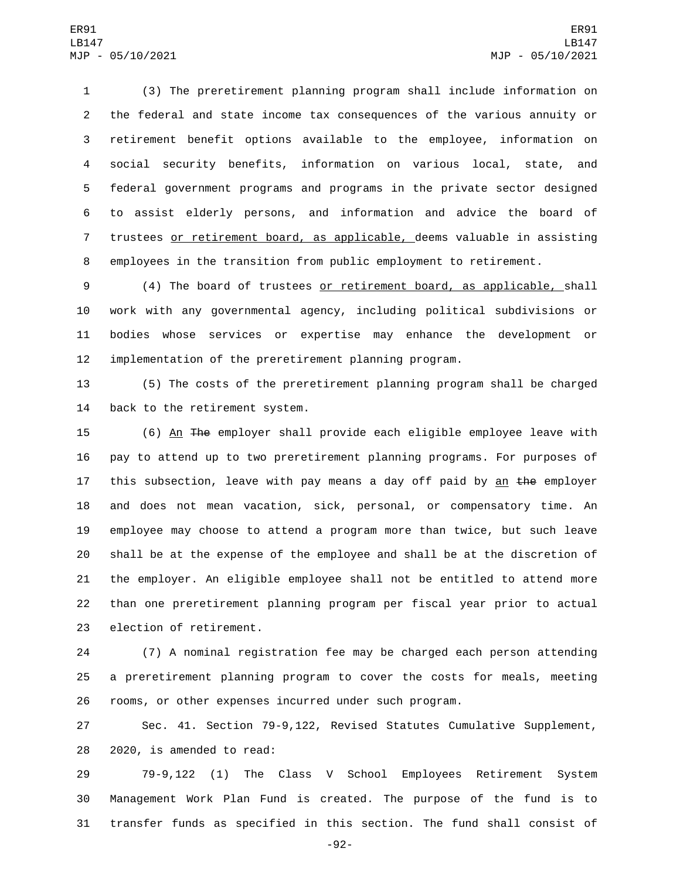(3) The preretirement planning program shall include information on the federal and state income tax consequences of the various annuity or retirement benefit options available to the employee, information on social security benefits, information on various local, state, and federal government programs and programs in the private sector designed to assist elderly persons, and information and advice the board of trustees or retirement board, as applicable, deems valuable in assisting employees in the transition from public employment to retirement.

(4) The board of trustees or retirement board, as applicable, shall work with any governmental agency, including political subdivisions or bodies whose services or expertise may enhance the development or implementation of the preretirement planning program.

(5) The costs of the preretirement planning program shall be charged back to the retirement system.

(6) An ~~The~~ employer shall provide each eligible employee leave with pay to attend up to two preretirement planning programs. For purposes of this subsection, leave with pay means a day off paid by an ~~the~~ employer and does not mean vacation, sick, personal, or compensatory time. An employee may choose to attend a program more than twice, but such leave shall be at the expense of the employee and shall be at the discretion of the employer. An eligible employee shall not be entitled to attend more than one preretirement planning program per fiscal year prior to actual election of retirement.

(7) A nominal registration fee may be charged each person attending a preretirement planning program to cover the costs for meals, meeting rooms, or other expenses incurred under such program.

Sec. 41. Section 79-9,122, Revised Statutes Cumulative Supplement, 2020, is amended to read:

79-9,122 (1) The Class V School Employees Retirement System Management Work Plan Fund is created. The purpose of the fund is to transfer funds as specified in this section. The fund shall consist of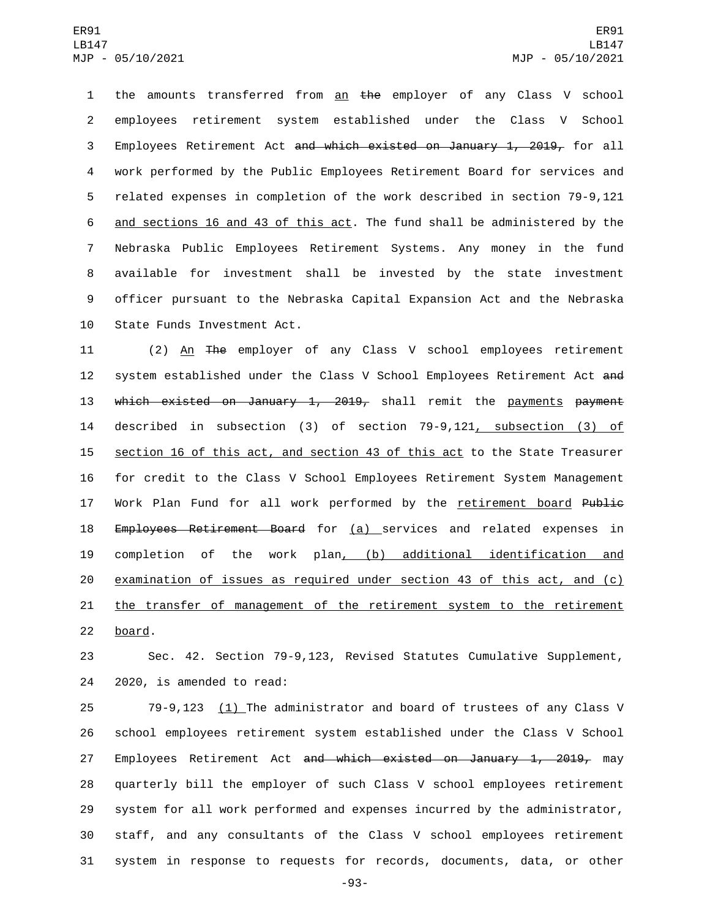the amounts transferred from an ~~the~~ employer of any Class V school employees retirement system established under the Class V School Employees Retirement Act ~~and which existed on January 1, 2019,~~ for all work performed by the Public Employees Retirement Board for services and related expenses in completion of the work described in section 79-9,121 and sections 16 and 43 of this act. The fund shall be administered by the Nebraska Public Employees Retirement Systems. Any money in the fund available for investment shall be invested by the state investment officer pursuant to the Nebraska Capital Expansion Act and the Nebraska State Funds Investment Act.

(2) An ~~The~~ employer of any Class V school employees retirement system established under the Class V School Employees Retirement Act ~~and which existed on January 1, 2019,~~ shall remit the payments ~~payment~~ described in subsection (3) of section 79-9,121, subsection (3) of section 16 of this act, and section 43 of this act to the State Treasurer for credit to the Class V School Employees Retirement System Management Work Plan Fund for all work performed by the retirement board ~~Public Employees Retirement Board~~ for (a) services and related expenses in completion of the work plan, (b) additional identification and examination of issues as required under section 43 of this act, and (c) the transfer of management of the retirement system to the retirement board.

Sec. 42. Section 79-9,123, Revised Statutes Cumulative Supplement, 2020, is amended to read:

79-9,123 (1) The administrator and board of trustees of any Class V school employees retirement system established under the Class V School Employees Retirement Act ~~and which existed on January 1, 2019,~~ may quarterly bill the employer of such Class V school employees retirement system for all work performed and expenses incurred by the administrator, staff, and any consultants of the Class V school employees retirement system in response to requests for records, documents, data, or other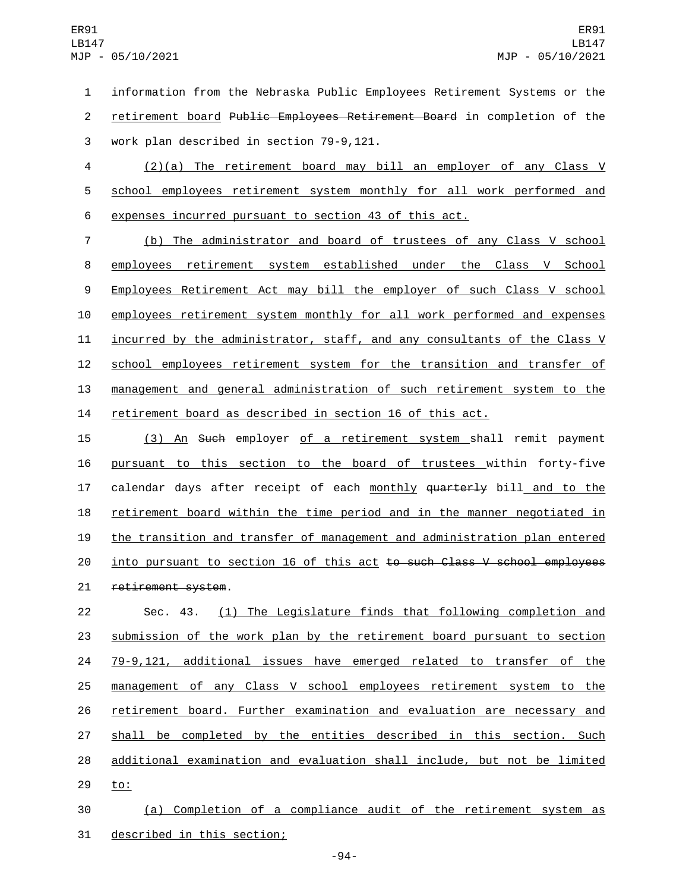information from the Nebraska Public Employees Retirement Systems or the retirement board ~~Public Employees Retirement Board~~ in completion of the work plan described in section 79-9,121.

(2)(a) The retirement board may bill an employer of any Class V school employees retirement system monthly for all work performed and expenses incurred pursuant to section 43 of this act.

(b) The administrator and board of trustees of any Class V school employees retirement system established under the Class V School Employees Retirement Act may bill the employer of such Class V school employees retirement system monthly for all work performed and expenses incurred by the administrator, staff, and any consultants of the Class V school employees retirement system for the transition and transfer of management and general administration of such retirement system to the retirement board as described in section 16 of this act.

(3) An ~~Such~~ employer of a retirement system shall remit payment pursuant to this section to the board of trustees within forty-five calendar days after receipt of each monthly ~~quarterly~~ bill and to the retirement board within the time period and in the manner negotiated in the transition and transfer of management and administration plan entered into pursuant to section 16 of this act ~~to such Class V school employees retirement system~~.

Sec. 43. (1) The Legislature finds that following completion and submission of the work plan by the retirement board pursuant to section 79-9,121, additional issues have emerged related to transfer of the management of any Class V school employees retirement system to the retirement board. Further examination and evaluation are necessary and shall be completed by the entities described in this section. Such additional examination and evaluation shall include, but not be limited to:

(a) Completion of a compliance audit of the retirement system as described in this section;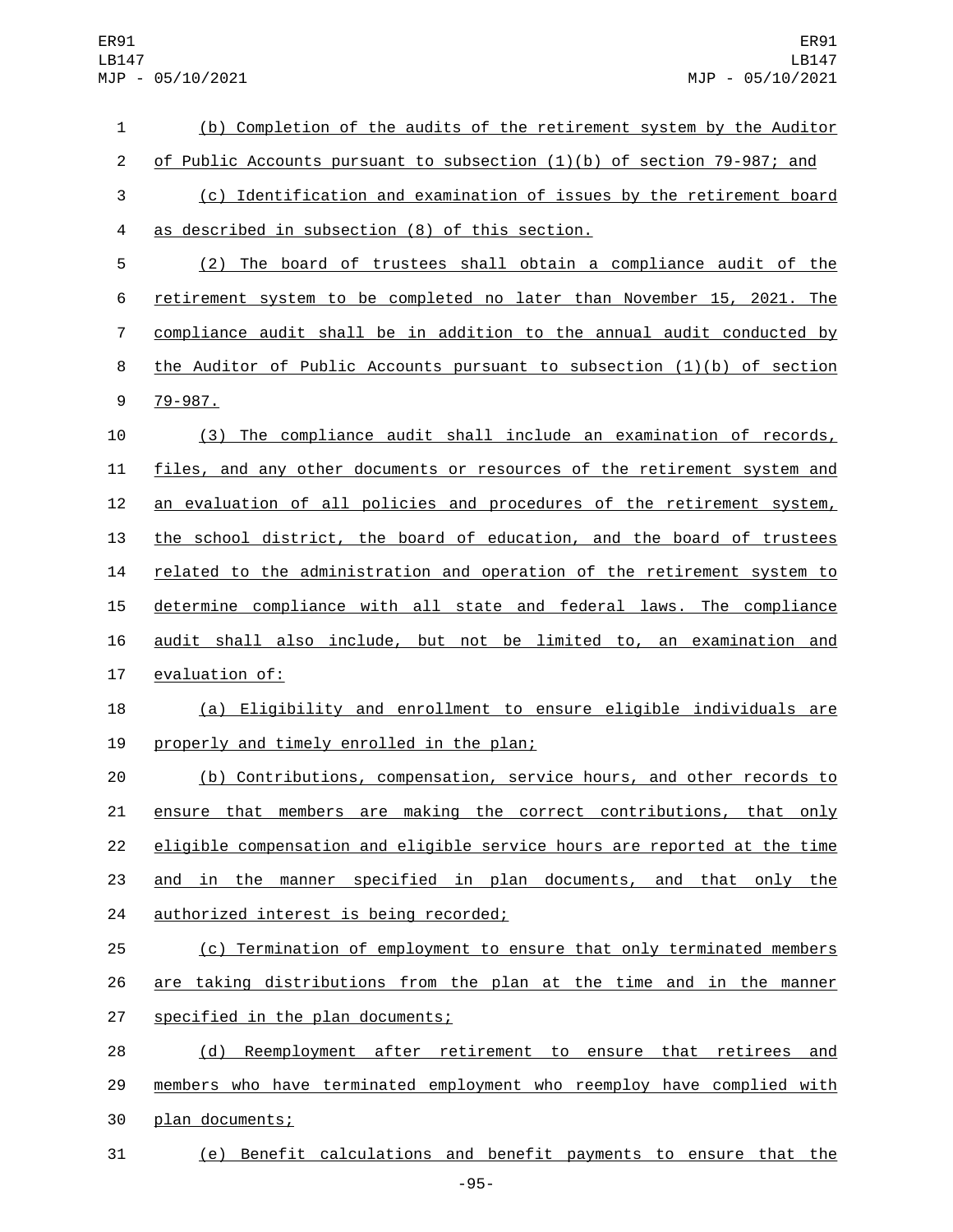(b) Completion of the audits of the retirement system by the Auditor of Public Accounts pursuant to subsection (1)(b) of section 79-987; and

(c) Identification and examination of issues by the retirement board as described in subsection (8) of this section.

(2) The board of trustees shall obtain a compliance audit of the retirement system to be completed no later than November 15, 2021. The compliance audit shall be in addition to the annual audit conducted by the Auditor of Public Accounts pursuant to subsection (1)(b) of section 79-987.

(3) The compliance audit shall include an examination of records, files, and any other documents or resources of the retirement system and an evaluation of all policies and procedures of the retirement system, the school district, the board of education, and the board of trustees related to the administration and operation of the retirement system to determine compliance with all state and federal laws. The compliance audit shall also include, but not be limited to, an examination and evaluation of:

(a) Eligibility and enrollment to ensure eligible individuals are properly and timely enrolled in the plan;

(b) Contributions, compensation, service hours, and other records to ensure that members are making the correct contributions, that only eligible compensation and eligible service hours are reported at the time and in the manner specified in plan documents, and that only the authorized interest is being recorded;

(c) Termination of employment to ensure that only terminated members are taking distributions from the plan at the time and in the manner specified in the plan documents;

(d) Reemployment after retirement to ensure that retirees and members who have terminated employment who reemploy have complied with plan documents;

(e) Benefit calculations and benefit payments to ensure that the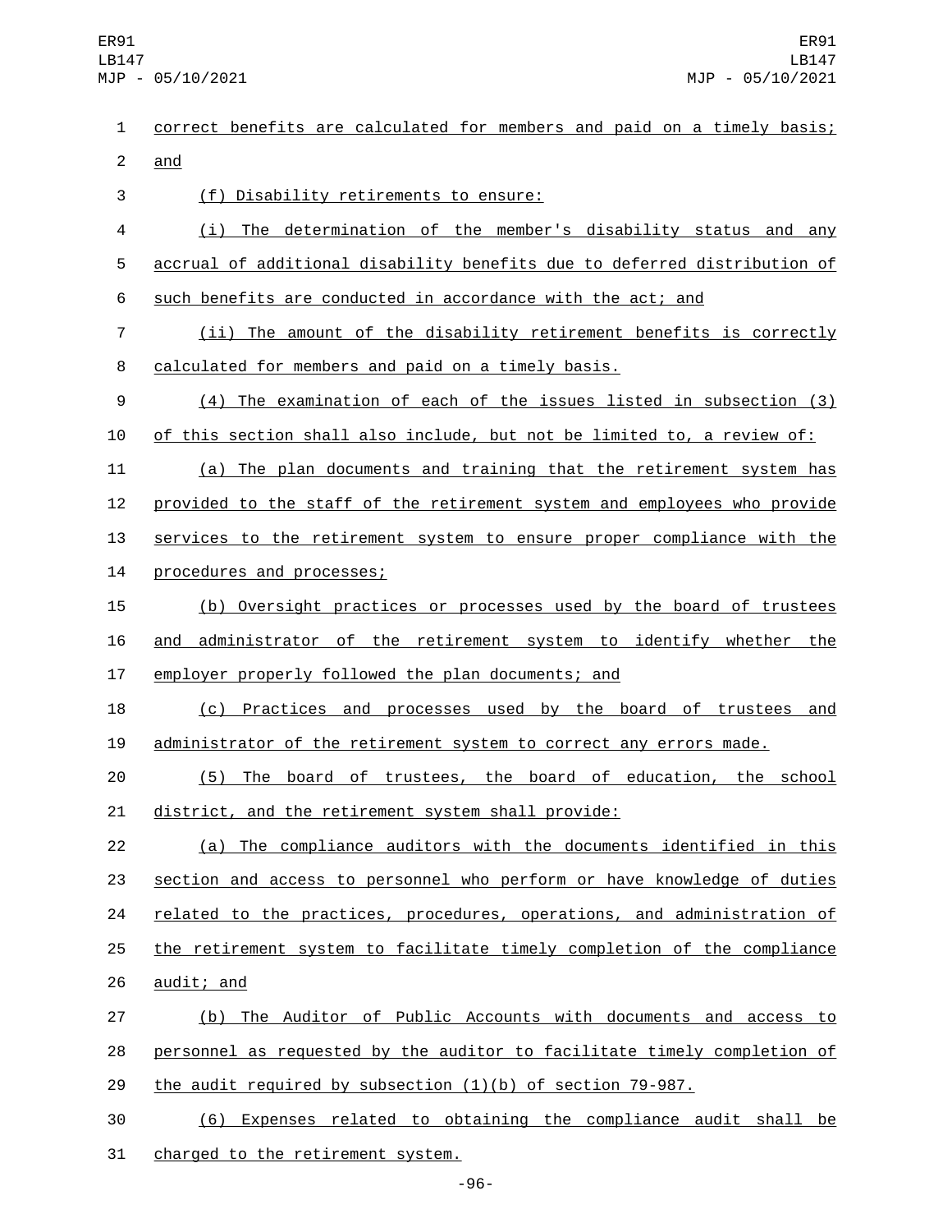correct benefits are calculated for members and paid on a timely basis; and

(f) Disability retirements to ensure:

(i) The determination of the member's disability status and any accrual of additional disability benefits due to deferred distribution of such benefits are conducted in accordance with the act; and

(ii) The amount of the disability retirement benefits is correctly calculated for members and paid on a timely basis.

(4) The examination of each of the issues listed in subsection (3) of this section shall also include, but not be limited to, a review of:

(a) The plan documents and training that the retirement system has provided to the staff of the retirement system and employees who provide services to the retirement system to ensure proper compliance with the procedures and processes;

(b) Oversight practices or processes used by the board of trustees and administrator of the retirement system to identify whether the employer properly followed the plan documents; and

(c) Practices and processes used by the board of trustees and administrator of the retirement system to correct any errors made.

(5) The board of trustees, the board of education, the school district, and the retirement system shall provide:

(a) The compliance auditors with the documents identified in this section and access to personnel who perform or have knowledge of duties related to the practices, procedures, operations, and administration of the retirement system to facilitate timely completion of the compliance audit; and

(b) The Auditor of Public Accounts with documents and access to personnel as requested by the auditor to facilitate timely completion of the audit required by subsection (1)(b) of section 79-987.

(6) Expenses related to obtaining the compliance audit shall be charged to the retirement system.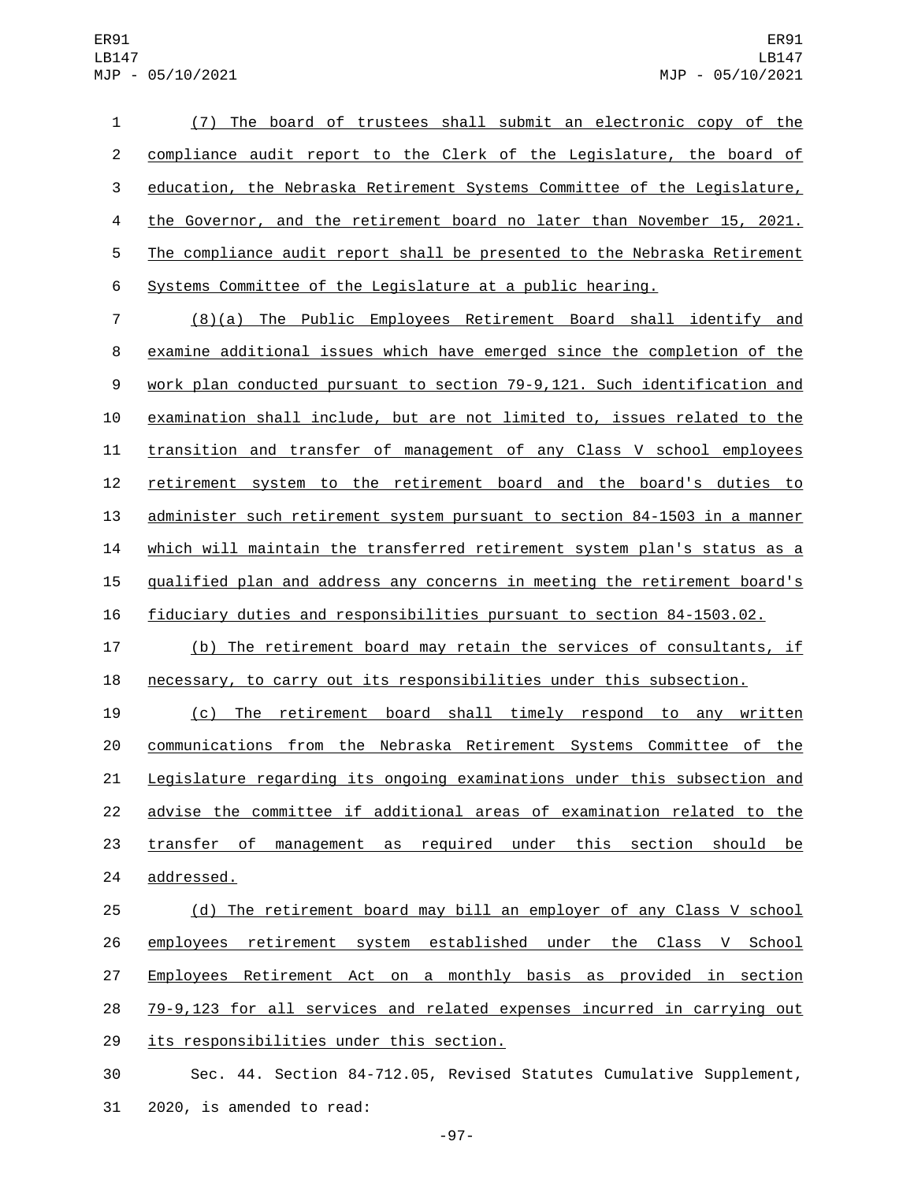(7) The board of trustees shall submit an electronic copy of the compliance audit report to the Clerk of the Legislature, the board of education, the Nebraska Retirement Systems Committee of the Legislature, the Governor, and the retirement board no later than November 15, 2021. The compliance audit report shall be presented to the Nebraska Retirement Systems Committee of the Legislature at a public hearing.

(8)(a) The Public Employees Retirement Board shall identify and examine additional issues which have emerged since the completion of the work plan conducted pursuant to section 79-9,121. Such identification and examination shall include, but are not limited to, issues related to the transition and transfer of management of any Class V school employees retirement system to the retirement board and the board's duties to administer such retirement system pursuant to section 84-1503 in a manner which will maintain the transferred retirement system plan's status as a qualified plan and address any concerns in meeting the retirement board's fiduciary duties and responsibilities pursuant to section 84-1503.02.

(b) The retirement board may retain the services of consultants, if necessary, to carry out its responsibilities under this subsection.

(c) The retirement board shall timely respond to any written communications from the Nebraska Retirement Systems Committee of the Legislature regarding its ongoing examinations under this subsection and advise the committee if additional areas of examination related to the transfer of management as required under this section should be addressed.

(d) The retirement board may bill an employer of any Class V school employees retirement system established under the Class V School Employees Retirement Act on a monthly basis as provided in section 79-9,123 for all services and related expenses incurred in carrying out its responsibilities under this section.

Sec. 44. Section 84-712.05, Revised Statutes Cumulative Supplement, 2020, is amended to read: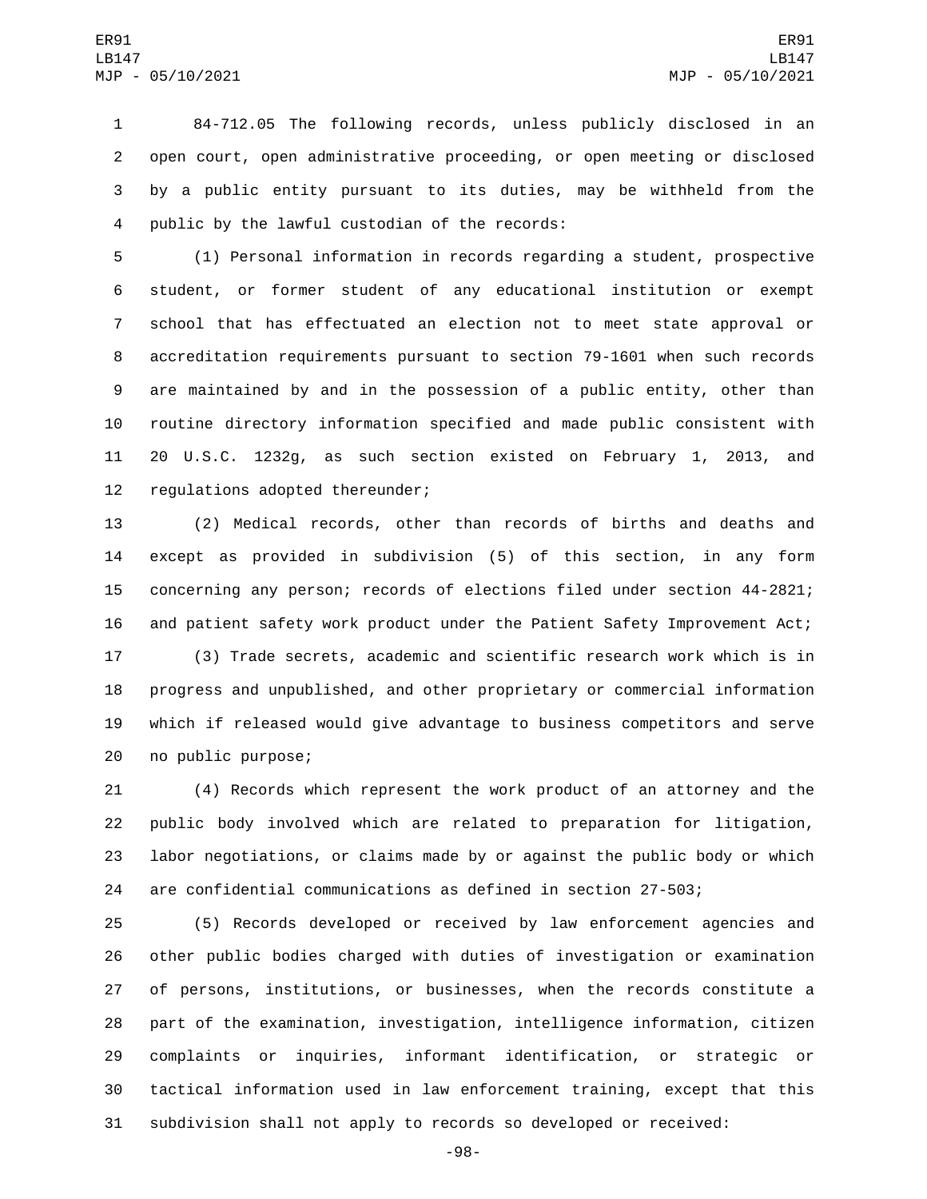84-712.05 The following records, unless publicly disclosed in an open court, open administrative proceeding, or open meeting or disclosed by a public entity pursuant to its duties, may be withheld from the public by the lawful custodian of the records:

(1) Personal information in records regarding a student, prospective student, or former student of any educational institution or exempt school that has effectuated an election not to meet state approval or accreditation requirements pursuant to section 79-1601 when such records are maintained by and in the possession of a public entity, other than routine directory information specified and made public consistent with 20 U.S.C. 1232g, as such section existed on February 1, 2013, and regulations adopted thereunder;

(2) Medical records, other than records of births and deaths and except as provided in subdivision (5) of this section, in any form concerning any person; records of elections filed under section 44-2821; and patient safety work product under the Patient Safety Improvement Act;

(3) Trade secrets, academic and scientific research work which is in progress and unpublished, and other proprietary or commercial information which if released would give advantage to business competitors and serve no public purpose;

(4) Records which represent the work product of an attorney and the public body involved which are related to preparation for litigation, labor negotiations, or claims made by or against the public body or which are confidential communications as defined in section 27-503;

(5) Records developed or received by law enforcement agencies and other public bodies charged with duties of investigation or examination of persons, institutions, or businesses, when the records constitute a part of the examination, investigation, intelligence information, citizen complaints or inquiries, informant identification, or strategic or tactical information used in law enforcement training, except that this subdivision shall not apply to records so developed or received: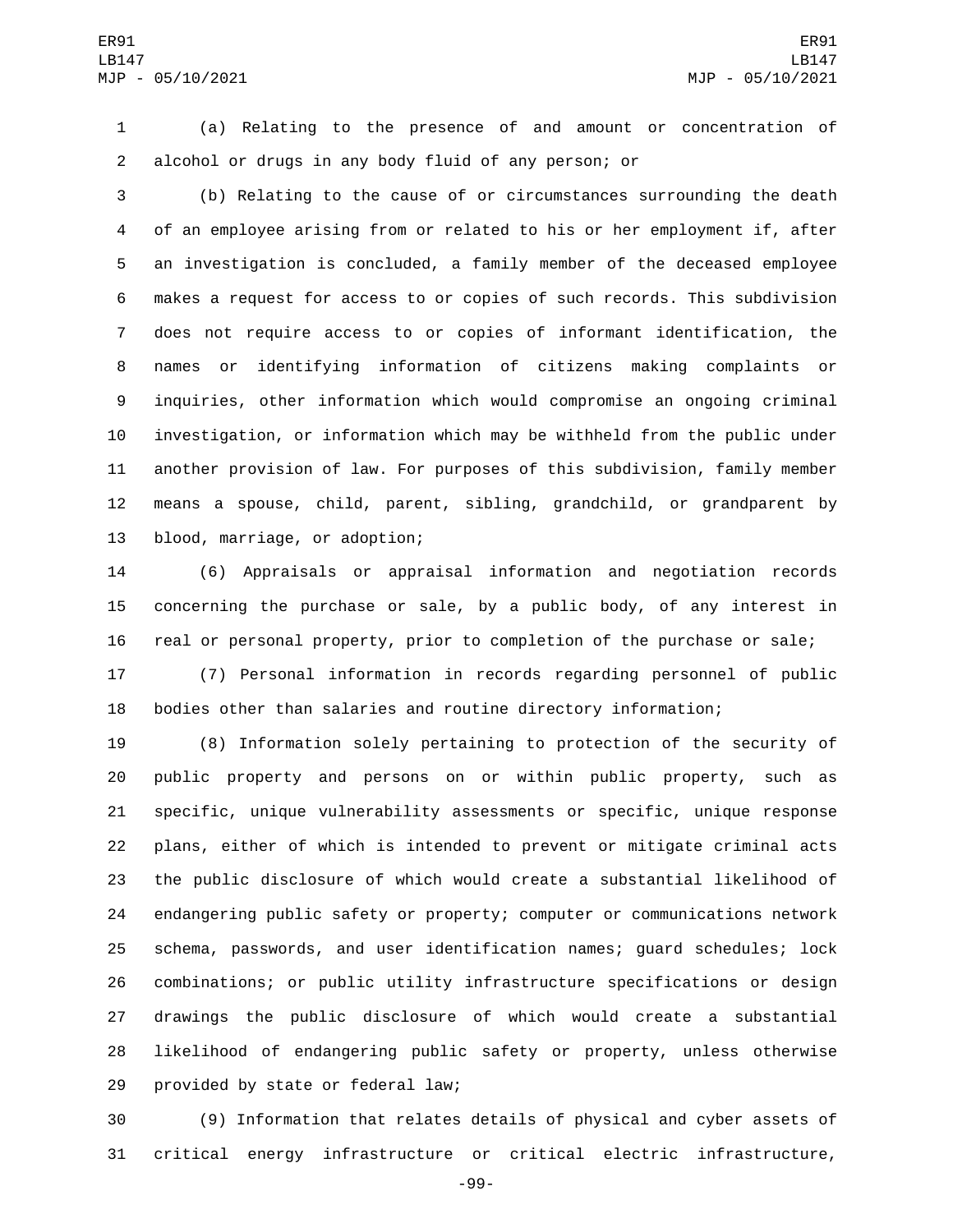(a) Relating to the presence of and amount or concentration of alcohol or drugs in any body fluid of any person; or

(b) Relating to the cause of or circumstances surrounding the death of an employee arising from or related to his or her employment if, after an investigation is concluded, a family member of the deceased employee makes a request for access to or copies of such records. This subdivision does not require access to or copies of informant identification, the names or identifying information of citizens making complaints or inquiries, other information which would compromise an ongoing criminal investigation, or information which may be withheld from the public under another provision of law. For purposes of this subdivision, family member means a spouse, child, parent, sibling, grandchild, or grandparent by blood, marriage, or adoption;

(6) Appraisals or appraisal information and negotiation records concerning the purchase or sale, by a public body, of any interest in real or personal property, prior to completion of the purchase or sale;

(7) Personal information in records regarding personnel of public bodies other than salaries and routine directory information;

(8) Information solely pertaining to protection of the security of public property and persons on or within public property, such as specific, unique vulnerability assessments or specific, unique response plans, either of which is intended to prevent or mitigate criminal acts the public disclosure of which would create a substantial likelihood of endangering public safety or property; computer or communications network schema, passwords, and user identification names; guard schedules; lock combinations; or public utility infrastructure specifications or design drawings the public disclosure of which would create a substantial likelihood of endangering public safety or property, unless otherwise provided by state or federal law;

(9) Information that relates details of physical and cyber assets of critical energy infrastructure or critical electric infrastructure,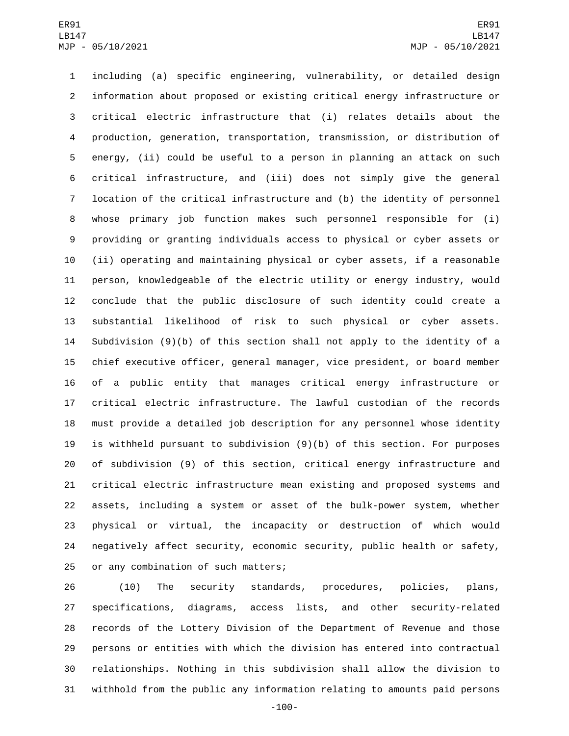including (a) specific engineering, vulnerability, or detailed design information about proposed or existing critical energy infrastructure or critical electric infrastructure that (i) relates details about the production, generation, transportation, transmission, or distribution of energy, (ii) could be useful to a person in planning an attack on such critical infrastructure, and (iii) does not simply give the general location of the critical infrastructure and (b) the identity of personnel whose primary job function makes such personnel responsible for (i) providing or granting individuals access to physical or cyber assets or (ii) operating and maintaining physical or cyber assets, if a reasonable person, knowledgeable of the electric utility or energy industry, would conclude that the public disclosure of such identity could create a substantial likelihood of risk to such physical or cyber assets. Subdivision (9)(b) of this section shall not apply to the identity of a chief executive officer, general manager, vice president, or board member of a public entity that manages critical energy infrastructure or critical electric infrastructure. The lawful custodian of the records must provide a detailed job description for any personnel whose identity is withheld pursuant to subdivision (9)(b) of this section. For purposes of subdivision (9) of this section, critical energy infrastructure and critical electric infrastructure mean existing and proposed systems and assets, including a system or asset of the bulk-power system, whether physical or virtual, the incapacity or destruction of which would negatively affect security, economic security, public health or safety, or any combination of such matters;

(10) The security standards, procedures, policies, plans, specifications, diagrams, access lists, and other security-related records of the Lottery Division of the Department of Revenue and those persons or entities with which the division has entered into contractual relationships. Nothing in this subdivision shall allow the division to withhold from the public any information relating to amounts paid persons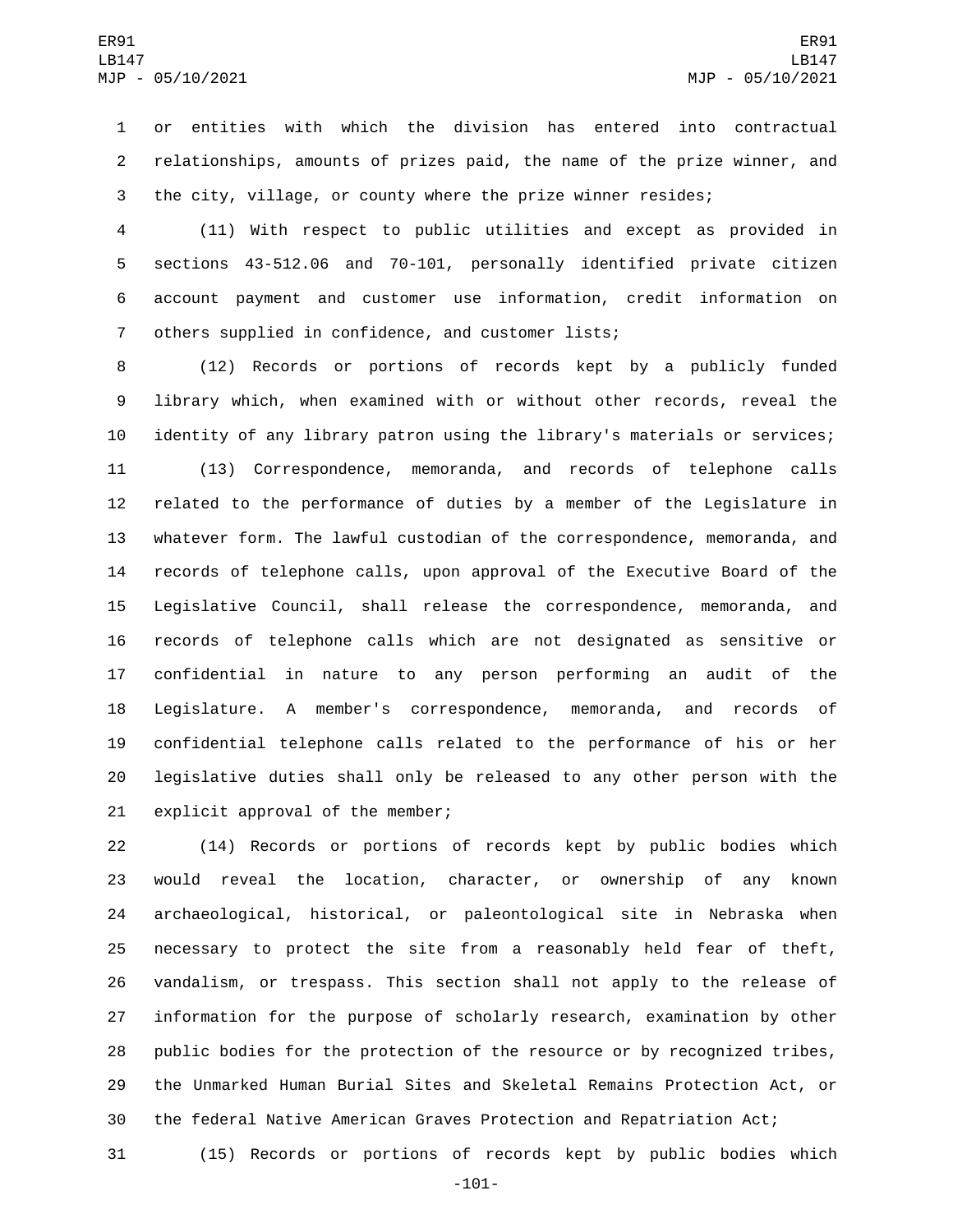or entities with which the division has entered into contractual relationships, amounts of prizes paid, the name of the prize winner, and the city, village, or county where the prize winner resides;

(11) With respect to public utilities and except as provided in sections 43-512.06 and 70-101, personally identified private citizen account payment and customer use information, credit information on others supplied in confidence, and customer lists;

(12) Records or portions of records kept by a publicly funded library which, when examined with or without other records, reveal the identity of any library patron using the library's materials or services;

(13) Correspondence, memoranda, and records of telephone calls related to the performance of duties by a member of the Legislature in whatever form. The lawful custodian of the correspondence, memoranda, and records of telephone calls, upon approval of the Executive Board of the Legislative Council, shall release the correspondence, memoranda, and records of telephone calls which are not designated as sensitive or confidential in nature to any person performing an audit of the Legislature. A member's correspondence, memoranda, and records of confidential telephone calls related to the performance of his or her legislative duties shall only be released to any other person with the explicit approval of the member;

(14) Records or portions of records kept by public bodies which would reveal the location, character, or ownership of any known archaeological, historical, or paleontological site in Nebraska when necessary to protect the site from a reasonably held fear of theft, vandalism, or trespass. This section shall not apply to the release of information for the purpose of scholarly research, examination by other public bodies for the protection of the resource or by recognized tribes, the Unmarked Human Burial Sites and Skeletal Remains Protection Act, or the federal Native American Graves Protection and Repatriation Act;

(15) Records or portions of records kept by public bodies which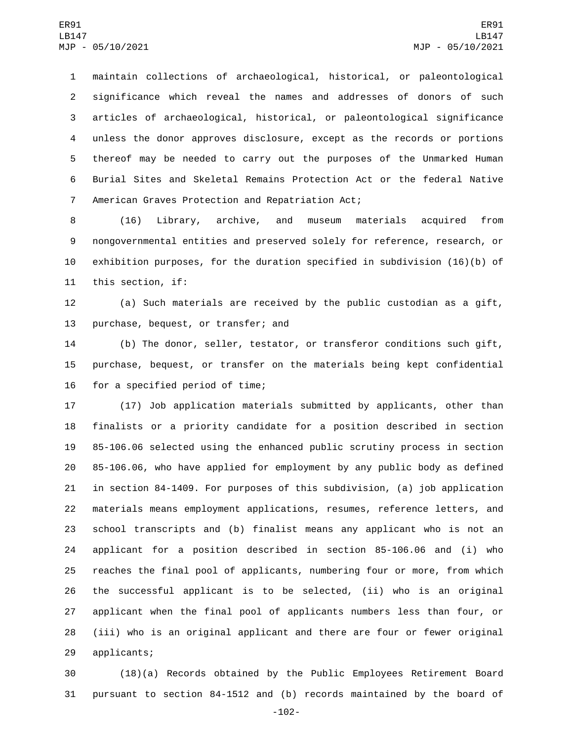maintain collections of archaeological, historical, or paleontological significance which reveal the names and addresses of donors of such articles of archaeological, historical, or paleontological significance unless the donor approves disclosure, except as the records or portions thereof may be needed to carry out the purposes of the Unmarked Human Burial Sites and Skeletal Remains Protection Act or the federal Native American Graves Protection and Repatriation Act;

(16) Library, archive, and museum materials acquired from nongovernmental entities and preserved solely for reference, research, or exhibition purposes, for the duration specified in subdivision (16)(b) of this section, if:

(a) Such materials are received by the public custodian as a gift, purchase, bequest, or transfer; and

(b) The donor, seller, testator, or transferor conditions such gift, purchase, bequest, or transfer on the materials being kept confidential for a specified period of time;

(17) Job application materials submitted by applicants, other than finalists or a priority candidate for a position described in section 85-106.06 selected using the enhanced public scrutiny process in section 85-106.06, who have applied for employment by any public body as defined in section 84-1409. For purposes of this subdivision, (a) job application materials means employment applications, resumes, reference letters, and school transcripts and (b) finalist means any applicant who is not an applicant for a position described in section 85-106.06 and (i) who reaches the final pool of applicants, numbering four or more, from which the successful applicant is to be selected, (ii) who is an original applicant when the final pool of applicants numbers less than four, or (iii) who is an original applicant and there are four or fewer original applicants;

(18)(a) Records obtained by the Public Employees Retirement Board pursuant to section 84-1512 and (b) records maintained by the board of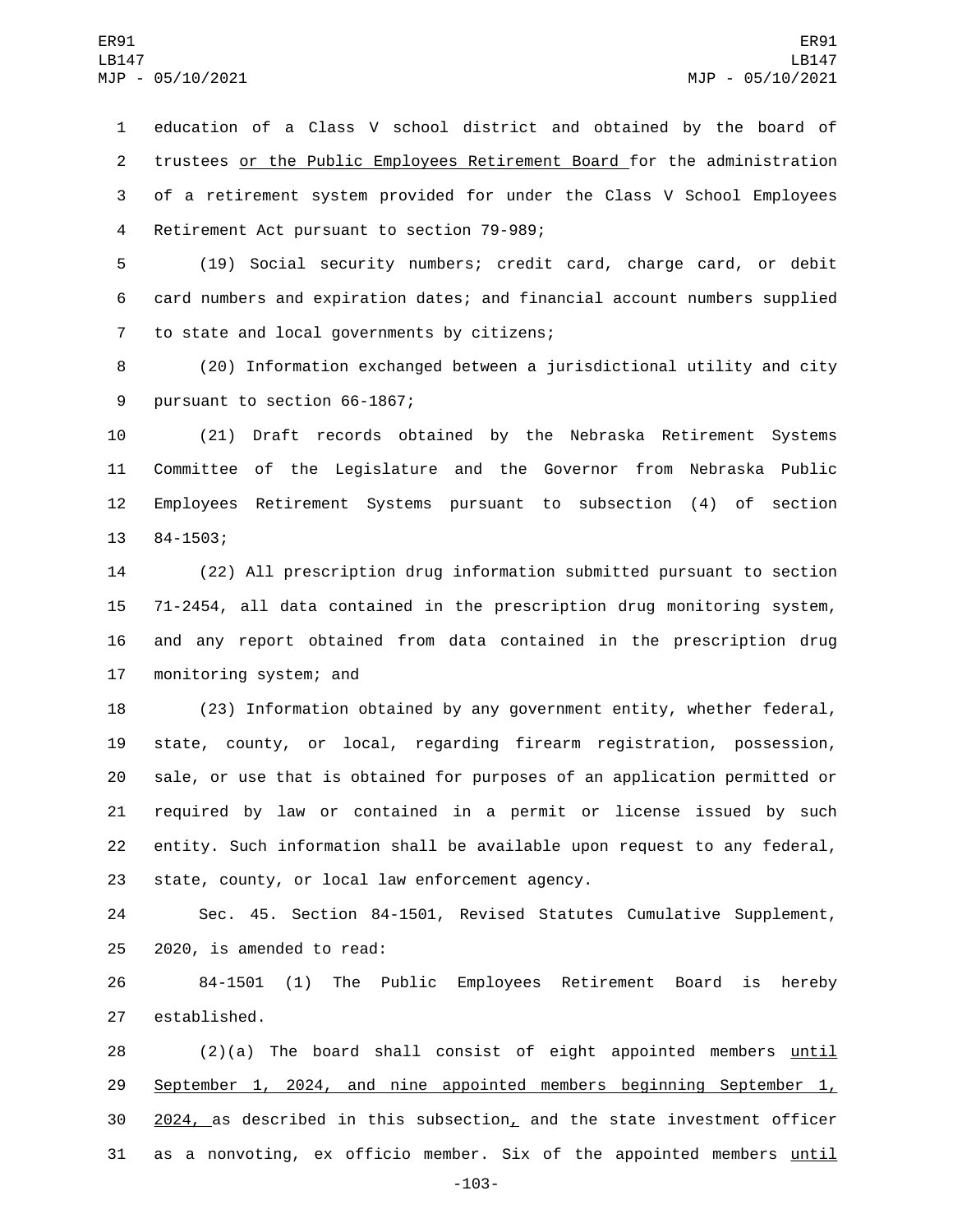education of a Class V school district and obtained by the board of trustees or the Public Employees Retirement Board for the administration of a retirement system provided for under the Class V School Employees Retirement Act pursuant to section 79-989;

(19) Social security numbers; credit card, charge card, or debit card numbers and expiration dates; and financial account numbers supplied to state and local governments by citizens;

(20) Information exchanged between a jurisdictional utility and city pursuant to section 66-1867;

(21) Draft records obtained by the Nebraska Retirement Systems Committee of the Legislature and the Governor from Nebraska Public Employees Retirement Systems pursuant to subsection (4) of section 84-1503;

(22) All prescription drug information submitted pursuant to section 71-2454, all data contained in the prescription drug monitoring system, and any report obtained from data contained in the prescription drug monitoring system; and

(23) Information obtained by any government entity, whether federal, state, county, or local, regarding firearm registration, possession, sale, or use that is obtained for purposes of an application permitted or required by law or contained in a permit or license issued by such entity. Such information shall be available upon request to any federal, state, county, or local law enforcement agency.

Sec. 45. Section 84-1501, Revised Statutes Cumulative Supplement, 2020, is amended to read:

84-1501 (1) The Public Employees Retirement Board is hereby established.

(2)(a) The board shall consist of eight appointed members until September 1, 2024, and nine appointed members beginning September 1, 2024, as described in this subsection, and the state investment officer as a nonvoting, ex officio member. Six of the appointed members until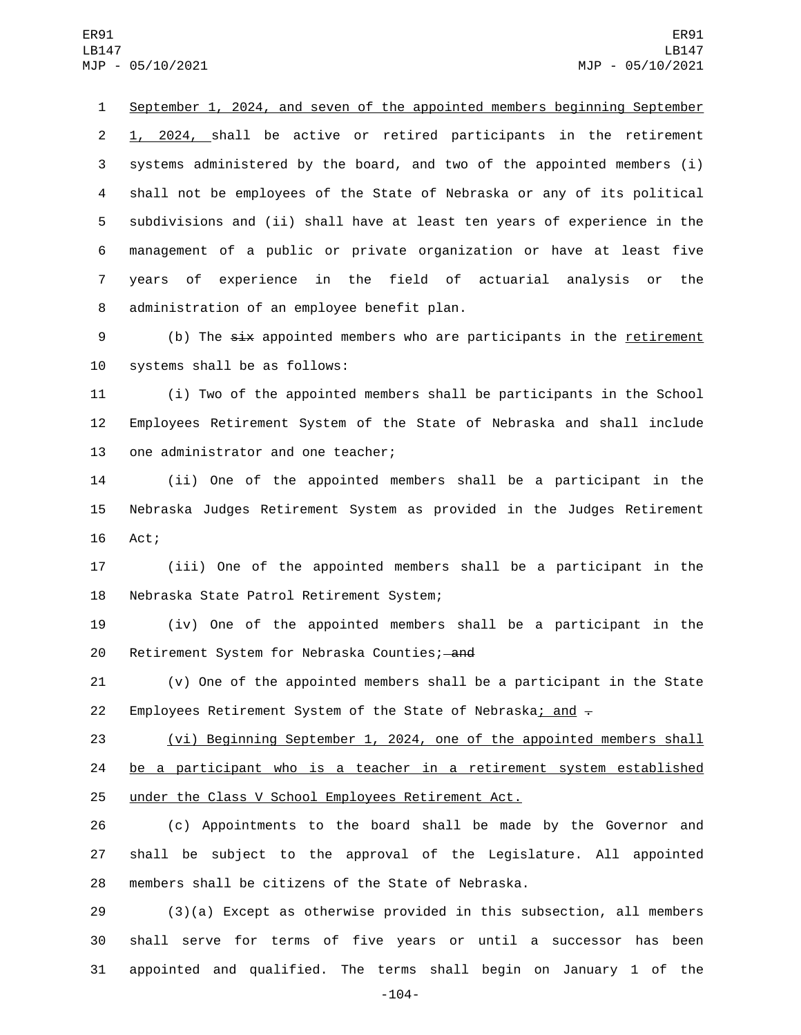September 1, 2024, and seven of the appointed members beginning September 1, 2024, shall be active or retired participants in the retirement systems administered by the board, and two of the appointed members (i) shall not be employees of the State of Nebraska or any of its political subdivisions and (ii) shall have at least ten years of experience in the management of a public or private organization or have at least five years of experience in the field of actuarial analysis or the administration of an employee benefit plan.

(b) The ~~six~~ appointed members who are participants in the retirement systems shall be as follows:

(i) Two of the appointed members shall be participants in the School Employees Retirement System of the State of Nebraska and shall include one administrator and one teacher;

(ii) One of the appointed members shall be a participant in the Nebraska Judges Retirement System as provided in the Judges Retirement Act;

(iii) One of the appointed members shall be a participant in the Nebraska State Patrol Retirement System;

(iv) One of the appointed members shall be a participant in the Retirement System for Nebraska Counties; ~~and~~

(v) One of the appointed members shall be a participant in the State Employees Retirement System of the State of Nebraska; and ~~.~~

(vi) Beginning September 1, 2024, one of the appointed members shall be a participant who is a teacher in a retirement system established under the Class V School Employees Retirement Act.

(c) Appointments to the board shall be made by the Governor and shall be subject to the approval of the Legislature. All appointed members shall be citizens of the State of Nebraska.

(3)(a) Except as otherwise provided in this subsection, all members shall serve for terms of five years or until a successor has been appointed and qualified. The terms shall begin on January 1 of the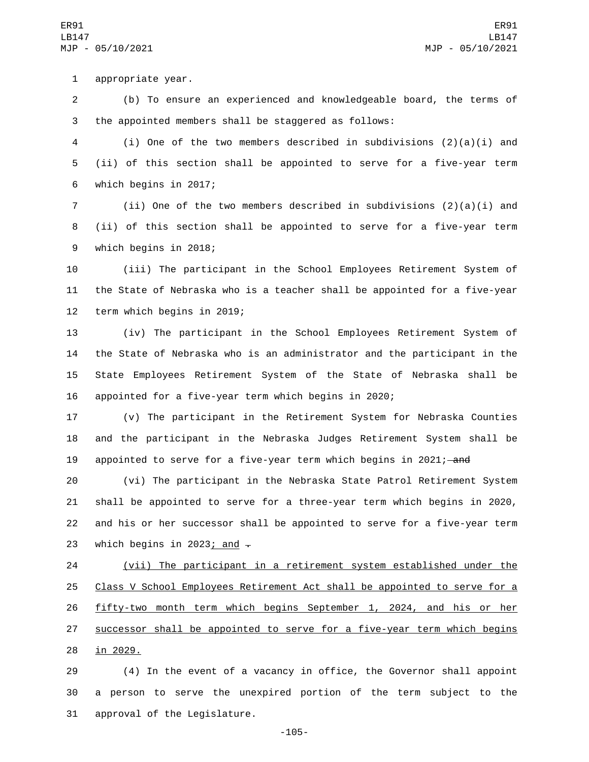appropriate year.

(b) To ensure an experienced and knowledgeable board, the terms of the appointed members shall be staggered as follows:

(i) One of the two members described in subdivisions (2)(a)(i) and (ii) of this section shall be appointed to serve for a five-year term which begins in 2017;

(ii) One of the two members described in subdivisions (2)(a)(i) and (ii) of this section shall be appointed to serve for a five-year term which begins in 2018;

(iii) The participant in the School Employees Retirement System of the State of Nebraska who is a teacher shall be appointed for a five-year term which begins in 2019;

(iv) The participant in the School Employees Retirement System of the State of Nebraska who is an administrator and the participant in the State Employees Retirement System of the State of Nebraska shall be appointed for a five-year term which begins in 2020;

(v) The participant in the Retirement System for Nebraska Counties and the participant in the Nebraska Judges Retirement System shall be appointed to serve for a five-year term which begins in 2021; ~~and~~

(vi) The participant in the Nebraska State Patrol Retirement System shall be appointed to serve for a three-year term which begins in 2020, and his or her successor shall be appointed to serve for a five-year term which begins in 2023; and ~~.~~

(vii) The participant in a retirement system established under the Class V School Employees Retirement Act shall be appointed to serve for a fifty-two month term which begins September 1, 2024, and his or her successor shall be appointed to serve for a five-year term which begins in 2029.

(4) In the event of a vacancy in office, the Governor shall appoint a person to serve the unexpired portion of the term subject to the approval of the Legislature.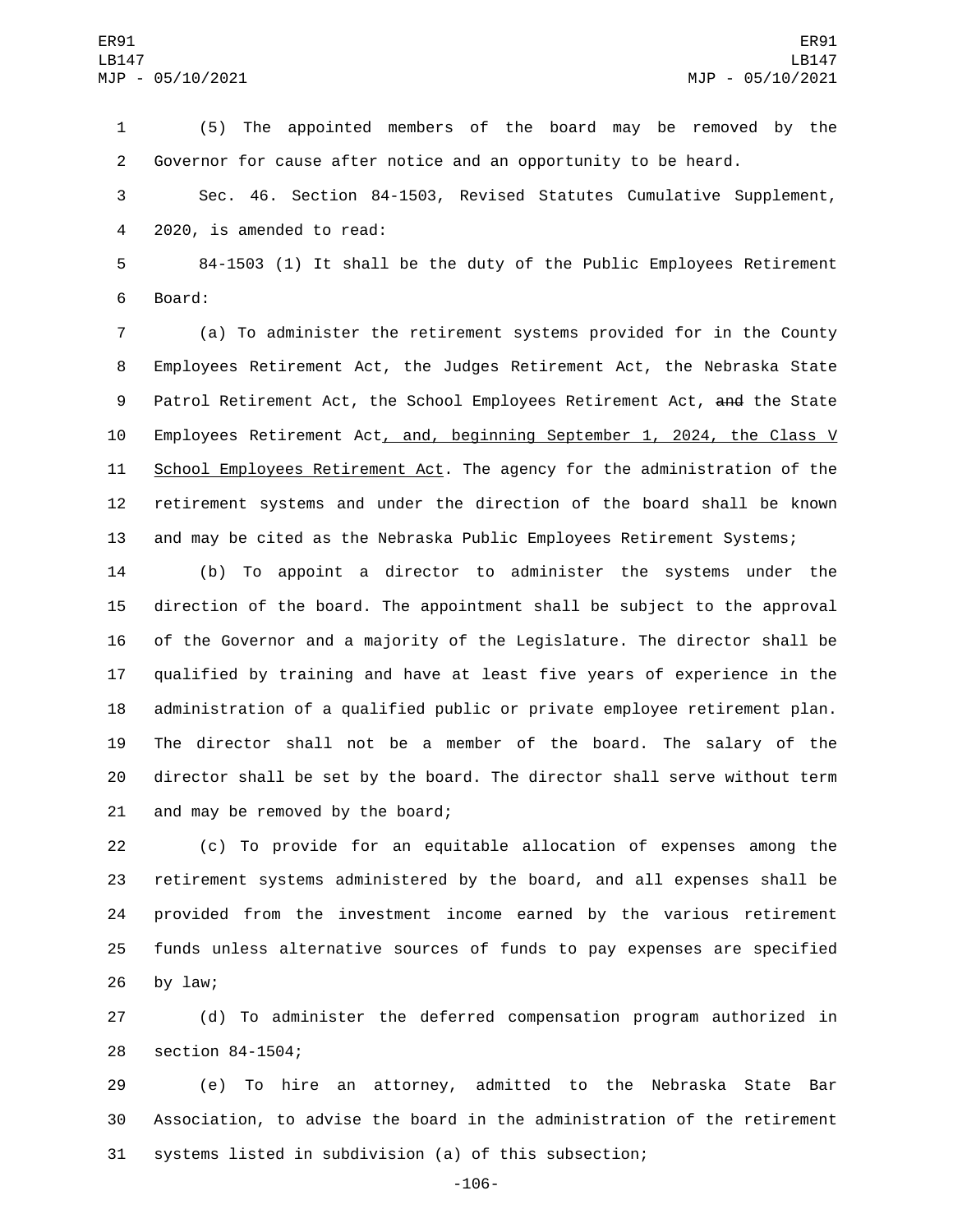(5) The appointed members of the board may be removed by the Governor for cause after notice and an opportunity to be heard.

Sec. 46. Section 84-1503, Revised Statutes Cumulative Supplement, 2020, is amended to read:

84-1503 (1) It shall be the duty of the Public Employees Retirement Board:

(a) To administer the retirement systems provided for in the County Employees Retirement Act, the Judges Retirement Act, the Nebraska State Patrol Retirement Act, the School Employees Retirement Act, ~~and~~ the State Employees Retirement Act, and, beginning September 1, 2024, the Class V School Employees Retirement Act. The agency for the administration of the retirement systems and under the direction of the board shall be known and may be cited as the Nebraska Public Employees Retirement Systems;

(b) To appoint a director to administer the systems under the direction of the board. The appointment shall be subject to the approval of the Governor and a majority of the Legislature. The director shall be qualified by training and have at least five years of experience in the administration of a qualified public or private employee retirement plan. The director shall not be a member of the board. The salary of the director shall be set by the board. The director shall serve without term and may be removed by the board;

(c) To provide for an equitable allocation of expenses among the retirement systems administered by the board, and all expenses shall be provided from the investment income earned by the various retirement funds unless alternative sources of funds to pay expenses are specified by law;

(d) To administer the deferred compensation program authorized in section 84-1504;

(e) To hire an attorney, admitted to the Nebraska State Bar Association, to advise the board in the administration of the retirement systems listed in subdivision (a) of this subsection;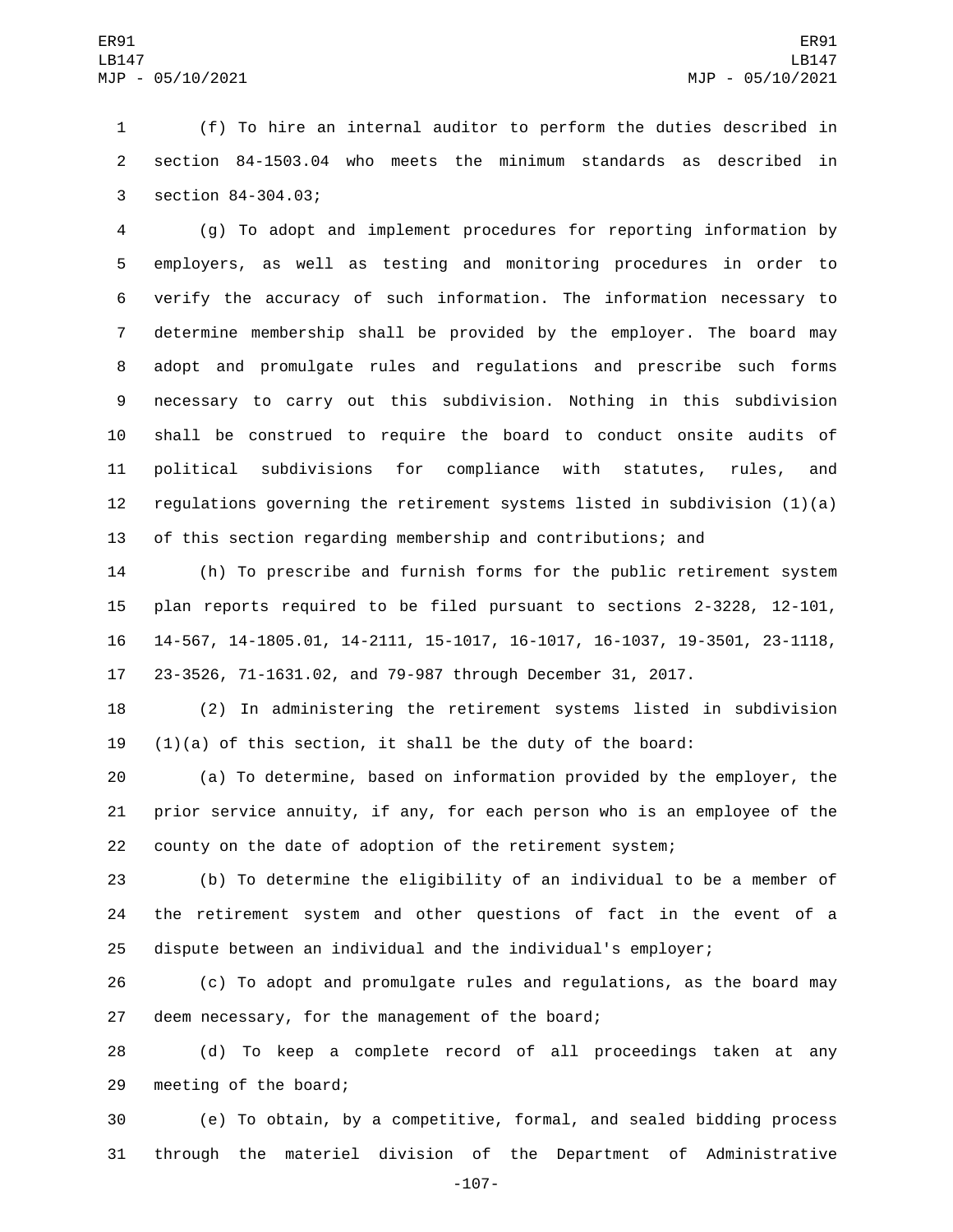(f) To hire an internal auditor to perform the duties described in section 84-1503.04 who meets the minimum standards as described in section 84-304.03;

(g) To adopt and implement procedures for reporting information by employers, as well as testing and monitoring procedures in order to verify the accuracy of such information. The information necessary to determine membership shall be provided by the employer. The board may adopt and promulgate rules and regulations and prescribe such forms necessary to carry out this subdivision. Nothing in this subdivision shall be construed to require the board to conduct onsite audits of political subdivisions for compliance with statutes, rules, and regulations governing the retirement systems listed in subdivision (1)(a) of this section regarding membership and contributions; and

(h) To prescribe and furnish forms for the public retirement system plan reports required to be filed pursuant to sections 2-3228, 12-101, 14-567, 14-1805.01, 14-2111, 15-1017, 16-1017, 16-1037, 19-3501, 23-1118, 23-3526, 71-1631.02, and 79-987 through December 31, 2017.

(2) In administering the retirement systems listed in subdivision (1)(a) of this section, it shall be the duty of the board:

(a) To determine, based on information provided by the employer, the prior service annuity, if any, for each person who is an employee of the county on the date of adoption of the retirement system;

(b) To determine the eligibility of an individual to be a member of the retirement system and other questions of fact in the event of a dispute between an individual and the individual's employer;

(c) To adopt and promulgate rules and regulations, as the board may deem necessary, for the management of the board;

(d) To keep a complete record of all proceedings taken at any meeting of the board;

(e) To obtain, by a competitive, formal, and sealed bidding process through the materiel division of the Department of Administrative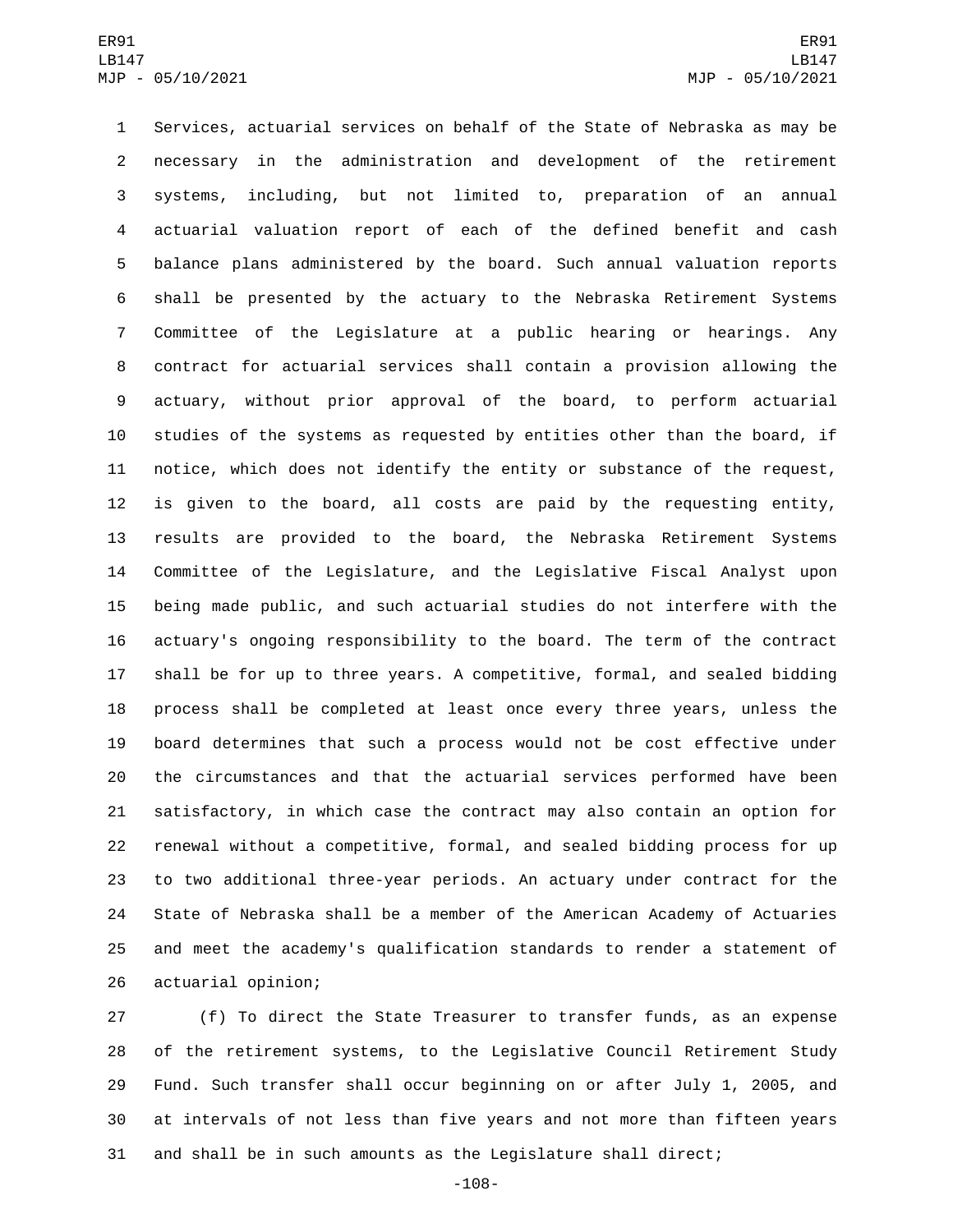Services, actuarial services on behalf of the State of Nebraska as may be necessary in the administration and development of the retirement systems, including, but not limited to, preparation of an annual actuarial valuation report of each of the defined benefit and cash balance plans administered by the board. Such annual valuation reports shall be presented by the actuary to the Nebraska Retirement Systems Committee of the Legislature at a public hearing or hearings. Any contract for actuarial services shall contain a provision allowing the actuary, without prior approval of the board, to perform actuarial studies of the systems as requested by entities other than the board, if notice, which does not identify the entity or substance of the request, is given to the board, all costs are paid by the requesting entity, results are provided to the board, the Nebraska Retirement Systems Committee of the Legislature, and the Legislative Fiscal Analyst upon being made public, and such actuarial studies do not interfere with the actuary's ongoing responsibility to the board. The term of the contract shall be for up to three years. A competitive, formal, and sealed bidding process shall be completed at least once every three years, unless the board determines that such a process would not be cost effective under the circumstances and that the actuarial services performed have been satisfactory, in which case the contract may also contain an option for renewal without a competitive, formal, and sealed bidding process for up to two additional three-year periods. An actuary under contract for the State of Nebraska shall be a member of the American Academy of Actuaries and meet the academy's qualification standards to render a statement of actuarial opinion;

(f) To direct the State Treasurer to transfer funds, as an expense of the retirement systems, to the Legislative Council Retirement Study Fund. Such transfer shall occur beginning on or after July 1, 2005, and at intervals of not less than five years and not more than fifteen years and shall be in such amounts as the Legislature shall direct;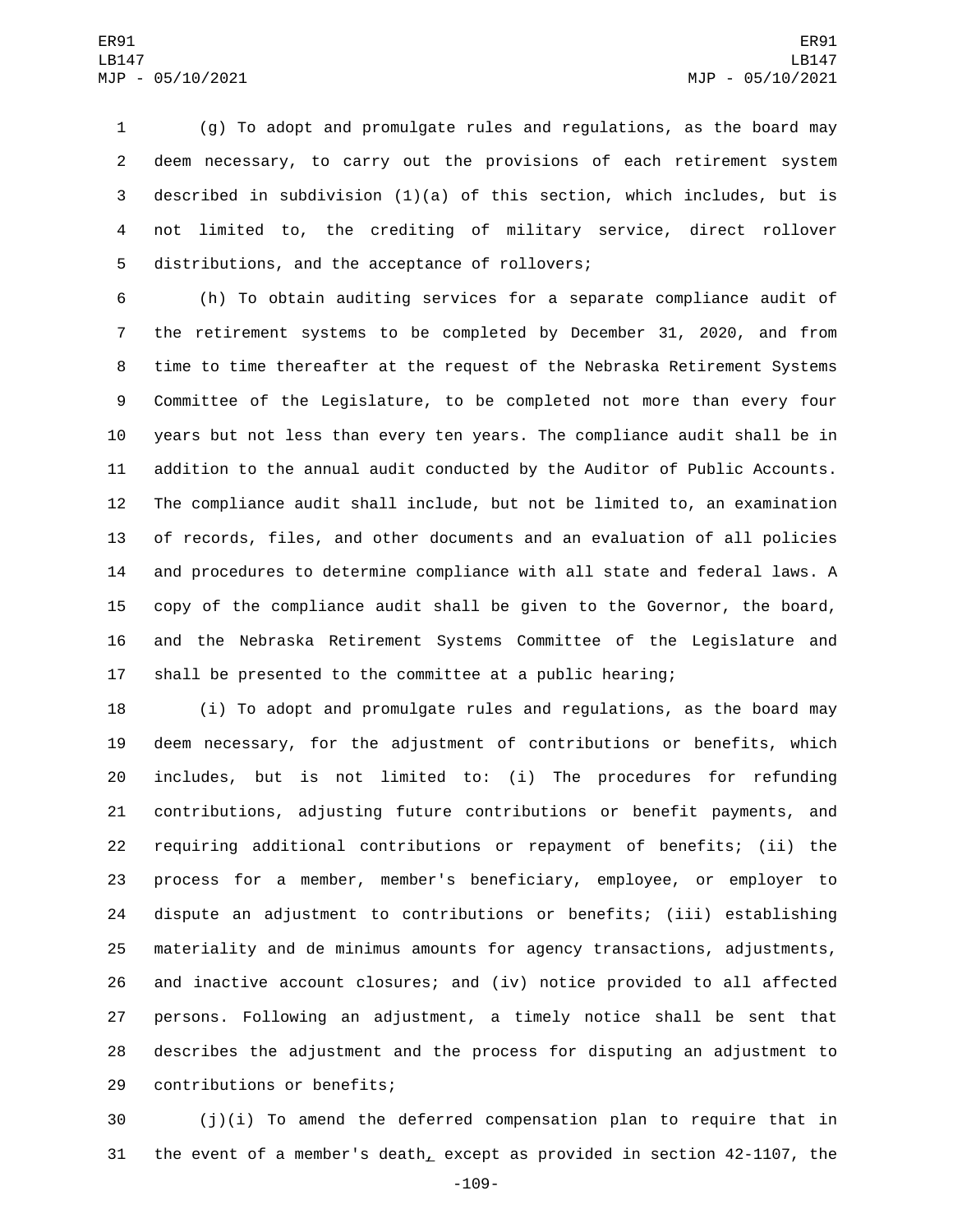(g) To adopt and promulgate rules and regulations, as the board may deem necessary, to carry out the provisions of each retirement system described in subdivision (1)(a) of this section, which includes, but is not limited to, the crediting of military service, direct rollover distributions, and the acceptance of rollovers;

(h) To obtain auditing services for a separate compliance audit of the retirement systems to be completed by December 31, 2020, and from time to time thereafter at the request of the Nebraska Retirement Systems Committee of the Legislature, to be completed not more than every four years but not less than every ten years. The compliance audit shall be in addition to the annual audit conducted by the Auditor of Public Accounts. The compliance audit shall include, but not be limited to, an examination of records, files, and other documents and an evaluation of all policies and procedures to determine compliance with all state and federal laws. A copy of the compliance audit shall be given to the Governor, the board, and the Nebraska Retirement Systems Committee of the Legislature and shall be presented to the committee at a public hearing;

(i) To adopt and promulgate rules and regulations, as the board may deem necessary, for the adjustment of contributions or benefits, which includes, but is not limited to: (i) The procedures for refunding contributions, adjusting future contributions or benefit payments, and requiring additional contributions or repayment of benefits; (ii) the process for a member, member's beneficiary, employee, or employer to dispute an adjustment to contributions or benefits; (iii) establishing materiality and de minimus amounts for agency transactions, adjustments, and inactive account closures; and (iv) notice provided to all affected persons. Following an adjustment, a timely notice shall be sent that describes the adjustment and the process for disputing an adjustment to contributions or benefits;

(j)(i) To amend the deferred compensation plan to require that in the event of a member's death, except as provided in section 42-1107, the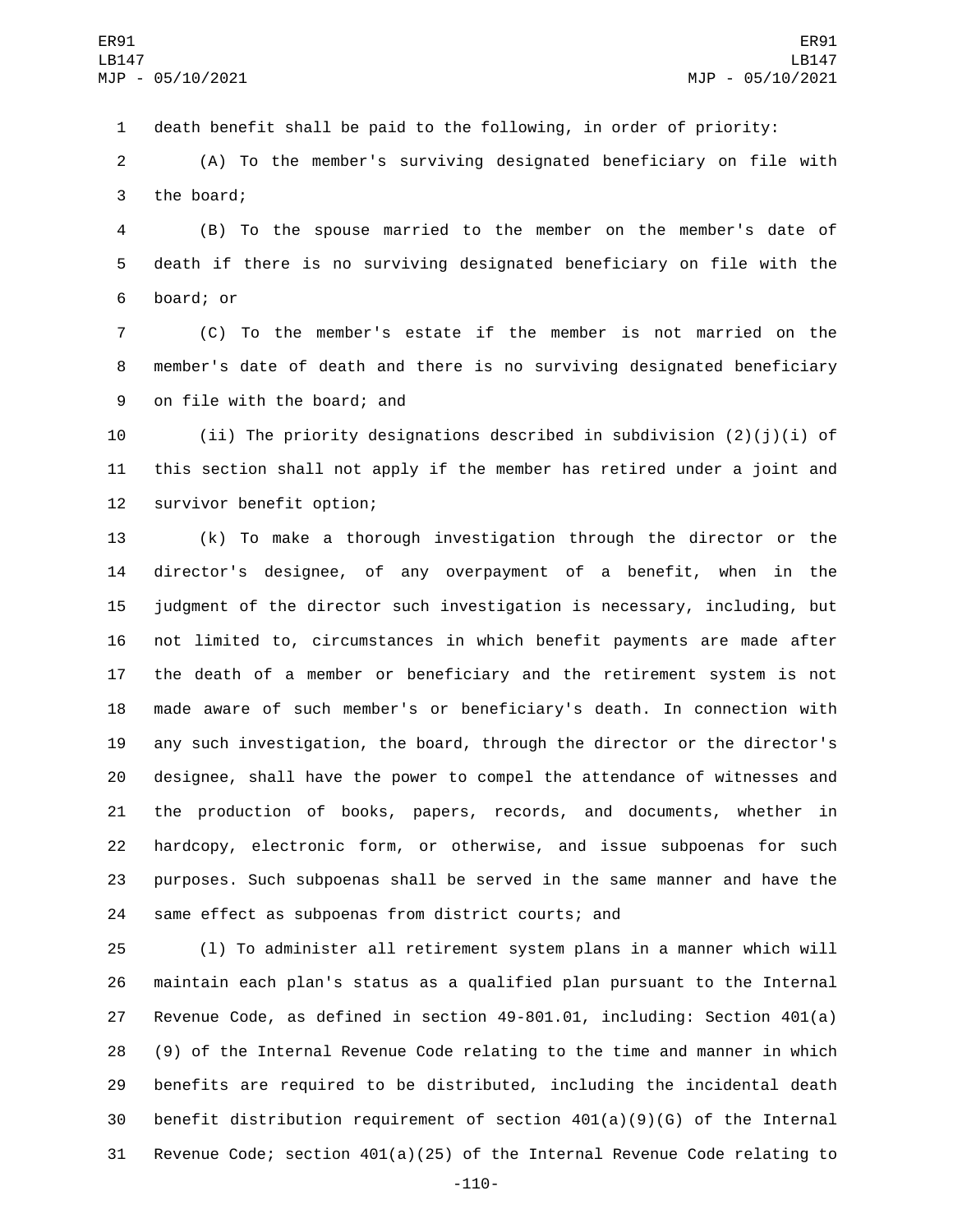death benefit shall be paid to the following, in order of priority:

(A) To the member's surviving designated beneficiary on file with the board;

(B) To the spouse married to the member on the member's date of death if there is no surviving designated beneficiary on file with the board; or

(C) To the member's estate if the member is not married on the member's date of death and there is no surviving designated beneficiary on file with the board; and

(ii) The priority designations described in subdivision (2)(j)(i) of this section shall not apply if the member has retired under a joint and survivor benefit option;

(k) To make a thorough investigation through the director or the director's designee, of any overpayment of a benefit, when in the judgment of the director such investigation is necessary, including, but not limited to, circumstances in which benefit payments are made after the death of a member or beneficiary and the retirement system is not made aware of such member's or beneficiary's death. In connection with any such investigation, the board, through the director or the director's designee, shall have the power to compel the attendance of witnesses and the production of books, papers, records, and documents, whether in hardcopy, electronic form, or otherwise, and issue subpoenas for such purposes. Such subpoenas shall be served in the same manner and have the same effect as subpoenas from district courts; and

(l) To administer all retirement system plans in a manner which will maintain each plan's status as a qualified plan pursuant to the Internal Revenue Code, as defined in section 49-801.01, including: Section 401(a)(9) of the Internal Revenue Code relating to the time and manner in which benefits are required to be distributed, including the incidental death benefit distribution requirement of section 401(a)(9)(G) of the Internal Revenue Code; section 401(a)(25) of the Internal Revenue Code relating to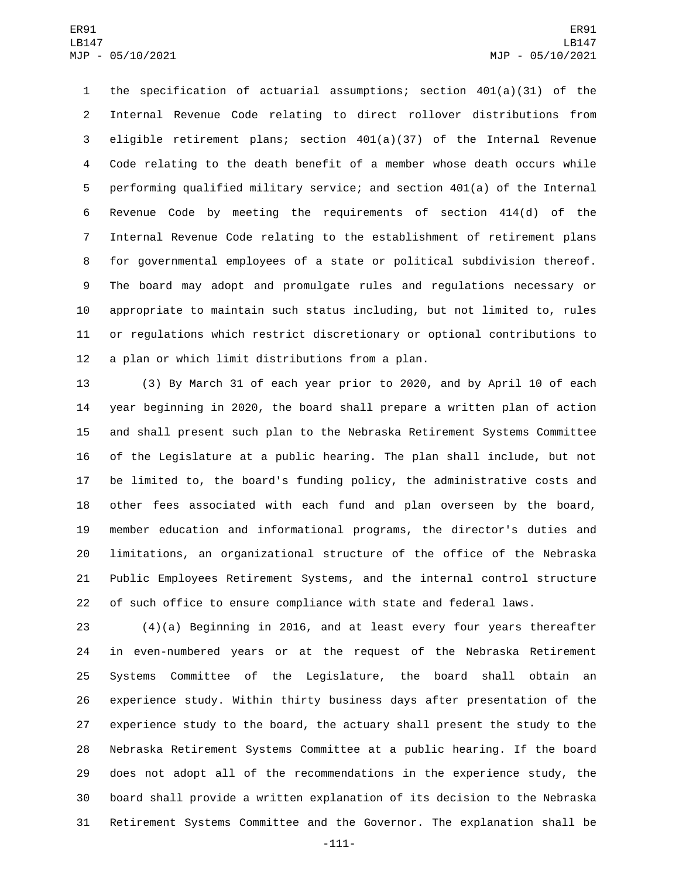the specification of actuarial assumptions; section 401(a)(31) of the Internal Revenue Code relating to direct rollover distributions from eligible retirement plans; section 401(a)(37) of the Internal Revenue Code relating to the death benefit of a member whose death occurs while performing qualified military service; and section 401(a) of the Internal Revenue Code by meeting the requirements of section 414(d) of the Internal Revenue Code relating to the establishment of retirement plans for governmental employees of a state or political subdivision thereof. The board may adopt and promulgate rules and regulations necessary or appropriate to maintain such status including, but not limited to, rules or regulations which restrict discretionary or optional contributions to a plan or which limit distributions from a plan.

(3) By March 31 of each year prior to 2020, and by April 10 of each year beginning in 2020, the board shall prepare a written plan of action and shall present such plan to the Nebraska Retirement Systems Committee of the Legislature at a public hearing. The plan shall include, but not be limited to, the board's funding policy, the administrative costs and other fees associated with each fund and plan overseen by the board, member education and informational programs, the director's duties and limitations, an organizational structure of the office of the Nebraska Public Employees Retirement Systems, and the internal control structure of such office to ensure compliance with state and federal laws.

(4)(a) Beginning in 2016, and at least every four years thereafter in even-numbered years or at the request of the Nebraska Retirement Systems Committee of the Legislature, the board shall obtain an experience study. Within thirty business days after presentation of the experience study to the board, the actuary shall present the study to the Nebraska Retirement Systems Committee at a public hearing. If the board does not adopt all of the recommendations in the experience study, the board shall provide a written explanation of its decision to the Nebraska Retirement Systems Committee and the Governor. The explanation shall be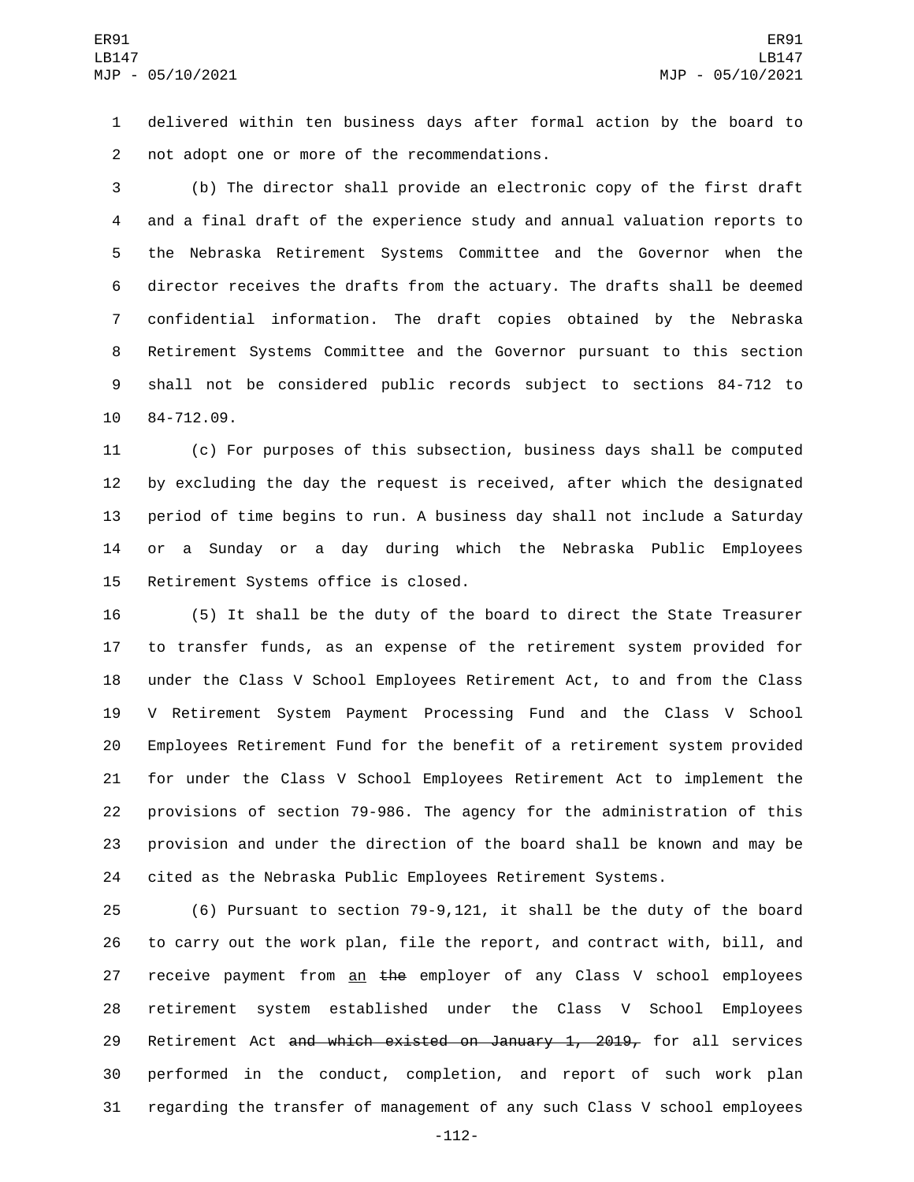delivered within ten business days after formal action by the board to not adopt one or more of the recommendations.

(b) The director shall provide an electronic copy of the first draft and a final draft of the experience study and annual valuation reports to the Nebraska Retirement Systems Committee and the Governor when the director receives the drafts from the actuary. The drafts shall be deemed confidential information. The draft copies obtained by the Nebraska Retirement Systems Committee and the Governor pursuant to this section shall not be considered public records subject to sections 84-712 to 84-712.09.

(c) For purposes of this subsection, business days shall be computed by excluding the day the request is received, after which the designated period of time begins to run. A business day shall not include a Saturday or a Sunday or a day during which the Nebraska Public Employees Retirement Systems office is closed.

(5) It shall be the duty of the board to direct the State Treasurer to transfer funds, as an expense of the retirement system provided for under the Class V School Employees Retirement Act, to and from the Class V Retirement System Payment Processing Fund and the Class V School Employees Retirement Fund for the benefit of a retirement system provided for under the Class V School Employees Retirement Act to implement the provisions of section 79-986. The agency for the administration of this provision and under the direction of the board shall be known and may be cited as the Nebraska Public Employees Retirement Systems.

(6) Pursuant to section 79-9,121, it shall be the duty of the board to carry out the work plan, file the report, and contract with, bill, and receive payment from <u>an</u> ~~the~~ employer of any Class V school employees retirement system established under the Class V School Employees Retirement Act ~~and which existed on January 1, 2019,~~ for all services performed in the conduct, completion, and report of such work plan regarding the transfer of management of any such Class V school employees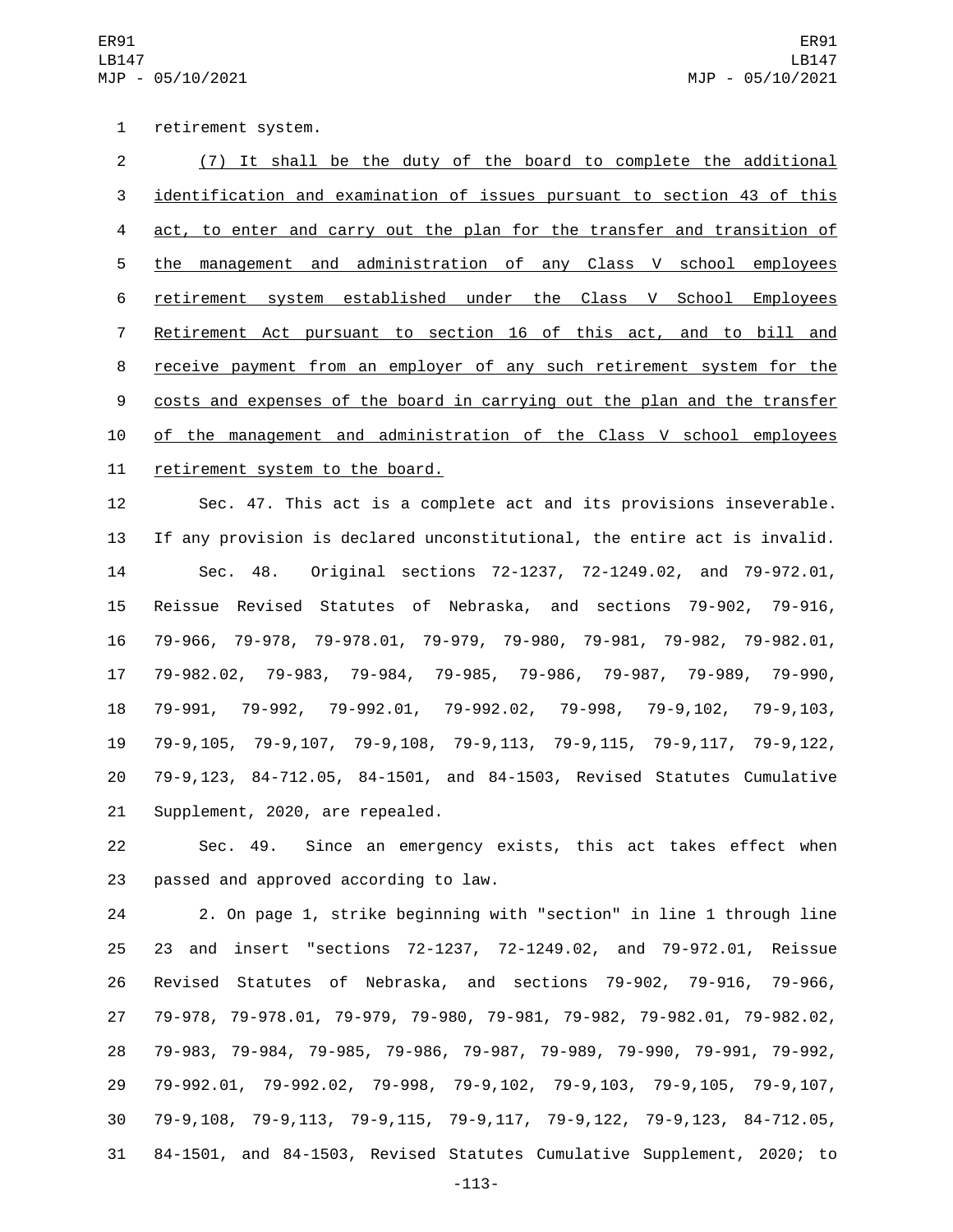retirement system.

<u>(7) It shall be the duty of the board to complete the additional identification and examination of issues pursuant to section 43 of this act, to enter and carry out the plan for the transfer and transition of the management and administration of any Class V school employees retirement system established under the Class V School Employees Retirement Act pursuant to section 16 of this act, and to bill and receive payment from an employer of any such retirement system for the costs and expenses of the board in carrying out the plan and the transfer of the management and administration of the Class V school employees retirement system to the board.</u>

Sec. 47. This act is a complete act and its provisions inseverable. If any provision is declared unconstitutional, the entire act is invalid.

Sec. 48. Original sections 72-1237, 72-1249.02, and 79-972.01, Reissue Revised Statutes of Nebraska, and sections 79-902, 79-916, 79-966, 79-978, 79-978.01, 79-979, 79-980, 79-981, 79-982, 79-982.01, 79-982.02, 79-983, 79-984, 79-985, 79-986, 79-987, 79-989, 79-990, 79-991, 79-992, 79-992.01, 79-992.02, 79-998, 79-9,102, 79-9,103, 79-9,105, 79-9,107, 79-9,108, 79-9,113, 79-9,115, 79-9,117, 79-9,122, 79-9,123, 84-712.05, 84-1501, and 84-1503, Revised Statutes Cumulative Supplement, 2020, are repealed.

Sec. 49. Since an emergency exists, this act takes effect when passed and approved according to law.

2. On page 1, strike beginning with "section" in line 1 through line 23 and insert "sections 72-1237, 72-1249.02, and 79-972.01, Reissue Revised Statutes of Nebraska, and sections 79-902, 79-916, 79-966, 79-978, 79-978.01, 79-979, 79-980, 79-981, 79-982, 79-982.01, 79-982.02, 79-983, 79-984, 79-985, 79-986, 79-987, 79-989, 79-990, 79-991, 79-992, 79-992.01, 79-992.02, 79-998, 79-9,102, 79-9,103, 79-9,105, 79-9,107, 79-9,108, 79-9,113, 79-9,115, 79-9,117, 79-9,122, 79-9,123, 84-712.05, 84-1501, and 84-1503, Revised Statutes Cumulative Supplement, 2020; to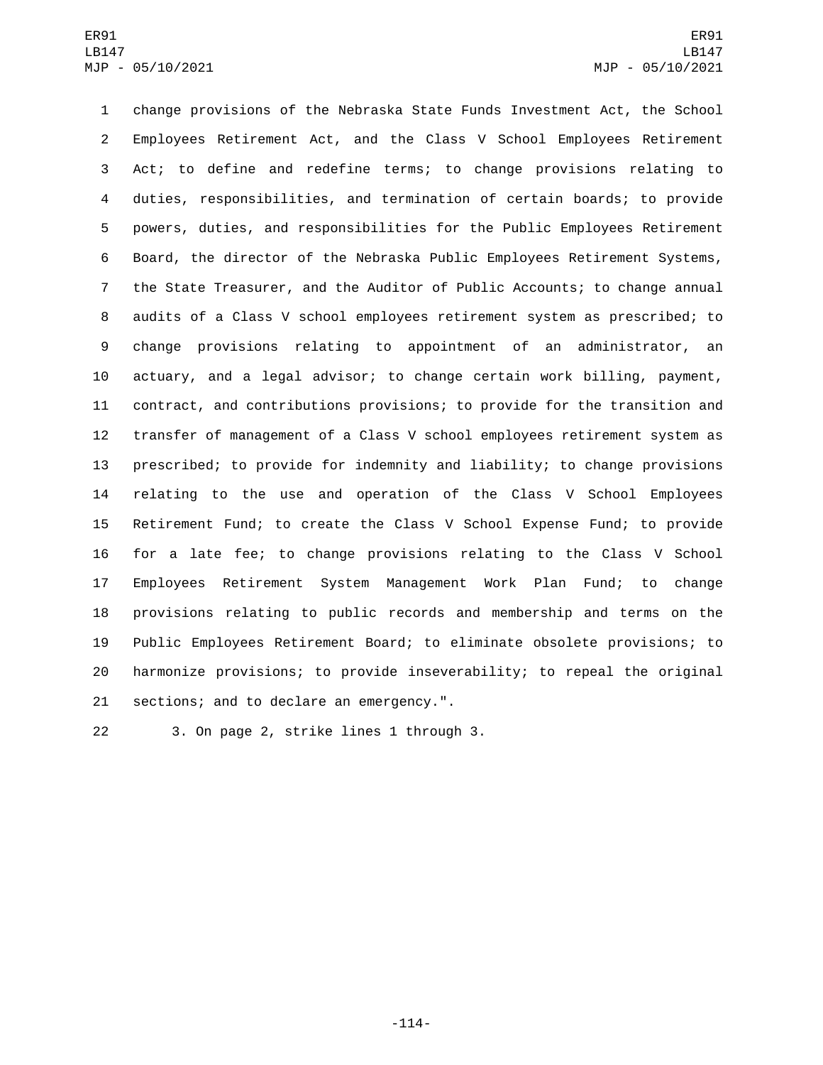change provisions of the Nebraska State Funds Investment Act, the School Employees Retirement Act, and the Class V School Employees Retirement Act; to define and redefine terms; to change provisions relating to duties, responsibilities, and termination of certain boards; to provide powers, duties, and responsibilities for the Public Employees Retirement Board, the director of the Nebraska Public Employees Retirement Systems, the State Treasurer, and the Auditor of Public Accounts; to change annual audits of a Class V school employees retirement system as prescribed; to change provisions relating to appointment of an administrator, an actuary, and a legal advisor; to change certain work billing, payment, contract, and contributions provisions; to provide for the transition and transfer of management of a Class V school employees retirement system as prescribed; to provide for indemnity and liability; to change provisions relating to the use and operation of the Class V School Employees Retirement Fund; to create the Class V School Expense Fund; to provide for a late fee; to change provisions relating to the Class V School Employees Retirement System Management Work Plan Fund; to change provisions relating to public records and membership and terms on the Public Employees Retirement Board; to eliminate obsolete provisions; to harmonize provisions; to provide inseverability; to repeal the original sections; and to declare an emergency.".

3. On page 2, strike lines 1 through 3.